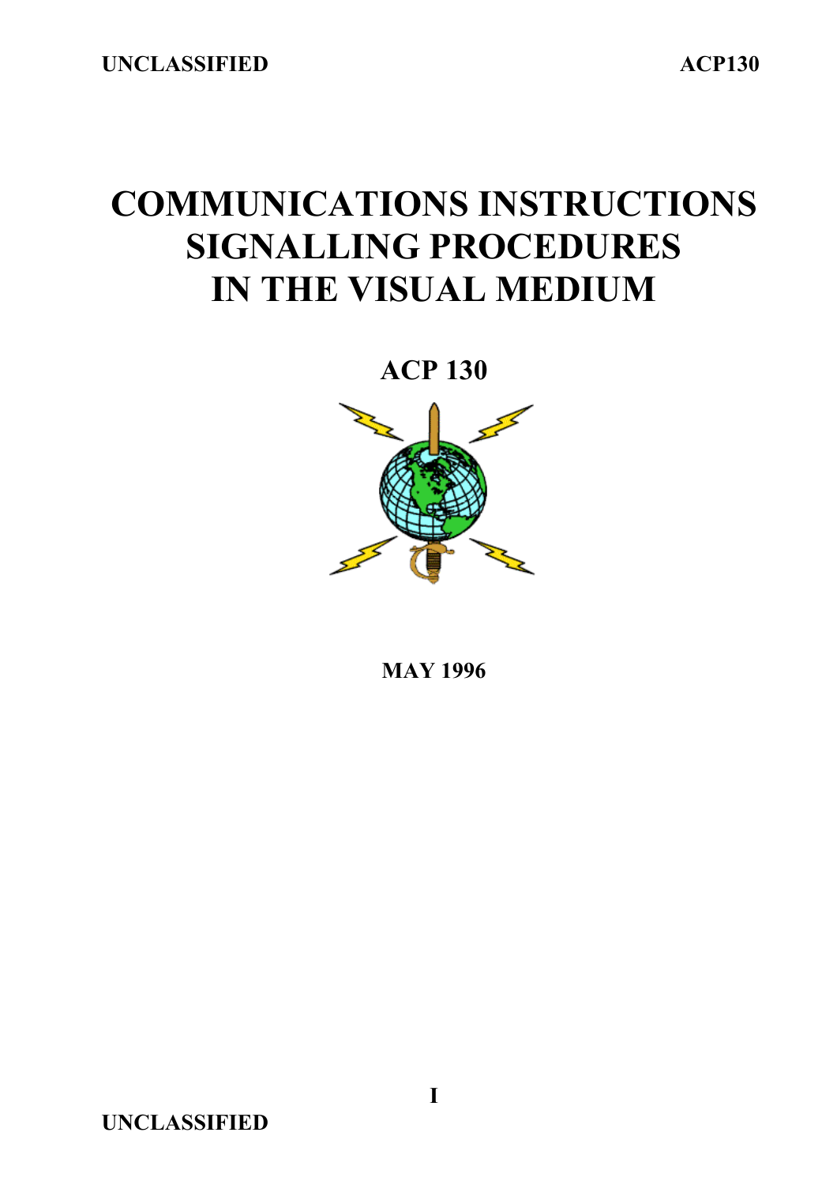# COMMUNICATIONS INSTRUCTIONS SIGNALLING PROCEDURES IN THE VISUAL MEDIUM

**ACP 130**

**MAY 1996**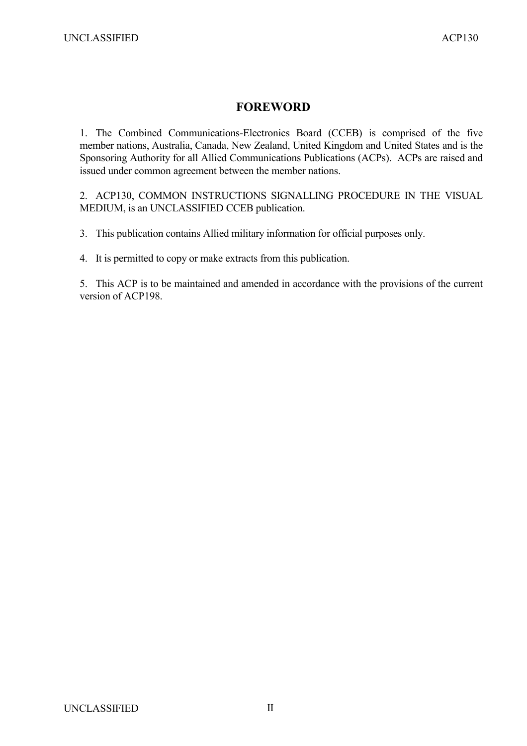# FOREWORD

1. The Combined Communications-Electronics Board (CCEB) is comprised of the five member nations, Australia, Canada, New Zealand, United Kingdom and United States and is the Sponsoring Authority for all Allied Communications Publications (ACPs). ACPs are raised and issued under common agreement between the member nations.

2. ACP130, COMMON INSTRUCTIONS SIGNALLING PROCEDURE IN THE VISUAL MEDIUM, is an UNCLASSIFIED CCEB publication.

3. This publication contains Allied military information for official purposes only.

4. It is permitted to copy or make extracts from this publication.

5. This ACP is to be maintained and amended in accordance with the provisions of the current version of ACP198.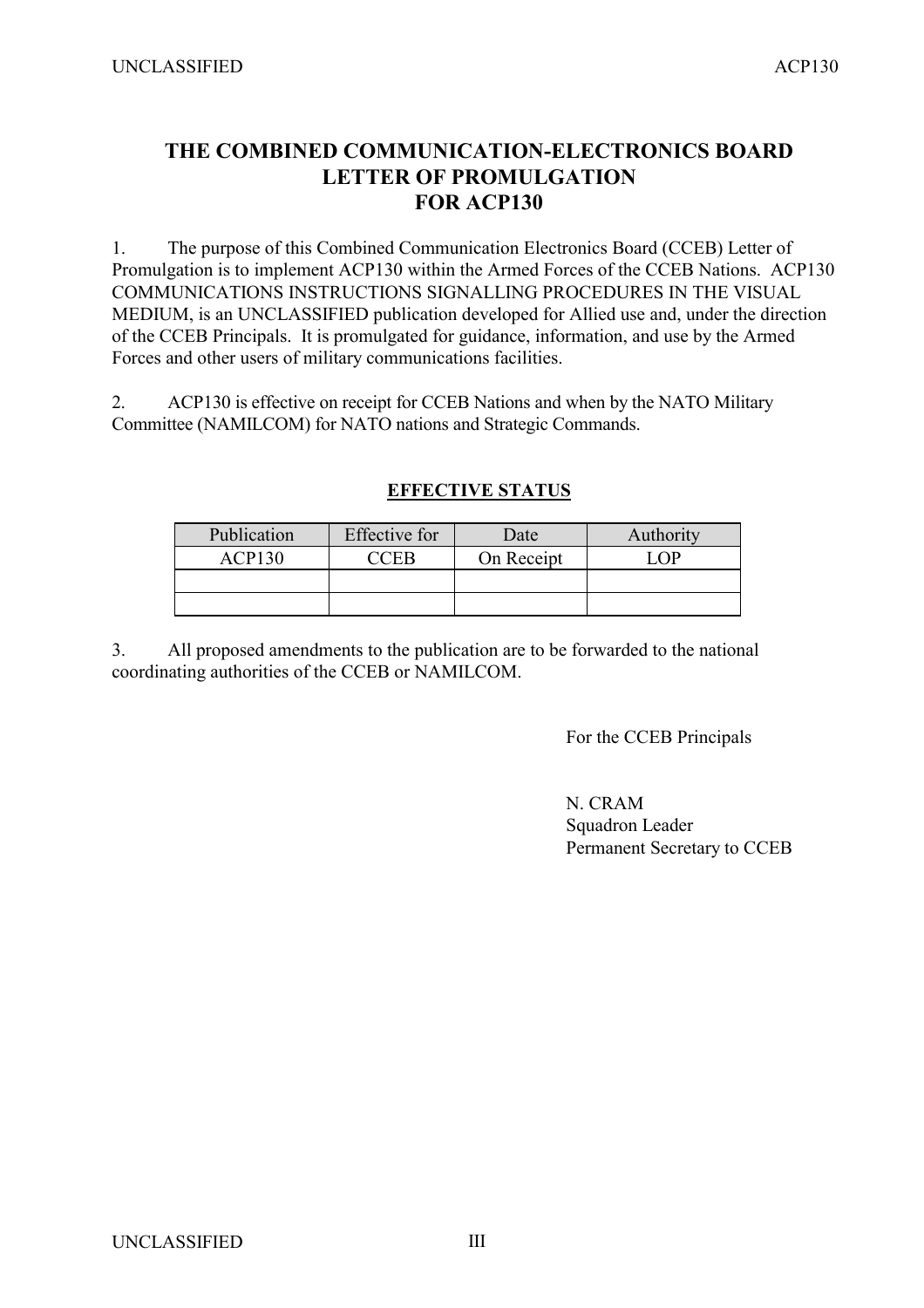# THE COMBINED COMMUNICATION-ELECTRONICS BOARD LETTER OF PROMULGATION FOR ACP130

1. The purpose of this Combined Communication Electronics Board (CCEB) Letter of Promulgation is to implement ACP130 within the Armed Forces of the CCEB Nations. ACP130 COMMUNICATIONS INSTRUCTIONS SIGNALLING PROCEDURES IN THE VISUAL MEDIUM, is an UNCLASSIFIED publication developed for Allied use and, under the direction of the CCEB Principals. It is promulgated for guidance, information, and use by the Armed Forces and other users of military communications facilities.

2. ACP130 is effective on receipt for CCEB Nations and when by the NATO Military Committee (NAMILCOM) for NATO nations and Strategic Commands.

**EFFECTIVE STATUS**

| Publication | Effective for | Date | Authority |
|---|---|---|---|
| ACP130 | CCEB | On Receipt | LOP |
| | | | |
| | | | |

3. All proposed amendments to the publication are to be forwarded to the national coordinating authorities of the CCEB or NAMILCOM.

For the CCEB Principals

N. CRAM
Squadron Leader
Permanent Secretary to CCEB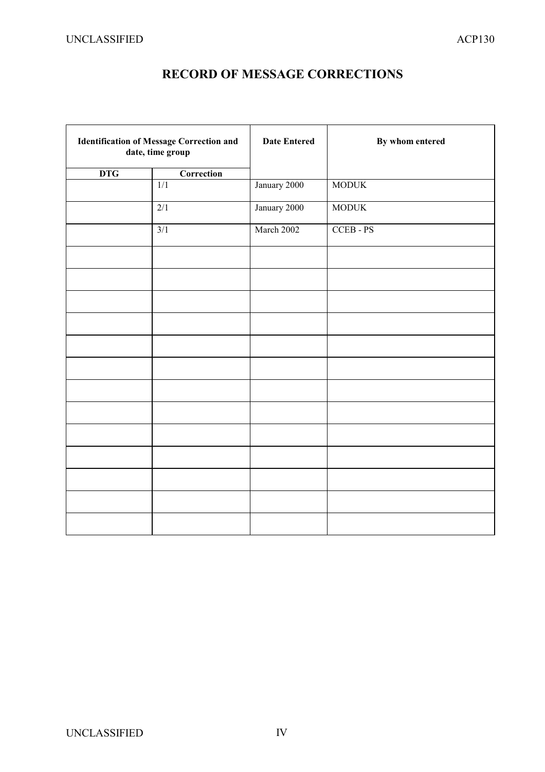# RECORD OF MESSAGE CORRECTIONS

| Identification of Message Correction and date, time group | | Date Entered | By whom entered |
|---|---|---|---|
| DTG | Correction | | |
| | 1/1 | January 2000 | MODUK |
| | 2/1 | January 2000 | MODUK |
| | 3/1 | March 2002 | CCEB - PS |
| | | | |
| | | | |
| | | | |
| | | | |
| | | | |
| | | | |
| | | | |
| | | | |
| | | | |
| | | | |
| | | | |
| | | | |
| | | | |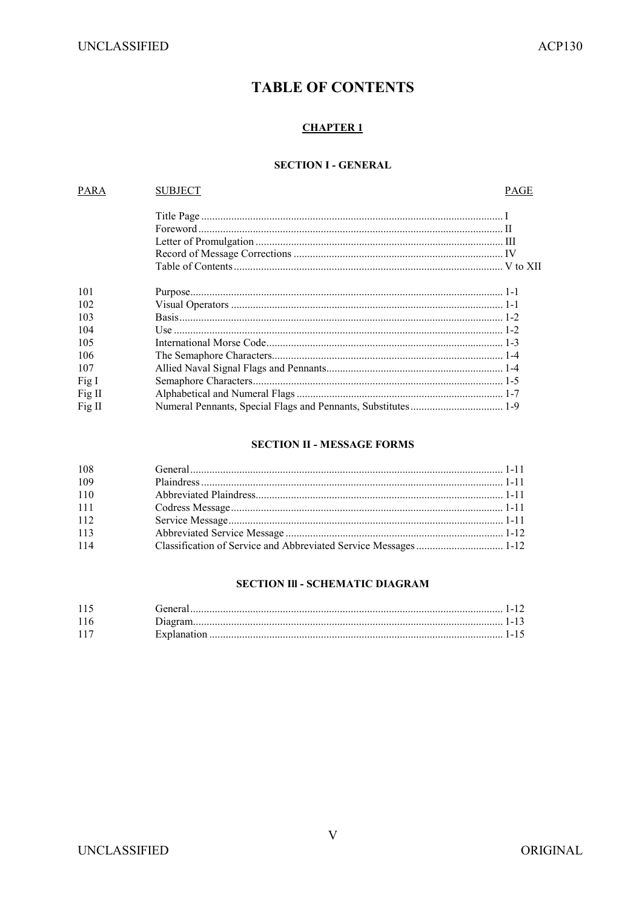# TABLE OF CONTENTS

## CHAPTER 1

### SECTION I - GENERAL

| PARA | SUBJECT | PAGE |
|---|---|---|
| | Title Page | I |
| | Foreword | II |
| | Letter of Promulgation | III |
| | Record of Message Corrections | IV |
| | Table of Contents | V to XII |
| 101 | Purpose | 1-1 |
| 102 | Visual Operators | 1-1 |
| 103 | Basis | 1-2 |
| 104 | Use | 1-2 |
| 105 | International Morse Code | 1-3 |
| 106 | The Semaphore Characters | 1-4 |
| 107 | Allied Naval Signal Flags and Pennants | 1-4 |
| Fig I | Semaphore Characters | 1-5 |
| Fig II | Alphabetical and Numeral Flags | 1-7 |
| Fig II | Numeral Pennants, Special Flags and Pennants, Substitutes | 1-9 |

### SECTION II - MESSAGE FORMS

| PARA | SUBJECT | PAGE |
|---|---|---|
| 108 | General | 1-11 |
| 109 | Plaindress | 1-11 |
| 110 | Abbreviated Plaindress | 1-11 |
| 111 | Codress Message | 1-11 |
| 112 | Service Message | 1-11 |
| 113 | Abbreviated Service Message | 1-12 |
| 114 | Classification of Service and Abbreviated Service Messages | 1-12 |

### SECTION Ill - SCHEMATIC DIAGRAM

| PARA | SUBJECT | PAGE |
|---|---|---|
| 115 | General | 1-12 |
| 116 | Diagram | 1-13 |
| 117 | Explanation | 1-15 |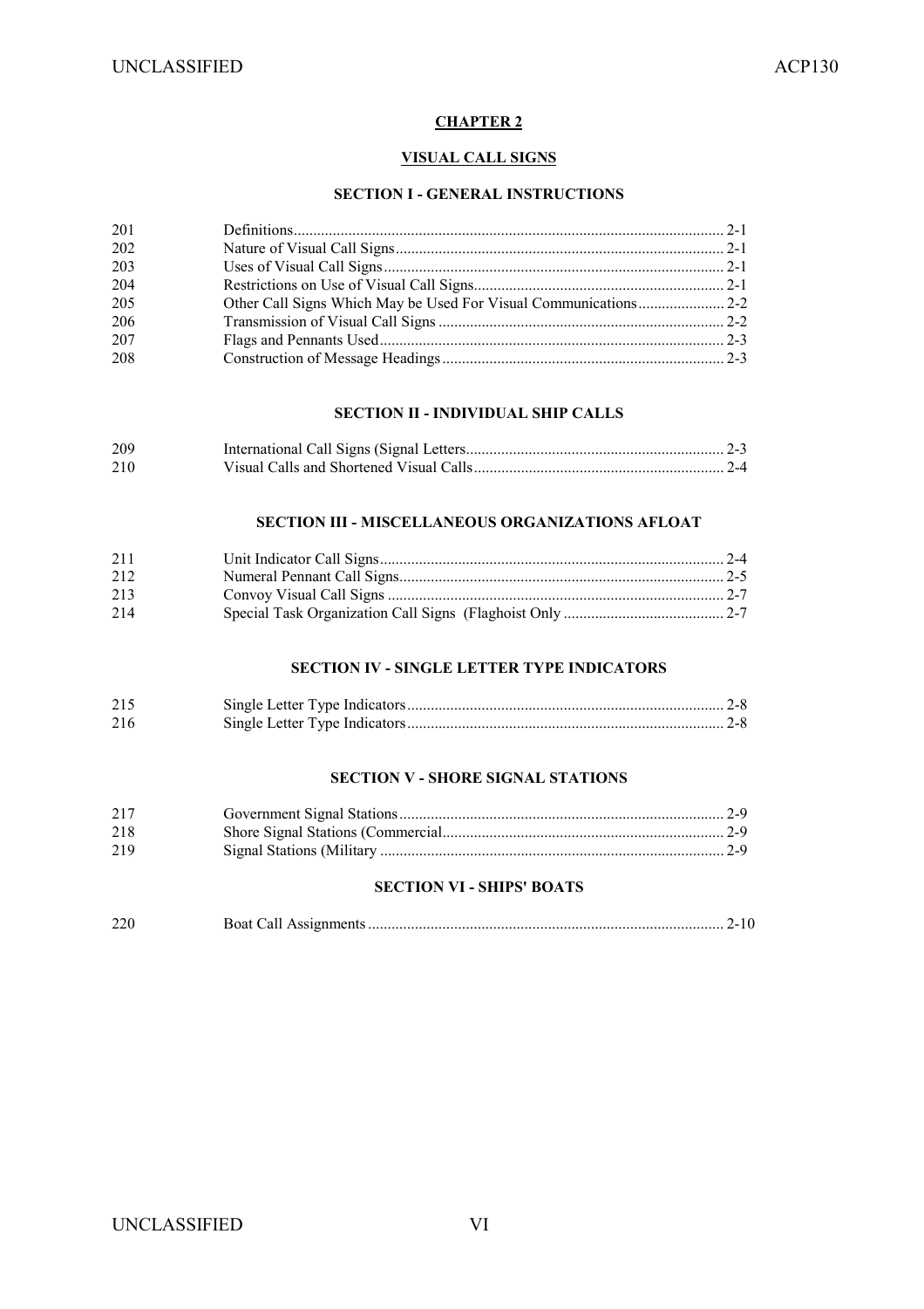# CHAPTER 2

## VISUAL CALL SIGNS

### SECTION I - GENERAL INSTRUCTIONS

| | | |
|---|---|---|
| 201 | Definitions | 2-1 |
| 202 | Nature of Visual Call Signs | 2-1 |
| 203 | Uses of Visual Call Signs | 2-1 |
| 204 | Restrictions on Use of Visual Call Signs | 2-1 |
| 205 | Other Call Signs Which May be Used For Visual Communications | 2-2 |
| 206 | Transmission of Visual Call Signs | 2-2 |
| 207 | Flags and Pennants Used | 2-3 |
| 208 | Construction of Message Headings | 2-3 |

### SECTION II - INDIVIDUAL SHIP CALLS

| | | |
|---|---|---|
| 209 | International Call Signs (Signal Letters | 2-3 |
| 210 | Visual Calls and Shortened Visual Calls | 2-4 |

### SECTION III - MISCELLANEOUS ORGANIZATIONS AFLOAT

| | | |
|---|---|---|
| 211 | Unit Indicator Call Signs | 2-4 |
| 212 | Numeral Pennant Call Signs | 2-5 |
| 213 | Convoy Visual Call Signs | 2-7 |
| 214 | Special Task Organization Call Signs (Flaghoist Only | 2-7 |

### SECTION IV - SINGLE LETTER TYPE INDICATORS

| | | |
|---|---|---|
| 215 | Single Letter Type Indicators | 2-8 |
| 216 | Single Letter Type Indicators | 2-8 |

### SECTION V - SHORE SIGNAL STATIONS

| | | |
|---|---|---|
| 217 | Government Signal Stations | 2-9 |
| 218 | Shore Signal Stations (Commercial | 2-9 |
| 219 | Signal Stations (Military | 2-9 |

### SECTION VI - SHIPS' BOATS

| | | |
|---|---|---|
| 220 | Boat Call Assignments | 2-10 |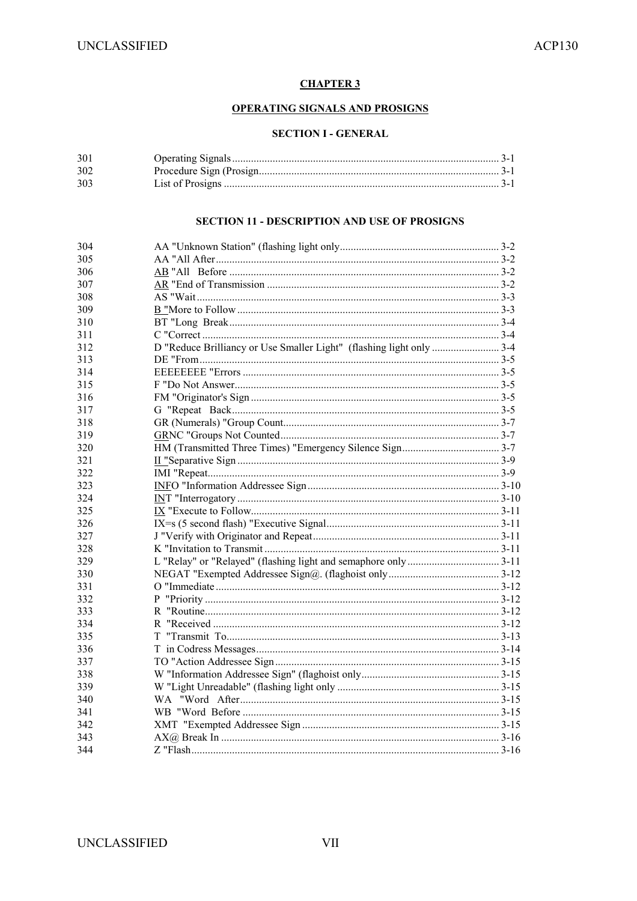## CHAPTER 3

## OPERATING SIGNALS AND PROSIGNS

### SECTION I - GENERAL

| | | |
|---|---|---|
| 301 | Operating Signals | 3-1 |
| 302 | Procedure Sign (Prosign | 3-1 |
| 303 | List of Prosigns | 3-1 |

### SECTION 11 - DESCRIPTION AND USE OF PROSIGNS

| | | |
|---|---|---|
| 304 | AA "Unknown Station" (flashing light only | 3-2 |
| 305 | AA "All After | 3-2 |
| 306 | AB "All Before | 3-2 |
| 307 | AR "End of Transmission | 3-2 |
| 308 | AS "Wait | 3-3 |
| 309 | B "More to Follow | 3-3 |
| 310 | BT "Long Break | 3-4 |
| 311 | C "Correct | 3-4 |
| 312 | D "Reduce Brilliancy or Use Smaller Light" (flashing light only | 3-4 |
| 313 | DE "From | 3-5 |
| 314 | EEEEEEEE "Errors | 3-5 |
| 315 | F "Do Not Answer | 3-5 |
| 316 | FM "Originator's Sign | 3-5 |
| 317 | G "Repeat Back | 3-5 |
| 318 | GR (Numerals) "Group Count | 3-7 |
| 319 | GRNC "Groups Not Counted | 3-7 |
| 320 | HM (Transmitted Three Times) "Emergency Silence Sign | 3-7 |
| 321 | II "Separative Sign | 3-9 |
| 322 | IMI "Repeat | 3-9 |
| 323 | INFO "Information Addressee Sign | 3-10 |
| 324 | INT "Interrogatory | 3-10 |
| 325 | IX "Execute to Follow | 3-11 |
| 326 | IX=s (5 second flash) "Executive Signal | 3-11 |
| 327 | J "Verify with Originator and Repeat | 3-11 |
| 328 | K "Invitation to Transmit | 3-11 |
| 329 | L "Relay" or "Relayed" (flashing light and semaphore only | 3-11 |
| 330 | NEGAT "Exempted Addressee Sign@. (flaghoist only | 3-12 |
| 331 | O "Immediate | 3-12 |
| 332 | P "Priority | 3-12 |
| 333 | R "Routine | 3-12 |
| 334 | R "Received | 3-12 |
| 335 | T "Transmit To | 3-13 |
| 336 | T in Codress Messages | 3-14 |
| 337 | TO "Action Addressee Sign | 3-15 |
| 338 | W "Information Addressee Sign" (flaghoist only | 3-15 |
| 339 | W "Light Unreadable" (flashing light only | 3-15 |
| 340 | WA "Word After | 3-15 |
| 341 | WB "Word Before | 3-15 |
| 342 | XMT "Exempted Addressee Sign | 3-15 |
| 343 | AX@ Break In | 3-16 |
| 344 | Z "Flash | 3-16 |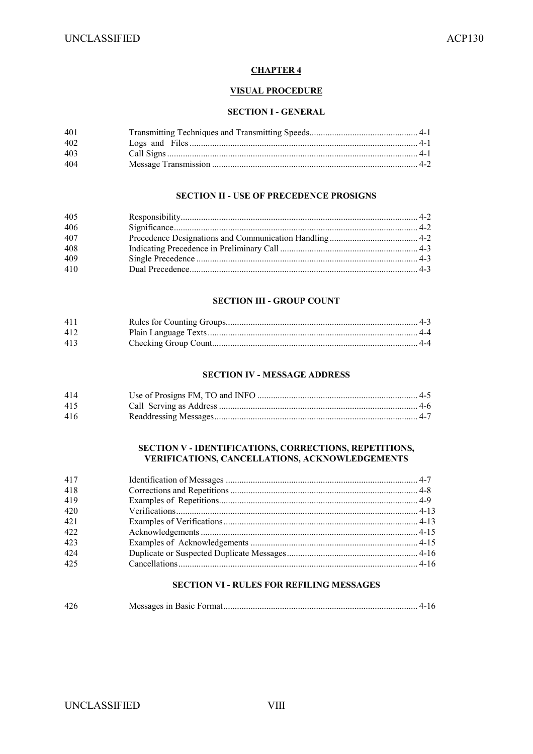# CHAPTER 4

## VISUAL PROCEDURE

### SECTION I - GENERAL

| | | |
|---|---|---|
| 401 | Transmitting Techniques and Transmitting Speeds | 4-1 |
| 402 | Logs and Files | 4-1 |
| 403 | Call Signs | 4-1 |
| 404 | Message Transmission | 4-2 |

### SECTION II - USE OF PRECEDENCE PROSIGNS

| | | |
|---|---|---|
| 405 | Responsibility | 4-2 |
| 406 | Significance | 4-2 |
| 407 | Precedence Designations and Communication Handling | 4-2 |
| 408 | Indicating Precedence in Preliminary Call | 4-3 |
| 409 | Single Precedence | 4-3 |
| 410 | Dual Precedence | 4-3 |

### SECTION III - GROUP COUNT

| | | |
|---|---|---|
| 411 | Rules for Counting Groups | 4-3 |
| 412 | Plain Language Texts | 4-4 |
| 413 | Checking Group Count | 4-4 |

### SECTION IV - MESSAGE ADDRESS

| | | |
|---|---|---|
| 414 | Use of Prosigns FM, TO and INFO | 4-5 |
| 415 | Call Serving as Address | 4-6 |
| 416 | Readdressing Messages | 4-7 |

### SECTION V - IDENTIFICATIONS, CORRECTIONS, REPETITIONS, VERIFICATIONS, CANCELLATIONS, ACKNOWLEDGEMENTS

| | | |
|---|---|---|
| 417 | Identification of Messages | 4-7 |
| 418 | Corrections and Repetitions | 4-8 |
| 419 | Examples of Repetitions | 4-9 |
| 420 | Verifications | 4-13 |
| 421 | Examples of Verifications | 4-13 |
| 422 | Acknowledgements | 4-15 |
| 423 | Examples of Acknowledgements | 4-15 |
| 424 | Duplicate or Suspected Duplicate Messages | 4-16 |
| 425 | Cancellations | 4-16 |

### SECTION VI - RULES FOR REFILING MESSAGES

| | | |
|---|---|---|
| 426 | Messages in Basic Format | 4-16 |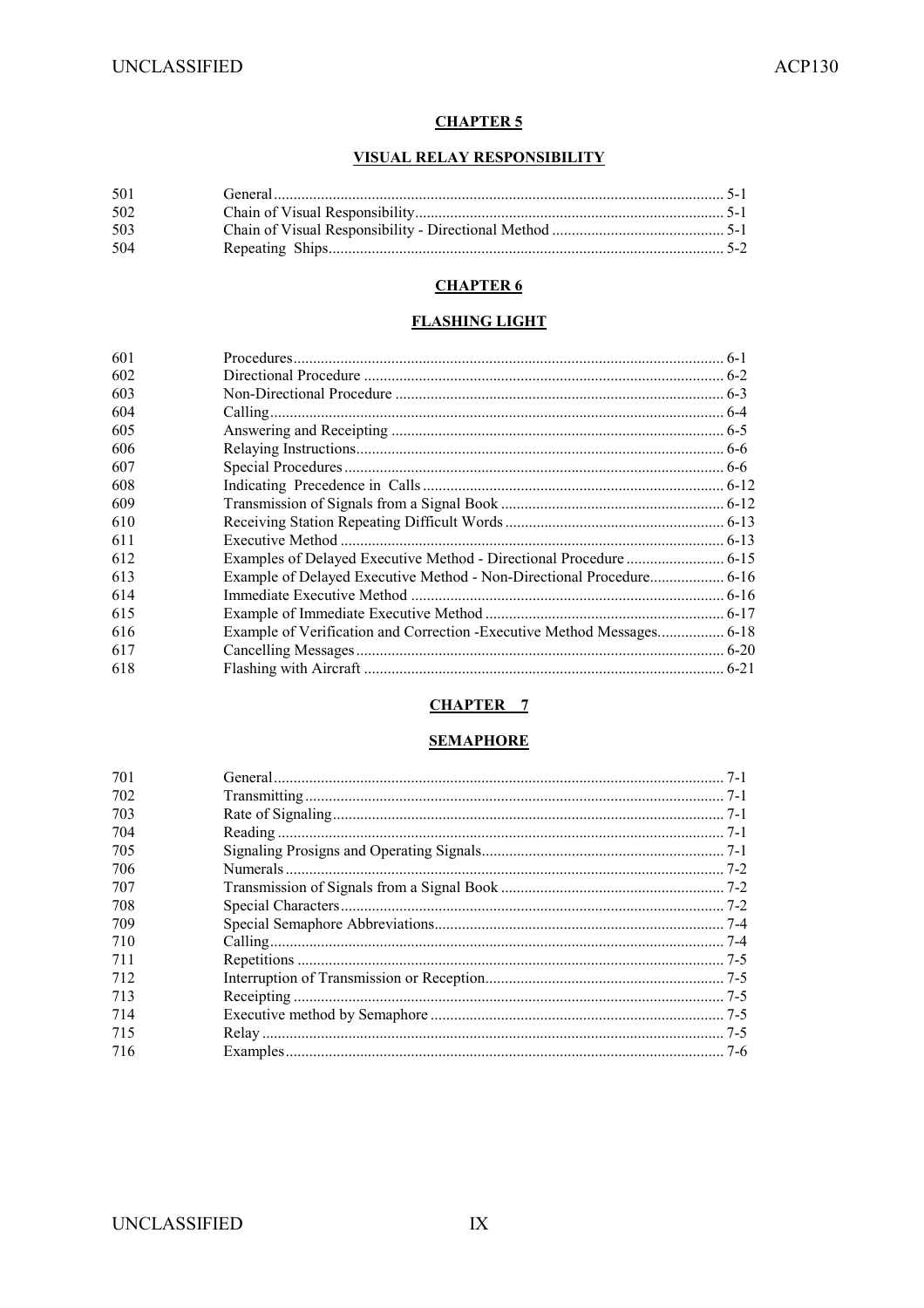## CHAPTER 5

### VISUAL RELAY RESPONSIBILITY

| | | |
|---|---|---|
| 501 | General | 5-1 |
| 502 | Chain of Visual Responsibility | 5-1 |
| 503 | Chain of Visual Responsibility - Directional Method | 5-1 |
| 504 | Repeating Ships | 5-2 |

## CHAPTER 6

### FLASHING LIGHT

| | | |
|---|---|---|
| 601 | Procedures | 6-1 |
| 602 | Directional Procedure | 6-2 |
| 603 | Non-Directional Procedure | 6-3 |
| 604 | Calling | 6-4 |
| 605 | Answering and Receipting | 6-5 |
| 606 | Relaying Instructions | 6-6 |
| 607 | Special Procedures | 6-6 |
| 608 | Indicating Precedence in Calls | 6-12 |
| 609 | Transmission of Signals from a Signal Book | 6-12 |
| 610 | Receiving Station Repeating Difficult Words | 6-13 |
| 611 | Executive Method | 6-13 |
| 612 | Examples of Delayed Executive Method - Directional Procedure | 6-15 |
| 613 | Example of Delayed Executive Method - Non-Directional Procedure | 6-16 |
| 614 | Immediate Executive Method | 6-16 |
| 615 | Example of Immediate Executive Method | 6-17 |
| 616 | Example of Verification and Correction -Executive Method Messages | 6-18 |
| 617 | Cancelling Messages | 6-20 |
| 618 | Flashing with Aircraft | 6-21 |

## CHAPTER 7

### SEMAPHORE

| | | |
|---|---|---|
| 701 | General | 7-1 |
| 702 | Transmitting | 7-1 |
| 703 | Rate of Signaling | 7-1 |
| 704 | Reading | 7-1 |
| 705 | Signaling Prosigns and Operating Signals | 7-1 |
| 706 | Numerals | 7-2 |
| 707 | Transmission of Signals from a Signal Book | 7-2 |
| 708 | Special Characters | 7-2 |
| 709 | Special Semaphore Abbreviations | 7-4 |
| 710 | Calling | 7-4 |
| 711 | Repetitions | 7-5 |
| 712 | Interruption of Transmission or Reception | 7-5 |
| 713 | Receipting | 7-5 |
| 714 | Executive method by Semaphore | 7-5 |
| 715 | Relay | 7-5 |
| 716 | Examples | 7-6 |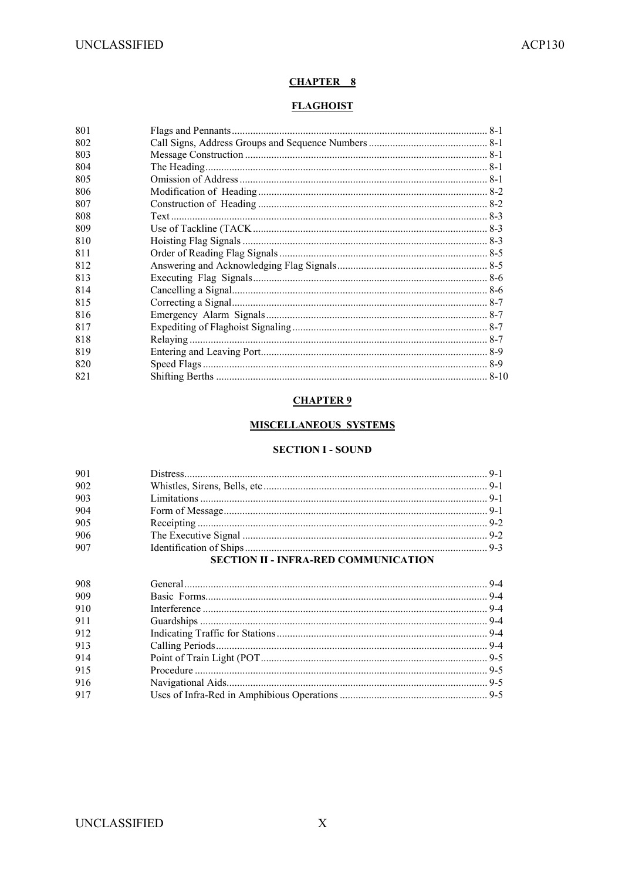## CHAPTER 8

### FLAGHOIST

| | | |
|---|---|---|
| 801 | Flags and Pennants | 8-1 |
| 802 | Call Signs, Address Groups and Sequence Numbers | 8-1 |
| 803 | Message Construction | 8-1 |
| 804 | The Heading | 8-1 |
| 805 | Omission of Address | 8-1 |
| 806 | Modification of Heading | 8-2 |
| 807 | Construction of Heading | 8-2 |
| 808 | Text | 8-3 |
| 809 | Use of Tackline (TACK | 8-3 |
| 810 | Hoisting Flag Signals | 8-3 |
| 811 | Order of Reading Flag Signals | 8-5 |
| 812 | Answering and Acknowledging Flag Signals | 8-5 |
| 813 | Executing Flag Signals | 8-6 |
| 814 | Cancelling a Signal | 8-6 |
| 815 | Correcting a Signal | 8-7 |
| 816 | Emergency Alarm Signals | 8-7 |
| 817 | Expediting of Flaghoist Signaling | 8-7 |
| 818 | Relaying | 8-7 |
| 819 | Entering and Leaving Port | 8-9 |
| 820 | Speed Flags | 8-9 |
| 821 | Shifting Berths | 8-10 |

## CHAPTER 9

### MISCELLANEOUS SYSTEMS

#### SECTION I - SOUND

| | | |
|---|---|---|
| 901 | Distress | 9-1 |
| 902 | Whistles, Sirens, Bells, etc | 9-1 |
| 903 | Limitations | 9-1 |
| 904 | Form of Message | 9-1 |
| 905 | Receipting | 9-2 |
| 906 | The Executive Signal | 9-2 |
| 907 | Identification of Ships | 9-3 |

#### SECTION II - INFRA-RED COMMUNICATION

| | | |
|---|---|---|
| 908 | General | 9-4 |
| 909 | Basic Forms | 9-4 |
| 910 | Interference | 9-4 |
| 911 | Guardships | 9-4 |
| 912 | Indicating Traffic for Stations | 9-4 |
| 913 | Calling Periods | 9-4 |
| 914 | Point of Train Light (POT | 9-5 |
| 915 | Procedure | 9-5 |
| 916 | Navigational Aids | 9-5 |
| 917 | Uses of Infra-Red in Amphibious Operations | 9-5 |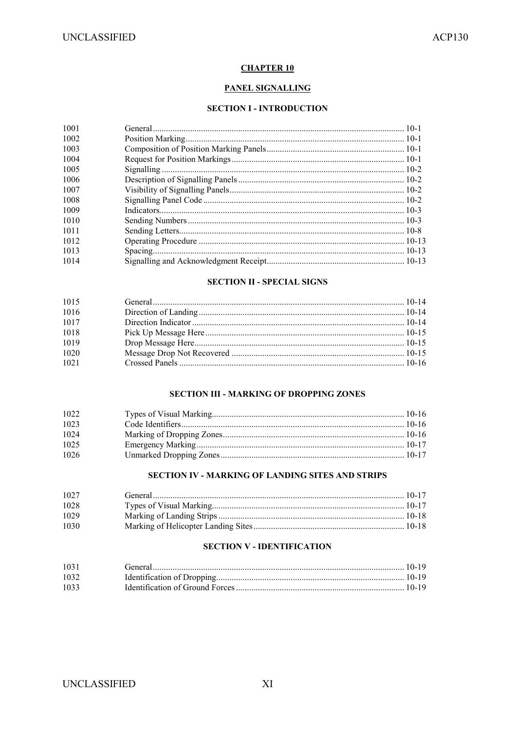## CHAPTER 10

## PANEL SIGNALLING

### SECTION I - INTRODUCTION

| | | |
|---|---|---|
| 1001 | General | 10-1 |
| 1002 | Position Marking | 10-1 |
| 1003 | Composition of Position Marking Panels | 10-1 |
| 1004 | Request for Position Markings | 10-1 |
| 1005 | Signalling | 10-2 |
| 1006 | Description of Signalling Panels | 10-2 |
| 1007 | Visibility of Signalling Panels | 10-2 |
| 1008 | Signalling Panel Code | 10-2 |
| 1009 | Indicators | 10-3 |
| 1010 | Sending Numbers | 10-3 |
| 1011 | Sending Letters | 10-8 |
| 1012 | Operating Procedure | 10-13 |
| 1013 | Spacing | 10-13 |
| 1014 | Signalling and Acknowledgment Receipt | 10-13 |

### SECTION II - SPECIAL SIGNS

| | | |
|---|---|---|
| 1015 | General | 10-14 |
| 1016 | Direction of Landing | 10-14 |
| 1017 | Direction Indicator | 10-14 |
| 1018 | Pick Up Message Here | 10-15 |
| 1019 | Drop Message Here | 10-15 |
| 1020 | Message Drop Not Recovered | 10-15 |
| 1021 | Crossed Panels | 10-16 |

### SECTION III - MARKING OF DROPPING ZONES

| | | |
|---|---|---|
| 1022 | Types of Visual Marking | 10-16 |
| 1023 | Code Identifiers | 10-16 |
| 1024 | Marking of Dropping Zones | 10-16 |
| 1025 | Emergency Marking | 10-17 |
| 1026 | Unmarked Dropping Zones | 10-17 |

### SECTION IV - MARKING OF LANDING SITES AND STRIPS

| | | |
|---|---|---|
| 1027 | General | 10-17 |
| 1028 | Types of Visual Marking | 10-17 |
| 1029 | Marking of Landing Strips | 10-18 |
| 1030 | Marking of Helicopter Landing Sites | 10-18 |

### SECTION V - IDENTIFICATION

| | | |
|---|---|---|
| 1031 | General | 10-19 |
| 1032 | Identification of Dropping | 10-19 |
| 1033 | Identification of Ground Forces | 10-19 |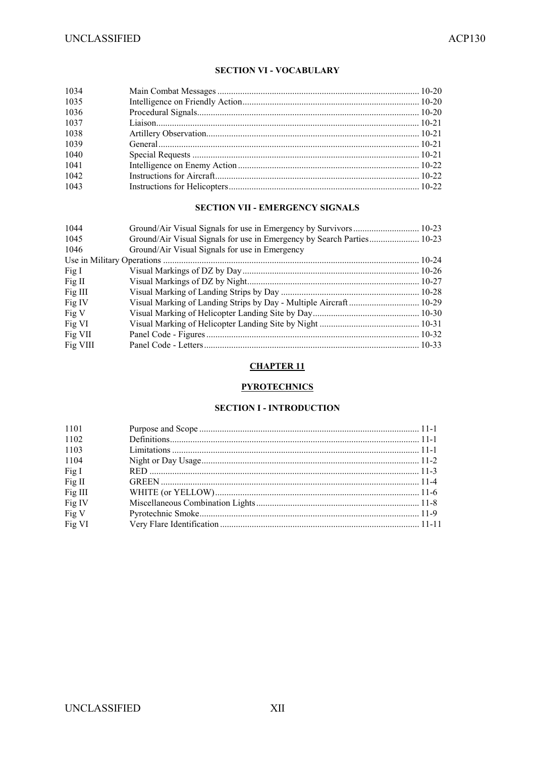### SECTION VI - VOCABULARY

| | | |
|---|---|---|
| 1034 | Main Combat Messages | 10-20 |
| 1035 | Intelligence on Friendly Action | 10-20 |
| 1036 | Procedural Signals | 10-20 |
| 1037 | Liaison | 10-21 |
| 1038 | Artillery Observation | 10-21 |
| 1039 | General | 10-21 |
| 1040 | Special Requests | 10-21 |
| 1041 | Intelligence on Enemy Action | 10-22 |
| 1042 | Instructions for Aircraft | 10-22 |
| 1043 | Instructions for Helicopters | 10-22 |

### SECTION VII - EMERGENCY SIGNALS

| | | |
|---|---|---|
| 1044 | Ground/Air Visual Signals for use in Emergency by Survivors | 10-23 |
| 1045 | Ground/Air Visual Signals for use in Emergency by Search Parties | 10-23 |
| 1046 | Ground/Air Visual Signals for use in Emergency Use in Military Operations | 10-24 |
| Fig I | Visual Markings of DZ by Day | 10-26 |
| Fig II | Visual Markings of DZ by Night | 10-27 |
| Fig III | Visual Marking of Landing Strips by Day | 10-28 |
| Fig IV | Visual Marking of Landing Strips by Day - Multiple Aircraft | 10-29 |
| Fig V | Visual Marking of Helicopter Landing Site by Day | 10-30 |
| Fig VI | Visual Marking of Helicopter Landing Site by Night | 10-31 |
| Fig VII | Panel Code - Figures | 10-32 |
| Fig VIII | Panel Code - Letters | 10-33 |

## CHAPTER 11

## PYROTECHNICS

### SECTION I - INTRODUCTION

| | | |
|---|---|---|
| 1101 | Purpose and Scope | 11-1 |
| 1102 | Definitions | 11-1 |
| 1103 | Limitations | 11-1 |
| 1104 | Night or Day Usage | 11-2 |
| Fig I | RED | 11-3 |
| Fig II | GREEN | 11-4 |
| Fig III | WHITE (or YELLOW) | 11-6 |
| Fig IV | Miscellaneous Combination Lights | 11-8 |
| Fig V | Pyrotechnic Smoke | 11-9 |
| Fig VI | Very Flare Identification | 11-11 |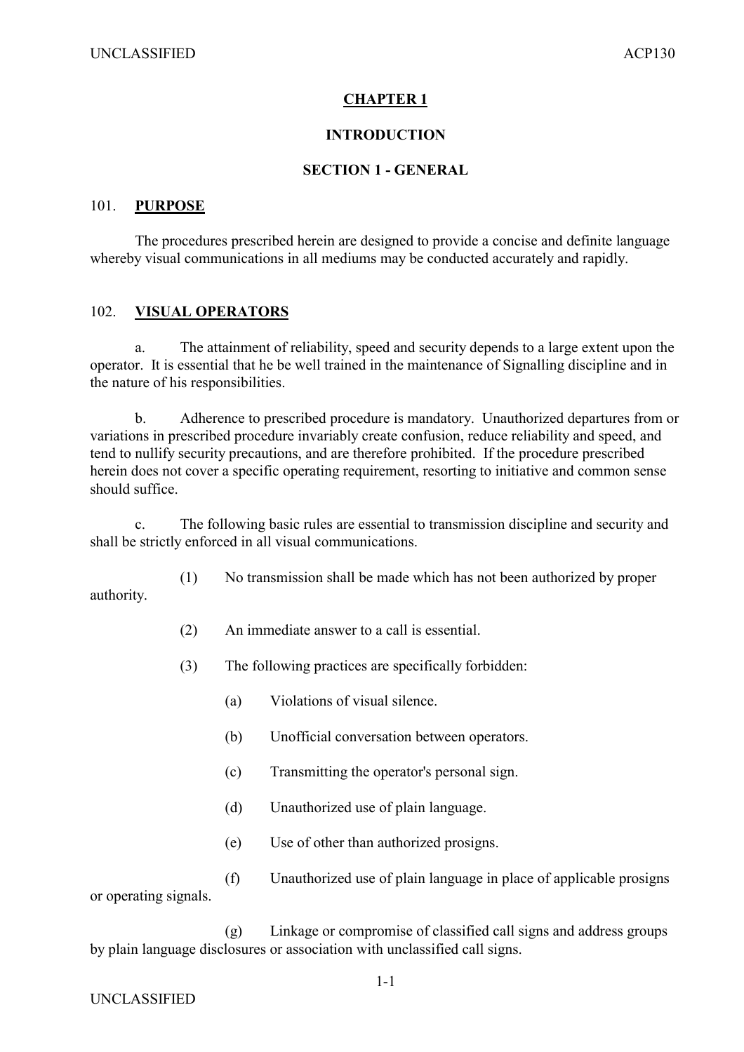# CHAPTER 1

## INTRODUCTION

### SECTION 1 - GENERAL

101. **PURPOSE**

The procedures prescribed herein are designed to provide a concise and definite language whereby visual communications in all mediums may be conducted accurately and rapidly.

102. **VISUAL OPERATORS**

a. The attainment of reliability, speed and security depends to a large extent upon the operator. It is essential that he be well trained in the maintenance of Signalling discipline and in the nature of his responsibilities.

b. Adherence to prescribed procedure is mandatory. Unauthorized departures from or variations in prescribed procedure invariably create confusion, reduce reliability and speed, and tend to nullify security precautions, and are therefore prohibited. If the procedure prescribed herein does not cover a specific operating requirement, resorting to initiative and common sense should suffice.

c. The following basic rules are essential to transmission discipline and security and shall be strictly enforced in all visual communications.

(1) No transmission shall be made which has not been authorized by proper authority.

(2) An immediate answer to a call is essential.

(3) The following practices are specifically forbidden:

(a) Violations of visual silence.

(b) Unofficial conversation between operators.

(c) Transmitting the operator's personal sign.

(d) Unauthorized use of plain language.

(e) Use of other than authorized prosigns.

(f) Unauthorized use of plain language in place of applicable prosigns or operating signals.

(g) Linkage or compromise of classified call signs and address groups by plain language disclosures or association with unclassified call signs.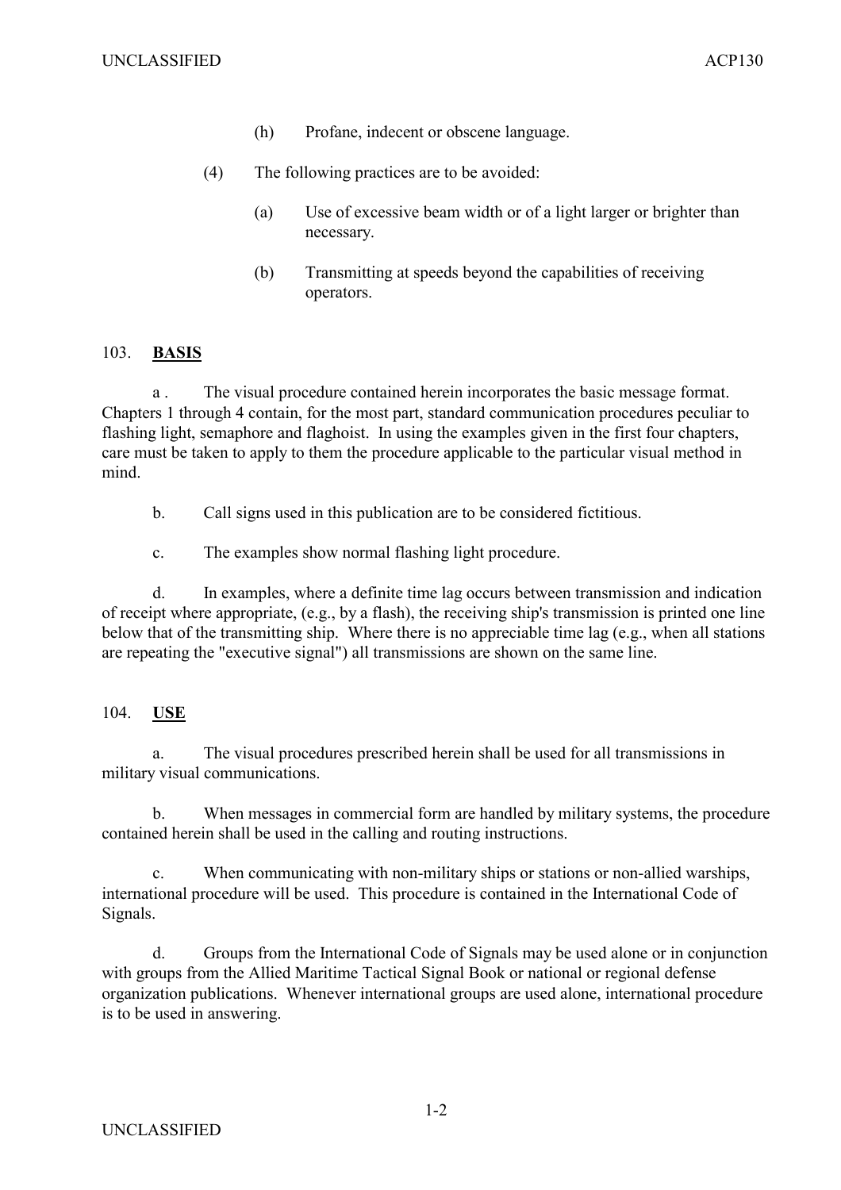(h) Profane, indecent or obscene language.

(4) The following practices are to be avoided:

(a) Use of excessive beam width or of a light larger or brighter than necessary.

(b) Transmitting at speeds beyond the capabilities of receiving operators.

## 103. **BASIS**

a . The visual procedure contained herein incorporates the basic message format. Chapters 1 through 4 contain, for the most part, standard communication procedures peculiar to flashing light, semaphore and flaghoist. In using the examples given in the first four chapters, care must be taken to apply to them the procedure applicable to the particular visual method in mind.

b. Call signs used in this publication are to be considered fictitious.

c. The examples show normal flashing light procedure.

d. In examples, where a definite time lag occurs between transmission and indication of receipt where appropriate, (e.g., by a flash), the receiving ship's transmission is printed one line below that of the transmitting ship. Where there is no appreciable time lag (e.g., when all stations are repeating the "executive signal") all transmissions are shown on the same line.

## 104. **USE**

a. The visual procedures prescribed herein shall be used for all transmissions in military visual communications.

b. When messages in commercial form are handled by military systems, the procedure contained herein shall be used in the calling and routing instructions.

c. When communicating with non-military ships or stations or non-allied warships, international procedure will be used. This procedure is contained in the International Code of Signals.

d. Groups from the International Code of Signals may be used alone or in conjunction with groups from the Allied Maritime Tactical Signal Book or national or regional defense organization publications. Whenever international groups are used alone, international procedure is to be used in answering.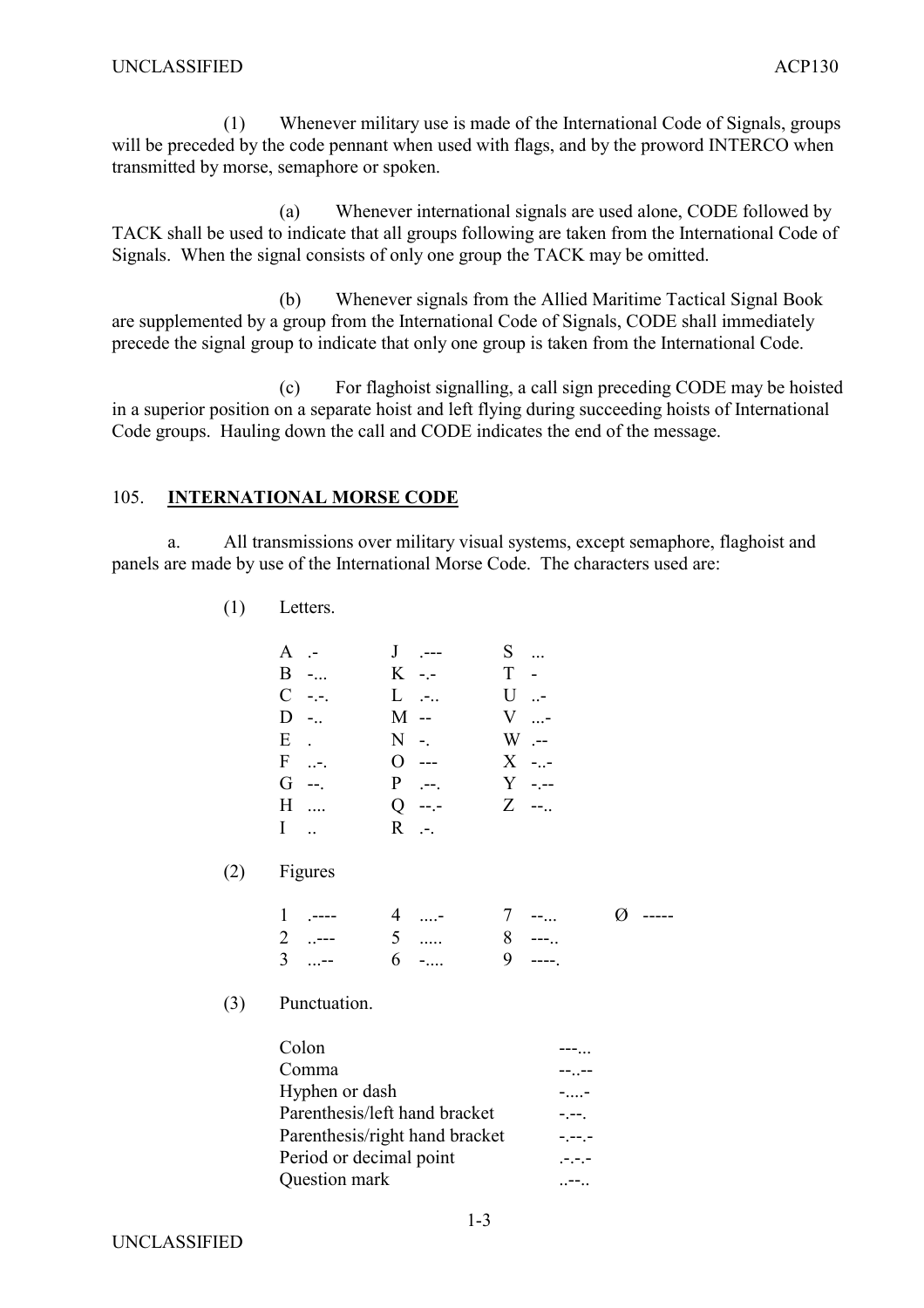(1) Whenever military use is made of the International Code of Signals, groups will be preceded by the code pennant when used with flags, and by the proword INTERCO when transmitted by morse, semaphore or spoken.

(a) Whenever international signals are used alone, CODE followed by TACK shall be used to indicate that all groups following are taken from the International Code of Signals. When the signal consists of only one group the TACK may be omitted.

(b) Whenever signals from the Allied Maritime Tactical Signal Book are supplemented by a group from the International Code of Signals, CODE shall immediately precede the signal group to indicate that only one group is taken from the International Code.

(c) For flaghoist signalling, a call sign preceding CODE may be hoisted in a superior position on a separate hoist and left flying during succeeding hoists of International Code groups. Hauling down the call and CODE indicates the end of the message.

## 105. **INTERNATIONAL MORSE CODE**

a. All transmissions over military visual systems, except semaphore, flaghoist and panels are made by use of the International Morse Code. The characters used are:

(1) Letters.

| | | | | | |
|---|---|---|---|---|---|
| A | .- | J | .--- | S | ... |
| B | -... | K | -.- | T | - |
| C | -.-. | L | .-.. | U | ..- |
| D | -.. | M | -- | V | ...- |
| E | . | N | -. | W | .-- |
| F | ..-. | O | --- | X | -..- |
| G | --. | P | .--. | Y | -.-- |
| H | .... | Q | --.- | Z | --.. |
| I | .. | R | .-. | | |

(2) Figures

| | | | | | | | |
|---|---|---|---|---|---|---|---|
| 1 | .---- | 4 | ....- | 7 | --... | Ø | ----- |
| 2 | ..--- | 5 | ..... | 8 | ---.. | | |
| 3 | ...-- | 6 | -.... | 9 | ----. | | |

(3) Punctuation.

| | |
|---|---|
| Colon | ---... |
| Comma | --..-- |
| Hyphen or dash | -....- |
| Parenthesis/left hand bracket | -.--. |
| Parenthesis/right hand bracket | -.--.- |
| Period or decimal point | .-.-.- |
| Question mark | ..--.. |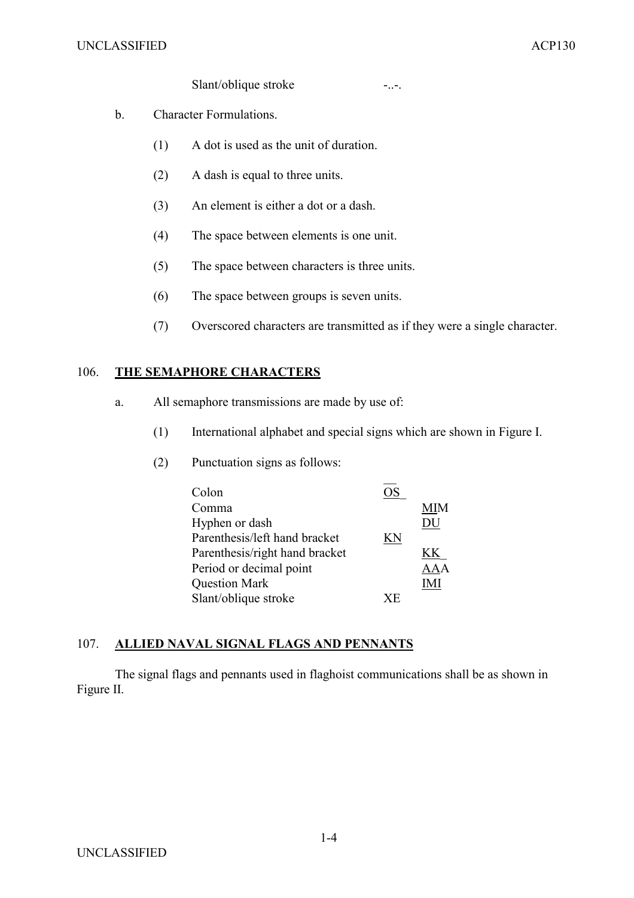Slant/oblique stroke -..-.

b. Character Formulations.

(1) A dot is used as the unit of duration.

(2) A dash is equal to three units.

(3) An element is either a dot or a dash.

(4) The space between elements is one unit.

(5) The space between characters is three units.

(6) The space between groups is seven units.

(7) Overscored characters are transmitted as if they were a single character.

## 106. THE SEMAPHORE CHARACTERS

a. All semaphore transmissions are made by use of:

(1) International alphabet and special signs which are shown in Figure I.

(2) Punctuation signs as follows:

| | |
|---|---|
| Colon | OS |
| Comma | MIM |
| Hyphen or dash | DU |
| Parenthesis/left hand bracket | KN |
| Parenthesis/right hand bracket | KK |
| Period or decimal point | AAA |
| Question Mark | IMI |
| Slant/oblique stroke | XE |

## 107. ALLIED NAVAL SIGNAL FLAGS AND PENNANTS

The signal flags and pennants used in flaghoist communications shall be as shown in Figure II.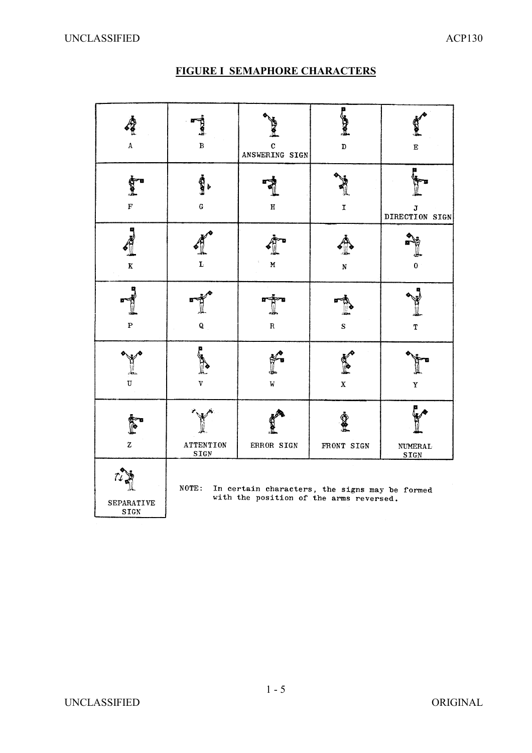## FIGURE I SEMAPHORE CHARACTERS

| | | | | |
|---|---|---|---|---|
| A | B | C ANSWERING SIGN | D | E |
| F | G | H | I | J DIRECTION SIGN |
| K | L | M | N | O |
| P | Q | R | S | T |
| U | V | W | X | Y |
| Z | ATTENTION SIGN | ERROR SIGN | FRONT SIGN | NUMERAL SIGN |
| SEPARATIVE SIGN | | | | |

NOTE: In certain characters, the signs may be formed with the position of the arms reversed.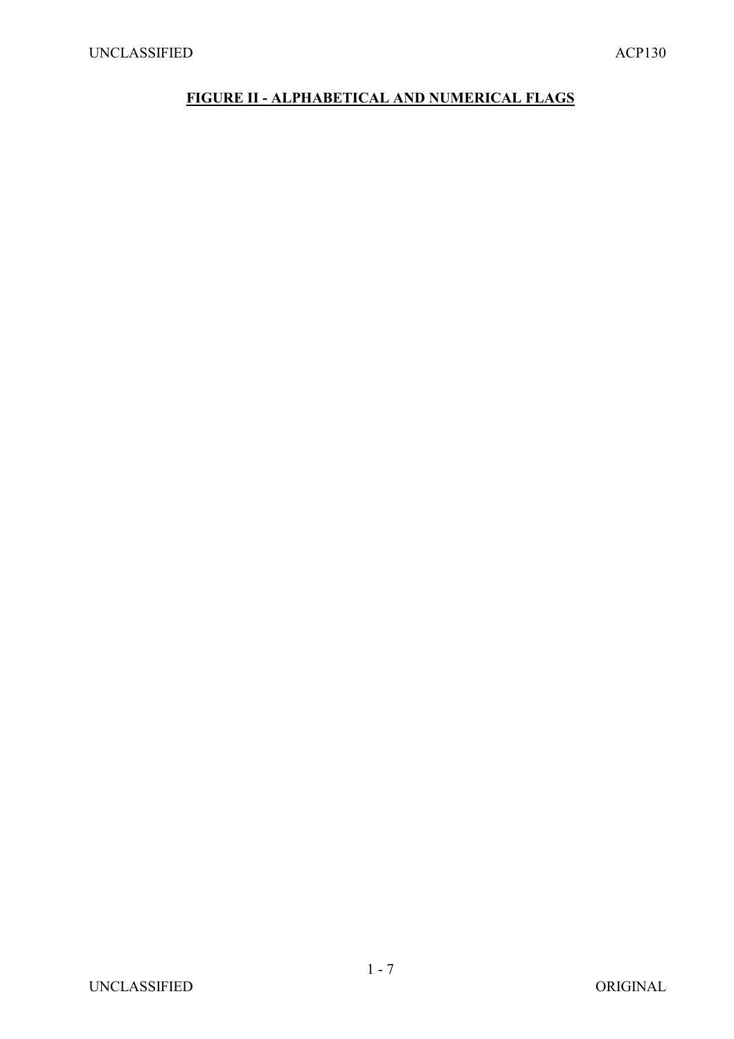**FIGURE II - ALPHABETICAL AND NUMERICAL FLAGS**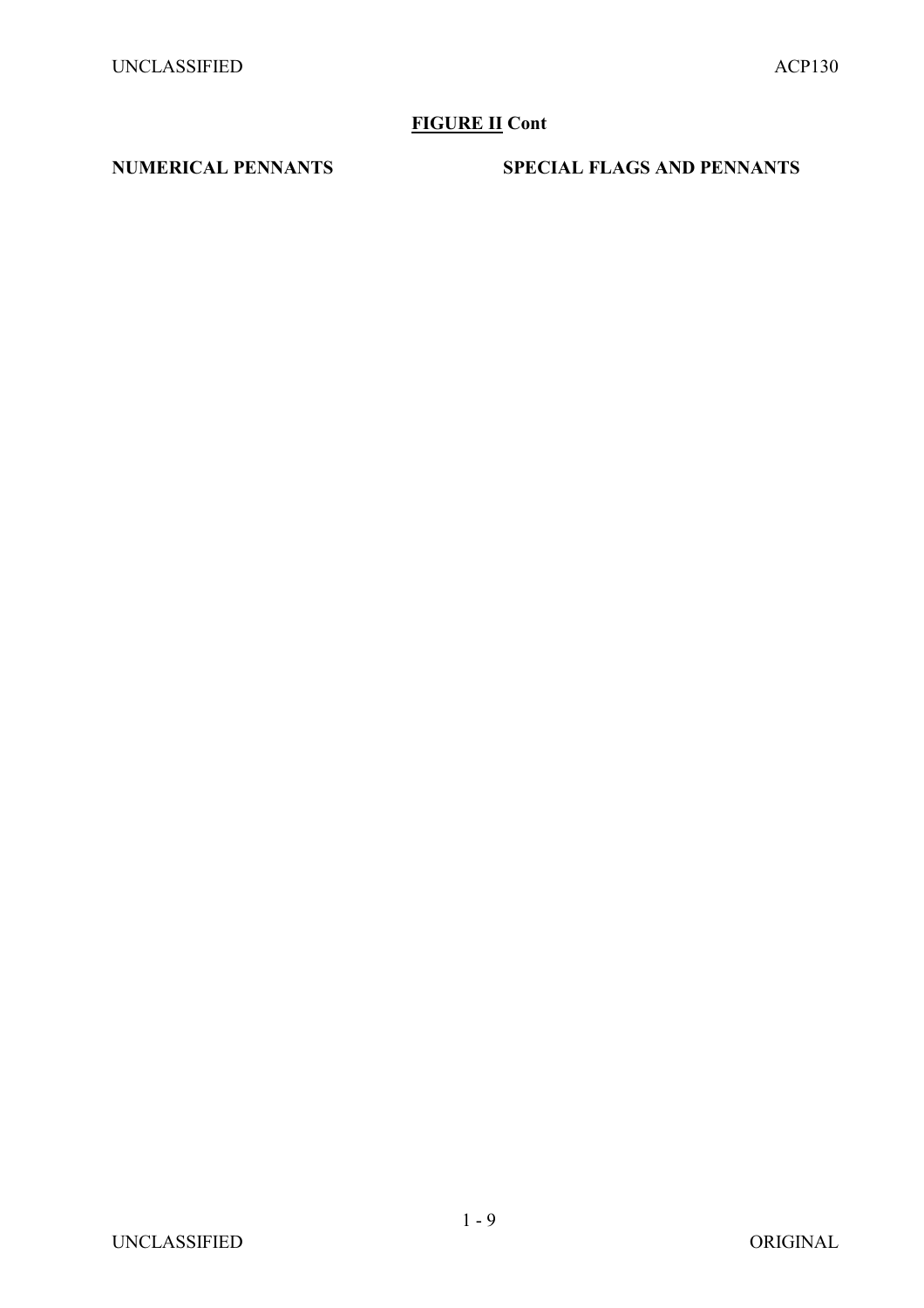**<u>FIGURE II</u> Cont**

**NUMERICAL PENNANTS**

**SPECIAL FLAGS AND PENNANTS**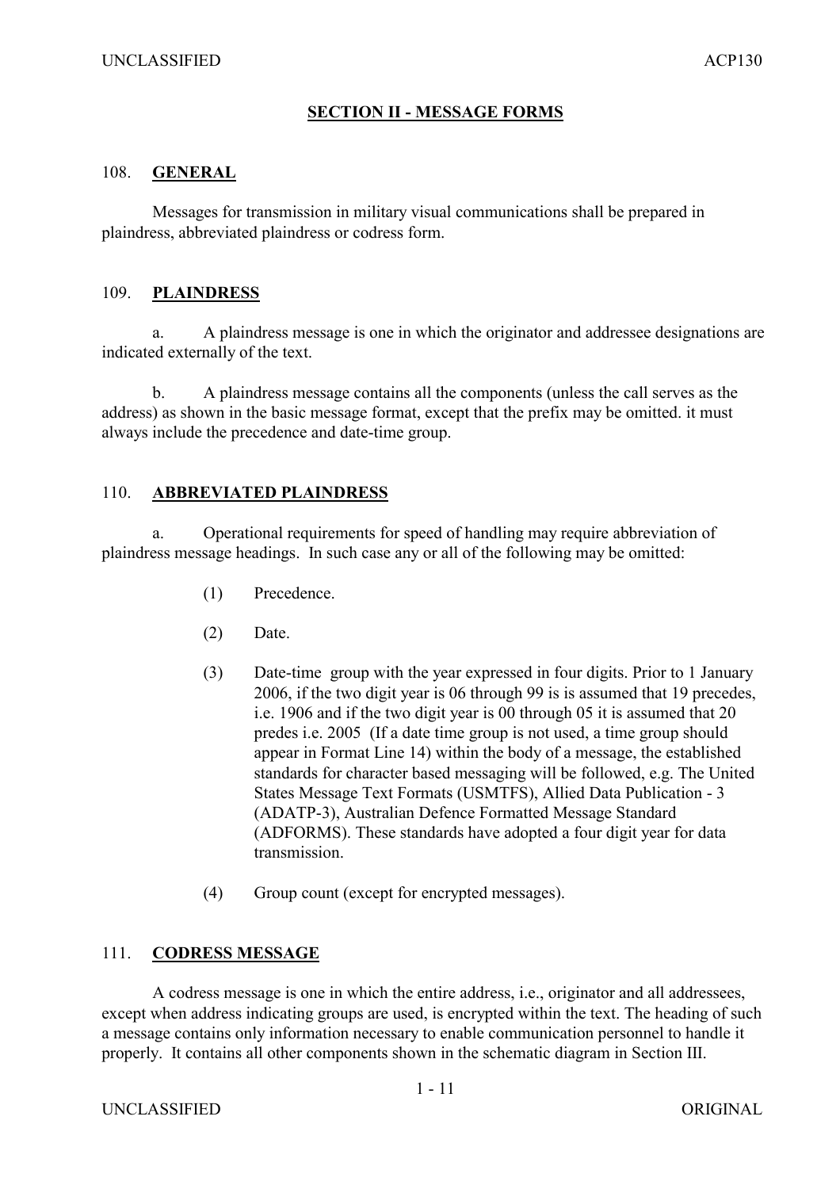## SECTION II - MESSAGE FORMS

### 108. GENERAL

Messages for transmission in military visual communications shall be prepared in plaindress, abbreviated plaindress or codress form.

### 109. PLAINDRESS

a. A plaindress message is one in which the originator and addressee designations are indicated externally of the text.

b. A plaindress message contains all the components (unless the call serves as the address) as shown in the basic message format, except that the prefix may be omitted. it must always include the precedence and date-time group.

### 110. ABBREVIATED PLAINDRESS

a. Operational requirements for speed of handling may require abbreviation of plaindress message headings. In such case any or all of the following may be omitted:

(1) Precedence.

(2) Date.

(3) Date-time group with the year expressed in four digits. Prior to 1 January 2006, if the two digit year is 06 through 99 is is assumed that 19 precedes, i.e. 1906 and if the two digit year is 00 through 05 it is assumed that 20 predes i.e. 2005 (If a date time group is not used, a time group should appear in Format Line 14) within the body of a message, the established standards for character based messaging will be followed, e.g. The United States Message Text Formats (USMTFS), Allied Data Publication - 3 (ADATP-3), Australian Defence Formatted Message Standard (ADFORMS). These standards have adopted a four digit year for data transmission.

(4) Group count (except for encrypted messages).

### 111. CODRESS MESSAGE

A codress message is one in which the entire address, i.e., originator and all addressees, except when address indicating groups are used, is encrypted within the text. The heading of such a message contains only information necessary to enable communication personnel to handle it properly. It contains all other components shown in the schematic diagram in Section III.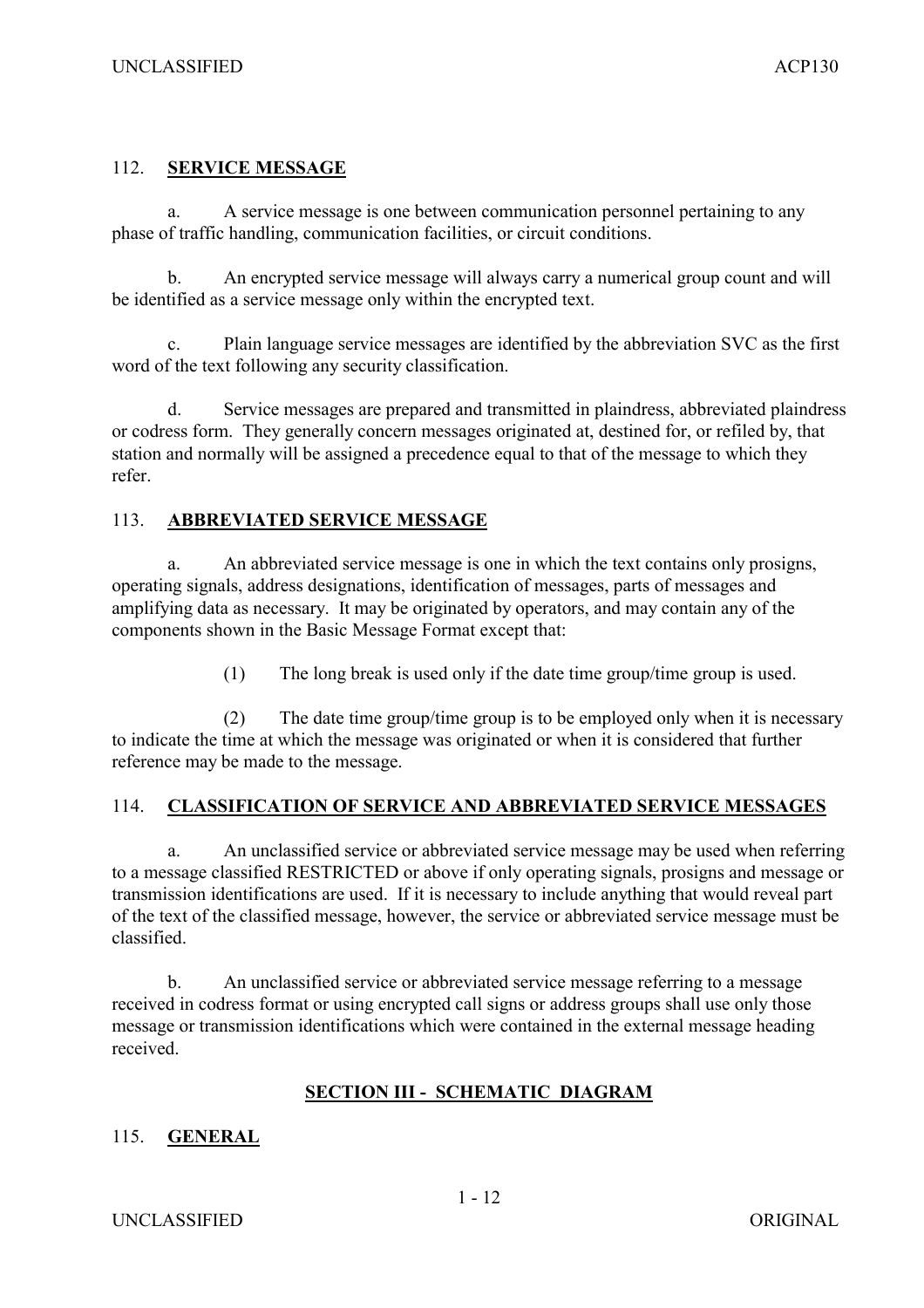## 112. **SERVICE MESSAGE**

a. A service message is one between communication personnel pertaining to any phase of traffic handling, communication facilities, or circuit conditions.

b. An encrypted service message will always carry a numerical group count and will be identified as a service message only within the encrypted text.

c. Plain language service messages are identified by the abbreviation SVC as the first word of the text following any security classification.

d. Service messages are prepared and transmitted in plaindress, abbreviated plaindress or codress form. They generally concern messages originated at, destined for, or refiled by, that station and normally will be assigned a precedence equal to that of the message to which they refer.

## 113. **ABBREVIATED SERVICE MESSAGE**

a. An abbreviated service message is one in which the text contains only prosigns, operating signals, address designations, identification of messages, parts of messages and amplifying data as necessary. It may be originated by operators, and may contain any of the components shown in the Basic Message Format except that:

(1) The long break is used only if the date time group/time group is used.

(2) The date time group/time group is to be employed only when it is necessary to indicate the time at which the message was originated or when it is considered that further reference may be made to the message.

## 114. **CLASSIFICATION OF SERVICE AND ABBREVIATED SERVICE MESSAGES**

a. An unclassified service or abbreviated service message may be used when referring to a message classified RESTRICTED or above if only operating signals, prosigns and message or transmission identifications are used. If it is necessary to include anything that would reveal part of the text of the classified message, however, the service or abbreviated service message must be classified.

b. An unclassified service or abbreviated service message referring to a message received in codress format or using encrypted call signs or address groups shall use only those message or transmission identifications which were contained in the external message heading received.

# **SECTION III - SCHEMATIC DIAGRAM**

## 115. **GENERAL**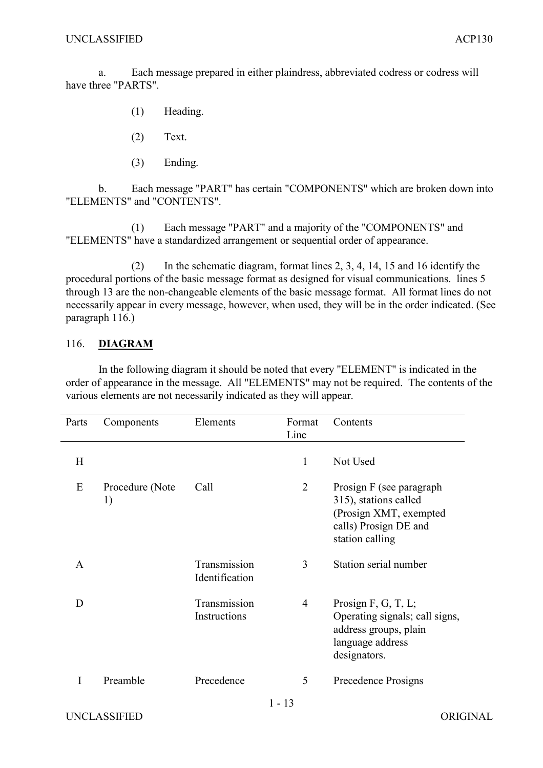a. Each message prepared in either plaindress, abbreviated codress or codress will have three "PARTS".

(1) Heading.

(2) Text.

(3) Ending.

b. Each message "PART" has certain "COMPONENTS" which are broken down into "ELEMENTS" and "CONTENTS".

(1) Each message "PART" and a majority of the "COMPONENTS" and "ELEMENTS" have a standardized arrangement or sequential order of appearance.

(2) In the schematic diagram, format lines 2, 3, 4, 14, 15 and 16 identify the procedural portions of the basic message format as designed for visual communications. lines 5 through 13 are the non-changeable elements of the basic message format. All format lines do not necessarily appear in every message, however, when used, they will be in the order indicated. (See paragraph 116.)

## 116. **DIAGRAM**

In the following diagram it should be noted that every "ELEMENT" is indicated in the order of appearance in the message. All "ELEMENTS" may not be required. The contents of the various elements are not necessarily indicated as they will appear.

| Parts | Components | Elements | Format Line | Contents |
|---|---|---|---|---|
| H | | | 1 | Not Used |
| E | Procedure (Note 1) | Call | 2 | Prosign F (see paragraph 315), stations called (Prosign XMT, exempted calls) Prosign DE and station calling |
| A | | Transmission Identification | 3 | Station serial number |
| D | | Transmission Instructions | 4 | Prosign F, G, T, L; Operating signals; call signs, address groups, plain language address designators. |
| I | Preamble | Precedence | 5 | Precedence Prosigns |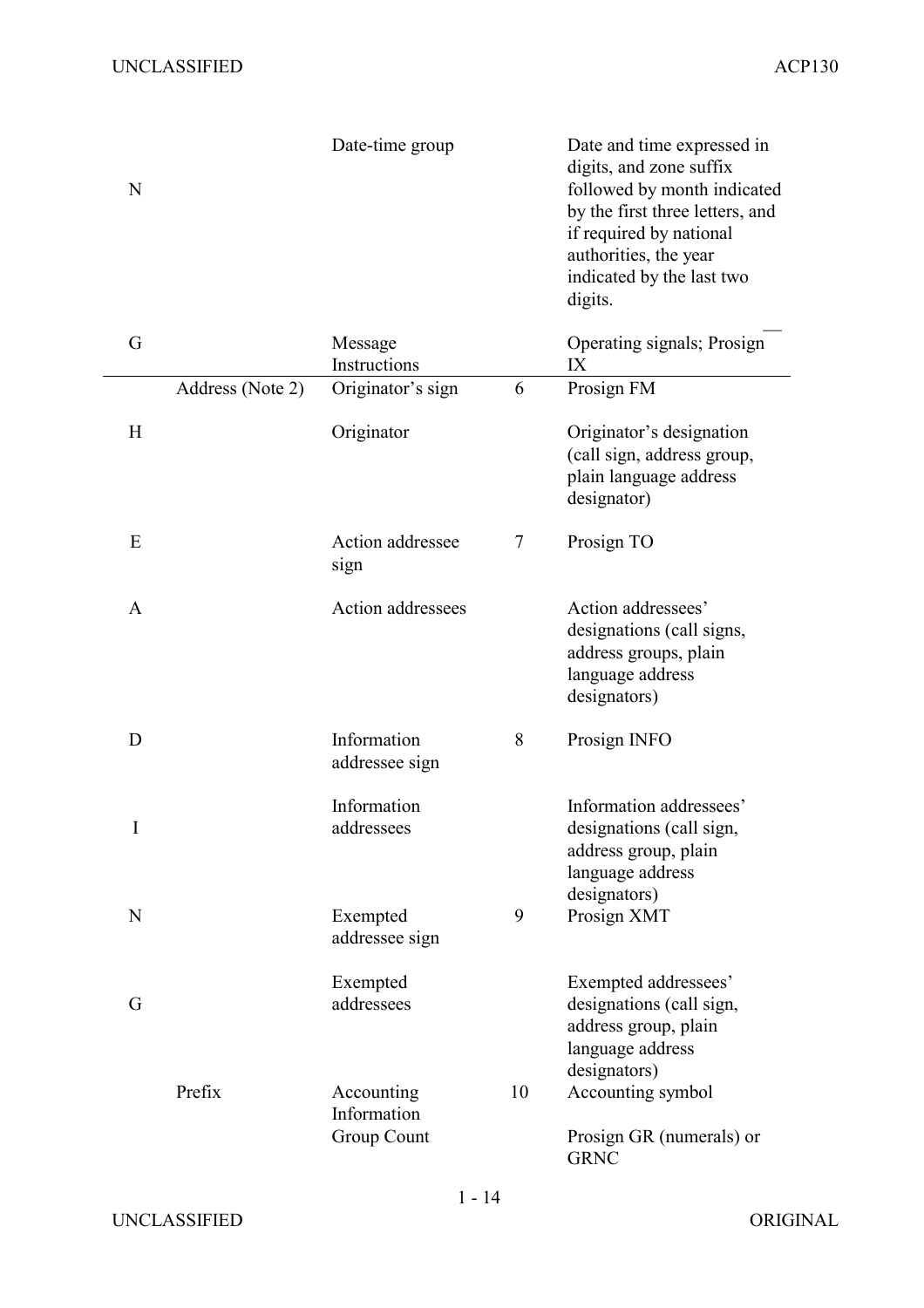| | | | | |
|---|---|---|---|---|
| N | | Date-time group | | Date and time expressed in digits, and zone suffix followed by month indicated by the first three letters, and if required by national authorities, the year indicated by the last two digits. |
| G | | Message Instructions | | Operating signals; Prosign IX |
| | Address (Note 2) | Originator's sign | 6 | Prosign FM |
| H | | Originator | | Originator's designation (call sign, address group, plain language address designator) |
| E | | Action addressee sign | 7 | Prosign TO |
| A | | Action addressees | | Action addressees' designations (call signs, address groups, plain language address designators) |
| D | | Information addressee sign | 8 | Prosign INFO |
| I | | Information addressees | | Information addressees' designations (call sign, address group, plain language address designators) |
| N | | Exempted addressee sign | 9 | Prosign XMT |
| G | | Exempted addressees | | Exempted addressees' designations (call sign, address group, plain language address designators) |
| | Prefix | Accounting Information | 10 | Accounting symbol |
| | | Group Count | | Prosign GR (numerals) or GRNC |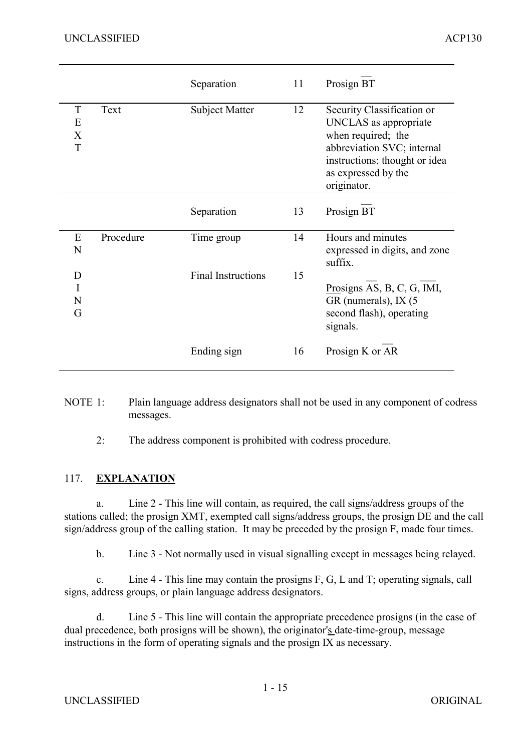| | | | | |
|---|---|---|---|---|
| | | Separation | 11 | Prosign $\overline{\text{BT}}$ |
| T E X T | Text | Subject Matter | 12 | Security Classification or UNCLAS as appropriate when required; the abbreviation SVC; internal instructions; thought or idea as expressed by the originator. |
| | | Separation | 13 | Prosign $\overline{\text{BT}}$ |
| E N D I N G | Procedure | Time group | 14 | Hours and minutes expressed in digits, and zone suffix. |
| | | Final Instructions | 15 | Prosigns $\overline{\text{AS}}$, B, C, G, $\overline{\text{IMI}}$, GR (numerals), IX (5 second flash), operating signals. |
| | | Ending sign | 16 | Prosign K or $\overline{\text{AR}}$ |

NOTE 1: Plain language address designators shall not be used in any component of codress messages.

2: The address component is prohibited with codress procedure.

117. **EXPLANATION**

a. Line 2 - This line will contain, as required, the call signs/address groups of the stations called; the prosign XMT, exempted call signs/address groups, the prosign DE and the call sign/address group of the calling station. It may be preceded by the prosign F, made four times.

b. Line 3 - Not normally used in visual signalling except in messages being relayed.

c. Line 4 - This line may contain the prosigns F, G, L and T; operating signals, call signs, address groups, or plain language address designators.

d. Line 5 - This line will contain the appropriate precedence prosigns (in the case of dual precedence, both prosigns will be shown), the originator's date-time-group, message instructions in the form of operating signals and the prosign IX as necessary.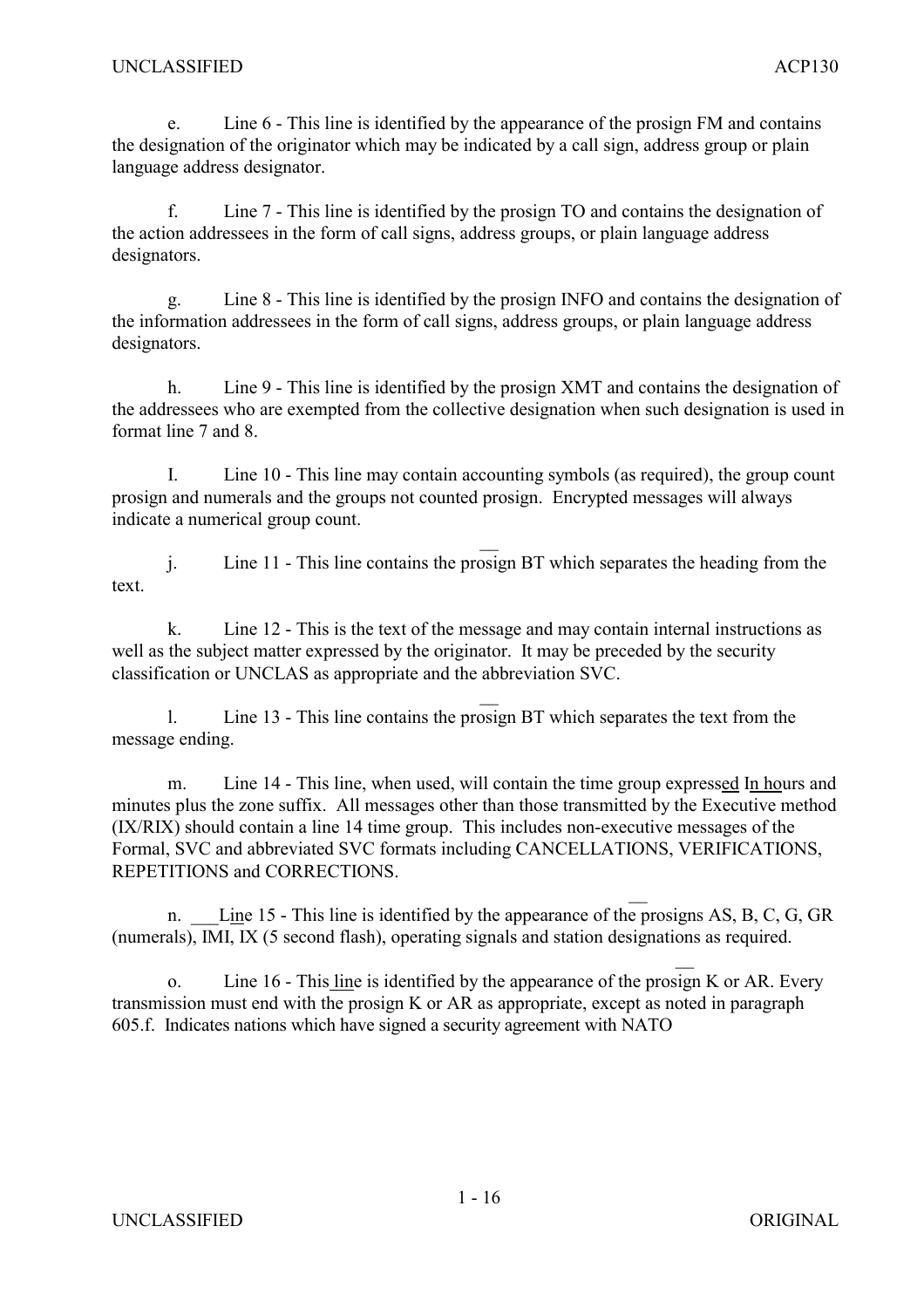e. Line 6 - This line is identified by the appearance of the prosign FM and contains the designation of the originator which may be indicated by a call sign, address group or plain language address designator.

f. Line 7 - This line is identified by the prosign TO and contains the designation of the action addressees in the form of call signs, address groups, or plain language address designators.

g. Line 8 - This line is identified by the prosign INFO and contains the designation of the information addressees in the form of call signs, address groups, or plain language address designators.

h. Line 9 - This line is identified by the prosign XMT and contains the designation of the addressees who are exempted from the collective designation when such designation is used in format line 7 and 8.

I. Line 10 - This line may contain accounting symbols (as required), the group count prosign and numerals and the groups not counted prosign. Encrypted messages will always indicate a numerical group count.

j. Line 11 - This line contains the prosign BT which separates the heading from the text.

k. Line 12 - This is the text of the message and may contain internal instructions as well as the subject matter expressed by the originator. It may be preceded by the security classification or UNCLAS as appropriate and the abbreviation SVC.

l. Line 13 - This line contains the prosign BT which separates the text from the message ending.

m. Line 14 - This line, when used, will contain the time group expressed In hours and minutes plus the zone suffix. All messages other than those transmitted by the Executive method (IX/RIX) should contain a line 14 time group. This includes non-executive messages of the Formal, SVC and abbreviated SVC formats including CANCELLATIONS, VERIFICATIONS, REPETITIONS and CORRECTIONS.

n. Line 15 - This line is identified by the appearance of the prosigns AS, B, C, G, GR (numerals), IMI, IX (5 second flash), operating signals and station designations as required.

o. Line 16 - This line is identified by the appearance of the prosign K or AR. Every transmission must end with the prosign K or AR as appropriate, except as noted in paragraph 605.f. Indicates nations which have signed a security agreement with NATO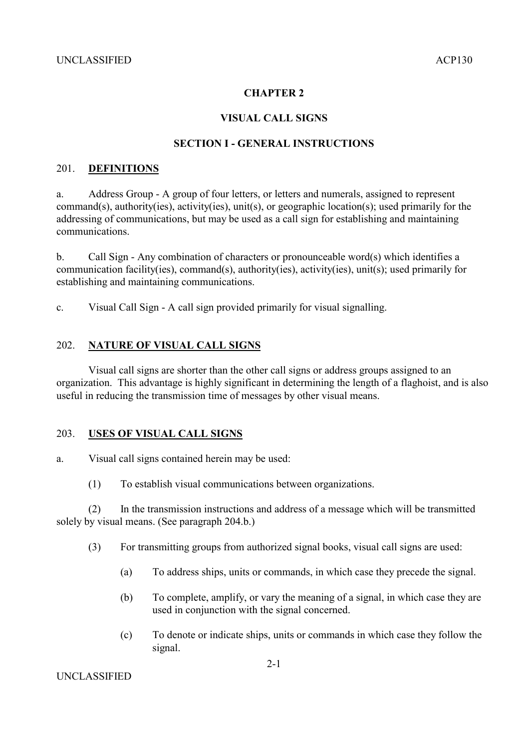# CHAPTER 2

## VISUAL CALL SIGNS

### SECTION I - GENERAL INSTRUCTIONS

201. **DEFINITIONS**

a. Address Group - A group of four letters, or letters and numerals, assigned to represent command(s), authority(ies), activity(ies), unit(s), or geographic location(s); used primarily for the addressing of communications, but may be used as a call sign for establishing and maintaining communications.

b. Call Sign - Any combination of characters or pronounceable word(s) which identifies a communication facility(ies), command(s), authority(ies), activity(ies), unit(s); used primarily for establishing and maintaining communications.

c. Visual Call Sign - A call sign provided primarily for visual signalling.

202. **NATURE OF VISUAL CALL SIGNS**

Visual call signs are shorter than the other call signs or address groups assigned to an organization. This advantage is highly significant in determining the length of a flaghoist, and is also useful in reducing the transmission time of messages by other visual means.

203. **USES OF VISUAL CALL SIGNS**

a. Visual call signs contained herein may be used:

(1) To establish visual communications between organizations.

(2) In the transmission instructions and address of a message which will be transmitted solely by visual means. (See paragraph 204.b.)

(3) For transmitting groups from authorized signal books, visual call signs are used:

(a) To address ships, units or commands, in which case they precede the signal.

(b) To complete, amplify, or vary the meaning of a signal, in which case they are used in conjunction with the signal concerned.

(c) To denote or indicate ships, units or commands in which case they follow the signal.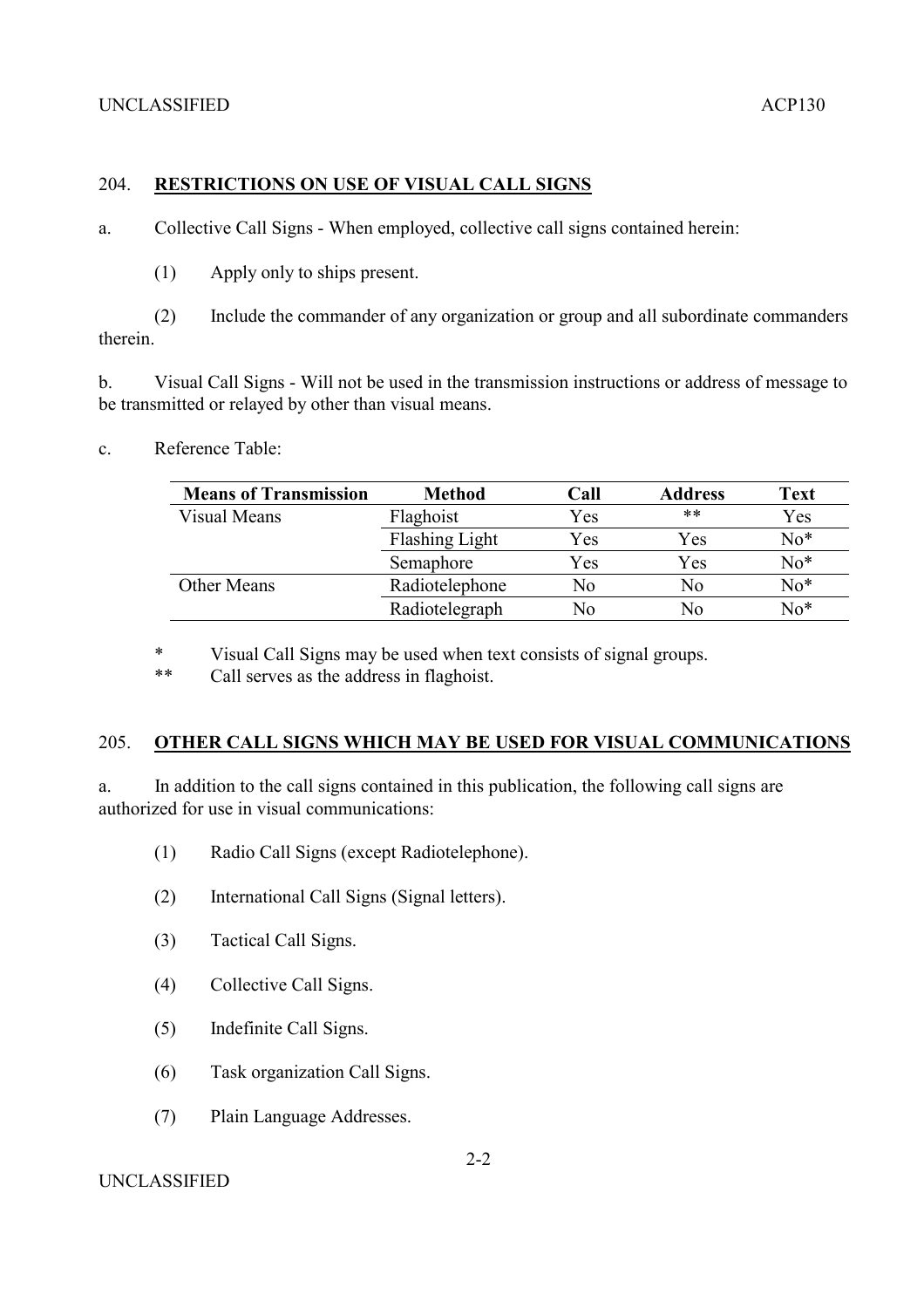## 204. **RESTRICTIONS ON USE OF VISUAL CALL SIGNS**

a. Collective Call Signs - When employed, collective call signs contained herein:

(1) Apply only to ships present.

(2) Include the commander of any organization or group and all subordinate commanders therein.

b. Visual Call Signs - Will not be used in the transmission instructions or address of message to be transmitted or relayed by other than visual means.

c. Reference Table:

| Means of Transmission | Method | Call | Address | Text |
|---|---|---|---|---|
| Visual Means | Flaghoist | Yes | ** | Yes |
| | Flashing Light | Yes | Yes | No* |
| | Semaphore | Yes | Yes | No* |
| Other Means | Radiotelephone | No | No | No* |
| | Radiotelegraph | No | No | No* |

\* Visual Call Signs may be used when text consists of signal groups.

\*\* Call serves as the address in flaghoist.

## 205. **OTHER CALL SIGNS WHICH MAY BE USED FOR VISUAL COMMUNICATIONS**

a. In addition to the call signs contained in this publication, the following call signs are authorized for use in visual communications:

(1) Radio Call Signs (except Radiotelephone).

(2) International Call Signs (Signal letters).

(3) Tactical Call Signs.

(4) Collective Call Signs.

(5) Indefinite Call Signs.

(6) Task organization Call Signs.

(7) Plain Language Addresses.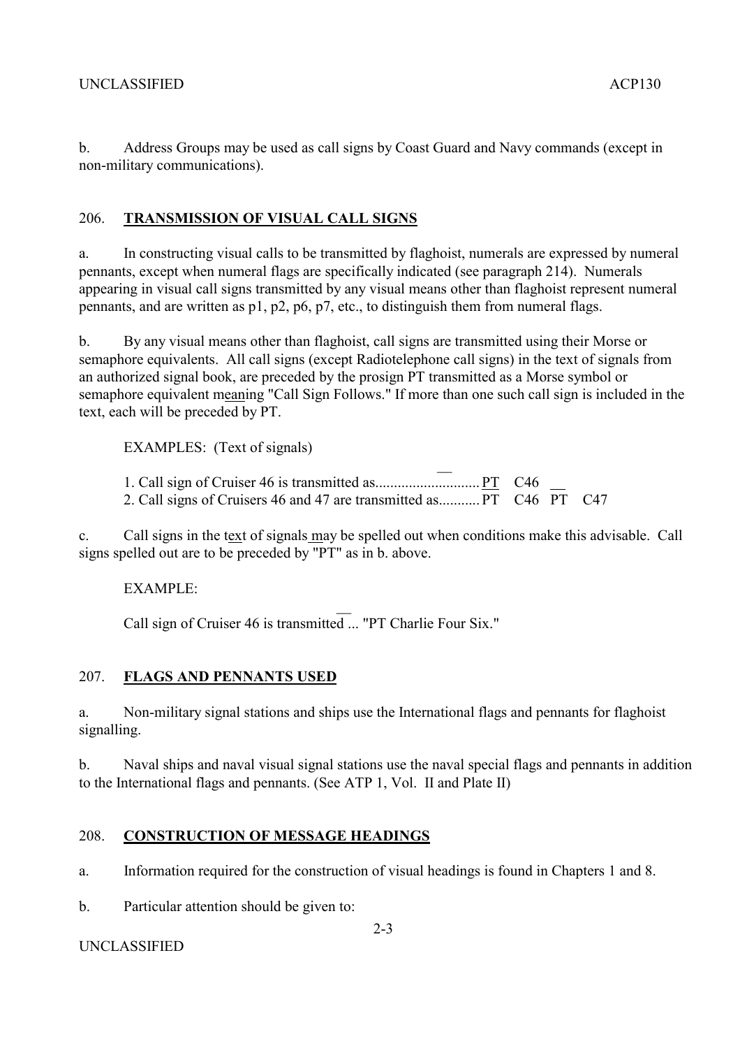b. Address Groups may be used as call signs by Coast Guard and Navy commands (except in non-military communications).

## 206. **TRANSMISSION OF VISUAL CALL SIGNS**

a. In constructing visual calls to be transmitted by flaghoist, numerals are expressed by numeral pennants, except when numeral flags are specifically indicated (see paragraph 214). Numerals appearing in visual call signs transmitted by any visual means other than flaghoist represent numeral pennants, and are written as p1, p2, p6, p7, etc., to distinguish them from numeral flags.

b. By any visual means other than flaghoist, call signs are transmitted using their Morse or semaphore equivalents. All call signs (except Radiotelephone call signs) in the text of signals from an authorized signal book, are preceded by the prosign PT transmitted as a Morse symbol or semaphore equivalent meaning "Call Sign Follows." If more than one such call sign is included in the text, each will be preceded by PT.

EXAMPLES: (Text of signals)

1. Call sign of Cruiser 46 is transmitted as............................ PT C46
2. Call signs of Cruisers 46 and 47 are transmitted as........... PT C46 PT C47

c. Call signs in the text of signals may be spelled out when conditions make this advisable. Call signs spelled out are to be preceded by "PT" as in b. above.

EXAMPLE:

Call sign of Cruiser 46 is transmitted ... "PT Charlie Four Six."

## 207. **FLAGS AND PENNANTS USED**

a. Non-military signal stations and ships use the International flags and pennants for flaghoist signalling.

b. Naval ships and naval visual signal stations use the naval special flags and pennants in addition to the International flags and pennants. (See ATP 1, Vol. II and Plate II)

## 208. **CONSTRUCTION OF MESSAGE HEADINGS**

a. Information required for the construction of visual headings is found in Chapters 1 and 8.

b. Particular attention should be given to: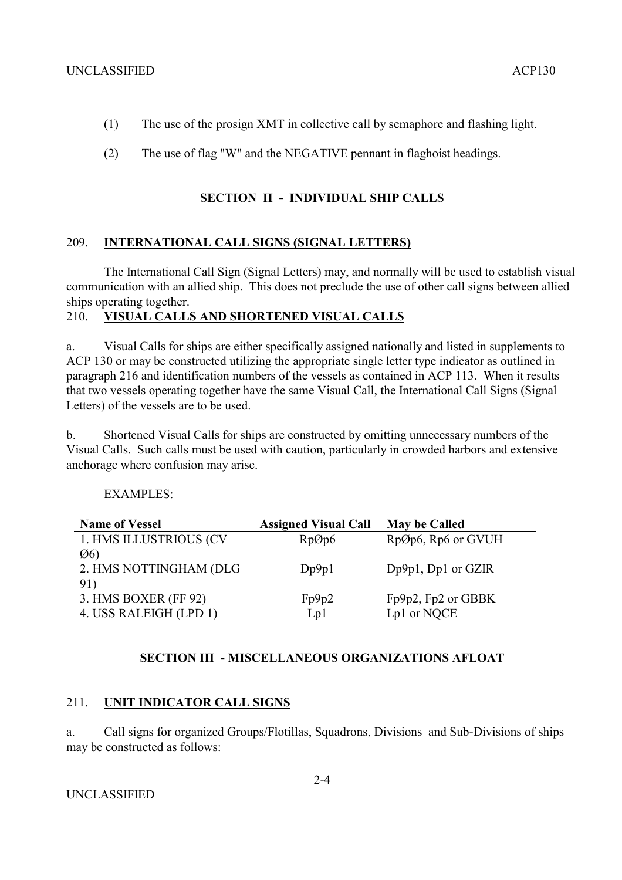(1) The use of the prosign XMT in collective call by semaphore and flashing light.

(2) The use of flag "W" and the NEGATIVE pennant in flaghoist headings.

## SECTION II - INDIVIDUAL SHIP CALLS

### 209. INTERNATIONAL CALL SIGNS (SIGNAL LETTERS)

The International Call Sign (Signal Letters) may, and normally will be used to establish visual communication with an allied ship. This does not preclude the use of other call signs between allied ships operating together.

### 210. VISUAL CALLS AND SHORTENED VISUAL CALLS

a. Visual Calls for ships are either specifically assigned nationally and listed in supplements to ACP 130 or may be constructed utilizing the appropriate single letter type indicator as outlined in paragraph 216 and identification numbers of the vessels as contained in ACP 113. When it results that two vessels operating together have the same Visual Call, the International Call Signs (Signal Letters) of the vessels are to be used.

b. Shortened Visual Calls for ships are constructed by omitting unnecessary numbers of the Visual Calls. Such calls must be used with caution, particularly in crowded harbors and extensive anchorage where confusion may arise.

EXAMPLES:

| Name of Vessel | Assigned Visual Call | May be Called |
|---|---|---|
| 1. HMS ILLUSTRIOUS (CV Ø6) | RpØp6 | RpØp6, Rp6 or GVUH |
| 2. HMS NOTTINGHAM (DLG 91) | Dp9p1 | Dp9p1, Dp1 or GZIR |
| 3. HMS BOXER (FF 92) | Fp9p2 | Fp9p2, Fp2 or GBBK |
| 4. USS RALEIGH (LPD 1) | Lp1 | Lp1 or NQCE |

## SECTION III - MISCELLANEOUS ORGANIZATIONS AFLOAT

### 211. UNIT INDICATOR CALL SIGNS

a. Call signs for organized Groups/Flotillas, Squadrons, Divisions and Sub-Divisions of ships may be constructed as follows: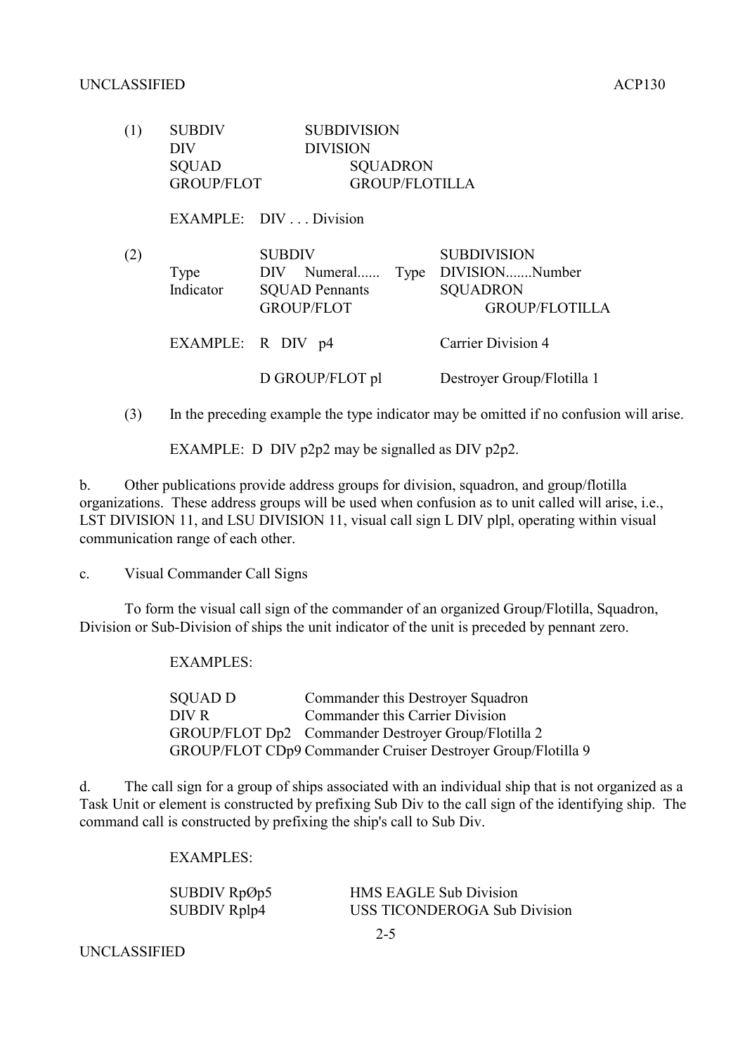(1) SUBDIV SUBDIVISION
DIV DIVISION
SQUAD SQUADRON
GROUP/FLOT GROUP/FLOTILLA

EXAMPLE: DIV . . . Division

(2)

| Type Indicator | SUBDIV DIV Numeral...... SQUAD Pennants GROUP/FLOT | Type | SUBDIVISION DIVISION.......Number SQUADRON GROUP/FLOTILLA |
|---|---|---|---|

EXAMPLE: R DIV p4 — Carrier Division 4

D GROUP/FLOT pl — Destroyer Group/Flotilla 1

(3) In the preceding example the type indicator may be omitted if no confusion will arise.

EXAMPLE: D DIV p2p2 may be signalled as DIV p2p2.

b. Other publications provide address groups for division, squadron, and group/flotilla organizations. These address groups will be used when confusion as to unit called will arise, i.e., LST DIVISION 11, and LSU DIVISION 11, visual call sign L DIV plpl, operating within visual communication range of each other.

c. Visual Commander Call Signs

To form the visual call sign of the commander of an organized Group/Flotilla, Squadron, Division or Sub-Division of ships the unit indicator of the unit is preceded by pennant zero.

EXAMPLES:

| | |
|---|---|
| SQUAD D | Commander this Destroyer Squadron |
| DIV R | Commander this Carrier Division |
| GROUP/FLOT Dp2 | Commander Destroyer Group/Flotilla 2 |
| GROUP/FLOT CDp9 | Commander Cruiser Destroyer Group/Flotilla 9 |

d. The call sign for a group of ships associated with an individual ship that is not organized as a Task Unit or element is constructed by prefixing Sub Div to the call sign of the identifying ship. The command call is constructed by prefixing the ship's call to Sub Div.

EXAMPLES:

| | |
|---|---|
| SUBDIV RpØp5 | HMS EAGLE Sub Division |
| SUBDIV Rplp4 | USS TICONDEROGA Sub Division |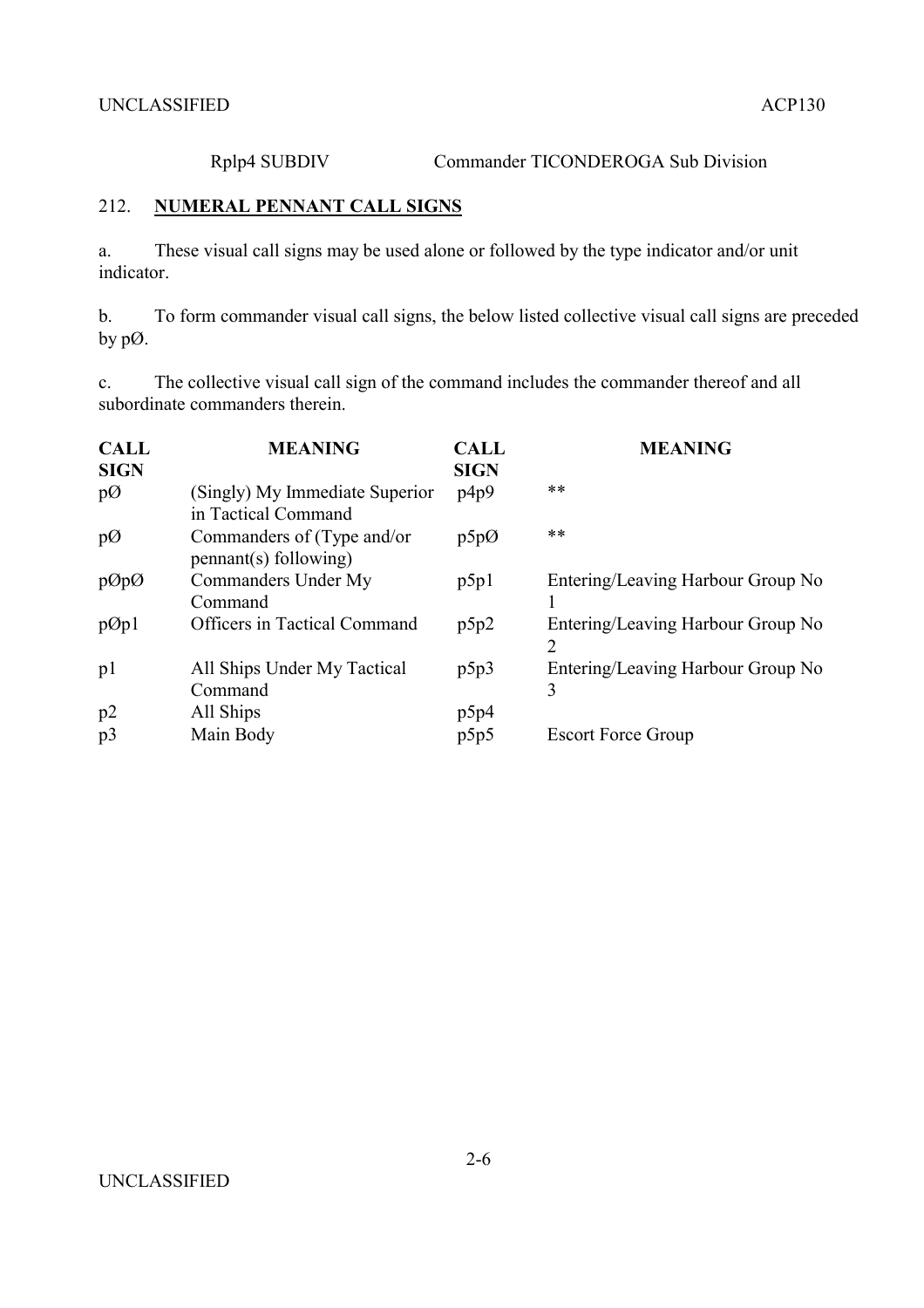Rplp4 SUBDIV Commander TICONDEROGA Sub Division

## 212. **NUMERAL PENNANT CALL SIGNS**

a. These visual call signs may be used alone or followed by the type indicator and/or unit indicator.

b. To form commander visual call signs, the below listed collective visual call signs are preceded by pØ.

c. The collective visual call sign of the command includes the commander thereof and all subordinate commanders therein.

| CALL SIGN | MEANING | CALL SIGN | MEANING |
|---|---|---|---|
| pØ | (Singly) My Immediate Superior in Tactical Command | p4p9 | ** |
| pØ | Commanders of (Type and/or pennant(s) following) | p5pØ | ** |
| pØpØ | Commanders Under My Command | p5p1 | Entering/Leaving Harbour Group No 1 |
| pØp1 | Officers in Tactical Command | p5p2 | Entering/Leaving Harbour Group No 2 |
| p1 | All Ships Under My Tactical Command | p5p3 | Entering/Leaving Harbour Group No 3 |
| p2 | All Ships | p5p4 | |
| p3 | Main Body | p5p5 | Escort Force Group |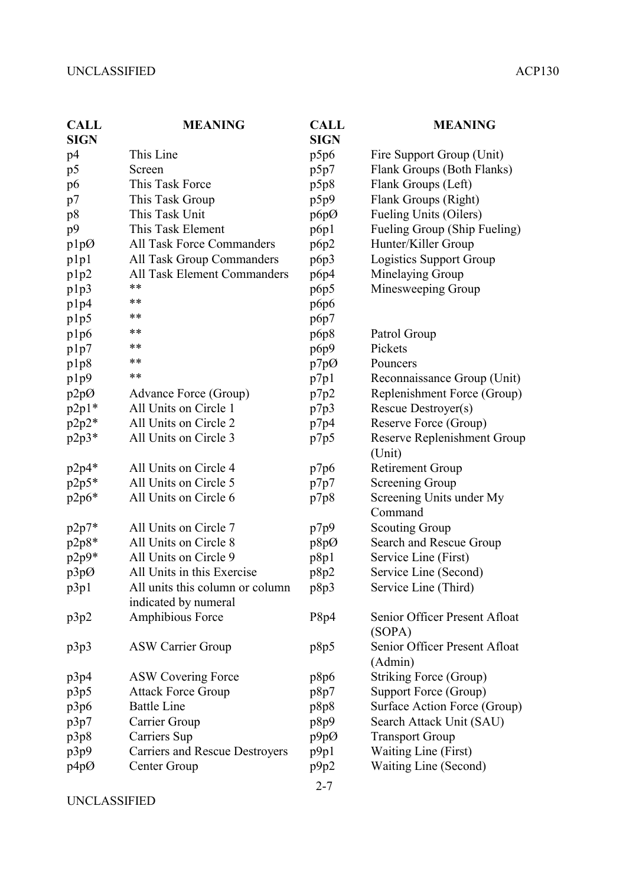| CALL SIGN | MEANING | CALL SIGN | MEANING |
|---|---|---|---|
| p4 | This Line | p5p6 | Fire Support Group (Unit) |
| p5 | Screen | p5p7 | Flank Groups (Both Flanks) |
| p6 | This Task Force | p5p8 | Flank Groups (Left) |
| p7 | This Task Group | p5p9 | Flank Groups (Right) |
| p8 | This Task Unit | p6pØ | Fueling Units (Oilers) |
| p9 | This Task Element | p6p1 | Fueling Group (Ship Fueling) |
| p1pØ | All Task Force Commanders | p6p2 | Hunter/Killer Group |
| p1p1 | All Task Group Commanders | p6p3 | Logistics Support Group |
| p1p2 | All Task Element Commanders | p6p4 | Minelaying Group |
| p1p3 | ** | p6p5 | Minesweeping Group |
| p1p4 | ** | p6p6 | |
| p1p5 | ** | p6p7 | |
| p1p6 | ** | p6p8 | Patrol Group |
| p1p7 | ** | p6p9 | Pickets |
| p1p8 | ** | p7pØ | Pouncers |
| p1p9 | ** | p7p1 | Reconnaissance Group (Unit) |
| p2pØ | Advance Force (Group) | p7p2 | Replenishment Force (Group) |
| p2p1* | All Units on Circle 1 | p7p3 | Rescue Destroyer(s) |
| p2p2* | All Units on Circle 2 | p7p4 | Reserve Force (Group) |
| p2p3* | All Units on Circle 3 | p7p5 | Reserve Replenishment Group (Unit) |
| p2p4* | All Units on Circle 4 | p7p6 | Retirement Group |
| p2p5* | All Units on Circle 5 | p7p7 | Screening Group |
| p2p6* | All Units on Circle 6 | p7p8 | Screening Units under My Command |
| p2p7* | All Units on Circle 7 | p7p9 | Scouting Group |
| p2p8* | All Units on Circle 8 | p8pØ | Search and Rescue Group |
| p2p9* | All Units on Circle 9 | p8p1 | Service Line (First) |
| p3pØ | All Units in this Exercise | p8p2 | Service Line (Second) |
| p3p1 | All units this column or column indicated by numeral | p8p3 | Service Line (Third) |
| p3p2 | Amphibious Force | P8p4 | Senior Officer Present Afloat (SOPA) |
| p3p3 | ASW Carrier Group | p8p5 | Senior Officer Present Afloat (Admin) |
| p3p4 | ASW Covering Force | p8p6 | Striking Force (Group) |
| p3p5 | Attack Force Group | p8p7 | Support Force (Group) |
| p3p6 | Battle Line | p8p8 | Surface Action Force (Group) |
| p3p7 | Carrier Group | p8p9 | Search Attack Unit (SAU) |
| p3p8 | Carriers Sup | p9pØ | Transport Group |
| p3p9 | Carriers and Rescue Destroyers | p9p1 | Waiting Line (First) |
| p4pØ | Center Group | p9p2 | Waiting Line (Second) |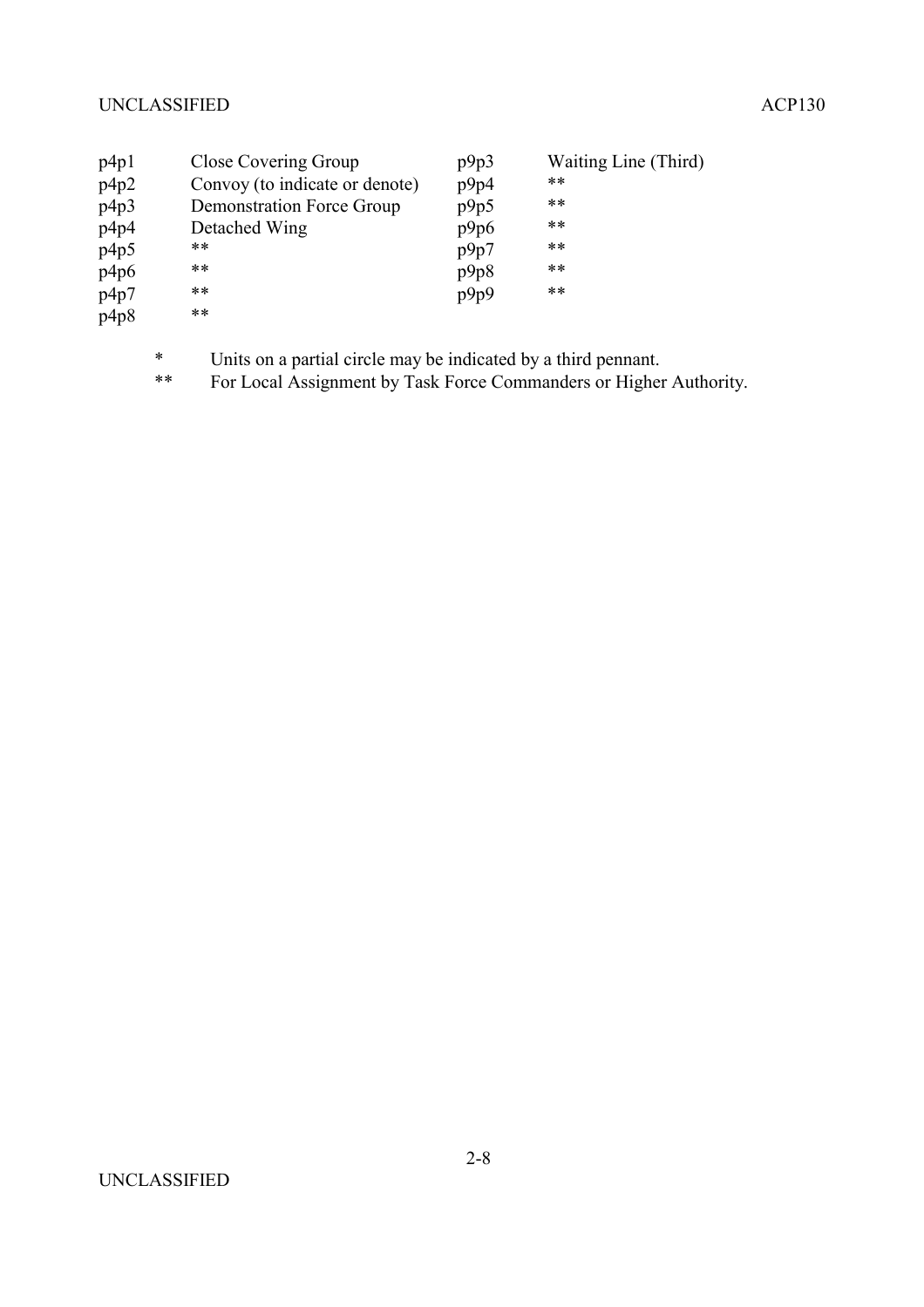| | | | |
|---|---|---|---|
| p4p1 | Close Covering Group | p9p3 | Waiting Line (Third) |
| p4p2 | Convoy (to indicate or denote) | p9p4 | ** |
| p4p3 | Demonstration Force Group | p9p5 | ** |
| p4p4 | Detached Wing | p9p6 | ** |
| p4p5 | ** | p9p7 | ** |
| p4p6 | ** | p9p8 | ** |
| p4p7 | ** | p9p9 | ** |
| p4p8 | ** | | |

\* Units on a partial circle may be indicated by a third pennant.

** For Local Assignment by Task Force Commanders or Higher Authority.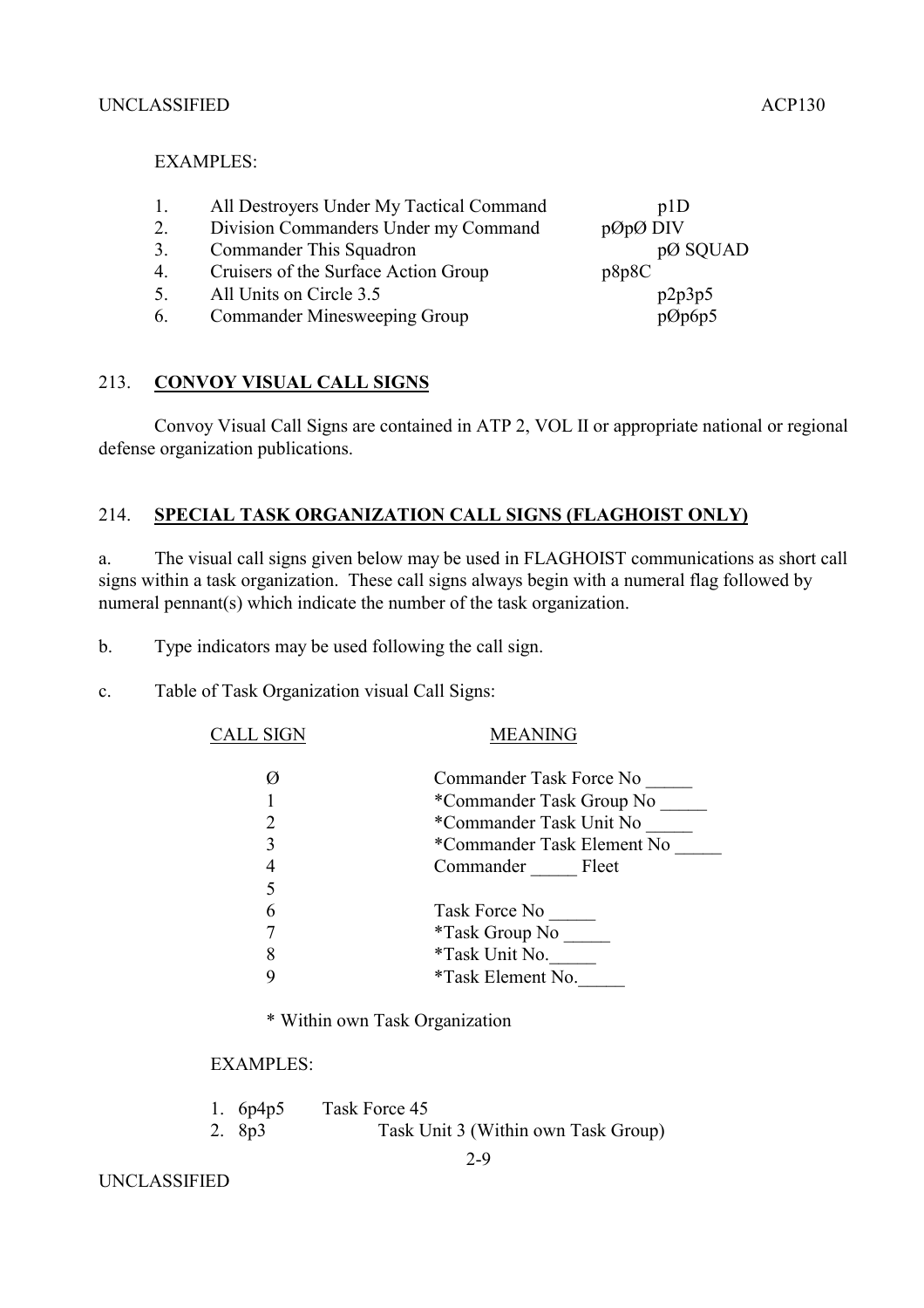EXAMPLES:

| | | |
|---|---|---|
| 1. | All Destroyers Under My Tactical Command | p1D |
| 2. | Division Commanders Under my Command | pØpØ DIV |
| 3. | Commander This Squadron | pØ SQUAD |
| 4. | Cruisers of the Surface Action Group | p8p8C |
| 5. | All Units on Circle 3.5 | p2p3p5 |
| 6. | Commander Minesweeping Group | pØp6p5 |

## 213. **CONVOY VISUAL CALL SIGNS**

Convoy Visual Call Signs are contained in ATP 2, VOL II or appropriate national or regional defense organization publications.

## 214. **SPECIAL TASK ORGANIZATION CALL SIGNS (FLAGHOIST ONLY)**

a. The visual call signs given below may be used in FLAGHOIST communications as short call signs within a task organization. These call signs always begin with a numeral flag followed by numeral pennant(s) which indicate the number of the task organization.

b. Type indicators may be used following the call sign.

c. Table of Task Organization visual Call Signs:

| CALL SIGN | MEANING |
|---|---|
| Ø | Commander Task Force No _____ |
| 1 | *Commander Task Group No _____ |
| 2 | *Commander Task Unit No _____ |
| 3 | *Commander Task Element No _____ |
| 4 | Commander _____ Fleet |
| 5 | |
| 6 | Task Force No _____ |
| 7 | *Task Group No _____ |
| 8 | *Task Unit No._____ |
| 9 | *Task Element No._____ |

\* Within own Task Organization

EXAMPLES:

1. 6p4p5 Task Force 45
2. 8p3 Task Unit 3 (Within own Task Group)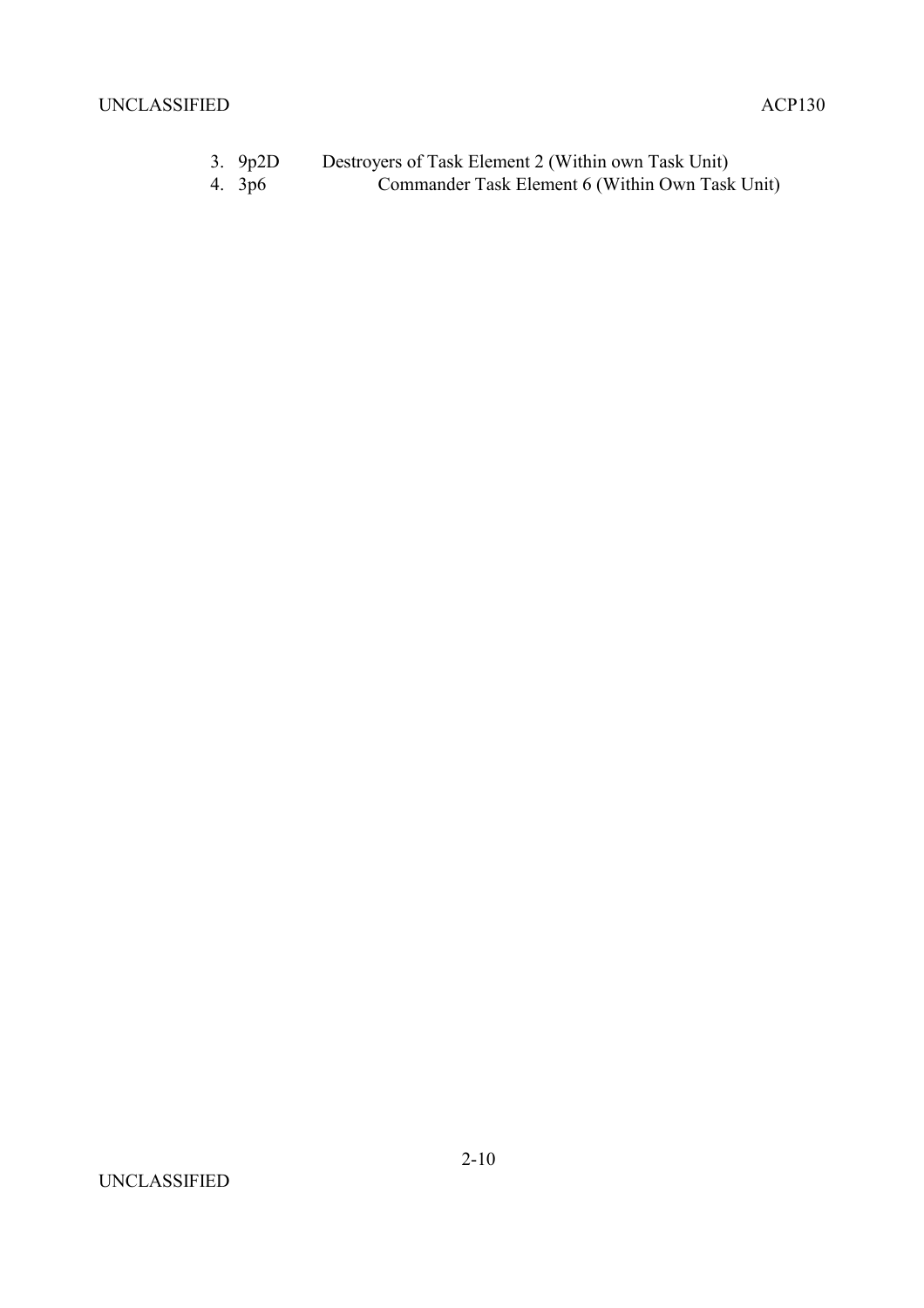3. 9p2D Destroyers of Task Element 2 (Within own Task Unit)
4. 3p6 Commander Task Element 6 (Within Own Task Unit)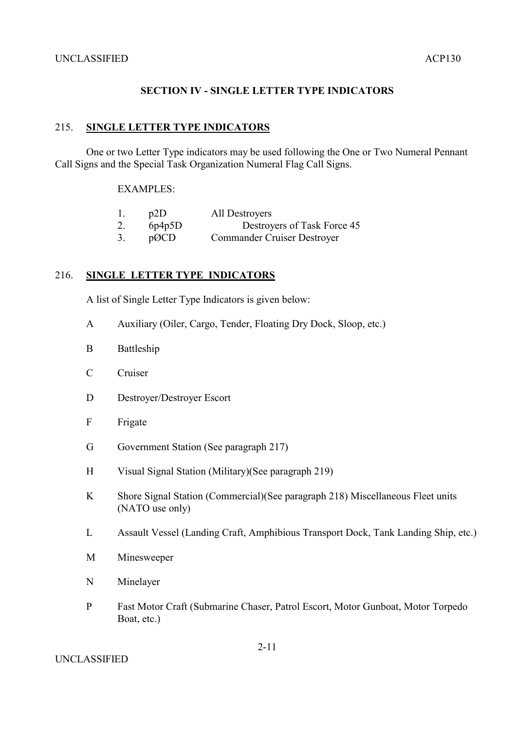## SECTION IV - SINGLE LETTER TYPE INDICATORS

### 215. SINGLE LETTER TYPE INDICATORS

One or two Letter Type indicators may be used following the One or Two Numeral Pennant Call Signs and the Special Task Organization Numeral Flag Call Signs.

EXAMPLES:

1. p2D All Destroyers
2. 6p4p5D Destroyers of Task Force 45
3. pØCD Commander Cruiser Destroyer

### 216. SINGLE LETTER TYPE INDICATORS

A list of Single Letter Type Indicators is given below:

A Auxiliary (Oiler, Cargo, Tender, Floating Dry Dock, Sloop, etc.)

B Battleship

C Cruiser

D Destroyer/Destroyer Escort

F Frigate

G Government Station (See paragraph 217)

H Visual Signal Station (Military)(See paragraph 219)

K Shore Signal Station (Commercial)(See paragraph 218) Miscellaneous Fleet units (NATO use only)

L Assault Vessel (Landing Craft, Amphibious Transport Dock, Tank Landing Ship, etc.)

M Minesweeper

N Minelayer

P Fast Motor Craft (Submarine Chaser, Patrol Escort, Motor Gunboat, Motor Torpedo Boat, etc.)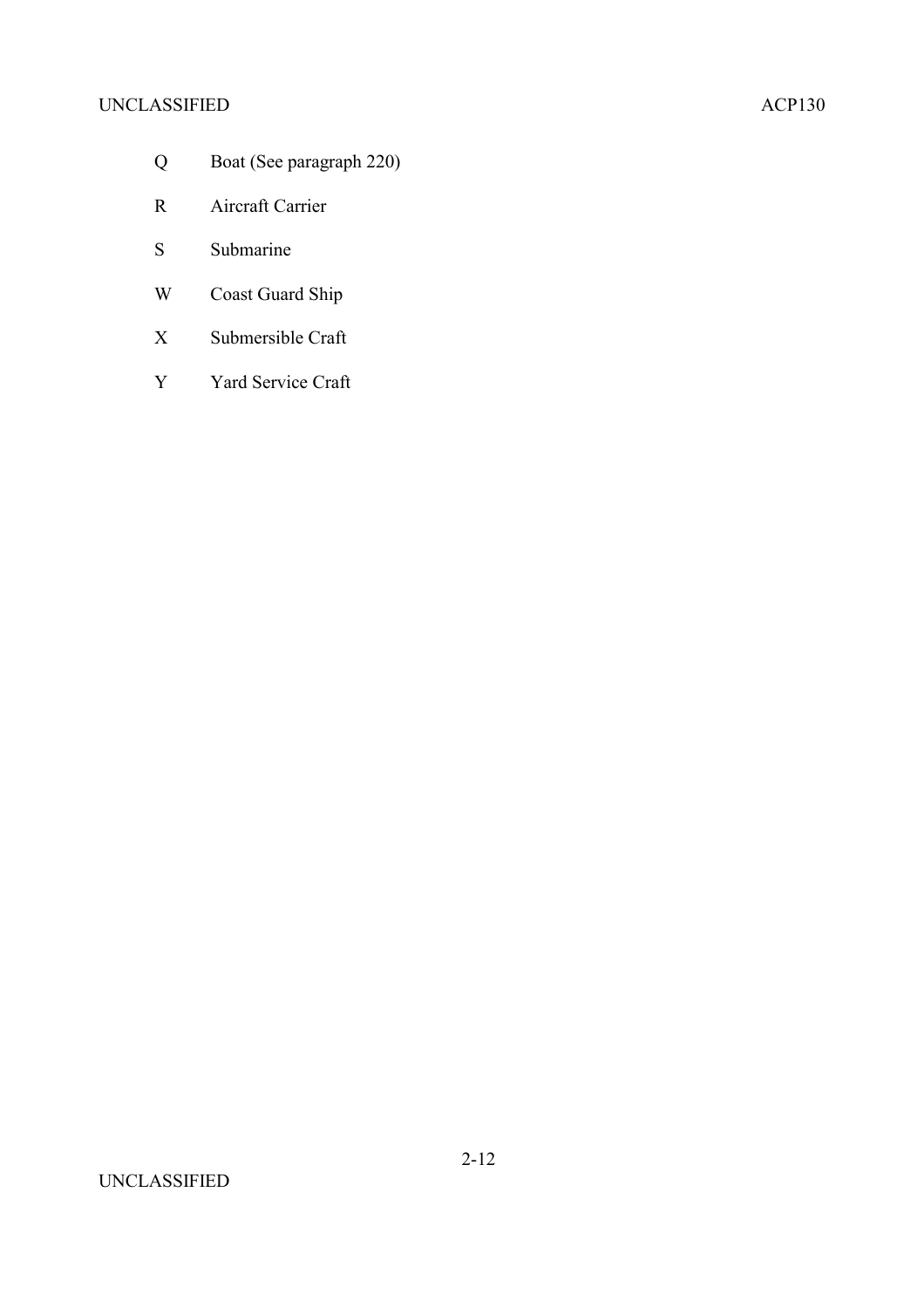Q Boat (See paragraph 220)

R Aircraft Carrier

S Submarine

W Coast Guard Ship

X Submersible Craft

Y Yard Service Craft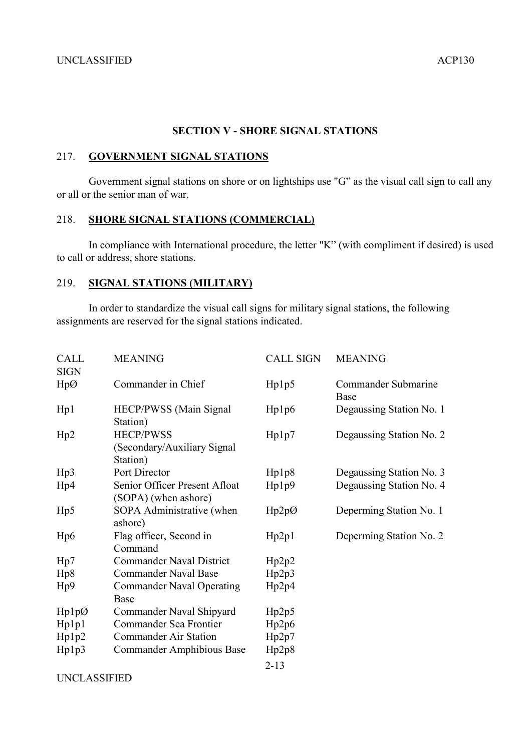## SECTION V - SHORE SIGNAL STATIONS

### 217. GOVERNMENT SIGNAL STATIONS

Government signal stations on shore or on lightships use "G" as the visual call sign to call any or all or the senior man of war.

### 218. SHORE SIGNAL STATIONS (COMMERCIAL)

In compliance with International procedure, the letter "K" (with compliment if desired) is used to call or address, shore stations.

### 219. SIGNAL STATIONS (MILITARY)

In order to standardize the visual call signs for military signal stations, the following assignments are reserved for the signal stations indicated.

| CALL SIGN | MEANING | CALL SIGN | MEANING |
|---|---|---|---|
| HpØ | Commander in Chief | Hp1p5 | Commander Submarine Base |
| Hp1 | HECP/PWSS (Main Signal Station) | Hp1p6 | Degaussing Station No. 1 |
| Hp2 | HECP/PWSS (Secondary/Auxiliary Signal Station) | Hp1p7 | Degaussing Station No. 2 |
| Hp3 | Port Director | Hp1p8 | Degaussing Station No. 3 |
| Hp4 | Senior Officer Present Afloat (SOPA) (when ashore) | Hp1p9 | Degaussing Station No. 4 |
| Hp5 | SOPA Administrative (when ashore) | Hp2pØ | Deperming Station No. 1 |
| Hp6 | Flag officer, Second in Command | Hp2p1 | Deperming Station No. 2 |
| Hp7 | Commander Naval District | Hp2p2 | |
| Hp8 | Commander Naval Base | Hp2p3 | |
| Hp9 | Commander Naval Operating Base | Hp2p4 | |
| Hp1pØ | Commander Naval Shipyard | Hp2p5 | |
| Hp1p1 | Commander Sea Frontier | Hp2p6 | |
| Hp1p2 | Commander Air Station | Hp2p7 | |
| Hp1p3 | Commander Amphibious Base | Hp2p8 | |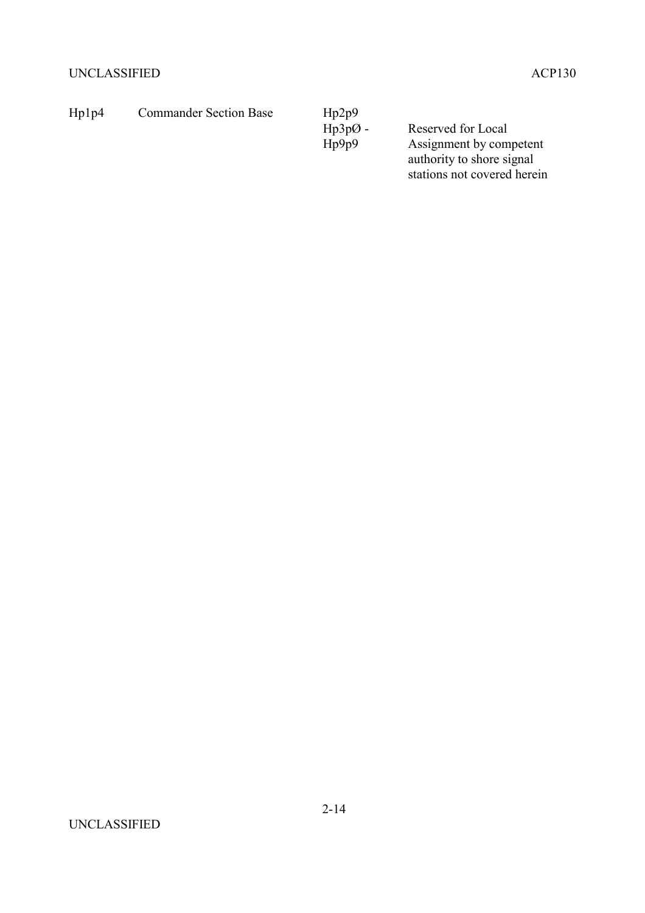| | | | |
|---|---|---|---|
| Hp1p4 | Commander Section Base | Hp2p9 | |
| | | Hp3pØ - Hp9p9 | Reserved for Local Assignment by competent authority to shore signal stations not covered herein |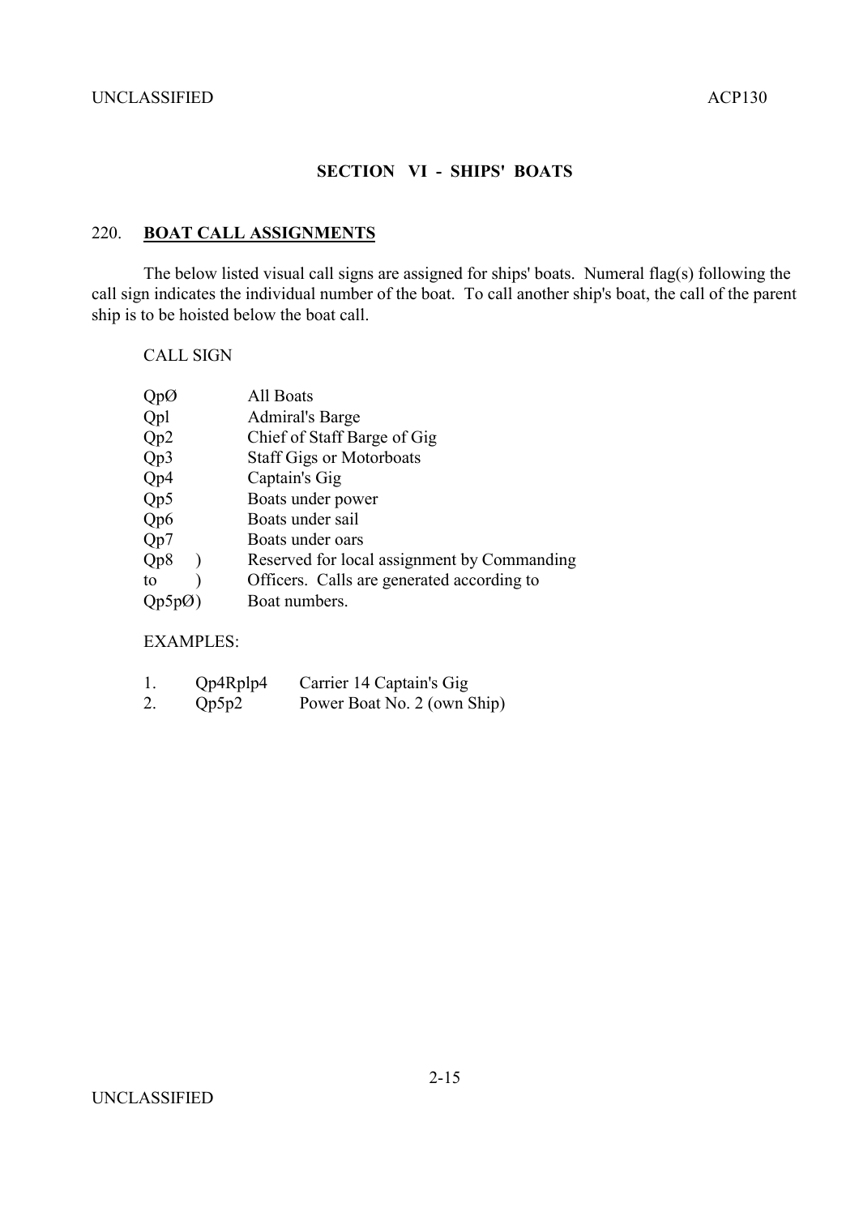## SECTION VI - SHIPS' BOATS

### 220. **BOAT CALL ASSIGNMENTS**

The below listed visual call signs are assigned for ships' boats. Numeral flag(s) following the call sign indicates the individual number of the boat. To call another ship's boat, the call of the parent ship is to be hoisted below the boat call.

CALL SIGN

| | |
|---|---|
| QpØ | All Boats |
| Qpl | Admiral's Barge |
| Qp2 | Chief of Staff Barge of Gig |
| Qp3 | Staff Gigs or Motorboats |
| Qp4 | Captain's Gig |
| Qp5 | Boats under power |
| Qp6 | Boats under sail |
| Qp7 | Boats under oars |
| Qp8 ) | Reserved for local assignment by Commanding |
| to ) | Officers. Calls are generated according to |
| Qp5pØ) | Boat numbers. |

EXAMPLES:

1. Qp4Rplp4 Carrier 14 Captain's Gig
2. Qp5p2 Power Boat No. 2 (own Ship)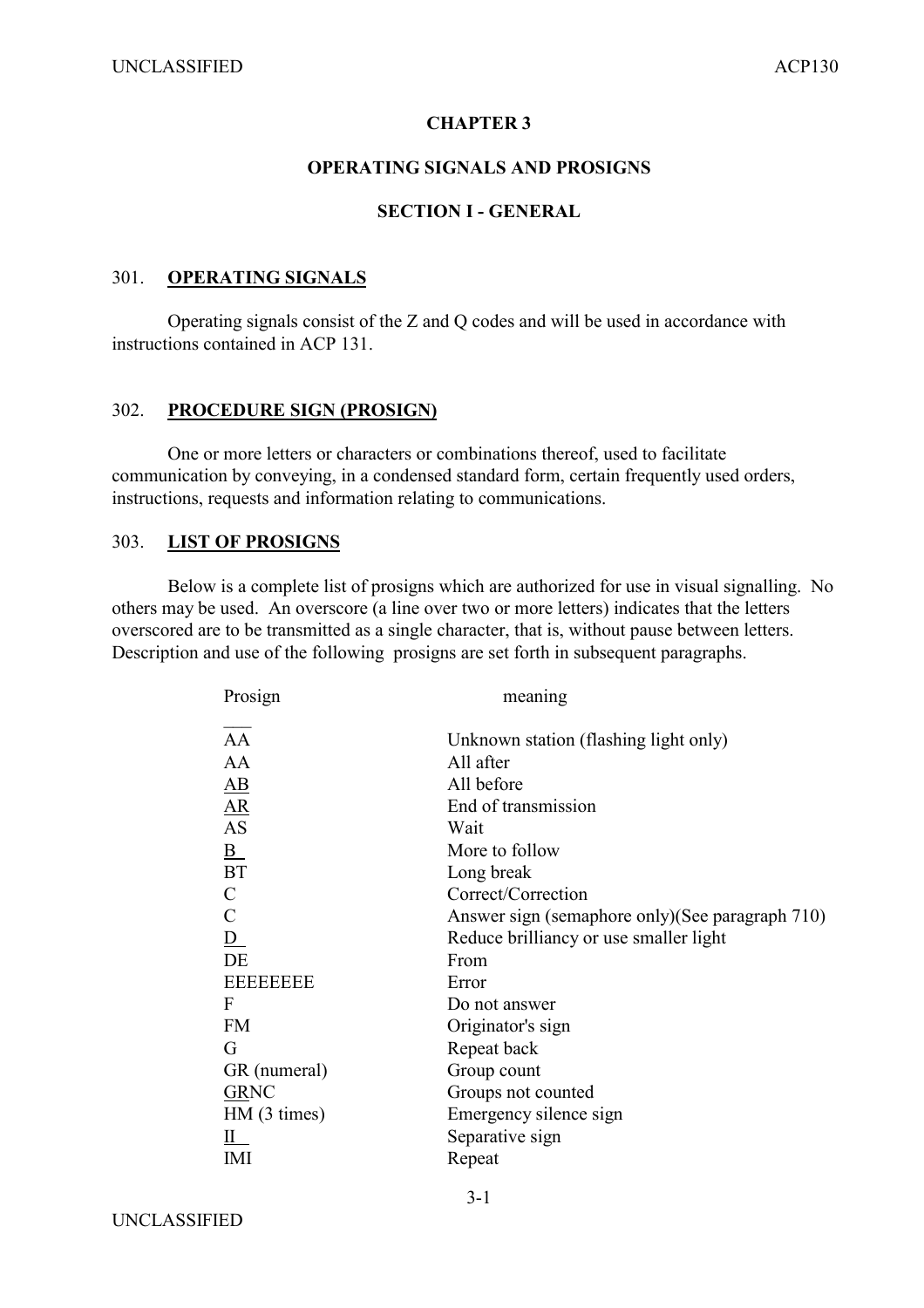# CHAPTER 3

## OPERATING SIGNALS AND PROSIGNS

### SECTION I - GENERAL

301. **OPERATING SIGNALS**

Operating signals consist of the Z and Q codes and will be used in accordance with instructions contained in ACP 131.

302. **PROCEDURE SIGN (PROSIGN)**

One or more letters or characters or combinations thereof, used to facilitate communication by conveying, in a condensed standard form, certain frequently used orders, instructions, requests and information relating to communications.

303. **LIST OF PROSIGNS**

Below is a complete list of prosigns which are authorized for use in visual signalling. No others may be used. An overscore (a line over two or more letters) indicates that the letters overscored are to be transmitted as a single character, that is, without pause between letters. Description and use of the following prosigns are set forth in subsequent paragraphs.

| Prosign | meaning |
|---|---|
| $\overline{\text{AA}}$ | Unknown station (flashing light only) |
| AA | All after |
| <u>AB</u> | All before |
| <u>AR</u> | End of transmission |
| AS | Wait |
| <u>B</u> | More to follow |
| BT | Long break |
| C | Correct/Correction |
| C | Answer sign (semaphore only)(See paragraph 710) |
| <u>D</u> | Reduce brilliancy or use smaller light |
| DE | From |
| EEEEEEEE | Error |
| F | Do not answer |
| FM | Originator's sign |
| G | Repeat back |
| GR (numeral) | Group count |
| <u>GR</u>NC | Groups not counted |
| HM (3 times) | Emergency silence sign |
| <u>II</u> | Separative sign |
| IMI | Repeat |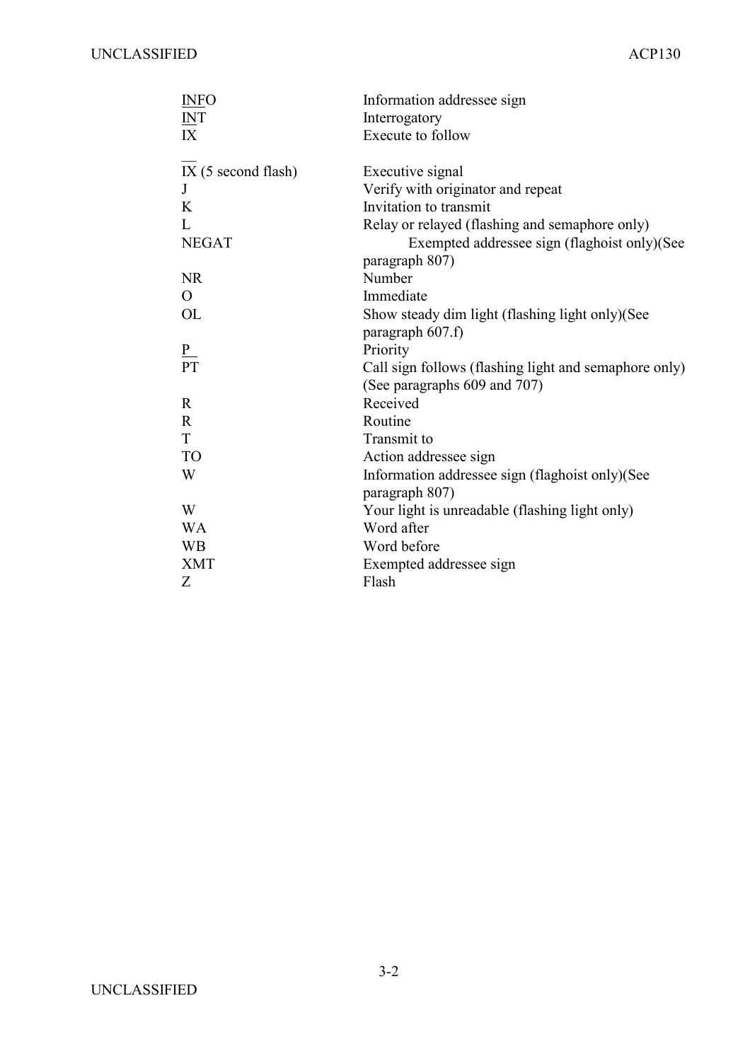| | |
|---|---|
| INFO | Information addressee sign |
| INT | Interrogatory |
| IX | Execute to follow |
| IX (5 second flash) | Executive signal |
| J | Verify with originator and repeat |
| K | Invitation to transmit |
| L | Relay or relayed (flashing and semaphore only) |
| NEGAT | Exempted addressee sign (flaghoist only)(See paragraph 807) |
| NR | Number |
| O | Immediate |
| OL | Show steady dim light (flashing light only)(See paragraph 607.f) |
| P | Priority |
| PT | Call sign follows (flashing light and semaphore only) (See paragraphs 609 and 707) |
| R | Received |
| R | Routine |
| T | Transmit to |
| TO | Action addressee sign |
| W | Information addressee sign (flaghoist only)(See paragraph 807) |
| W | Your light is unreadable (flashing light only) |
| WA | Word after |
| WB | Word before |
| XMT | Exempted addressee sign |
| Z | Flash |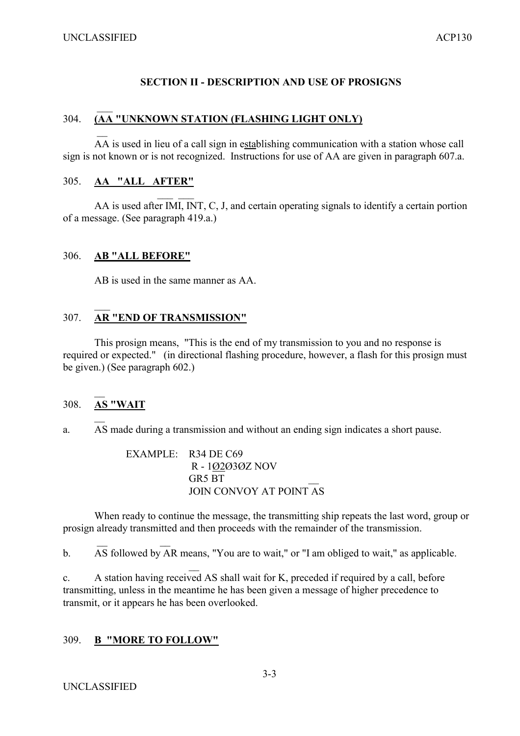## SECTION II - DESCRIPTION AND USE OF PROSIGNS

### 304. (AA "UNKNOWN STATION (FLASHING LIGHT ONLY)

AA is used in lieu of a call sign in establishing communication with a station whose call sign is not known or is not recognized. Instructions for use of AA are given in paragraph 607.a.

### 305. AA "ALL AFTER"

AA is used after IMI, INT, C, J, and certain operating signals to identify a certain portion of a message. (See paragraph 419.a.)

### 306. AB "ALL BEFORE"

AB is used in the same manner as AA.

### 307. AR "END OF TRANSMISSION"

This prosign means, "This is the end of my transmission to you and no response is required or expected." (in directional flashing procedure, however, a flash for this prosign must be given.) (See paragraph 602.)

### 308. AS "WAIT

a. AS made during a transmission and without an ending sign indicates a short pause.

```
EXAMPLE:  R34 DE C69
           R - 1Ø2Ø3ØZ NOV
          GR5 BT
          JOIN CONVOY AT POINT AS
```

When ready to continue the message, the transmitting ship repeats the last word, group or prosign already transmitted and then proceeds with the remainder of the transmission.

b. AS followed by AR means, "You are to wait," or "I am obliged to wait," as applicable.

c. A station having received AS shall wait for K, preceded if required by a call, before transmitting, unless in the meantime he has been given a message of higher precedence to transmit, or it appears he has been overlooked.

### 309. B "MORE TO FOLLOW"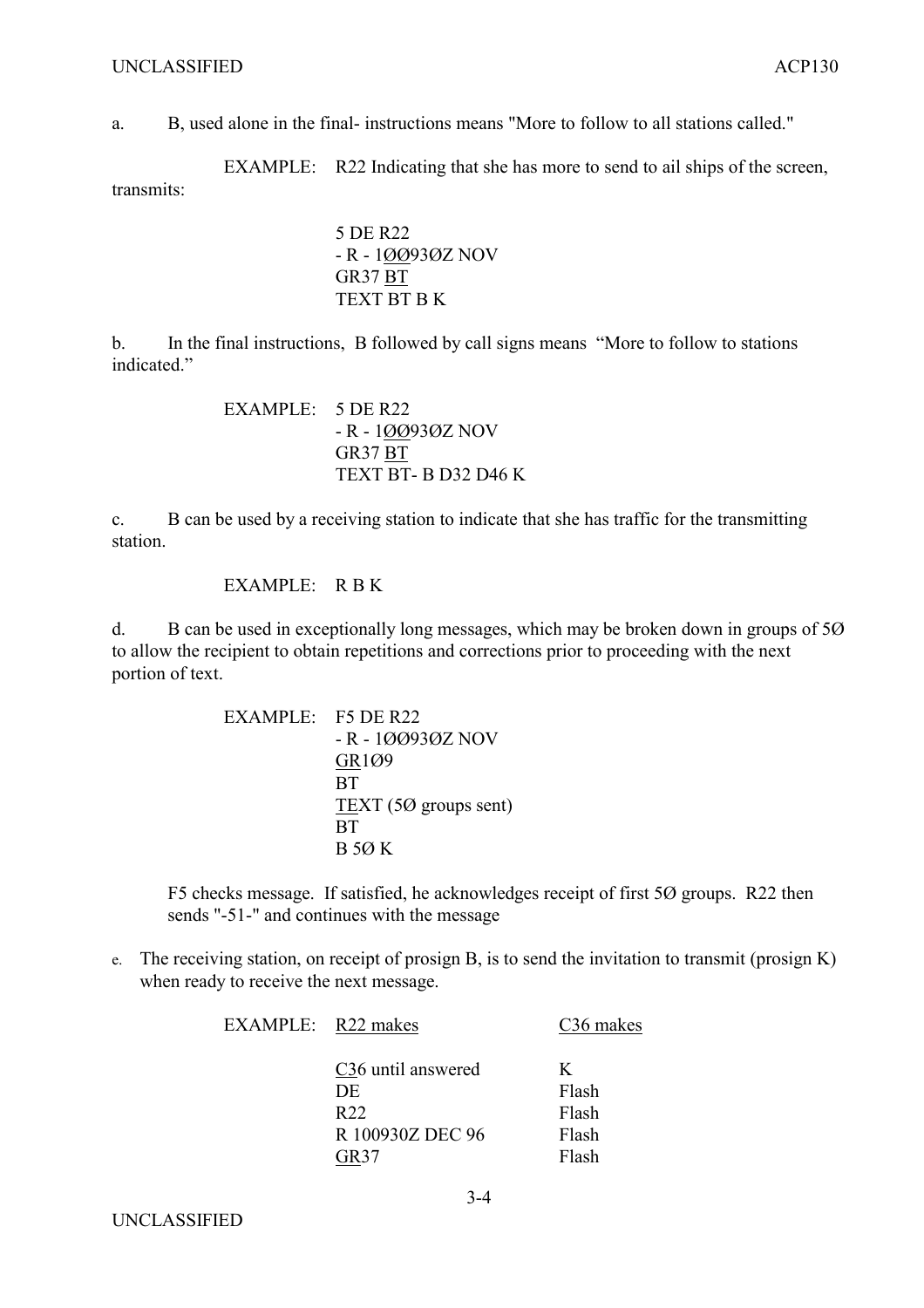a. B, used alone in the final- instructions means "More to follow to all stations called."

EXAMPLE: R22 Indicating that she has more to send to ail ships of the screen, transmits:

```
5 DE R22
- R - 1ØØ93ØZ NOV
GR37 BT
TEXT BT B K
```

b. In the final instructions, B followed by call signs means "More to follow to stations indicated."

EXAMPLE:

```
5 DE R22
- R - 1ØØ93ØZ NOV
GR37 BT
TEXT BT- B D32 D46 K
```

c. B can be used by a receiving station to indicate that she has traffic for the transmitting station.

EXAMPLE: R B K

d. B can be used in exceptionally long messages, which may be broken down in groups of 5Ø to allow the recipient to obtain repetitions and corrections prior to proceeding with the next portion of text.

EXAMPLE:

```
F5 DE R22
- R - 1ØØ93ØZ NOV
GR1Ø9
BT
TEXT (5Ø groups sent)
BT
B 5Ø K
```

F5 checks message. If satisfied, he acknowledges receipt of first 5Ø groups. R22 then sends "-51-" and continues with the message

e. The receiving station, on receipt of prosign B, is to send the invitation to transmit (prosign K) when ready to receive the next message.

EXAMPLE:

| R22 makes | C36 makes |
|---|---|
| C36 until answered | K |
| DE | Flash |
| R22 | Flash |
| R 100930Z DEC 96 | Flash |
| GR37 | Flash |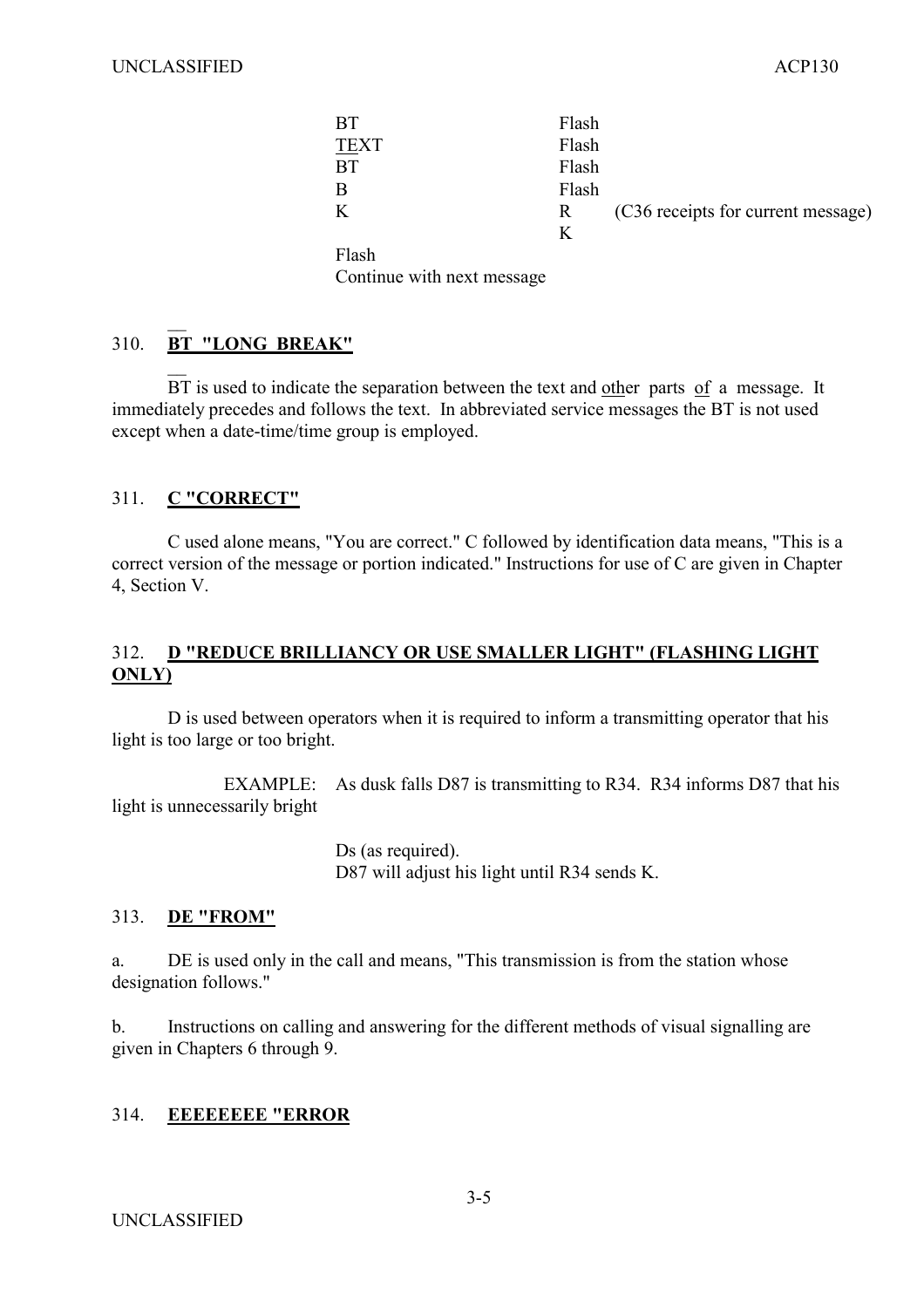| | | |
|---|---|---|
| BT | Flash | |
| TEXT | Flash | |
| BT | Flash | |
| B | Flash | |
| K | R | (C36 receipts for current message) |
| | K | |
| Flash | | |
| Continue with next message | | |

## 310. BT "LONG BREAK"

BT is used to indicate the separation between the text and other parts of a message. It immediately precedes and follows the text. In abbreviated service messages the BT is not used except when a date-time/time group is employed.

## 311. C "CORRECT"

C used alone means, "You are correct." C followed by identification data means, "This is a correct version of the message or portion indicated." Instructions for use of C are given in Chapter 4, Section V.

## 312. D "REDUCE BRILLIANCY OR USE SMALLER LIGHT" (FLASHING LIGHT ONLY)

D is used between operators when it is required to inform a transmitting operator that his light is too large or too bright.

EXAMPLE: As dusk falls D87 is transmitting to R34. R34 informs D87 that his light is unnecessarily bright

Ds (as required).
D87 will adjust his light until R34 sends K.

## 313. DE "FROM"

a. DE is used only in the call and means, "This transmission is from the station whose designation follows."

b. Instructions on calling and answering for the different methods of visual signalling are given in Chapters 6 through 9.

## 314. EEEEEEEE "ERROR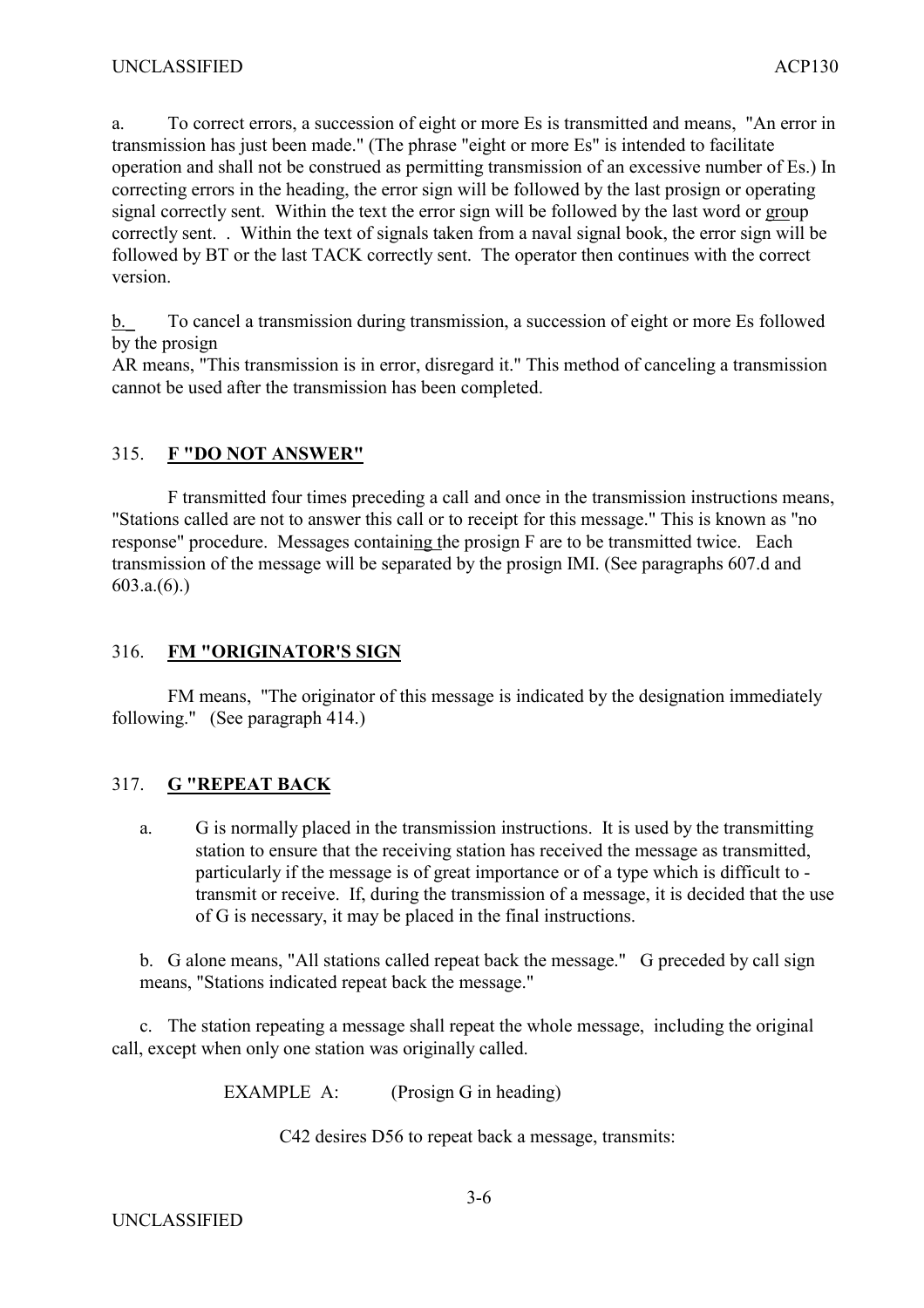a. To correct errors, a succession of eight or more Es is transmitted and means, "An error in transmission has just been made." (The phrase "eight or more Es" is intended to facilitate operation and shall not be construed as permitting transmission of an excessive number of Es.) In correcting errors in the heading, the error sign will be followed by the last prosign or operating signal correctly sent. Within the text the error sign will be followed by the last word or group correctly sent. . Within the text of signals taken from a naval signal book, the error sign will be followed by BT or the last TACK correctly sent. The operator then continues with the correct version.

b. To cancel a transmission during transmission, a succession of eight or more Es followed by the prosign
AR means, "This transmission is in error, disregard it." This method of canceling a transmission cannot be used after the transmission has been completed.

## 315. **F "DO NOT ANSWER"**

F transmitted four times preceding a call and once in the transmission instructions means, "Stations called are not to answer this call or to receipt for this message." This is known as "no response" procedure. Messages containing the prosign F are to be transmitted twice. Each transmission of the message will be separated by the prosign IMI. (See paragraphs 607.d and 603.a.(6).)

## 316. **FM "ORIGINATOR'S SIGN**

FM means, "The originator of this message is indicated by the designation immediately following." (See paragraph 414.)

## 317. **G "REPEAT BACK**

a. G is normally placed in the transmission instructions. It is used by the transmitting station to ensure that the receiving station has received the message as transmitted, particularly if the message is of great importance or of a type which is difficult to - transmit or receive. If, during the transmission of a message, it is decided that the use of G is necessary, it may be placed in the final instructions.

b. G alone means, "All stations called repeat back the message." G preceded by call sign means, "Stations indicated repeat back the message."

c. The station repeating a message shall repeat the whole message, including the original call, except when only one station was originally called.

EXAMPLE A: (Prosign G in heading)

C42 desires D56 to repeat back a message, transmits: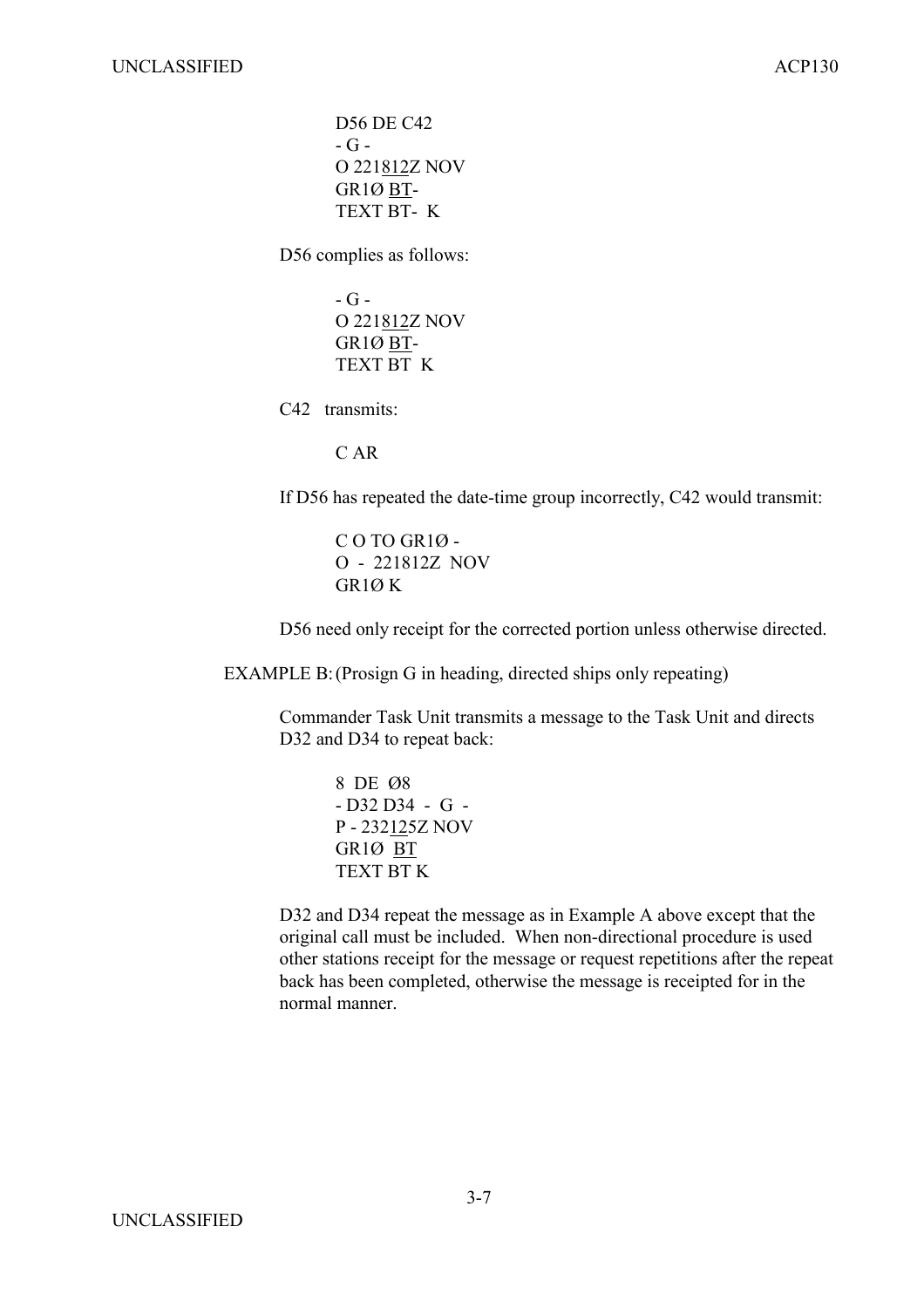D56 DE C42
- G -
O 221<u>812</u>Z NOV
GR1Ø <u>BT</u>-
TEXT BT- K

D56 complies as follows:

- G -
O 221<u>812</u>Z NOV
GR1Ø <u>BT</u>-
TEXT BT K

C42 transmits:

C AR

If D56 has repeated the date-time group incorrectly, C42 would transmit:

C O TO GR1Ø -
O - 221812Z NOV
GR1Ø K

D56 need only receipt for the corrected portion unless otherwise directed.

EXAMPLE B: (Prosign G in heading, directed ships only repeating)

Commander Task Unit transmits a message to the Task Unit and directs D32 and D34 to repeat back:

8 DE Ø8
- D32 D34 - G -
P - 232<u>12</u>5Z NOV
GR1Ø <u>BT</u>
TEXT BT K

D32 and D34 repeat the message as in Example A above except that the original call must be included. When non-directional procedure is used other stations receipt for the message or request repetitions after the repeat back has been completed, otherwise the message is receipted for in the normal manner.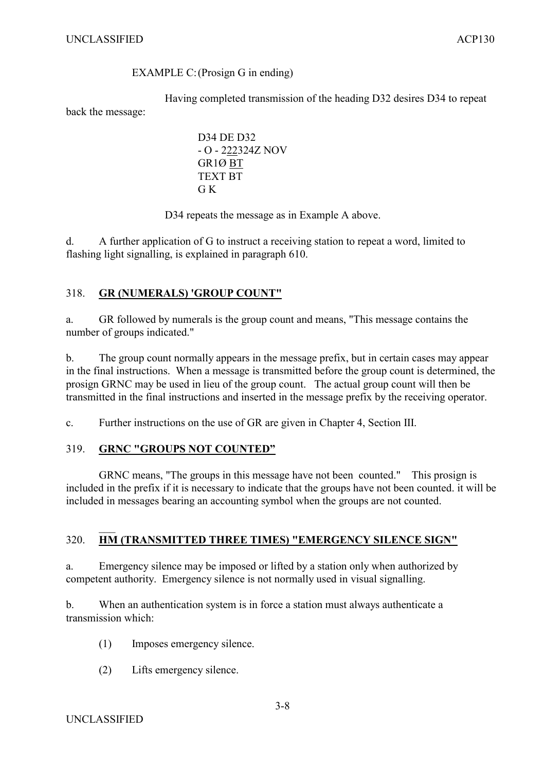EXAMPLE C: (Prosign G in ending)

Having completed transmission of the heading D32 desires D34 to repeat back the message:

```
D34 DE D32
- O - 222324Z NOV
GR1Ø BT
TEXT BT
G K
```

D34 repeats the message as in Example A above.

d. A further application of G to instruct a receiving station to repeat a word, limited to flashing light signalling, is explained in paragraph 610.

## 318. GR (NUMERALS) 'GROUP COUNT"

a. GR followed by numerals is the group count and means, "This message contains the number of groups indicated."

b. The group count normally appears in the message prefix, but in certain cases may appear in the final instructions. When a message is transmitted before the group count is determined, the prosign GRNC may be used in lieu of the group count. The actual group count will then be transmitted in the final instructions and inserted in the message prefix by the receiving operator.

c. Further instructions on the use of GR are given in Chapter 4, Section III.

## 319. GRNC "GROUPS NOT COUNTED"

GRNC means, "The groups in this message have not been counted." This prosign is included in the prefix if it is necessary to indicate that the groups have not been counted. it will be included in messages bearing an accounting symbol when the groups are not counted.

## 320. HM (TRANSMITTED THREE TIMES) "EMERGENCY SILENCE SIGN"

a. Emergency silence may be imposed or lifted by a station only when authorized by competent authority. Emergency silence is not normally used in visual signalling.

b. When an authentication system is in force a station must always authenticate a transmission which:

(1) Imposes emergency silence.

(2) Lifts emergency silence.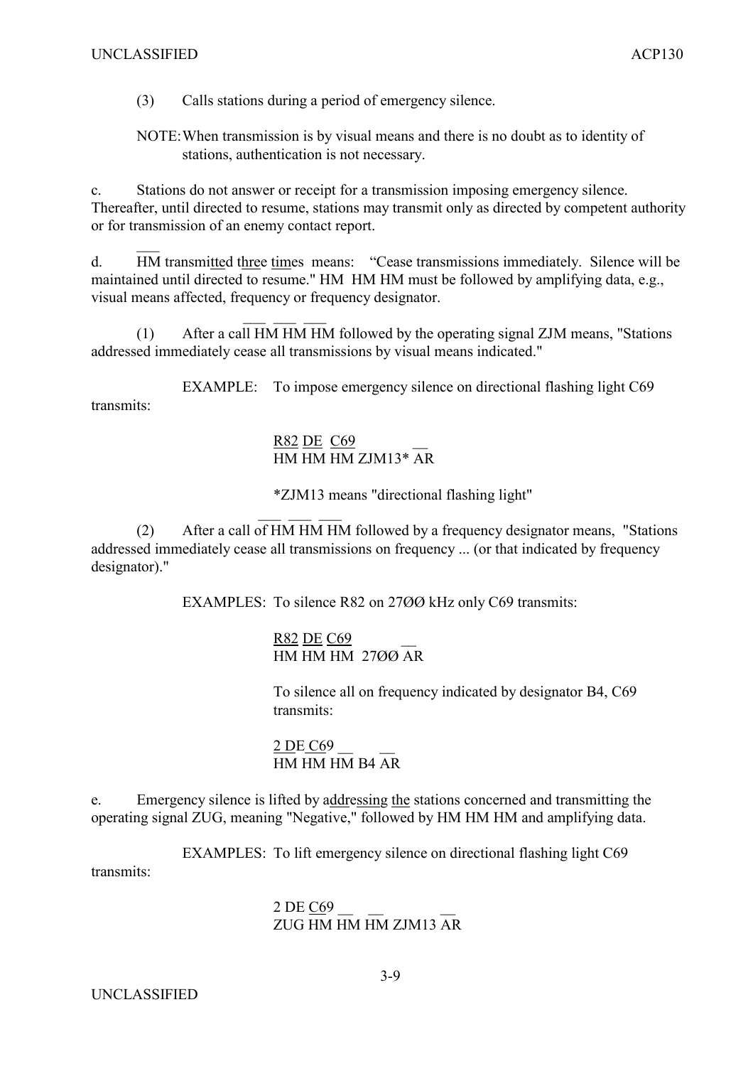(3) Calls stations during a period of emergency silence.

NOTE: When transmission is by visual means and there is no doubt as to identity of stations, authentication is not necessary.

c. Stations do not answer or receipt for a transmission imposing emergency silence. Thereafter, until directed to resume, stations may transmit only as directed by competent authority or for transmission of an enemy contact report.

d. HM transmitted three times means: "Cease transmissions immediately. Silence will be maintained until directed to resume." HM HM HM must be followed by amplifying data, e.g., visual means affected, frequency or frequency designator.

(1) After a call HM HM HM followed by the operating signal ZJM means, "Stations addressed immediately cease all transmissions by visual means indicated."

EXAMPLE: To impose emergency silence on directional flashing light C69 transmits:

R82 DE C69
HM HM HM ZJM13* AR

*ZJM13 means "directional flashing light"

(2) After a call of HM HM HM followed by a frequency designator means, "Stations addressed immediately cease all transmissions on frequency ... (or that indicated by frequency designator)."

EXAMPLES: To silence R82 on 27ØØ kHz only C69 transmits:

R82 DE C69
HM HM HM 27ØØ AR

To silence all on frequency indicated by designator B4, C69 transmits:

2 DE C69
HM HM HM B4 AR

e. Emergency silence is lifted by addressing the stations concerned and transmitting the operating signal ZUG, meaning "Negative," followed by HM HM HM and amplifying data.

EXAMPLES: To lift emergency silence on directional flashing light C69 transmits:

2 DE C69
ZUG HM HM HM ZJM13 AR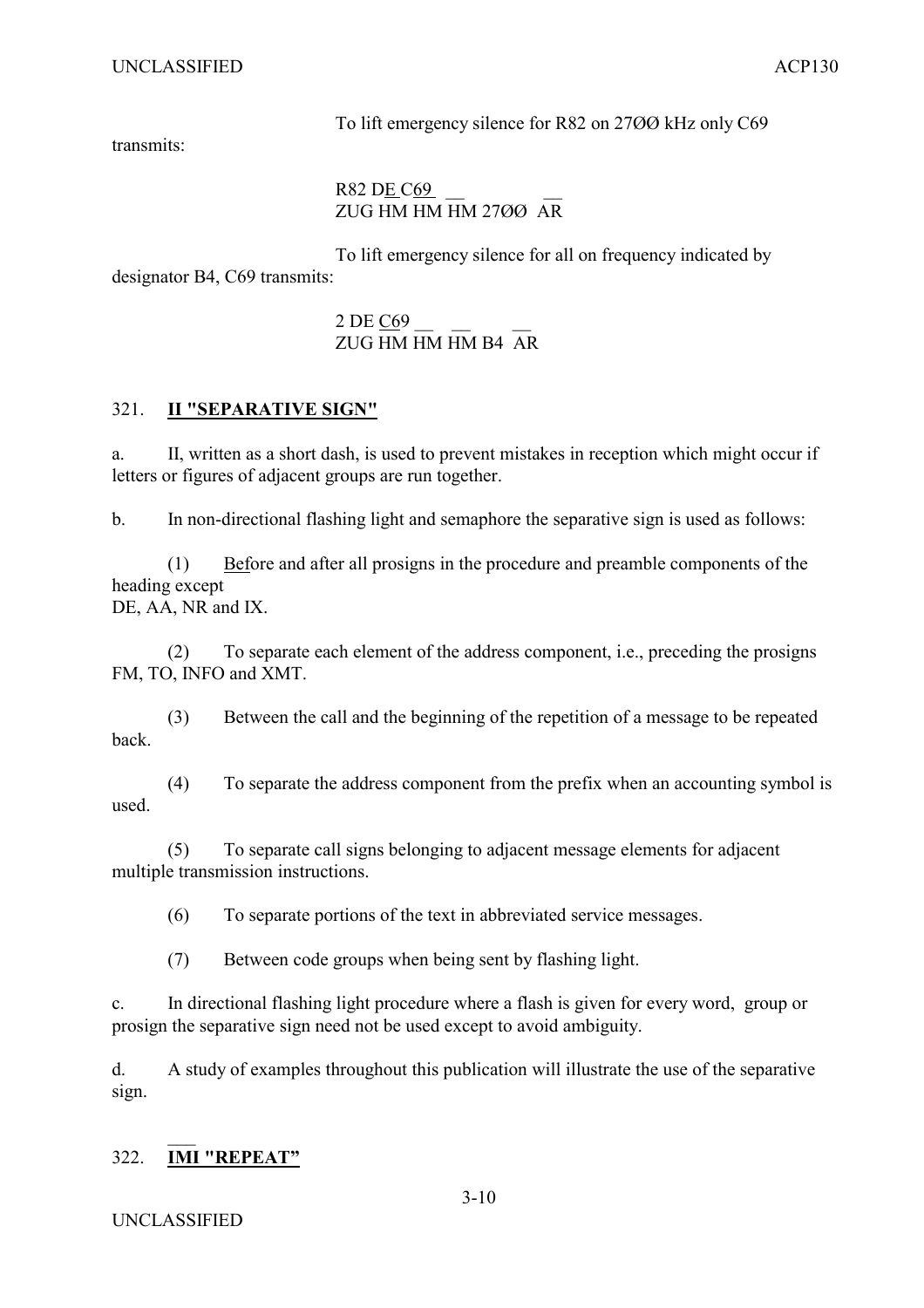To lift emergency silence for R82 on 27ØØ kHz only C69 transmits:

R82 DE C69
ZUG HM HM HM 27ØØ AR

To lift emergency silence for all on frequency indicated by designator B4, C69 transmits:

2 DE C69
ZUG HM HM HM B4 AR

## 321. **II "SEPARATIVE SIGN"**

a. II, written as a short dash, is used to prevent mistakes in reception which might occur if letters or figures of adjacent groups are run together.

b. In non-directional flashing light and semaphore the separative sign is used as follows:

(1) Before and after all prosigns in the procedure and preamble components of the heading except DE, AA, NR and IX.

(2) To separate each element of the address component, i.e., preceding the prosigns FM, TO, INFO and XMT.

(3) Between the call and the beginning of the repetition of a message to be repeated back.

(4) To separate the address component from the prefix when an accounting symbol is used.

(5) To separate call signs belonging to adjacent message elements for adjacent multiple transmission instructions.

(6) To separate portions of the text in abbreviated service messages.

(7) Between code groups when being sent by flashing light.

c. In directional flashing light procedure where a flash is given for every word, group or prosign the separative sign need not be used except to avoid ambiguity.

d. A study of examples throughout this publication will illustrate the use of the separative sign.

## 322. **IMI "REPEAT"**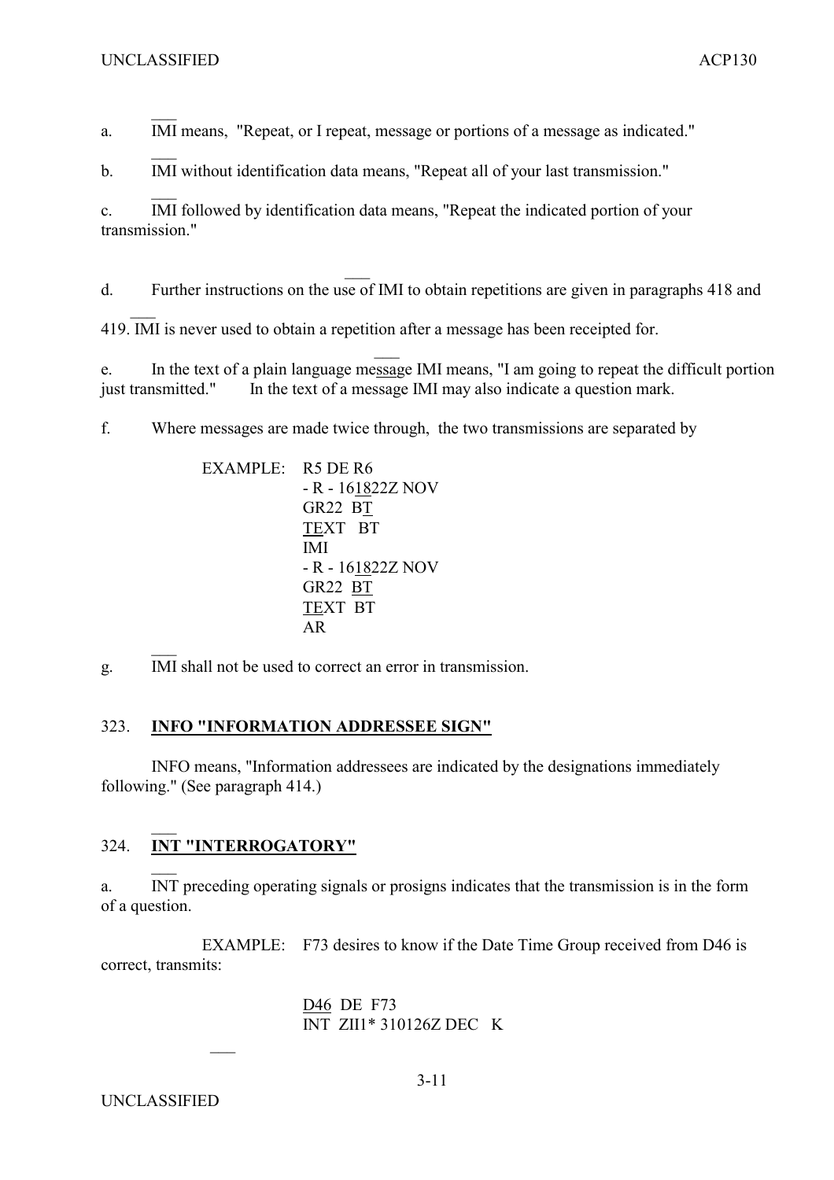a. IMI means, "Repeat, or I repeat, message or portions of a message as indicated."

b. IMI without identification data means, "Repeat all of your last transmission."

c. IMI followed by identification data means, "Repeat the indicated portion of your transmission."

d. Further instructions on the use of IMI to obtain repetitions are given in paragraphs 418 and 419. IMI is never used to obtain a repetition after a message has been receipted for.

e. In the text of a plain language message IMI means, "I am going to repeat the difficult portion just transmitted." In the text of a message IMI may also indicate a question mark.

f. Where messages are made twice through, the two transmissions are separated by

```
EXAMPLE:   R5 DE R6
           - R - 161822Z NOV
           GR22  BT
           TEXT   BT
           IMI
           - R - 161822Z NOV
           GR22  BT
           TEXT  BT
           AR
```

g. IMI shall not be used to correct an error in transmission.

## 323. **INFO "INFORMATION ADDRESSEE SIGN"**

INFO means, "Information addressees are indicated by the designations immediately following." (See paragraph 414.)

## 324. **INT "INTERROGATORY"**

a. INT preceding operating signals or prosigns indicates that the transmission is in the form of a question.

EXAMPLE: F73 desires to know if the Date Time Group received from D46 is correct, transmits:

```
D46  DE  F73
INT  ZII1* 310126Z DEC   K
```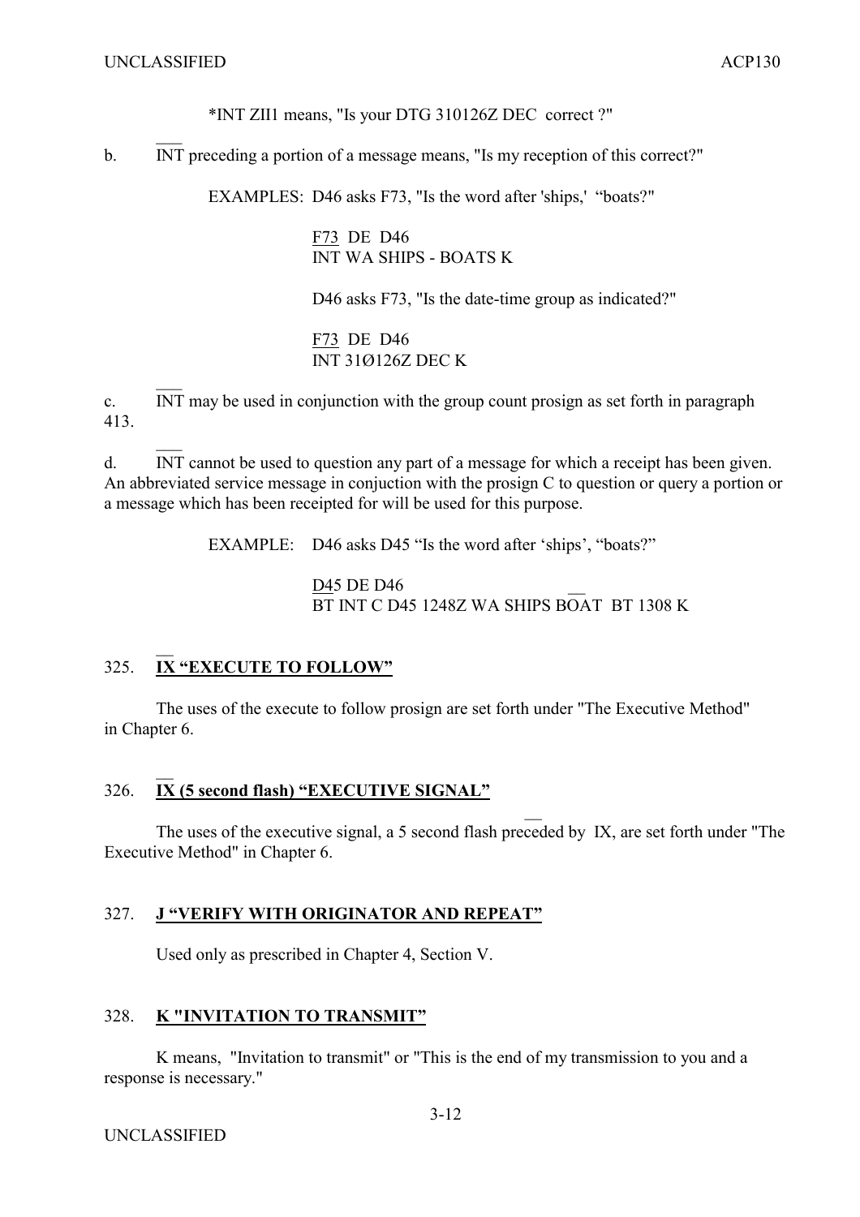*INT ZII1 means, "Is your DTG 310126Z DEC correct ?"

b. INT preceding a portion of a message means, "Is my reception of this correct?"

EXAMPLES: D46 asks F73, "Is the word after 'ships,' "boats?"

F73 DE D46
INT WA SHIPS - BOATS K

D46 asks F73, "Is the date-time group as indicated?"

F73 DE D46
INT 31Ø126Z DEC K

c. INT may be used in conjunction with the group count prosign as set forth in paragraph 413.

d. INT cannot be used to question any part of a message for which a receipt has been given. An abbreviated service message in conjuction with the prosign C to question or query a portion or a message which has been receipted for will be used for this purpose.

EXAMPLE: D46 asks D45 "Is the word after 'ships', "boats?"

D45 DE D46
BT INT C D45 1248Z WA SHIPS BOAT BT 1308 K

## 325. IX "EXECUTE TO FOLLOW"

The uses of the execute to follow prosign are set forth under "The Executive Method" in Chapter 6.

## 326. IX (5 second flash) "EXECUTIVE SIGNAL"

The uses of the executive signal, a 5 second flash preceded by IX, are set forth under "The Executive Method" in Chapter 6.

## 327. J "VERIFY WITH ORIGINATOR AND REPEAT"

Used only as prescribed in Chapter 4, Section V.

## 328. K "INVITATION TO TRANSMIT"

K means, "Invitation to transmit" or "This is the end of my transmission to you and a response is necessary."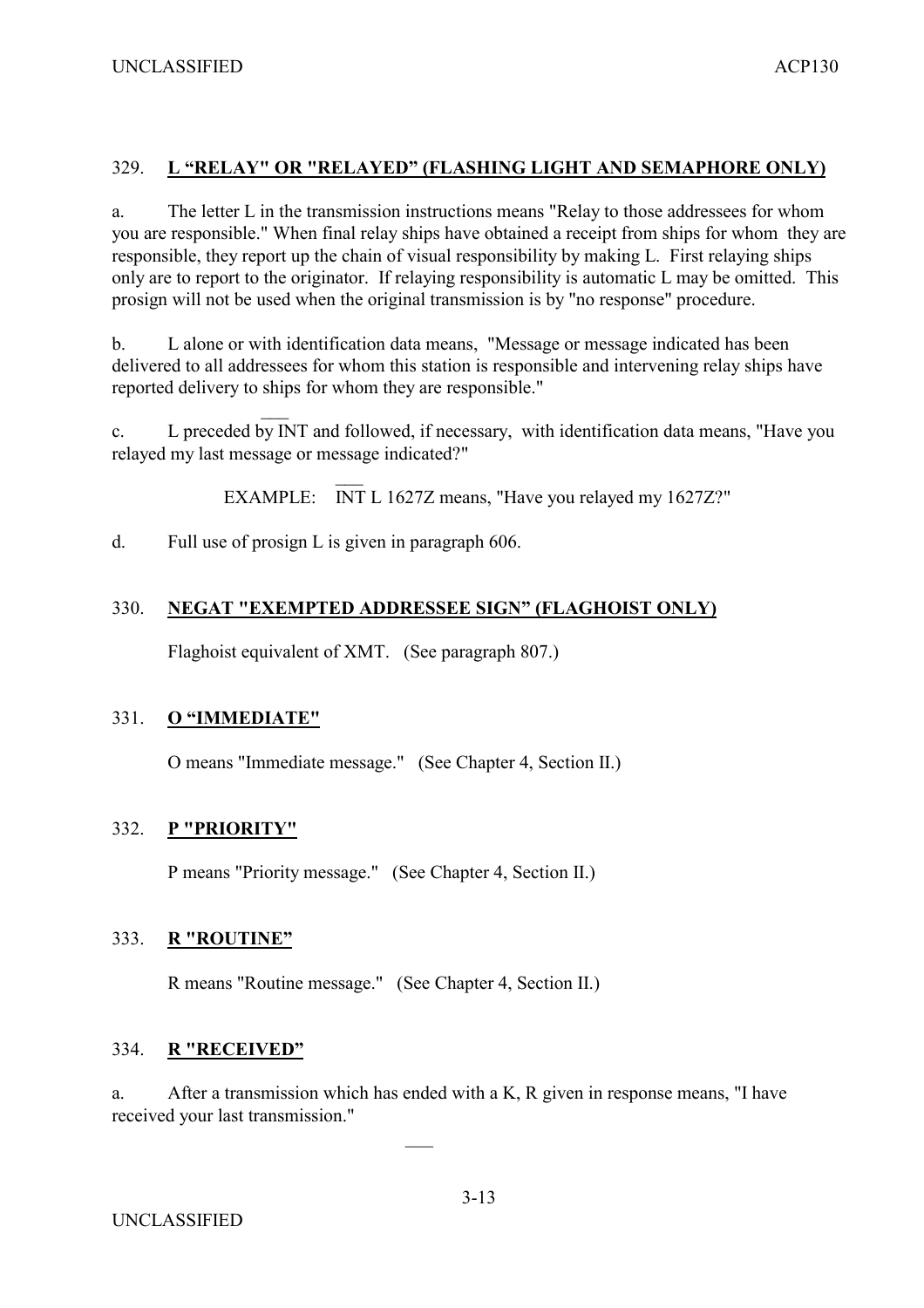### 329. **L "RELAY" OR "RELAYED" (FLASHING LIGHT AND SEMAPHORE ONLY)**

a. The letter L in the transmission instructions means "Relay to those addressees for whom you are responsible." When final relay ships have obtained a receipt from ships for whom they are responsible, they report up the chain of visual responsibility by making L. First relaying ships only are to report to the originator. If relaying responsibility is automatic L may be omitted. This prosign will not be used when the original transmission is by "no response" procedure.

b. L alone or with identification data means, "Message or message indicated has been delivered to all addressees for whom this station is responsible and intervening relay ships have reported delivery to ships for whom they are responsible."

c. L preceded by $\overline{\text{INT}}$ and followed, if necessary, with identification data means, "Have you relayed my last message or message indicated?"

EXAMPLE: $\overline{\text{INT}}$ L 1627Z means, "Have you relayed my 1627Z?"

d. Full use of prosign L is given in paragraph 606.

### 330. **NEGAT "EXEMPTED ADDRESSEE SIGN" (FLAGHOIST ONLY)**

Flaghoist equivalent of XMT. (See paragraph 807.)

### 331. **O "IMMEDIATE"**

O means "Immediate message." (See Chapter 4, Section II.)

### 332. **P "PRIORITY"**

P means "Priority message." (See Chapter 4, Section II.)

### 333. **R "ROUTINE"**

R means "Routine message." (See Chapter 4, Section II.)

### 334. **R "RECEIVED"**

a. After a transmission which has ended with a K, R given in response means, "I have received your last transmission."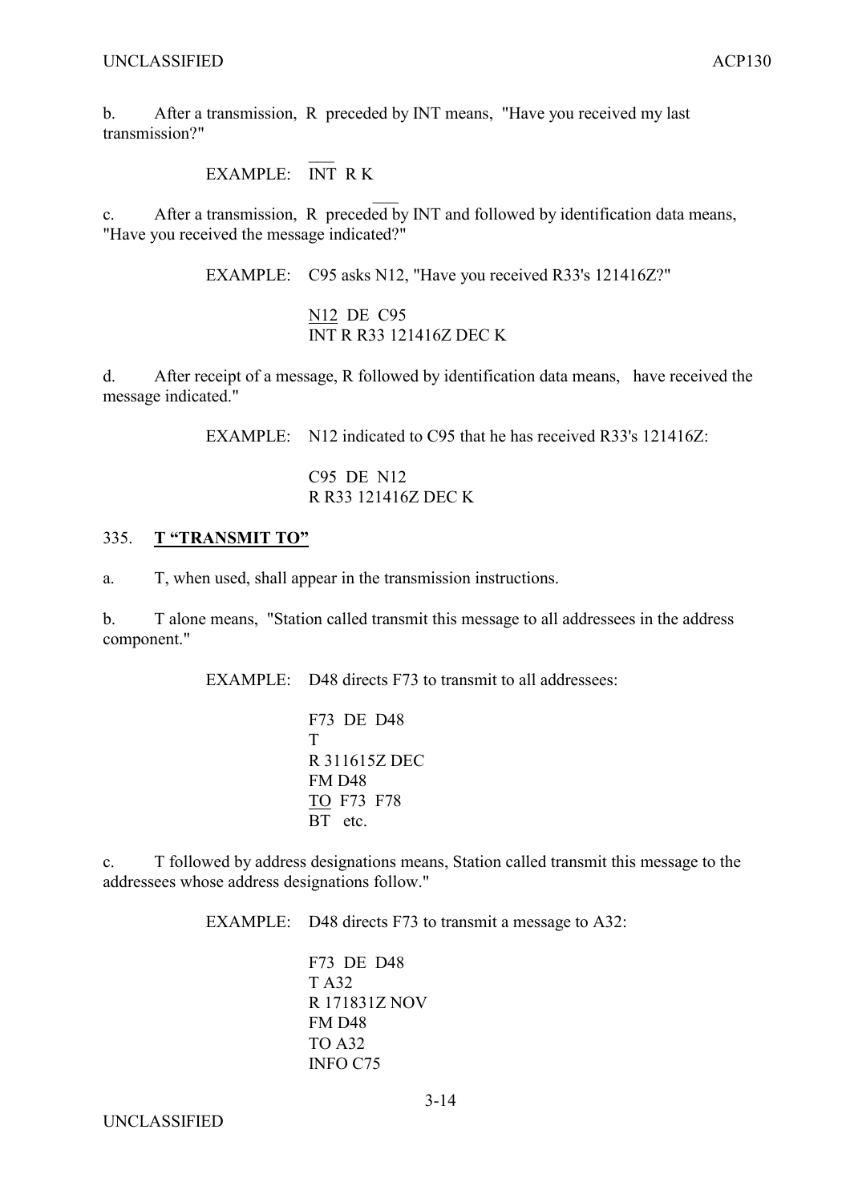b. After a transmission, R preceded by INT means, "Have you received my last transmission?"

EXAMPLE: INT R K

c. After a transmission, R preceded by INT and followed by identification data means, "Have you received the message indicated?"

EXAMPLE: C95 asks N12, "Have you received R33's 121416Z?"

N12 DE C95
INT R R33 121416Z DEC K

d. After receipt of a message, R followed by identification data means, have received the message indicated."

EXAMPLE: N12 indicated to C95 that he has received R33's 121416Z:

C95 DE N12
R R33 121416Z DEC K

## 335. T "TRANSMIT TO"

a. T, when used, shall appear in the transmission instructions.

b. T alone means, "Station called transmit this message to all addressees in the address component."

EXAMPLE: D48 directs F73 to transmit to all addressees:

F73 DE D48
T
R 311615Z DEC
FM D48
TO F73 F78
BT etc.

c. T followed by address designations means, Station called transmit this message to the addressees whose address designations follow."

EXAMPLE: D48 directs F73 to transmit a message to A32:

F73 DE D48
T A32
R 171831Z NOV
FM D48
TO A32
INFO C75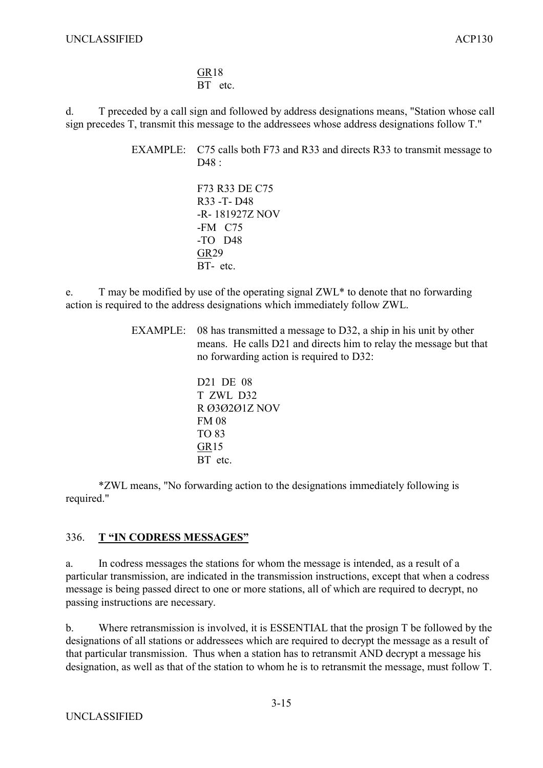GR18
BT etc.

d. T preceded by a call sign and followed by address designations means, "Station whose call sign precedes T, transmit this message to the addressees whose address designations follow T."

EXAMPLE: C75 calls both F73 and R33 and directs R33 to transmit message to D48 :

```
F73 R33 DE C75
R33 -T- D48
-R- 181927Z NOV
-FM   C75
-TO   D48
GR29
BT-  etc.
```

e. T may be modified by use of the operating signal ZWL* to denote that no forwarding action is required to the address designations which immediately follow ZWL.

EXAMPLE: 08 has transmitted a message to D32, a ship in his unit by other means. He calls D21 and directs him to relay the message but that no forwarding action is required to D32:

```
D21  DE  08
T  ZWL  D32
R Ø3Ø2Ø1Z NOV
FM 08
TO 83
GR15
BT  etc.
```

*ZWL means, "No forwarding action to the designations immediately following is required."

## 336. **T "IN CODRESS MESSAGES"**

a. In codress messages the stations for whom the message is intended, as a result of a particular transmission, are indicated in the transmission instructions, except that when a codress message is being passed direct to one or more stations, all of which are required to decrypt, no passing instructions are necessary.

b. Where retransmission is involved, it is ESSENTIAL that the prosign T be followed by the designations of all stations or addressees which are required to decrypt the message as a result of that particular transmission. Thus when a station has to retransmit AND decrypt a message his designation, as well as that of the station to whom he is to retransmit the message, must follow T.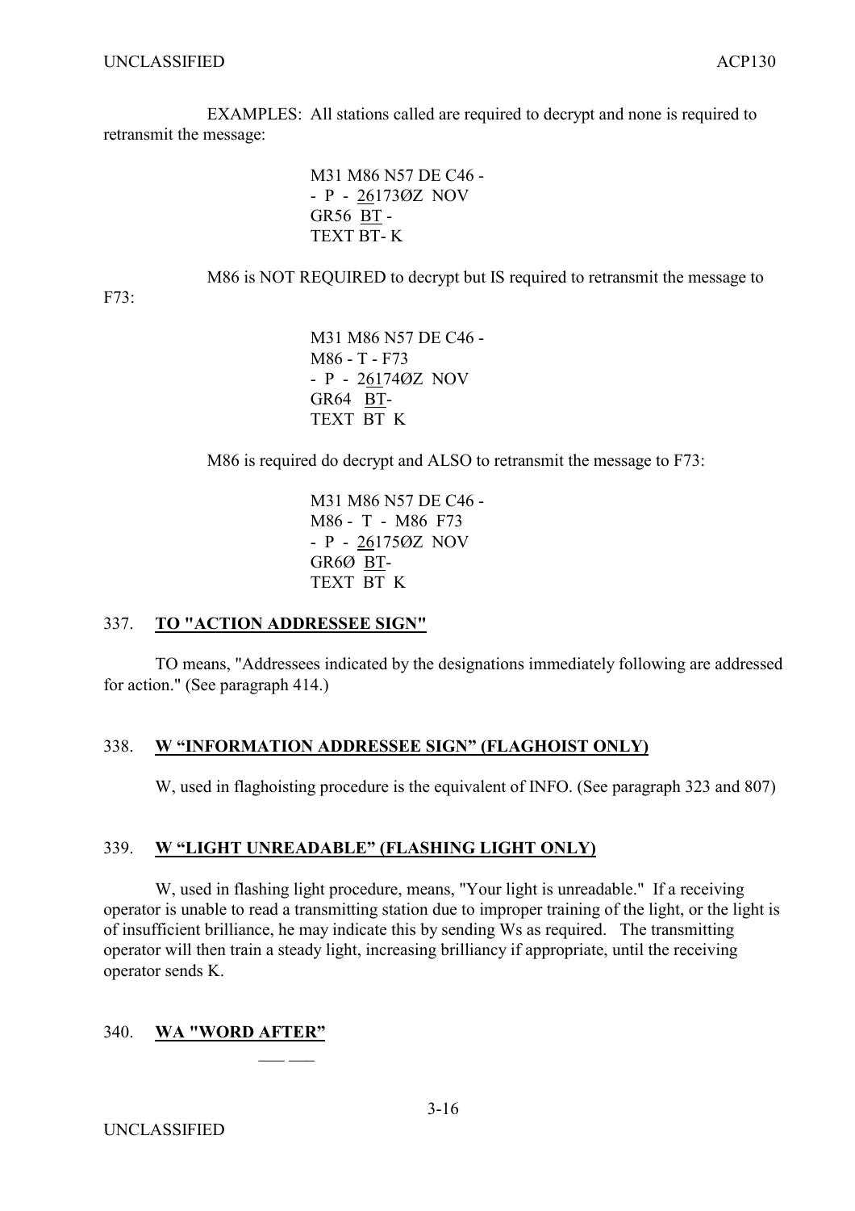EXAMPLES: All stations called are required to decrypt and none is required to retransmit the message:

```
M31 M86 N57 DE C46 -
- P - 26173ØZ NOV
GR56 BT -
TEXT BT- K
```

M86 is NOT REQUIRED to decrypt but IS required to retransmit the message to F73:

```
M31 M86 N57 DE C46 -
M86 - T - F73
- P - 26174ØZ NOV
GR64 BT-
TEXT BT K
```

M86 is required do decrypt and ALSO to retransmit the message to F73:

```
M31 M86 N57 DE C46 -
M86 - T - M86 F73
- P - 26175ØZ NOV
GR6Ø BT-
TEXT BT K
```

## 337. TO "ACTION ADDRESSEE SIGN"

TO means, "Addressees indicated by the designations immediately following are addressed for action." (See paragraph 414.)

## 338. W "INFORMATION ADDRESSEE SIGN" (FLAGHOIST ONLY)

W, used in flaghoisting procedure is the equivalent of INFO. (See paragraph 323 and 807)

## 339. W "LIGHT UNREADABLE" (FLASHING LIGHT ONLY)

W, used in flashing light procedure, means, "Your light is unreadable." If a receiving operator is unable to read a transmitting station due to improper training of the light, or the light is of insufficient brilliance, he may indicate this by sending Ws as required. The transmitting operator will then train a steady light, increasing brilliancy if appropriate, until the receiving operator sends K.

## 340. WA "WORD AFTER"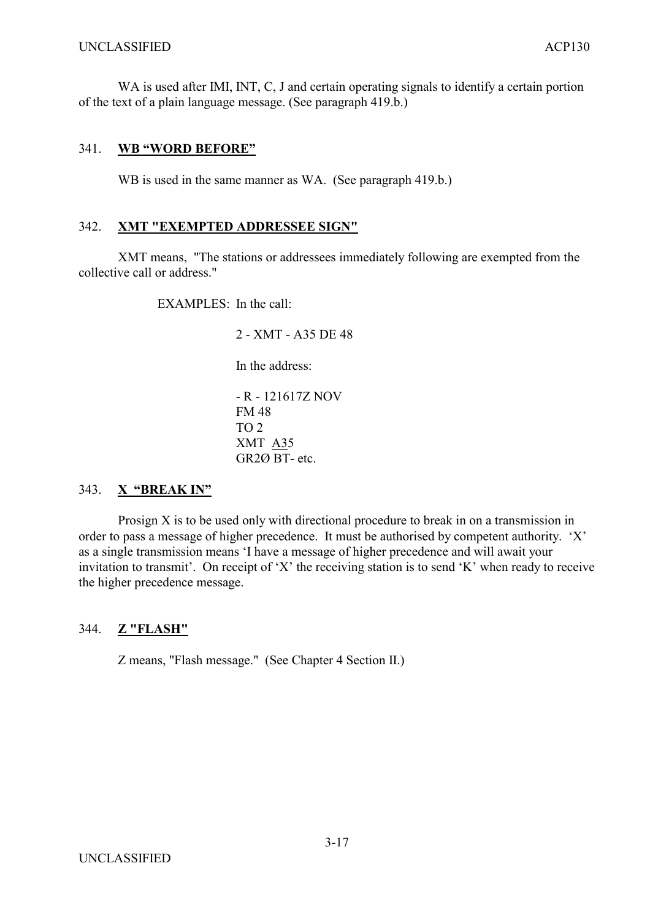WA is used after IMI, INT, C, J and certain operating signals to identify a certain portion of the text of a plain language message. (See paragraph 419.b.)

341. **<u>WB "WORD BEFORE"</u>**

WB is used in the same manner as WA. (See paragraph 419.b.)

342. **<u>XMT "EXEMPTED ADDRESSEE SIGN"</u>**

XMT means, "The stations or addressees immediately following are exempted from the collective call or address."

EXAMPLES: In the call:

2 - XMT - A35 DE 48

In the address:

- R - 121617Z NOV
FM 48
TO 2
XMT <u>A3</u>5
GR2Ø BT- etc.

343. **<u>X "BREAK IN"</u>**

Prosign X is to be used only with directional procedure to break in on a transmission in order to pass a message of higher precedence. It must be authorised by competent authority. 'X' as a single transmission means 'I have a message of higher precedence and will await your invitation to transmit'. On receipt of 'X' the receiving station is to send 'K' when ready to receive the higher precedence message.

344. **<u>Z "FLASH"</u>**

Z means, "Flash message." (See Chapter 4 Section II.)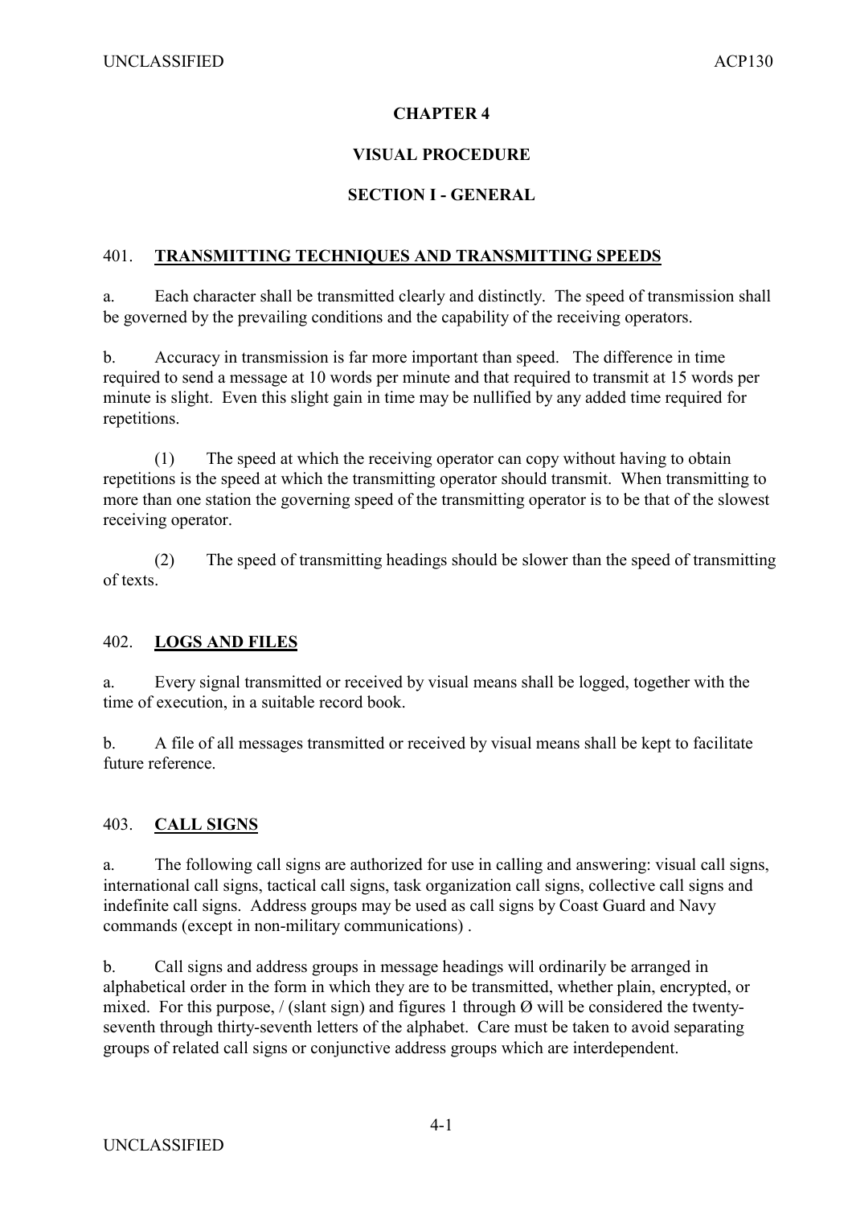# CHAPTER 4

# VISUAL PROCEDURE

## SECTION I - GENERAL

### 401. **TRANSMITTING TECHNIQUES AND TRANSMITTING SPEEDS**

a. Each character shall be transmitted clearly and distinctly. The speed of transmission shall be governed by the prevailing conditions and the capability of the receiving operators.

b. Accuracy in transmission is far more important than speed. The difference in time required to send a message at 10 words per minute and that required to transmit at 15 words per minute is slight. Even this slight gain in time may be nullified by any added time required for repetitions.

(1) The speed at which the receiving operator can copy without having to obtain repetitions is the speed at which the transmitting operator should transmit. When transmitting to more than one station the governing speed of the transmitting operator is to be that of the slowest receiving operator.

(2) The speed of transmitting headings should be slower than the speed of transmitting of texts.

### 402. **LOGS AND FILES**

a. Every signal transmitted or received by visual means shall be logged, together with the time of execution, in a suitable record book.

b. A file of all messages transmitted or received by visual means shall be kept to facilitate future reference.

### 403. **CALL SIGNS**

a. The following call signs are authorized for use in calling and answering: visual call signs, international call signs, tactical call signs, task organization call signs, collective call signs and indefinite call signs. Address groups may be used as call signs by Coast Guard and Navy commands (except in non-military communications) .

b. Call signs and address groups in message headings will ordinarily be arranged in alphabetical order in the form in which they are to be transmitted, whether plain, encrypted, or mixed. For this purpose, / (slant sign) and figures 1 through Ø will be considered the twenty-seventh through thirty-seventh letters of the alphabet. Care must be taken to avoid separating groups of related call signs or conjunctive address groups which are interdependent.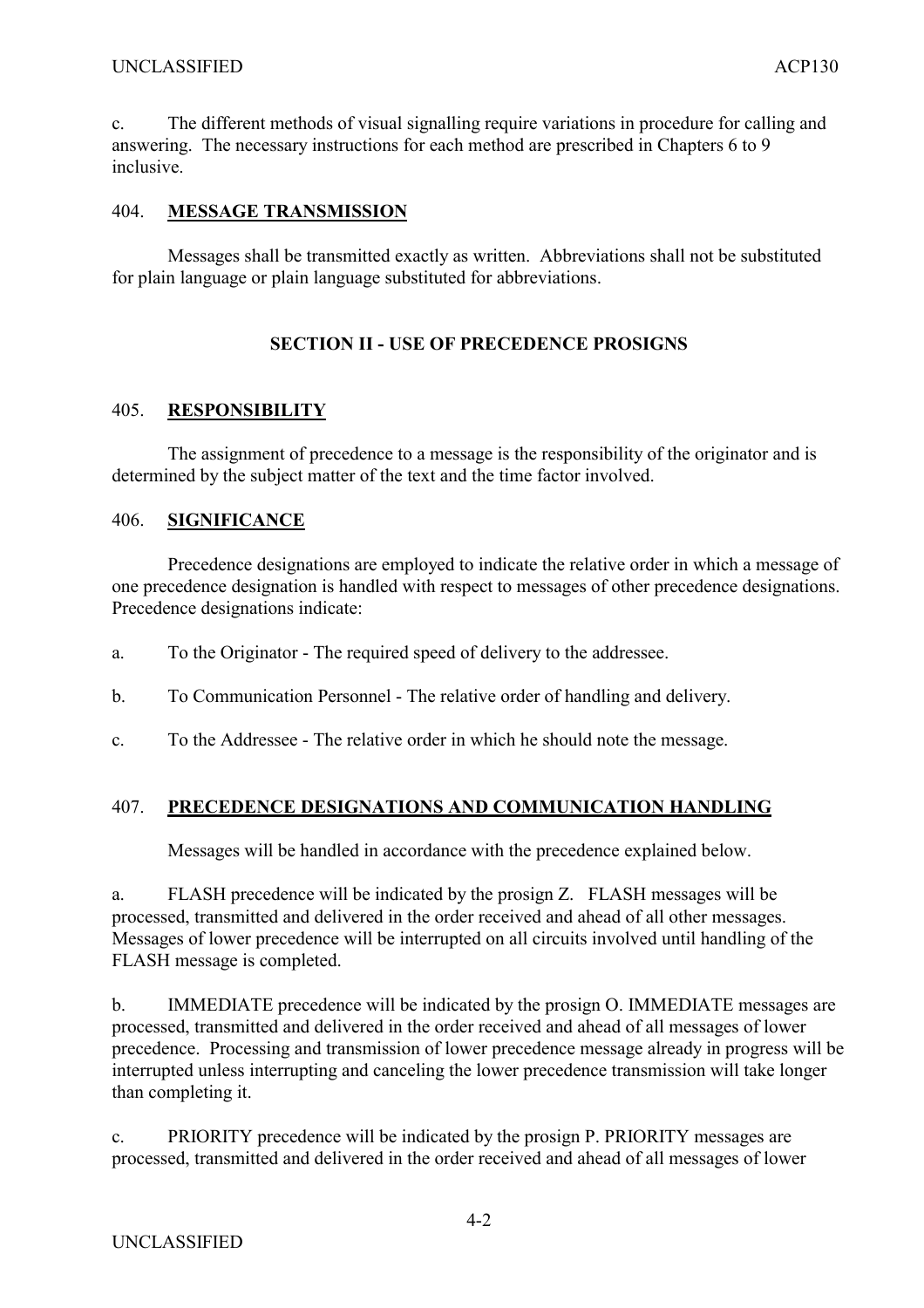c. The different methods of visual signalling require variations in procedure for calling and answering. The necessary instructions for each method are prescribed in Chapters 6 to 9 inclusive.

### 404. **MESSAGE TRANSMISSION**

Messages shall be transmitted exactly as written. Abbreviations shall not be substituted for plain language or plain language substituted for abbreviations.

## SECTION II - USE OF PRECEDENCE PROSIGNS

### 405. **RESPONSIBILITY**

The assignment of precedence to a message is the responsibility of the originator and is determined by the subject matter of the text and the time factor involved.

### 406. **SIGNIFICANCE**

Precedence designations are employed to indicate the relative order in which a message of one precedence designation is handled with respect to messages of other precedence designations. Precedence designations indicate:

a. To the Originator - The required speed of delivery to the addressee.

b. To Communication Personnel - The relative order of handling and delivery.

c. To the Addressee - The relative order in which he should note the message.

### 407. **PRECEDENCE DESIGNATIONS AND COMMUNICATION HANDLING**

Messages will be handled in accordance with the precedence explained below.

a. FLASH precedence will be indicated by the prosign Z. FLASH messages will be processed, transmitted and delivered in the order received and ahead of all other messages. Messages of lower precedence will be interrupted on all circuits involved until handling of the FLASH message is completed.

b. IMMEDIATE precedence will be indicated by the prosign O. IMMEDIATE messages are processed, transmitted and delivered in the order received and ahead of all messages of lower precedence. Processing and transmission of lower precedence message already in progress will be interrupted unless interrupting and canceling the lower precedence transmission will take longer than completing it.

c. PRIORITY precedence will be indicated by the prosign P. PRIORITY messages are processed, transmitted and delivered in the order received and ahead of all messages of lower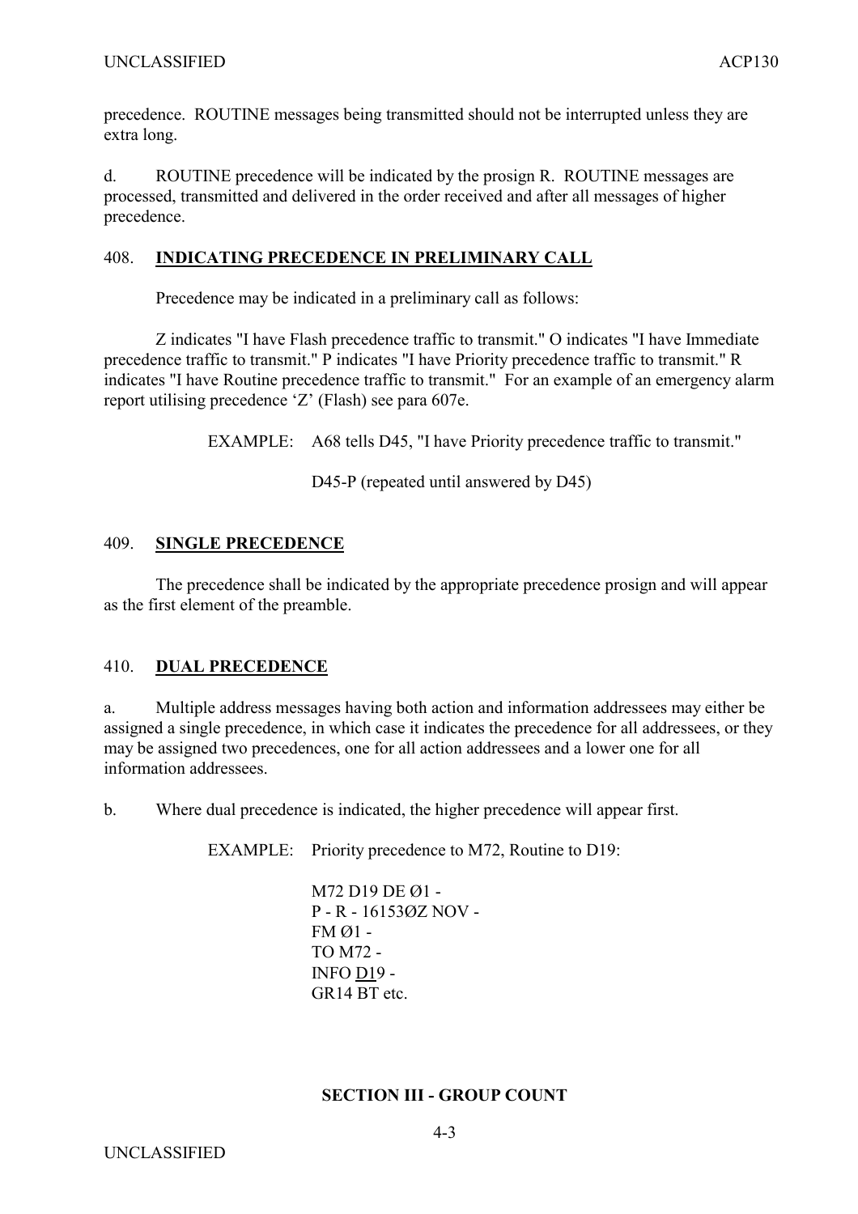precedence. ROUTINE messages being transmitted should not be interrupted unless they are extra long.

d. ROUTINE precedence will be indicated by the prosign R. ROUTINE messages are processed, transmitted and delivered in the order received and after all messages of higher precedence.

## 408. **INDICATING PRECEDENCE IN PRELIMINARY CALL**

Precedence may be indicated in a preliminary call as follows:

Z indicates "I have Flash precedence traffic to transmit." O indicates "I have Immediate precedence traffic to transmit." P indicates "I have Priority precedence traffic to transmit." R indicates "I have Routine precedence traffic to transmit." For an example of an emergency alarm report utilising precedence 'Z' (Flash) see para 607e.

EXAMPLE: A68 tells D45, "I have Priority precedence traffic to transmit."

D45-P (repeated until answered by D45)

## 409. **SINGLE PRECEDENCE**

The precedence shall be indicated by the appropriate precedence prosign and will appear as the first element of the preamble.

## 410. **DUAL PRECEDENCE**

a. Multiple address messages having both action and information addressees may either be assigned a single precedence, in which case it indicates the precedence for all addressees, or they may be assigned two precedences, one for all action addressees and a lower one for all information addressees.

b. Where dual precedence is indicated, the higher precedence will appear first.

EXAMPLE: Priority precedence to M72, Routine to D19:

M72 D19 DE Ø1 -
P - R - 16153ØZ NOV -
FM Ø1 -
TO M72 -
INFO D19 -
GR14 BT etc.

### SECTION III - GROUP COUNT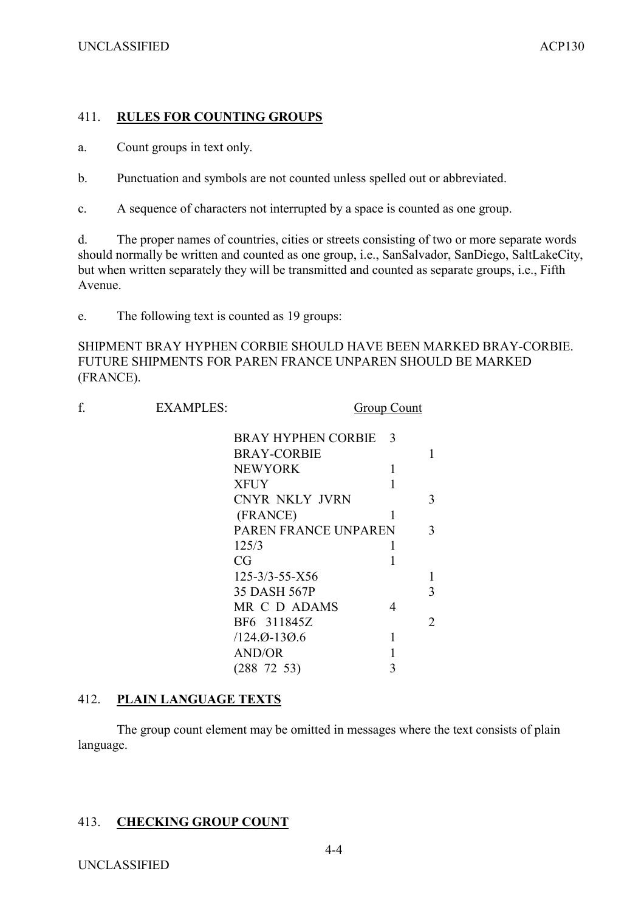## 411. **RULES FOR COUNTING GROUPS**

a. Count groups in text only.

b. Punctuation and symbols are not counted unless spelled out or abbreviated.

c. A sequence of characters not interrupted by a space is counted as one group.

d. The proper names of countries, cities or streets consisting of two or more separate words should normally be written and counted as one group, i.e., SanSalvador, SanDiego, SaltLakeCity, but when written separately they will be transmitted and counted as separate groups, i.e., Fifth Avenue.

e. The following text is counted as 19 groups:

SHIPMENT BRAY HYPHEN CORBIE SHOULD HAVE BEEN MARKED BRAY-CORBIE. FUTURE SHIPMENTS FOR PAREN FRANCE UNPAREN SHOULD BE MARKED (FRANCE).

f. EXAMPLES:

| | Group Count |
|---|---|
| BRAY HYPHEN CORBIE | 3 |
| BRAY-CORBIE | 1 |
| NEWYORK | 1 |
| XFUY | 1 |
| CNYR NKLY JVRN | 3 |
| (FRANCE) | 1 |
| PAREN FRANCE UNPAREN | 3 |
| 125/3 | 1 |
| CG | 1 |
| 125-3/3-55-X56 | 1 |
| 35 DASH 567P | 3 |
| MR C D ADAMS | 4 |
| BF6 311845Z | 2 |
| /124.Ø-13Ø.6 | 1 |
| AND/OR | 1 |
| (288 72 53) | 3 |

## 412. **PLAIN LANGUAGE TEXTS**

The group count element may be omitted in messages where the text consists of plain language.

## 413. **CHECKING GROUP COUNT**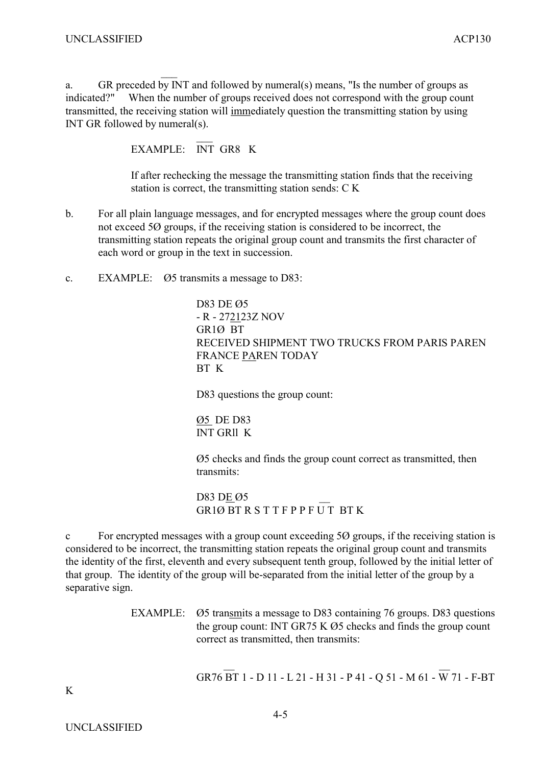a. GR preceded by INT and followed by numeral(s) means, "Is the number of groups as indicated?" When the number of groups received does not correspond with the group count transmitted, the receiving station will immediately question the transmitting station by using INT GR followed by numeral(s).

EXAMPLE: INT GR8 K

If after rechecking the message the transmitting station finds that the receiving station is correct, the transmitting station sends: C K

b. For all plain language messages, and for encrypted messages where the group count does not exceed 5Ø groups, if the receiving station is considered to be incorrect, the transmitting station repeats the original group count and transmits the first character of each word or group in the text in succession.

c. EXAMPLE: Ø5 transmits a message to D83:

D83 DE Ø5
- R - 272123Z NOV
GR1Ø BT
RECEIVED SHIPMENT TWO TRUCKS FROM PARIS PAREN FRANCE PAREN TODAY
BT K

D83 questions the group count:

Ø5 DE D83
INT GRll K

Ø5 checks and finds the group count correct as transmitted, then transmits:

D83 DE Ø5
GR1Ø BT R S T T F P P F U T BT K

c For encrypted messages with a group count exceeding 5Ø groups, if the receiving station is considered to be incorrect, the transmitting station repeats the original group count and transmits the identity of the first, eleventh and every subsequent tenth group, followed by the initial letter of that group. The identity of the group will be-separated from the initial letter of the group by a separative sign.

EXAMPLE: Ø5 transmits a message to D83 containing 76 groups. D83 questions the group count: INT GR75 K Ø5 checks and finds the group count correct as transmitted, then transmits:

GR76 BT 1 - D 11 - L 21 - H 31 - P 41 - Q 51 - M 61 - W 71 - F-BT K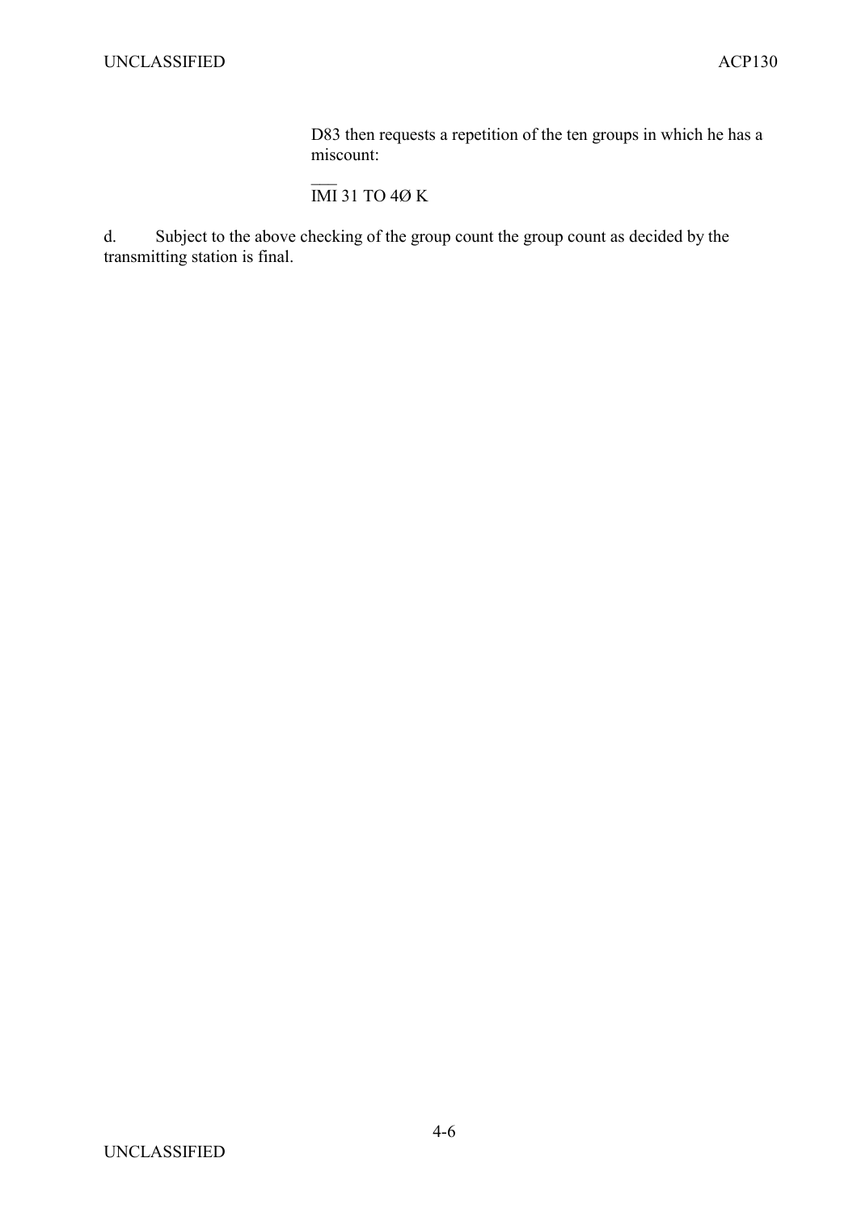D83 then requests a repetition of the ten groups in which he has a miscount:

$\overline{\text{IMI}}$ 31 TO 4Ø K

d. Subject to the above checking of the group count the group count as decided by the transmitting station is final.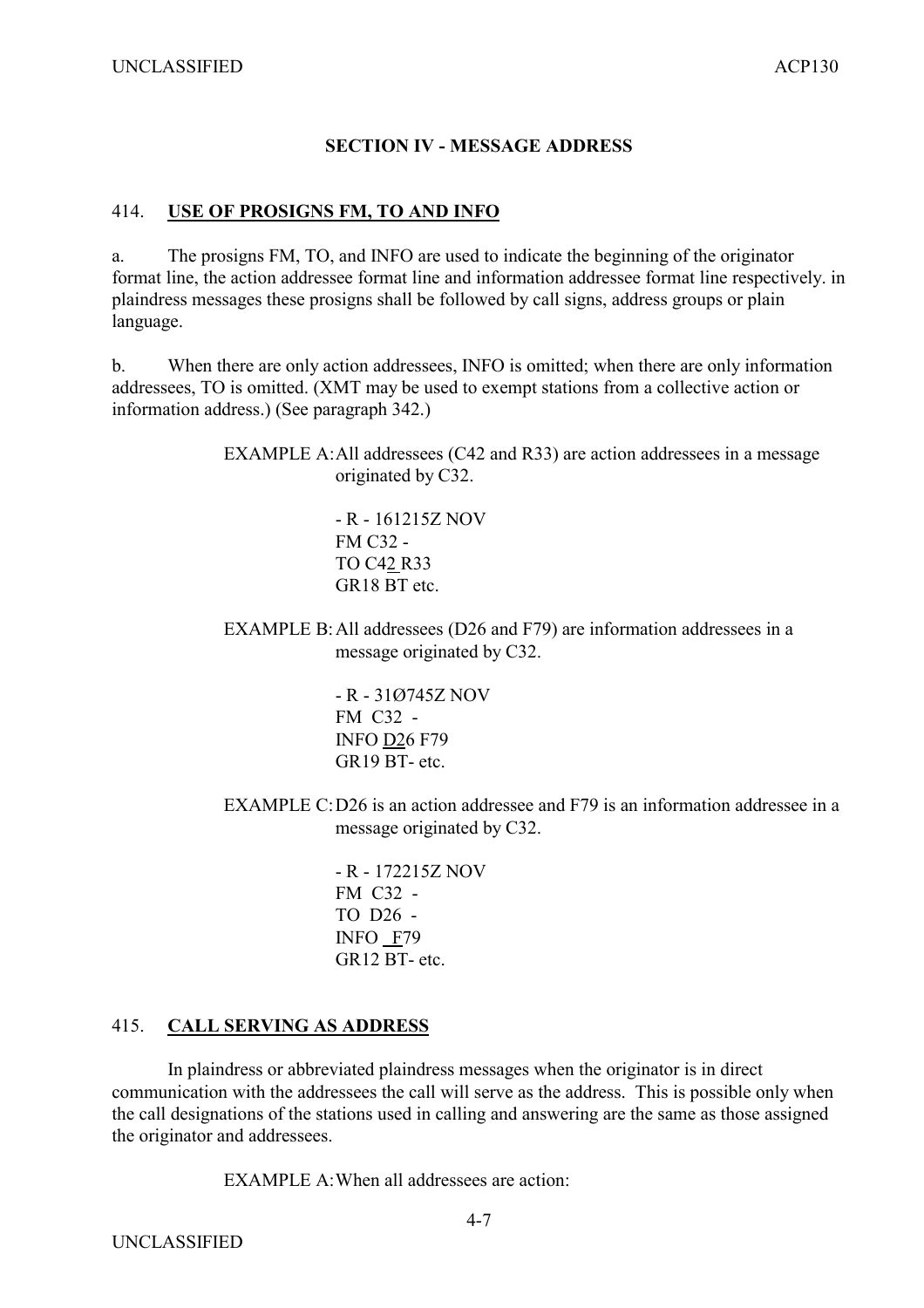## SECTION IV - MESSAGE ADDRESS

### 414. USE OF PROSIGNS FM, TO AND INFO

a. The prosigns FM, TO, and INFO are used to indicate the beginning of the originator format line, the action addressee format line and information addressee format line respectively. in plaindress messages these prosigns shall be followed by call signs, address groups or plain language.

b. When there are only action addressees, INFO is omitted; when there are only information addressees, TO is omitted. (XMT may be used to exempt stations from a collective action or information address.) (See paragraph 342.)

EXAMPLE A: All addressees (C42 and R33) are action addressees in a message originated by C32.

```
- R - 161215Z NOV
FM C32 -
TO C42 R33
GR18 BT etc.
```

EXAMPLE B: All addressees (D26 and F79) are information addressees in a message originated by C32.

```
- R - 31Ø745Z NOV
FM  C32  -
INFO D26 F79
GR19 BT- etc.
```

EXAMPLE C: D26 is an action addressee and F79 is an information addressee in a message originated by C32.

```
- R - 172215Z NOV
FM  C32  -
TO  D26  -
INFO   F79
GR12 BT- etc.
```

### 415. CALL SERVING AS ADDRESS

In plaindress or abbreviated plaindress messages when the originator is in direct communication with the addressees the call will serve as the address. This is possible only when the call designations of the stations used in calling and answering are the same as those assigned the originator and addressees.

EXAMPLE A: When all addressees are action: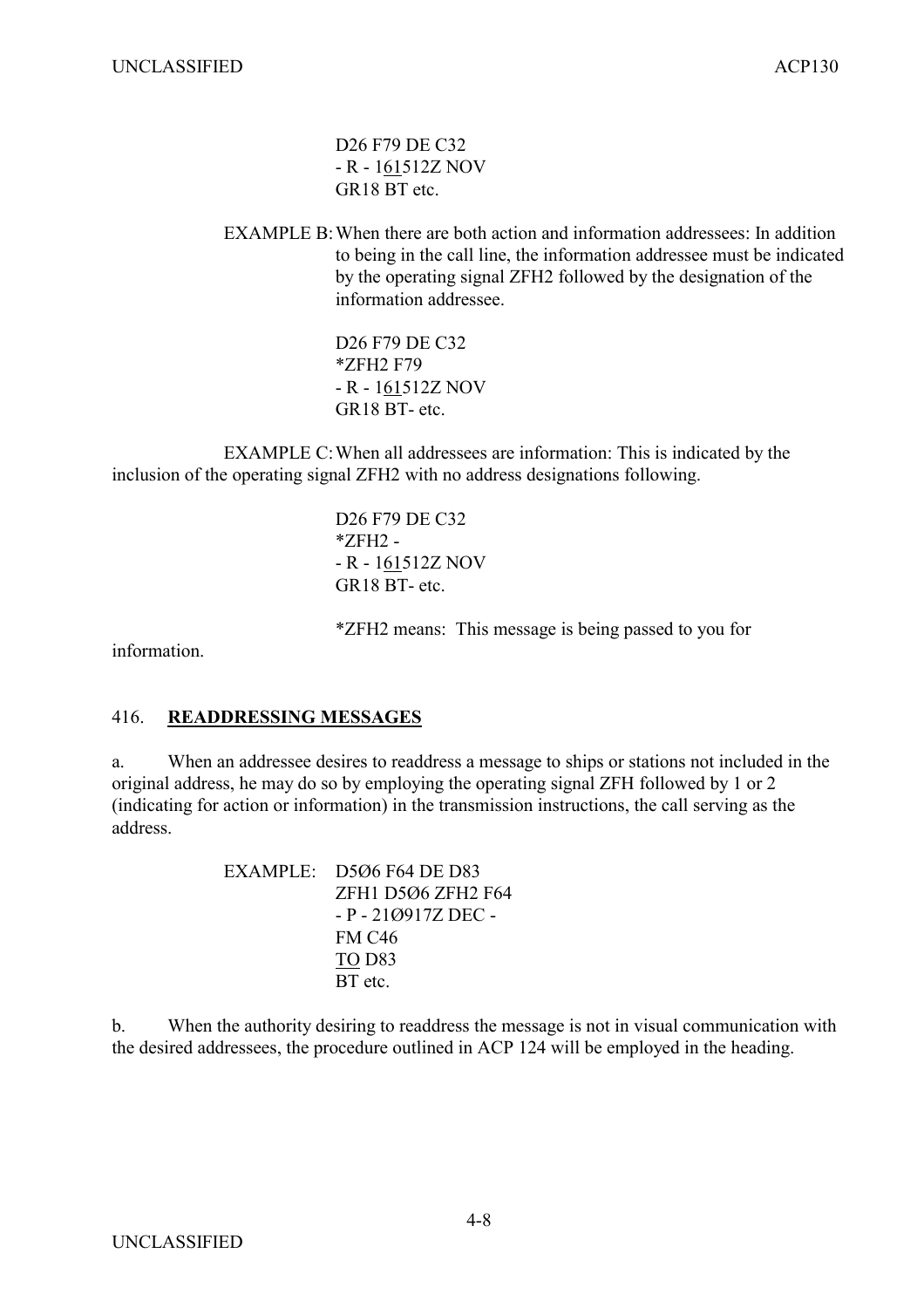D26 F79 DE C32
- R - 1<u>61</u>512Z NOV
GR18 BT etc.

EXAMPLE B: When there are both action and information addressees: In addition to being in the call line, the information addressee must be indicated by the operating signal ZFH2 followed by the designation of the information addressee.

D26 F79 DE C32
*ZFH2 F79
- R - 1<u>61</u>512Z NOV
GR18 BT- etc.

EXAMPLE C: When all addressees are information: This is indicated by the inclusion of the operating signal ZFH2 with no address designations following.

D26 F79 DE C32
*ZFH2 -
- R - 1<u>61</u>512Z NOV
GR18 BT- etc.

*ZFH2 means: This message is being passed to you for information.

416. **<u>READDRESSING MESSAGES</u>**

a. When an addressee desires to readdress a message to ships or stations not included in the original address, he may do so by employing the operating signal ZFH followed by 1 or 2 (indicating for action or information) in the transmission instructions, the call serving as the address.

EXAMPLE: D5Ø6 F64 DE D83
ZFH1 D5Ø6 ZFH2 F64
- P - 21Ø917Z DEC -
FM C46
<u>TO</u> D83
BT etc.

b. When the authority desiring to readdress the message is not in visual communication with the desired addressees, the procedure outlined in ACP 124 will be employed in the heading.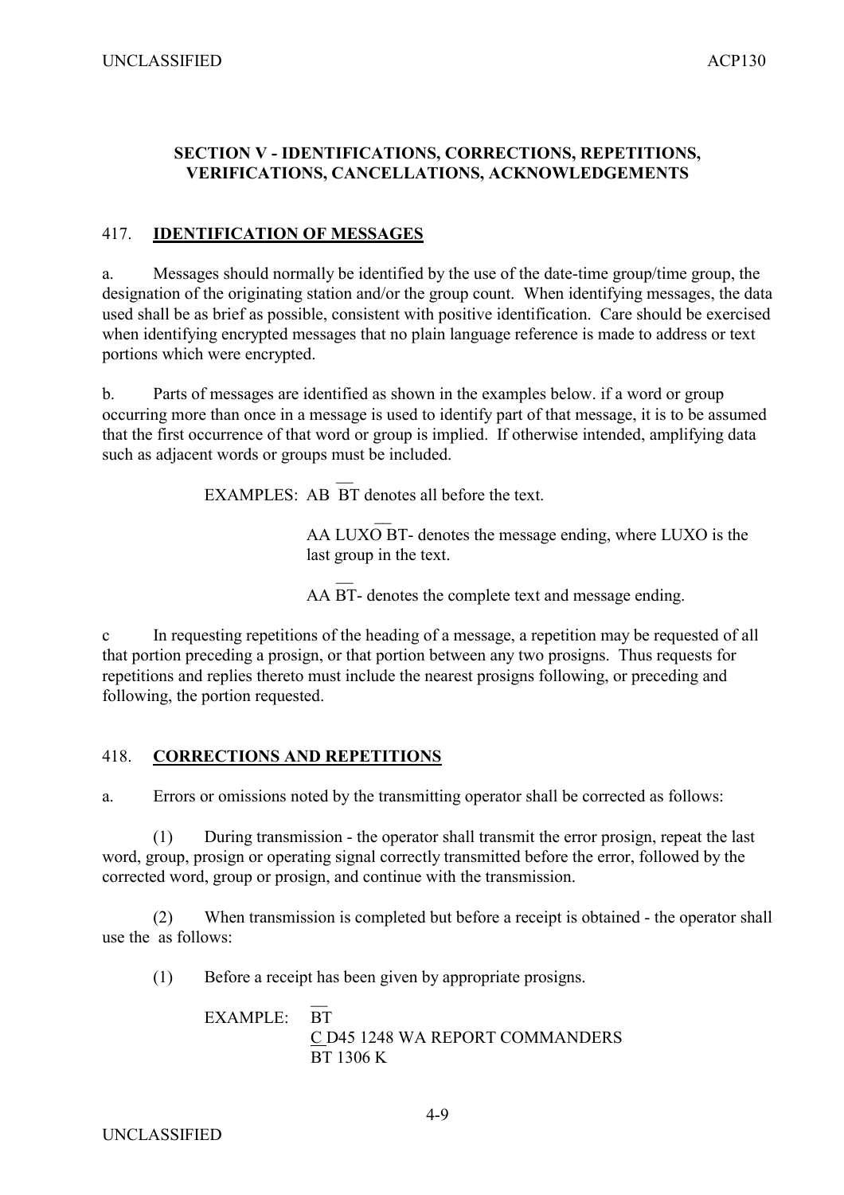## SECTION V - IDENTIFICATIONS, CORRECTIONS, REPETITIONS, VERIFICATIONS, CANCELLATIONS, ACKNOWLEDGEMENTS

### 417. **IDENTIFICATION OF MESSAGES**

a. Messages should normally be identified by the use of the date-time group/time group, the designation of the originating station and/or the group count. When identifying messages, the data used shall be as brief as possible, consistent with positive identification. Care should be exercised when identifying encrypted messages that no plain language reference is made to address or text portions which were encrypted.

b. Parts of messages are identified as shown in the examples below. if a word or group occurring more than once in a message is used to identify part of that message, it is to be assumed that the first occurrence of that word or group is implied. If otherwise intended, amplifying data such as adjacent words or groups must be included.

EXAMPLES: AB BT denotes all before the text.

AA LUXO BT- denotes the message ending, where LUXO is the last group in the text.

AA BT- denotes the complete text and message ending.

c In requesting repetitions of the heading of a message, a repetition may be requested of all that portion preceding a prosign, or that portion between any two prosigns. Thus requests for repetitions and replies thereto must include the nearest prosigns following, or preceding and following, the portion requested.

### 418. **CORRECTIONS AND REPETITIONS**

a. Errors or omissions noted by the transmitting operator shall be corrected as follows:

(1) During transmission - the operator shall transmit the error prosign, repeat the last word, group, prosign or operating signal correctly transmitted before the error, followed by the corrected word, group or prosign, and continue with the transmission.

(2) When transmission is completed but before a receipt is obtained - the operator shall use the  as follows:

(1) Before a receipt has been given by appropriate prosigns.

EXAMPLE: BT
C D45 1248 WA REPORT COMMANDERS
BT 1306 K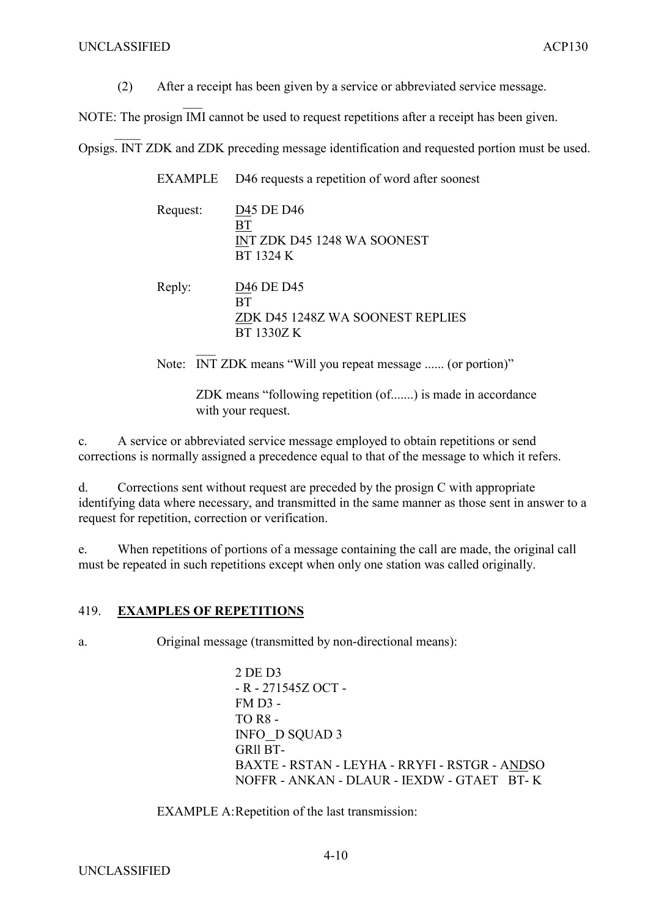(2) After a receipt has been given by a service or abbreviated service message.

NOTE: The prosign IMI cannot be used to request repetitions after a receipt has been given.

Opsigs. INT ZDK and ZDK preceding message identification and requested portion must be used.

EXAMPLE D46 requests a repetition of word after soonest

Request:

D45 DE D46
BT
INT ZDK D45 1248 WA SOONEST
BT 1324 K

Reply:

D46 DE D45
BT
ZDK D45 1248Z WA SOONEST REPLIES
BT 1330Z K

Note: INT ZDK means "Will you repeat message ...... (or portion)"

ZDK means "following repetition (of.......) is made in accordance with your request.

c. A service or abbreviated service message employed to obtain repetitions or send corrections is normally assigned a precedence equal to that of the message to which it refers.

d. Corrections sent without request are preceded by the prosign C with appropriate identifying data where necessary, and transmitted in the same manner as those sent in answer to a request for repetition, correction or verification.

e. When repetitions of portions of a message containing the call are made, the original call must be repeated in such repetitions except when only one station was called originally.

## 419. **EXAMPLES OF REPETITIONS**

a. Original message (transmitted by non-directional means):

2 DE D3
\- R - 271545Z OCT -
FM D3 -
TO R8 -
INFO D SQUAD 3
GRll BT-
BAXTE - RSTAN - LEYHA - RRYFI - RSTGR - ANDSO
NOFFR - ANKAN - DLAUR - IEXDW - GTAET BT- K

EXAMPLE A: Repetition of the last transmission: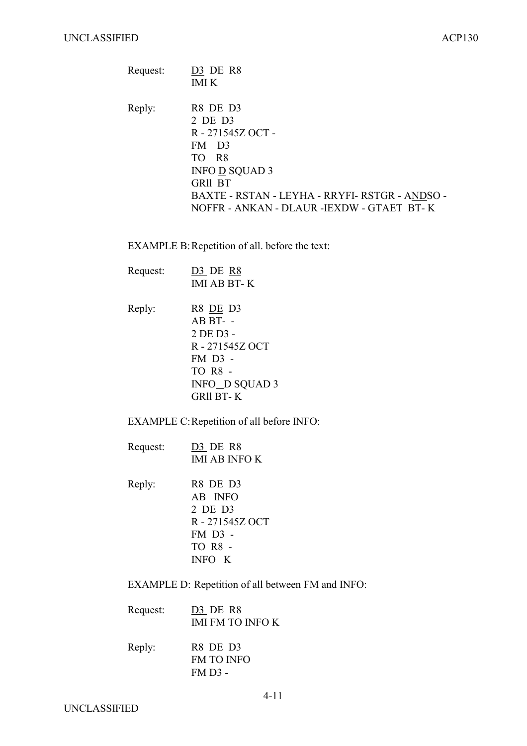Request: D3 DE R8
IMI K

Reply: R8 DE D3
2 DE D3
R - 271545Z OCT -
FM D3
TO R8
INFO D SQUAD 3
GRll BT
BAXTE - RSTAN - LEYHA - RRYFI- RSTGR - ANDSO -
NOFFR - ANKAN - DLAUR -IEXDW - GTAET BT- K

EXAMPLE B: Repetition of all. before the text:

Request: D3 DE R8
IMI AB BT- K

Reply: R8 DE D3
AB BT- -
2 DE D3 -
R - 271545Z OCT
FM D3 -
TO R8 -
INFO D SQUAD 3
GRll BT- K

EXAMPLE C: Repetition of all before INFO:

Request: D3 DE R8
IMI AB INFO K

Reply: R8 DE D3
AB INFO
2 DE D3
R - 271545Z OCT
FM D3 -
TO R8 -
INFO K

EXAMPLE D: Repetition of all between FM and INFO:

Request: D3 DE R8
IMI FM TO INFO K

Reply: R8 DE D3
FM TO INFO
FM D3 -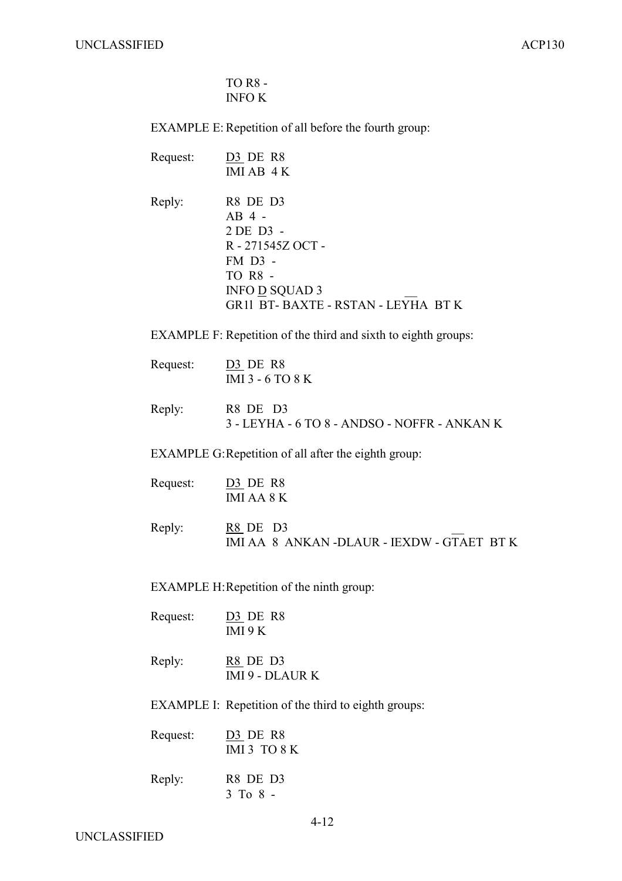TO R8 -
INFO K

EXAMPLE E: Repetition of all before the fourth group:

Request: D3 DE R8
IMI AB 4 K

Reply: R8 DE D3
AB 4 -
2 DE D3 -
R - 271545Z OCT -
FM D3 -
TO R8 -
INFO D SQUAD 3
GR11 BT- BAXTE - RSTAN - LEYHA BT K

EXAMPLE F: Repetition of the third and sixth to eighth groups:

Request: D3 DE R8
IMI 3 - 6 TO 8 K

Reply: R8 DE D3
3 - LEYHA - 6 TO 8 - ANDSO - NOFFR - ANKAN K

EXAMPLE G: Repetition of all after the eighth group:

Request: D3 DE R8
IMI AA 8 K

Reply: R8 DE D3
IMI AA 8 ANKAN -DLAUR - IEXDW - GTAET BT K

EXAMPLE H: Repetition of the ninth group:

Request: D3 DE R8
IMI 9 K

Reply: R8 DE D3
IMI 9 - DLAUR K

EXAMPLE I: Repetition of the third to eighth groups:

Request: D3 DE R8
IMI 3 TO 8 K

Reply: R8 DE D3
3 To 8 -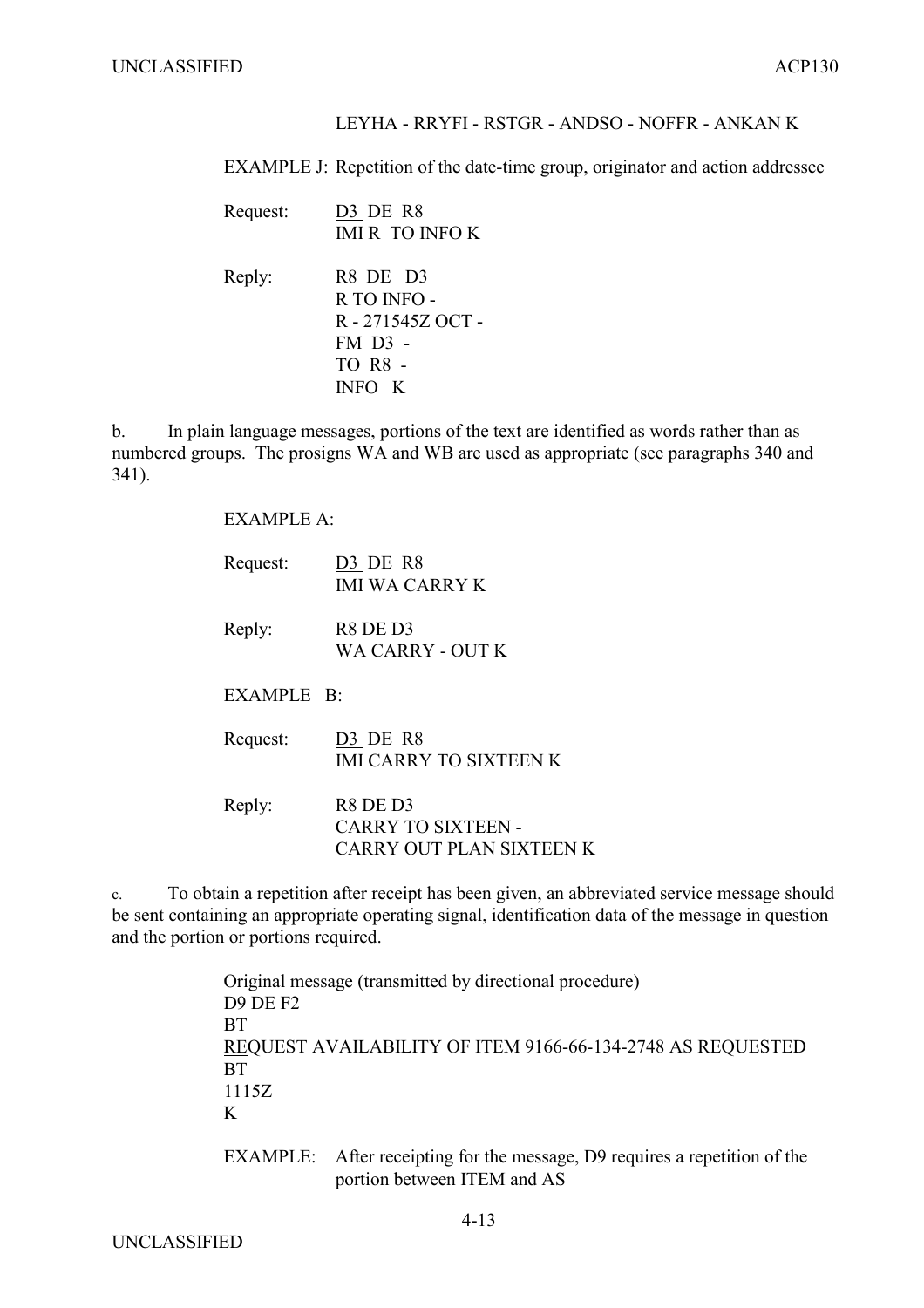LEYHA - RRYFI - RSTGR - ANDSO - NOFFR - ANKAN K

EXAMPLE J: Repetition of the date-time group, originator and action addressee

Request: D3 DE R8
IMI R TO INFO K

Reply: R8 DE D3
R TO INFO -
R - 271545Z OCT -
FM D3 -
TO R8 -
INFO K

b. In plain language messages, portions of the text are identified as words rather than as numbered groups. The prosigns WA and WB are used as appropriate (see paragraphs 340 and 341).

EXAMPLE A:

Request: D3 DE R8
IMI WA CARRY K

Reply: R8 DE D3
WA CARRY - OUT K

EXAMPLE B:

Request: D3 DE R8
IMI CARRY TO SIXTEEN K

Reply: R8 DE D3
CARRY TO SIXTEEN -
CARRY OUT PLAN SIXTEEN K

c. To obtain a repetition after receipt has been given, an abbreviated service message should be sent containing an appropriate operating signal, identification data of the message in question and the portion or portions required.

Original message (transmitted by directional procedure)
D9 DE F2
BT
REQUEST AVAILABILITY OF ITEM 9166-66-134-2748 AS REQUESTED
BT
1115Z
K

EXAMPLE: After receipting for the message, D9 requires a repetition of the portion between ITEM and AS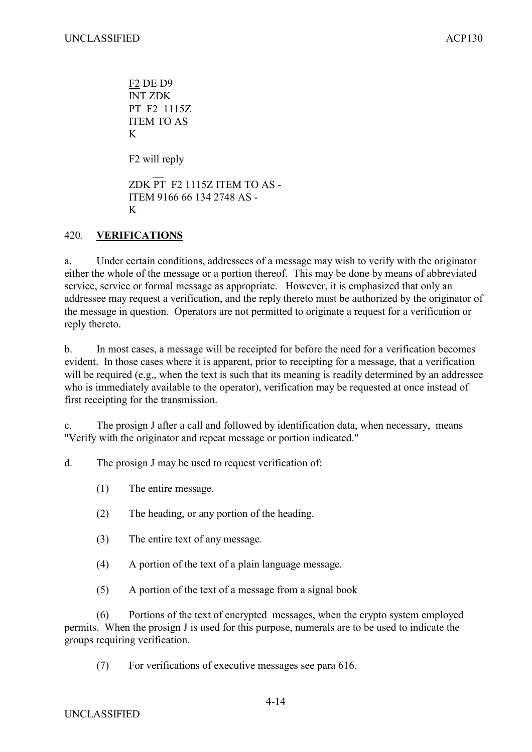F2 DE D9
INT ZDK
PT F2 1115Z
ITEM TO AS
K

F2 will reply

ZDK PT F2 1115Z ITEM TO AS -
ITEM 9166 66 134 2748 AS -
K

## 420. **VERIFICATIONS**

a. Under certain conditions, addressees of a message may wish to verify with the originator either the whole of the message or a portion thereof. This may be done by means of abbreviated service, service or formal message as appropriate. However, it is emphasized that only an addressee may request a verification, and the reply thereto must be authorized by the originator of the message in question. Operators are not permitted to originate a request for a verification or reply thereto.

b. In most cases, a message will be receipted for before the need for a verification becomes evident. In those cases where it is apparent, prior to receipting for a message, that a verification will be required (e.g., when the text is such that its meaning is readily determined by an addressee who is immediately available to the operator), verification may be requested at once instead of first receipting for the transmission.

c. The prosign J after a call and followed by identification data, when necessary, means "Verify with the originator and repeat message or portion indicated."

d. The prosign J may be used to request verification of:

(1) The entire message.

(2) The heading, or any portion of the heading.

(3) The entire text of any message.

(4) A portion of the text of a plain language message.

(5) A portion of the text of a message from a signal book

(6) Portions of the text of encrypted messages, when the crypto system employed permits. When the prosign J is used for this purpose, numerals are to be used to indicate the groups requiring verification.

(7) For verifications of executive messages see para 616.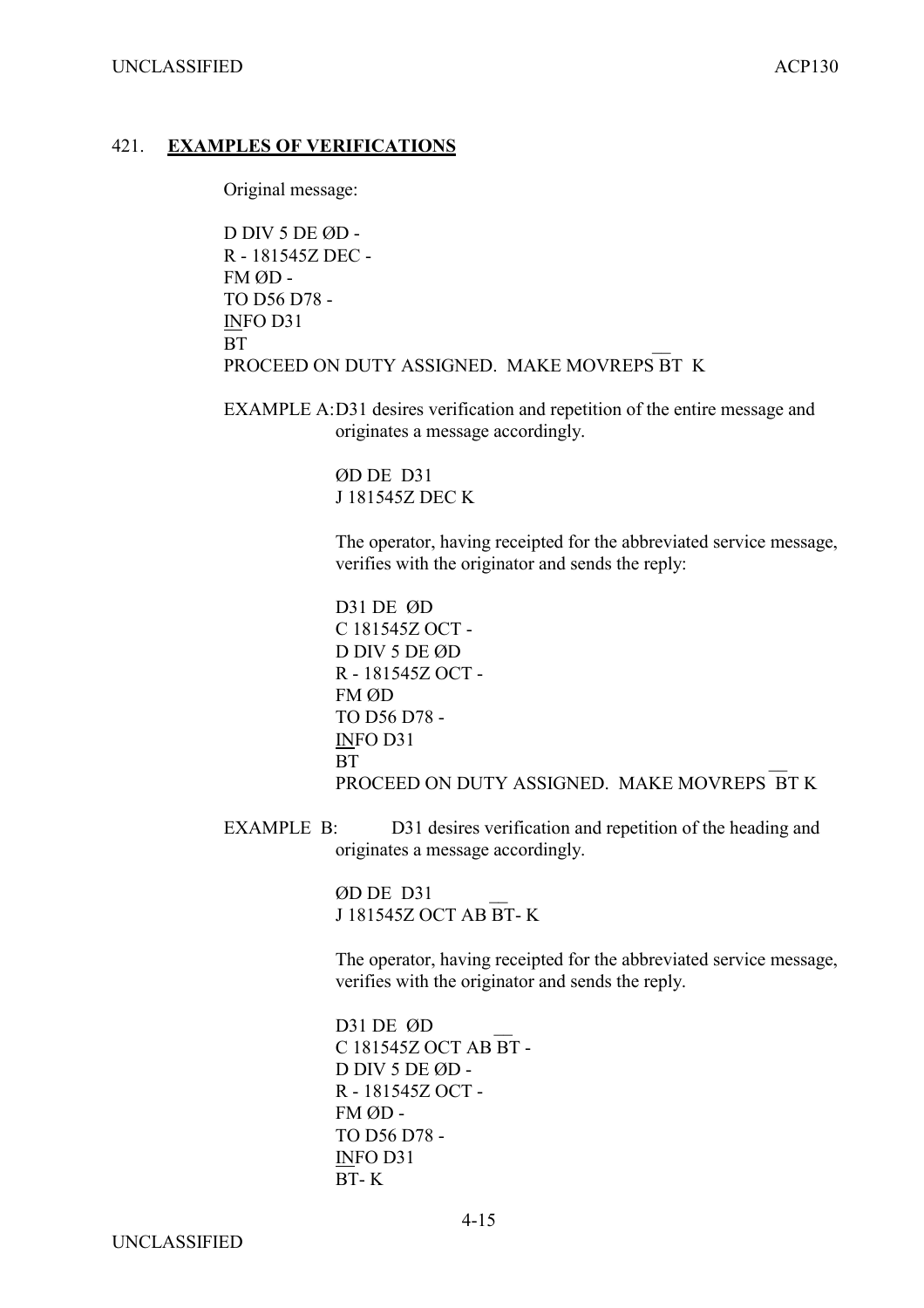## 421. **EXAMPLES OF VERIFICATIONS**

Original message:

D DIV 5 DE ØD -
R - 181545Z DEC -
FM ØD -
TO D56 D78 -
INFO D31
BT
PROCEED ON DUTY ASSIGNED. MAKE MOVREPS BT K

EXAMPLE A: D31 desires verification and repetition of the entire message and originates a message accordingly.

ØD DE D31
J 181545Z DEC K

The operator, having receipted for the abbreviated service message, verifies with the originator and sends the reply:

D31 DE ØD
C 181545Z OCT -
D DIV 5 DE ØD
R - 181545Z OCT -
FM ØD
TO D56 D78 -
INFO D31
BT
PROCEED ON DUTY ASSIGNED. MAKE MOVREPS BT K

EXAMPLE B: D31 desires verification and repetition of the heading and originates a message accordingly.

ØD DE D31
J 181545Z OCT AB BT- K

The operator, having receipted for the abbreviated service message, verifies with the originator and sends the reply.

D31 DE ØD
C 181545Z OCT AB BT -
D DIV 5 DE ØD -
R - 181545Z OCT -
FM ØD -
TO D56 D78 -
INFO D31
BT- K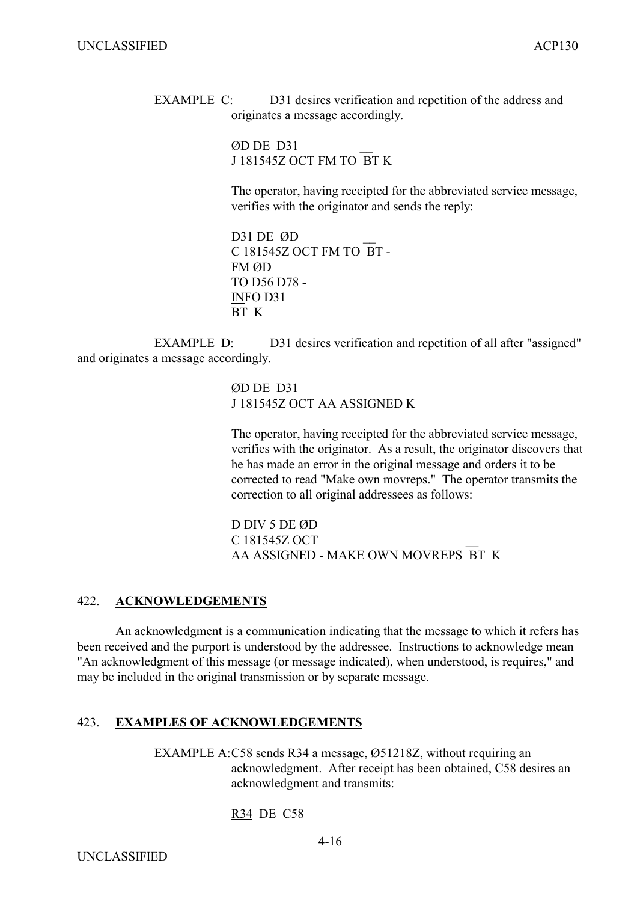EXAMPLE C: D31 desires verification and repetition of the address and originates a message accordingly.

ØD DE D31
J 181545Z OCT FM TO BT K

The operator, having receipted for the abbreviated service message, verifies with the originator and sends the reply:

D31 DE ØD
C 181545Z OCT FM TO BT -
FM ØD
TO D56 D78 -
INFO D31
BT K

EXAMPLE D: D31 desires verification and repetition of all after "assigned" and originates a message accordingly.

ØD DE D31
J 181545Z OCT AA ASSIGNED K

The operator, having receipted for the abbreviated service message, verifies with the originator. As a result, the originator discovers that he has made an error in the original message and orders it to be corrected to read "Make own movreps." The operator transmits the correction to all original addressees as follows:

D DIV 5 DE ØD
C 181545Z OCT
AA ASSIGNED - MAKE OWN MOVREPS BT K

## 422. **ACKNOWLEDGEMENTS**

An acknowledgment is a communication indicating that the message to which it refers has been received and the purport is understood by the addressee. Instructions to acknowledge mean "An acknowledgment of this message (or message indicated), when understood, is requires," and may be included in the original transmission or by separate message.

## 423. **EXAMPLES OF ACKNOWLEDGEMENTS**

EXAMPLE A: C58 sends R34 a message, Ø51218Z, without requiring an acknowledgment. After receipt has been obtained, C58 desires an acknowledgment and transmits:

R34 DE C58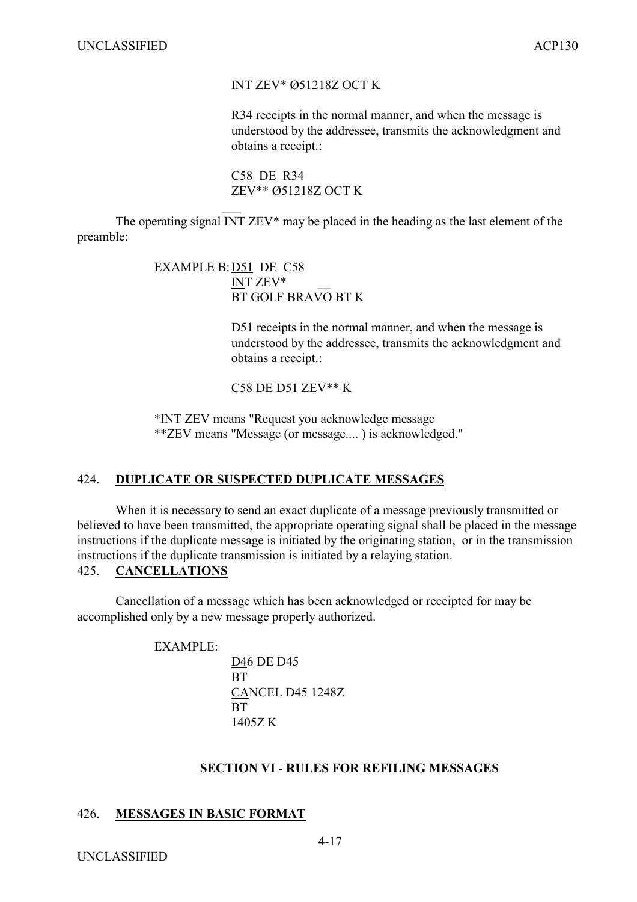INT ZEV* Ø51218Z OCT K

R34 receipts in the normal manner, and when the message is understood by the addressee, transmits the acknowledgment and obtains a receipt.:

C58 DE R34
ZEV** Ø51218Z OCT K

The operating signal INT ZEV* may be placed in the heading as the last element of the preamble:

EXAMPLE B: D51 DE C58
INT ZEV*
BT GOLF BRAVO BT K

D51 receipts in the normal manner, and when the message is understood by the addressee, transmits the acknowledgment and obtains a receipt.:

C58 DE D51 ZEV** K

*INT ZEV means "Request you acknowledge message
**ZEV means "Message (or message.... ) is acknowledged."

## 424. DUPLICATE OR SUSPECTED DUPLICATE MESSAGES

When it is necessary to send an exact duplicate of a message previously transmitted or believed to have been transmitted, the appropriate operating signal shall be placed in the message instructions if the duplicate message is initiated by the originating station, or in the transmission instructions if the duplicate transmission is initiated by a relaying station.

## 425. CANCELLATIONS

Cancellation of a message which has been acknowledged or receipted for may be accomplished only by a new message properly authorized.

EXAMPLE:

D46 DE D45
BT
CANCEL D45 1248Z
BT
1405Z K

## SECTION VI - RULES FOR REFILING MESSAGES

## 426. MESSAGES IN BASIC FORMAT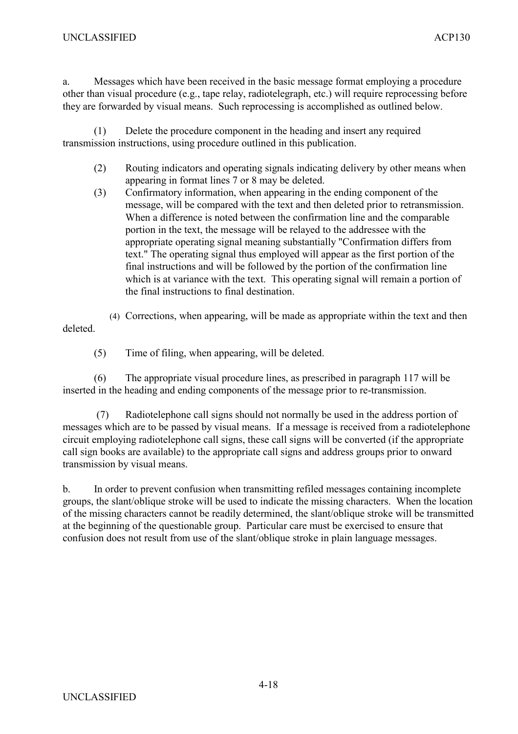a. Messages which have been received in the basic message format employing a procedure other than visual procedure (e.g., tape relay, radiotelegraph, etc.) will require reprocessing before they are forwarded by visual means. Such reprocessing is accomplished as outlined below.

(1) Delete the procedure component in the heading and insert any required transmission instructions, using procedure outlined in this publication.

(2) Routing indicators and operating signals indicating delivery by other means when appearing in format lines 7 or 8 may be deleted.

(3) Confirmatory information, when appearing in the ending component of the message, will be compared with the text and then deleted prior to retransmission. When a difference is noted between the confirmation line and the comparable portion in the text, the message will be relayed to the addressee with the appropriate operating signal meaning substantially "Confirmation differs from text." The operating signal thus employed will appear as the first portion of the final instructions and will be followed by the portion of the confirmation line which is at variance with the text. This operating signal will remain a portion of the final instructions to final destination.

(4) Corrections, when appearing, will be made as appropriate within the text and then deleted.

(5) Time of filing, when appearing, will be deleted.

(6) The appropriate visual procedure lines, as prescribed in paragraph 117 will be inserted in the heading and ending components of the message prior to re-transmission.

(7) Radiotelephone call signs should not normally be used in the address portion of messages which are to be passed by visual means. If a message is received from a radiotelephone circuit employing radiotelephone call signs, these call signs will be converted (if the appropriate call sign books are available) to the appropriate call signs and address groups prior to onward transmission by visual means.

b. In order to prevent confusion when transmitting refiled messages containing incomplete groups, the slant/oblique stroke will be used to indicate the missing characters. When the location of the missing characters cannot be readily determined, the slant/oblique stroke will be transmitted at the beginning of the questionable group. Particular care must be exercised to ensure that confusion does not result from use of the slant/oblique stroke in plain language messages.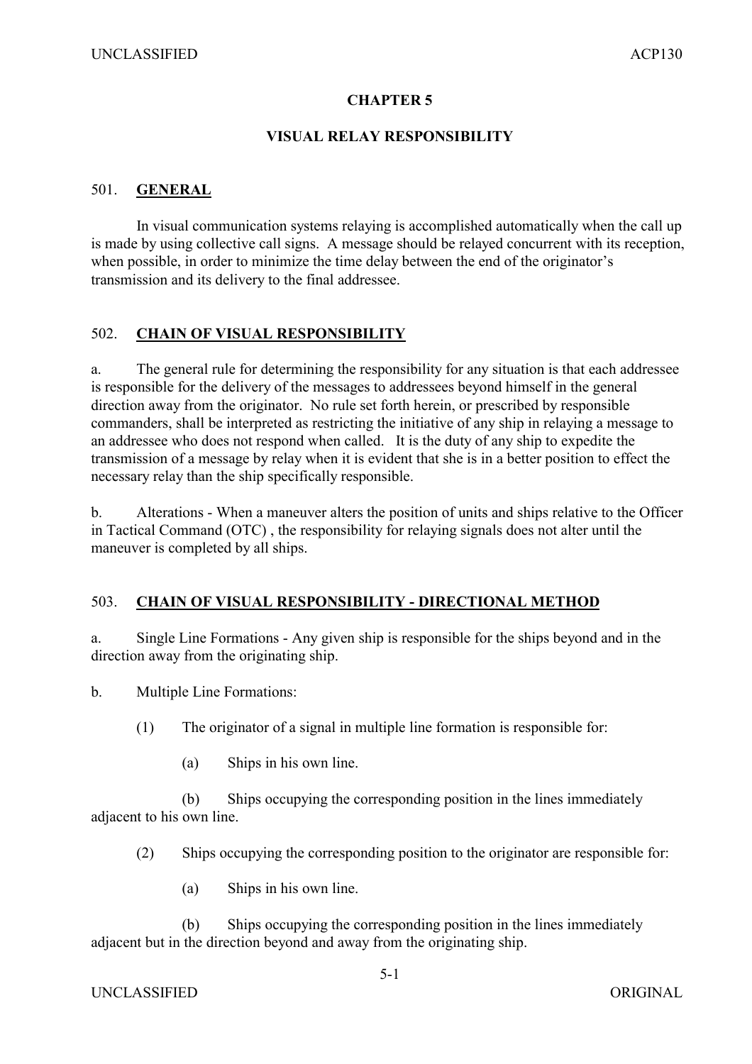# CHAPTER 5

## VISUAL RELAY RESPONSIBILITY

### 501. **GENERAL**

In visual communication systems relaying is accomplished automatically when the call up is made by using collective call signs. A message should be relayed concurrent with its reception, when possible, in order to minimize the time delay between the end of the originator's transmission and its delivery to the final addressee.

### 502. **CHAIN OF VISUAL RESPONSIBILITY**

a. The general rule for determining the responsibility for any situation is that each addressee is responsible for the delivery of the messages to addressees beyond himself in the general direction away from the originator. No rule set forth herein, or prescribed by responsible commanders, shall be interpreted as restricting the initiative of any ship in relaying a message to an addressee who does not respond when called. It is the duty of any ship to expedite the transmission of a message by relay when it is evident that she is in a better position to effect the necessary relay than the ship specifically responsible.

b. Alterations - When a maneuver alters the position of units and ships relative to the Officer in Tactical Command (OTC) , the responsibility for relaying signals does not alter until the maneuver is completed by all ships.

### 503. **CHAIN OF VISUAL RESPONSIBILITY - DIRECTIONAL METHOD**

a. Single Line Formations - Any given ship is responsible for the ships beyond and in the direction away from the originating ship.

b. Multiple Line Formations:

(1) The originator of a signal in multiple line formation is responsible for:

(a) Ships in his own line.

(b) Ships occupying the corresponding position in the lines immediately adjacent to his own line.

(2) Ships occupying the corresponding position to the originator are responsible for:

(a) Ships in his own line.

(b) Ships occupying the corresponding position in the lines immediately adjacent but in the direction beyond and away from the originating ship.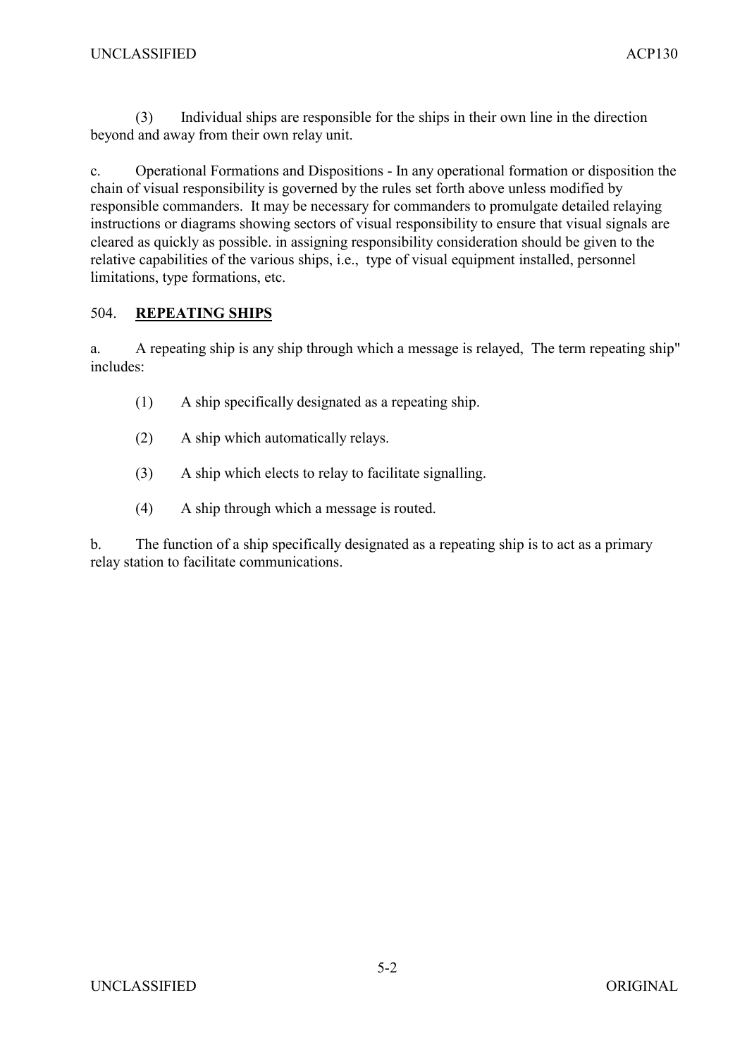(3) Individual ships are responsible for the ships in their own line in the direction beyond and away from their own relay unit.

c. Operational Formations and Dispositions - In any operational formation or disposition the chain of visual responsibility is governed by the rules set forth above unless modified by responsible commanders. It may be necessary for commanders to promulgate detailed relaying instructions or diagrams showing sectors of visual responsibility to ensure that visual signals are cleared as quickly as possible. in assigning responsibility consideration should be given to the relative capabilities of the various ships, i.e., type of visual equipment installed, personnel limitations, type formations, etc.

## 504. **REPEATING SHIPS**

a. A repeating ship is any ship through which a message is relayed, The term repeating ship" includes:

(1) A ship specifically designated as a repeating ship.

(2) A ship which automatically relays.

(3) A ship which elects to relay to facilitate signalling.

(4) A ship through which a message is routed.

b. The function of a ship specifically designated as a repeating ship is to act as a primary relay station to facilitate communications.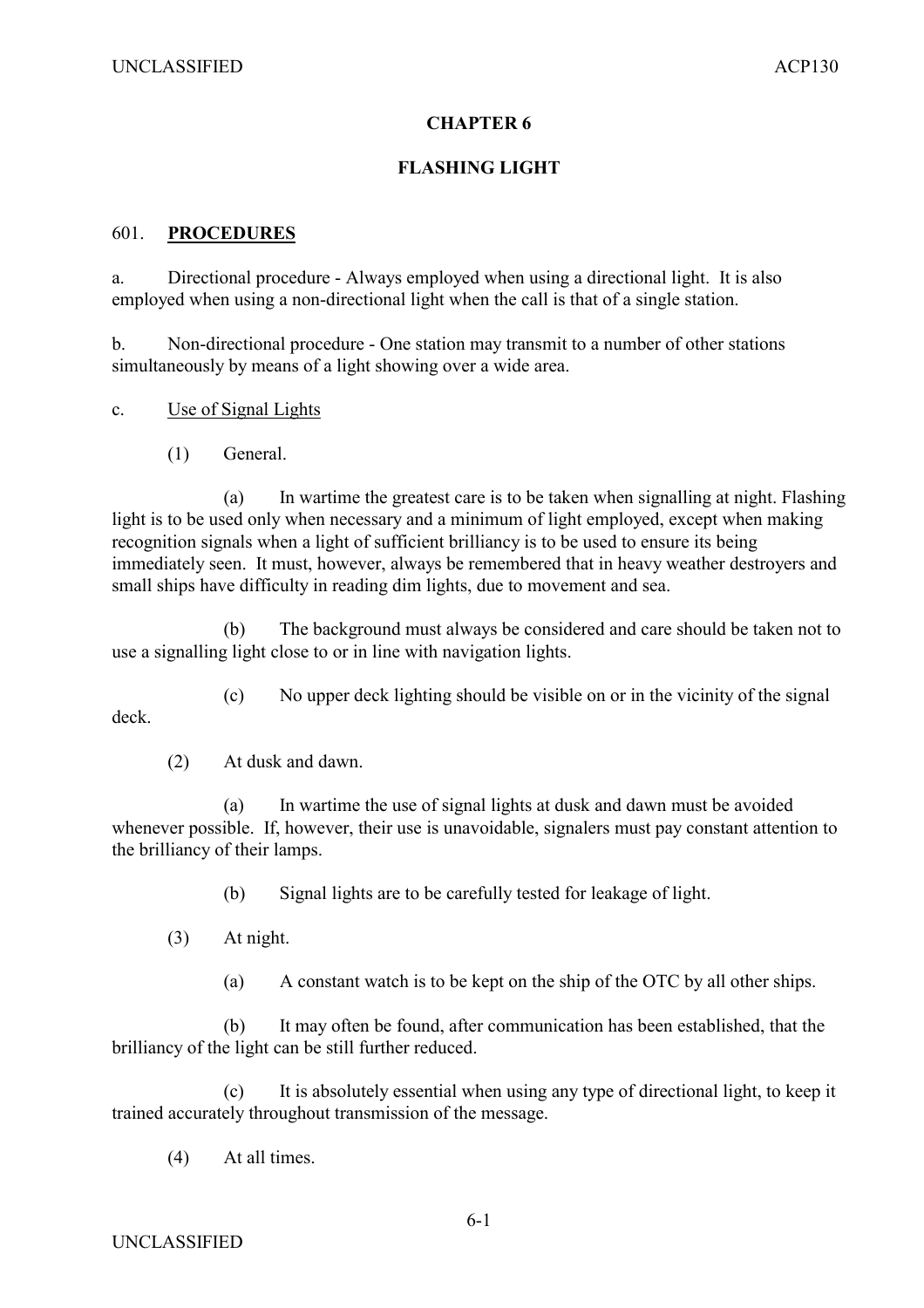# CHAPTER 6

## FLASHING LIGHT

### 601. **PROCEDURES**

a. Directional procedure - Always employed when using a directional light. It is also employed when using a non-directional light when the call is that of a single station.

b. Non-directional procedure - One station may transmit to a number of other stations simultaneously by means of a light showing over a wide area.

c. Use of Signal Lights

(1) General.

(a) In wartime the greatest care is to be taken when signalling at night. Flashing light is to be used only when necessary and a minimum of light employed, except when making recognition signals when a light of sufficient brilliancy is to be used to ensure its being immediately seen. It must, however, always be remembered that in heavy weather destroyers and small ships have difficulty in reading dim lights, due to movement and sea.

(b) The background must always be considered and care should be taken not to use a signalling light close to or in line with navigation lights.

(c) No upper deck lighting should be visible on or in the vicinity of the signal deck.

(2) At dusk and dawn.

(a) In wartime the use of signal lights at dusk and dawn must be avoided whenever possible. If, however, their use is unavoidable, signalers must pay constant attention to the brilliancy of their lamps.

(b) Signal lights are to be carefully tested for leakage of light.

(3) At night.

(a) A constant watch is to be kept on the ship of the OTC by all other ships.

(b) It may often be found, after communication has been established, that the brilliancy of the light can be still further reduced.

(c) It is absolutely essential when using any type of directional light, to keep it trained accurately throughout transmission of the message.

(4) At all times.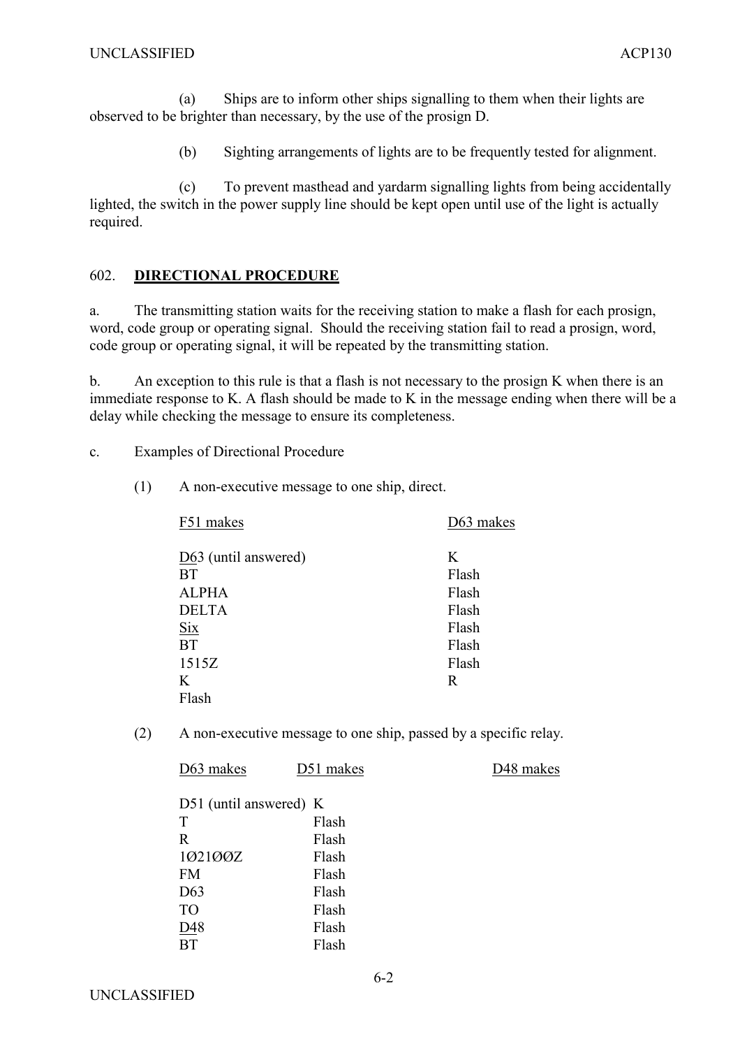(a) Ships are to inform other ships signalling to them when their lights are observed to be brighter than necessary, by the use of the prosign D.

(b) Sighting arrangements of lights are to be frequently tested for alignment.

(c) To prevent masthead and yardarm signalling lights from being accidentally lighted, the switch in the power supply line should be kept open until use of the light is actually required.

## 602. **DIRECTIONAL PROCEDURE**

a. The transmitting station waits for the receiving station to make a flash for each prosign, word, code group or operating signal. Should the receiving station fail to read a prosign, word, code group or operating signal, it will be repeated by the transmitting station.

b. An exception to this rule is that a flash is not necessary to the prosign K when there is an immediate response to K. A flash should be made to K in the message ending when there will be a delay while checking the message to ensure its completeness.

c. Examples of Directional Procedure

(1) A non-executive message to one ship, direct.

| F51 makes | D63 makes |
|---|---|
| D63 (until answered) | K |
| BT | Flash |
| ALPHA | Flash |
| DELTA | Flash |
| Six | Flash |
| BT | Flash |
| 1515Z | Flash |
| K | R |
| Flash | |

(2) A non-executive message to one ship, passed by a specific relay.

| D63 makes | D51 makes | D48 makes |
|---|---|---|
| D51 (until answered) | K | |
| T | Flash | |
| R | Flash | |
| 1Ø21ØØZ | Flash | |
| FM | Flash | |
| D63 | Flash | |
| TO | Flash | |
| D48 | Flash | |
| BT | Flash | |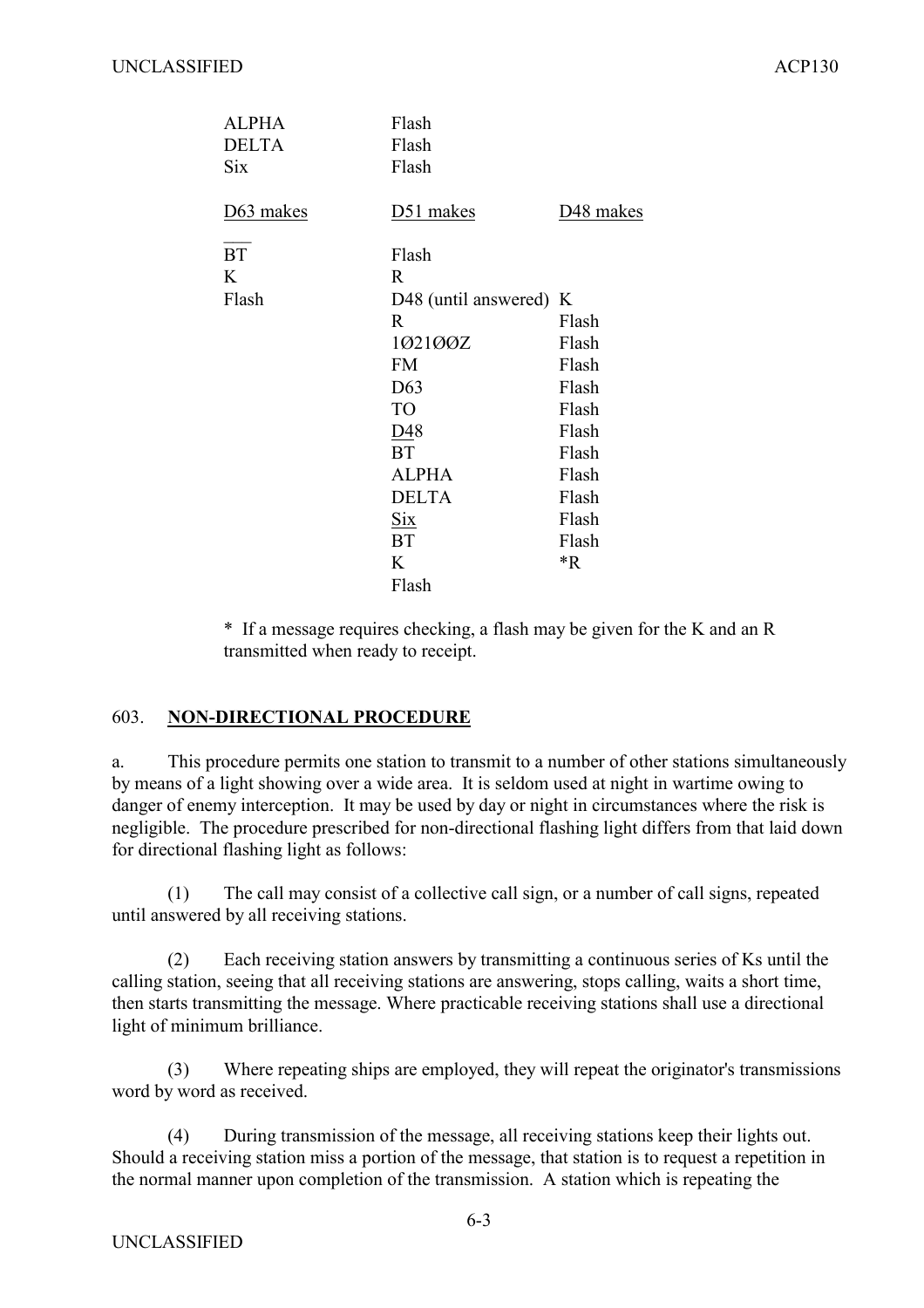| | | |
|---|---|---|
| ALPHA | Flash | |
| DELTA | Flash | |
| Six | Flash | |

| D63 makes | D51 makes | D48 makes |
|---|---|---|
| BT (with overbar) | Flash | |
| K | R | |
| Flash | D48 (until answered) | K |
| | R | Flash |
| | 1Ø21ØØZ | Flash |
| | FM | Flash |
| | D63 | Flash |
| | TO | Flash |
| | D48 | Flash |
| | BT | Flash |
| | ALPHA | Flash |
| | DELTA | Flash |
| | Six | Flash |
| | BT | Flash |
| | K | *R |
| | Flash | |

\* If a message requires checking, a flash may be given for the K and an R transmitted when ready to receipt.

## 603. **NON-DIRECTIONAL PROCEDURE**

a. This procedure permits one station to transmit to a number of other stations simultaneously by means of a light showing over a wide area. It is seldom used at night in wartime owing to danger of enemy interception. It may be used by day or night in circumstances where the risk is negligible. The procedure prescribed for non-directional flashing light differs from that laid down for directional flashing light as follows:

(1) The call may consist of a collective call sign, or a number of call signs, repeated until answered by all receiving stations.

(2) Each receiving station answers by transmitting a continuous series of Ks until the calling station, seeing that all receiving stations are answering, stops calling, waits a short time, then starts transmitting the message. Where practicable receiving stations shall use a directional light of minimum brilliance.

(3) Where repeating ships are employed, they will repeat the originator's transmissions word by word as received.

(4) During transmission of the message, all receiving stations keep their lights out. Should a receiving station miss a portion of the message, that station is to request a repetition in the normal manner upon completion of the transmission. A station which is repeating the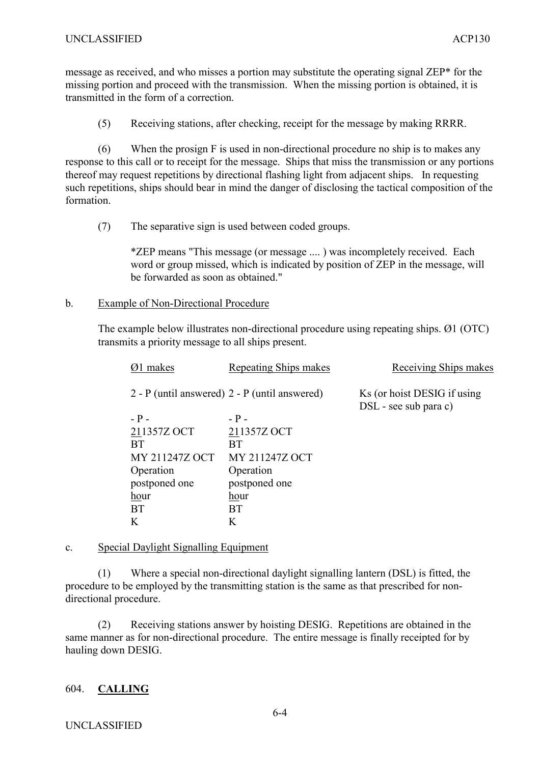message as received, and who misses a portion may substitute the operating signal ZEP* for the missing portion and proceed with the transmission. When the missing portion is obtained, it is transmitted in the form of a correction.

(5) Receiving stations, after checking, receipt for the message by making RRRR.

(6) When the prosign F is used in non-directional procedure no ship is to makes any response to this call or to receipt for the message. Ships that miss the transmission or any portions thereof may request repetitions by directional flashing light from adjacent ships. In requesting such repetitions, ships should bear in mind the danger of disclosing the tactical composition of the formation.

(7) The separative sign is used between coded groups.

*ZEP means "This message (or message .... ) was incompletely received. Each word or group missed, which is indicated by position of ZEP in the message, will be forwarded as soon as obtained."

b. Example of Non-Directional Procedure

The example below illustrates non-directional procedure using repeating ships. Ø1 (OTC) transmits a priority message to all ships present.

| Ø1 makes | Repeating Ships makes | Receiving Ships makes |
|---|---|---|
| 2 - P (until answered) | 2 - P (until answered) | Ks (or hoist DESIG if using DSL - see sub para c) |
| - P - | - P - | |
| 211357Z OCT | 211357Z OCT | |
| BT | BT | |
| MY 211247Z OCT | MY 211247Z OCT | |
| Operation | Operation | |
| postponed one | postponed one | |
| hour | hour | |
| BT | BT | |
| K | K | |

c. Special Daylight Signalling Equipment

(1) Where a special non-directional daylight signalling lantern (DSL) is fitted, the procedure to be employed by the transmitting station is the same as that prescribed for non-directional procedure.

(2) Receiving stations answer by hoisting DESIG. Repetitions are obtained in the same manner as for non-directional procedure. The entire message is finally receipted for by hauling down DESIG.

## 604. **CALLING**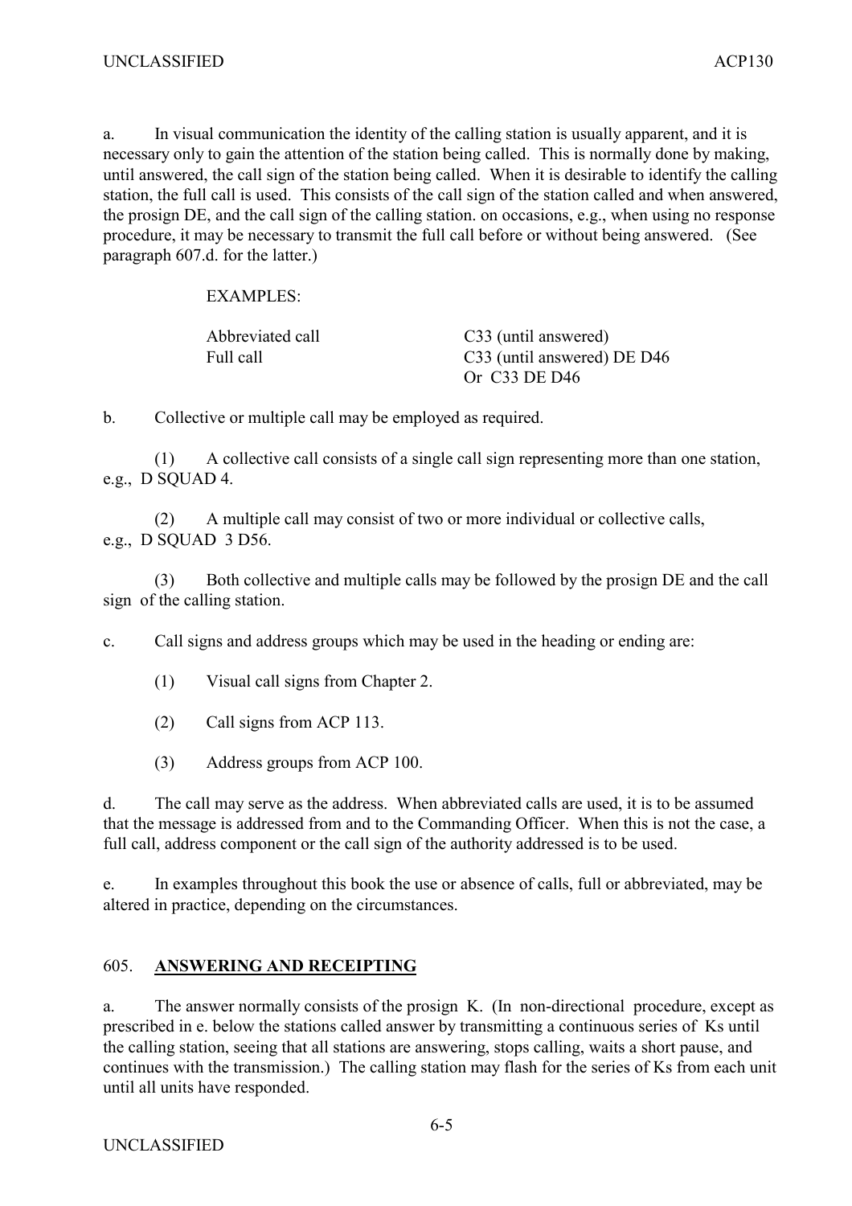a. In visual communication the identity of the calling station is usually apparent, and it is necessary only to gain the attention of the station being called. This is normally done by making, until answered, the call sign of the station being called. When it is desirable to identify the calling station, the full call is used. This consists of the call sign of the station called and when answered, the prosign DE, and the call sign of the calling station. on occasions, e.g., when using no response procedure, it may be necessary to transmit the full call before or without being answered. (See paragraph 607.d. for the latter.)

EXAMPLES:

| | |
|---|---|
| Abbreviated call | C33 (until answered) |
| Full call | C33 (until answered) DE D46<br>Or C33 DE D46 |

b. Collective or multiple call may be employed as required.

(1) A collective call consists of a single call sign representing more than one station, e.g., D SQUAD 4.

(2) A multiple call may consist of two or more individual or collective calls, e.g., D SQUAD 3 D56.

(3) Both collective and multiple calls may be followed by the prosign DE and the call sign of the calling station.

c. Call signs and address groups which may be used in the heading or ending are:

(1) Visual call signs from Chapter 2.

(2) Call signs from ACP 113.

(3) Address groups from ACP 100.

d. The call may serve as the address. When abbreviated calls are used, it is to be assumed that the message is addressed from and to the Commanding Officer. When this is not the case, a full call, address component or the call sign of the authority addressed is to be used.

e. In examples throughout this book the use or absence of calls, full or abbreviated, may be altered in practice, depending on the circumstances.

## 605. ANSWERING AND RECEIPTING

a. The answer normally consists of the prosign K. (In non-directional procedure, except as prescribed in e. below the stations called answer by transmitting a continuous series of Ks until the calling station, seeing that all stations are answering, stops calling, waits a short pause, and continues with the transmission.) The calling station may flash for the series of Ks from each unit until all units have responded.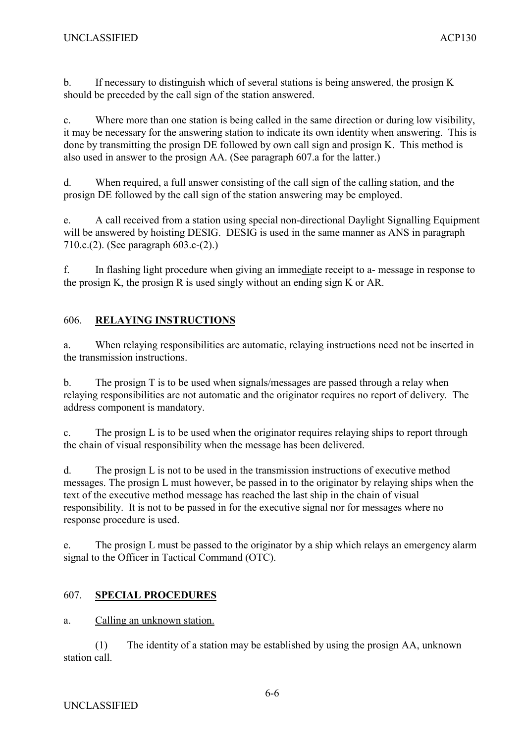b. If necessary to distinguish which of several stations is being answered, the prosign K should be preceded by the call sign of the station answered.

c. Where more than one station is being called in the same direction or during low visibility, it may be necessary for the answering station to indicate its own identity when answering. This is done by transmitting the prosign DE followed by own call sign and prosign K. This method is also used in answer to the prosign AA. (See paragraph 607.a for the latter.)

d. When required, a full answer consisting of the call sign of the calling station, and the prosign DE followed by the call sign of the station answering may be employed.

e. A call received from a station using special non-directional Daylight Signalling Equipment will be answered by hoisting DESIG. DESIG is used in the same manner as ANS in paragraph 710.c.(2). (See paragraph 603.c-(2).)

f. In flashing light procedure when giving an immediate receipt to a- message in response to the prosign K, the prosign R is used singly without an ending sign K or AR.

## 606. **RELAYING INSTRUCTIONS**

a. When relaying responsibilities are automatic, relaying instructions need not be inserted in the transmission instructions.

b. The prosign T is to be used when signals/messages are passed through a relay when relaying responsibilities are not automatic and the originator requires no report of delivery. The address component is mandatory.

c. The prosign L is to be used when the originator requires relaying ships to report through the chain of visual responsibility when the message has been delivered.

d. The prosign L is not to be used in the transmission instructions of executive method messages. The prosign L must however, be passed in to the originator by relaying ships when the text of the executive method message has reached the last ship in the chain of visual responsibility. It is not to be passed in for the executive signal nor for messages where no response procedure is used.

e. The prosign L must be passed to the originator by a ship which relays an emergency alarm signal to the Officer in Tactical Command (OTC).

## 607. **SPECIAL PROCEDURES**

a. Calling an unknown station.

(1) The identity of a station may be established by using the prosign AA, unknown station call.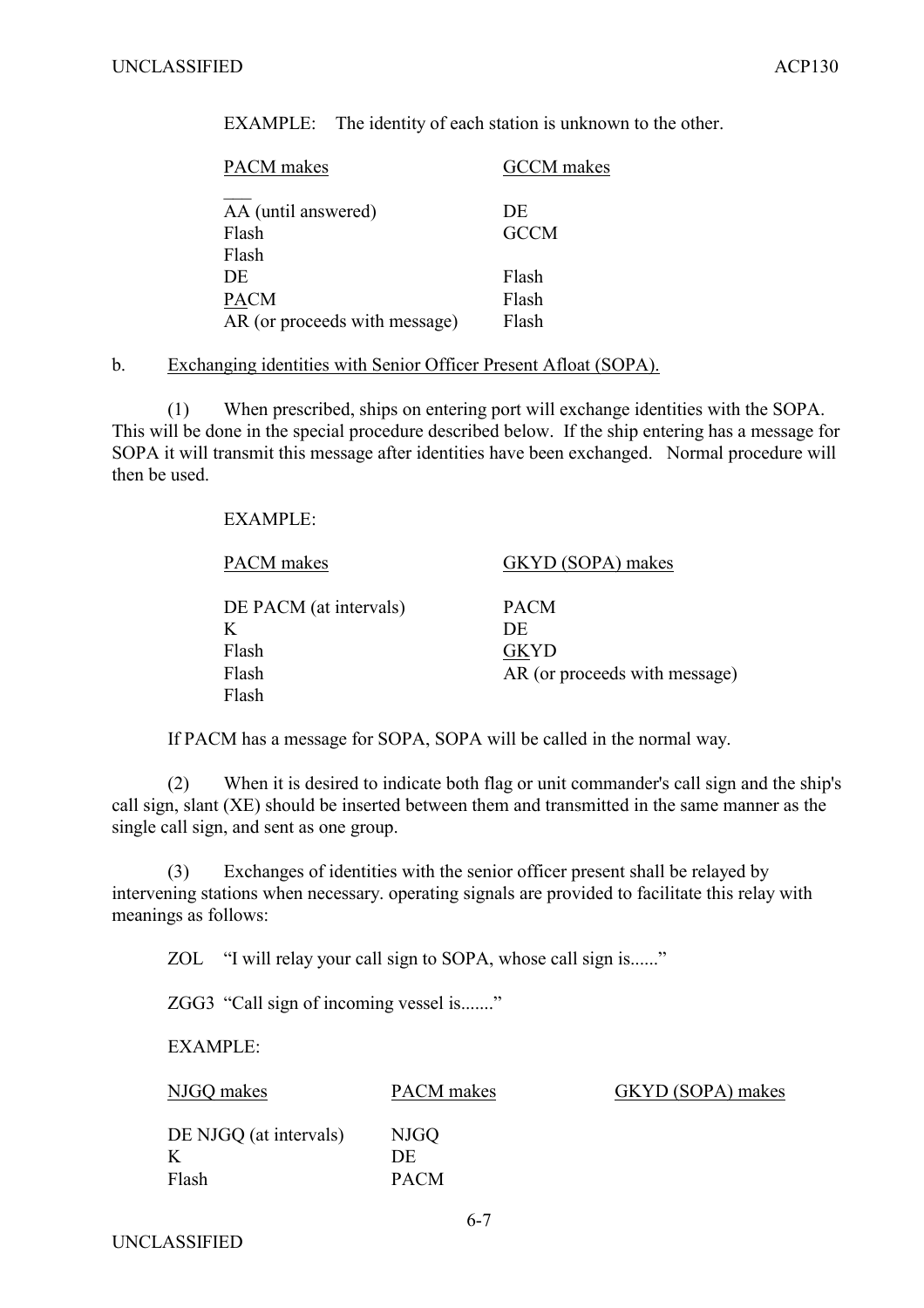EXAMPLE: The identity of each station is unknown to the other.

| PACM makes | GCCM makes |
|---|---|
| AA (until answered) | DE |
| Flash | GCCM |
| Flash | |
| DE | Flash |
| PACM | Flash |
| AR (or proceeds with message) | Flash |

b. Exchanging identities with Senior Officer Present Afloat (SOPA).

(1) When prescribed, ships on entering port will exchange identities with the SOPA. This will be done in the special procedure described below. If the ship entering has a message for SOPA it will transmit this message after identities have been exchanged. Normal procedure will then be used.

EXAMPLE:

| PACM makes | GKYD (SOPA) makes |
|---|---|
| DE PACM (at intervals) | PACM |
| K | DE |
| Flash | GKYD |
| Flash | AR (or proceeds with message) |
| Flash | |

If PACM has a message for SOPA, SOPA will be called in the normal way.

(2) When it is desired to indicate both flag or unit commander's call sign and the ship's call sign, slant (XE) should be inserted between them and transmitted in the same manner as the single call sign, and sent as one group.

(3) Exchanges of identities with the senior officer present shall be relayed by intervening stations when necessary. operating signals are provided to facilitate this relay with meanings as follows:

ZOL "I will relay your call sign to SOPA, whose call sign is......"

ZGG3 "Call sign of incoming vessel is......."

EXAMPLE:

| NJGQ makes | PACM makes | GKYD (SOPA) makes |
|---|---|---|
| DE NJGQ (at intervals) | NJGQ | |
| K | DE | |
| Flash | PACM | |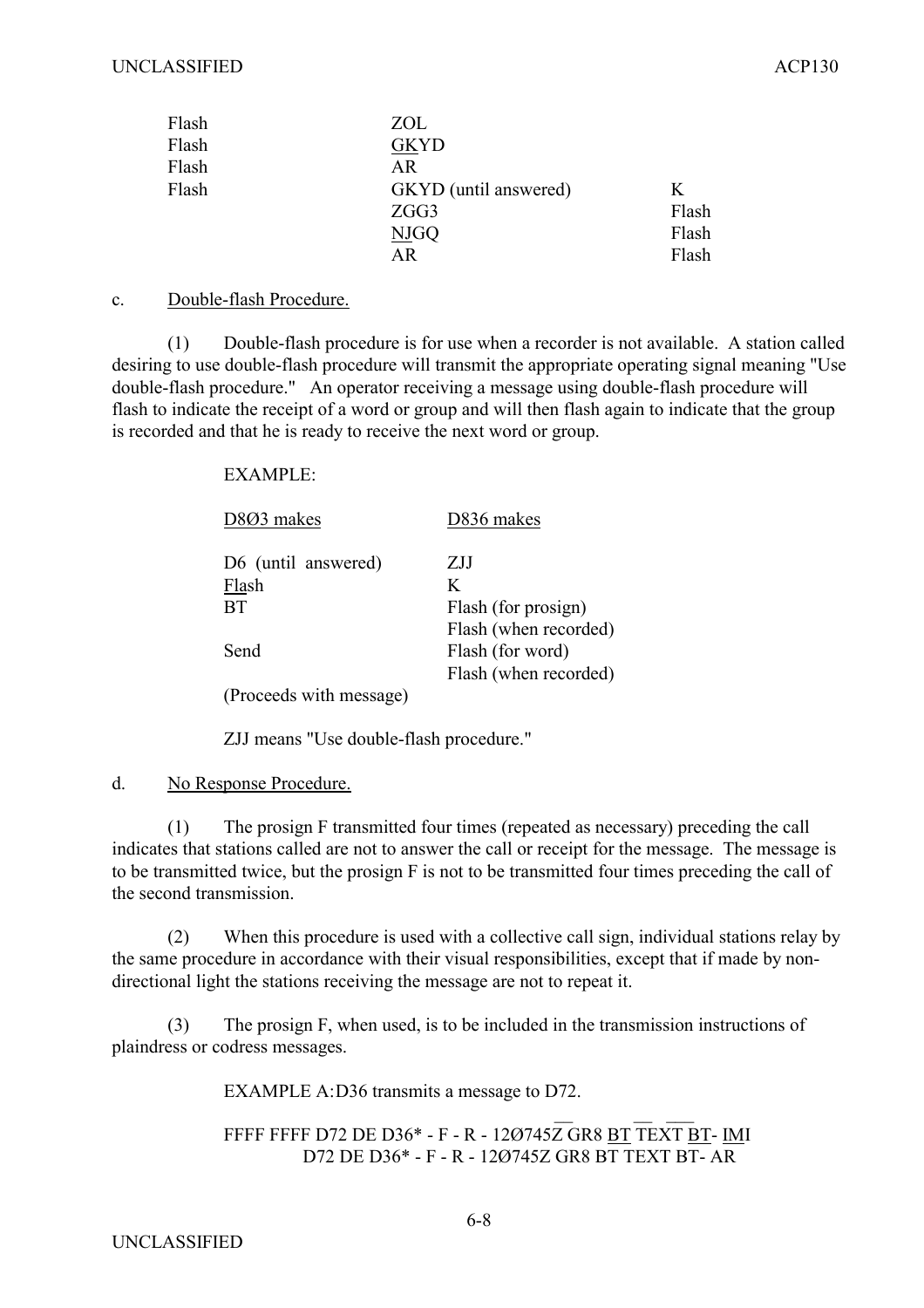| | | |
|---|---|---|
| Flash | ZOL | |
| Flash | GKYD | |
| Flash | AR | |
| Flash | GKYD (until answered) | K |
| | ZGG3 | Flash |
| | NJGQ | Flash |
| | AR | Flash |

c. Double-flash Procedure.

(1) Double-flash procedure is for use when a recorder is not available. A station called desiring to use double-flash procedure will transmit the appropriate operating signal meaning "Use double-flash procedure." An operator receiving a message using double-flash procedure will flash to indicate the receipt of a word or group and will then flash again to indicate that the group is recorded and that he is ready to receive the next word or group.

EXAMPLE:

| D8Ø3 makes | D836 makes |
|---|---|
| D6 (until answered) | ZJJ |
| Flash | K |
| BT | Flash (for prosign) |
| | Flash (when recorded) |
| Send | Flash (for word) |
| | Flash (when recorded) |
| (Proceeds with message) | |

ZJJ means "Use double-flash procedure."

d. No Response Procedure.

(1) The prosign F transmitted four times (repeated as necessary) preceding the call indicates that stations called are not to answer the call or receipt for the message. The message is to be transmitted twice, but the prosign F is not to be transmitted four times preceding the call of the second transmission.

(2) When this procedure is used with a collective call sign, individual stations relay by the same procedure in accordance with their visual responsibilities, except that if made by non-directional light the stations receiving the message are not to repeat it.

(3) The prosign F, when used, is to be included in the transmission instructions of plaindress or codress messages.

EXAMPLE A: D36 transmits a message to D72.

FFFF FFFF D72 DE D36* - F - R - 12Ø745Z GR8 BT TEXT BT- IMI
D72 DE D36* - F - R - 12Ø745Z GR8 BT TEXT BT- AR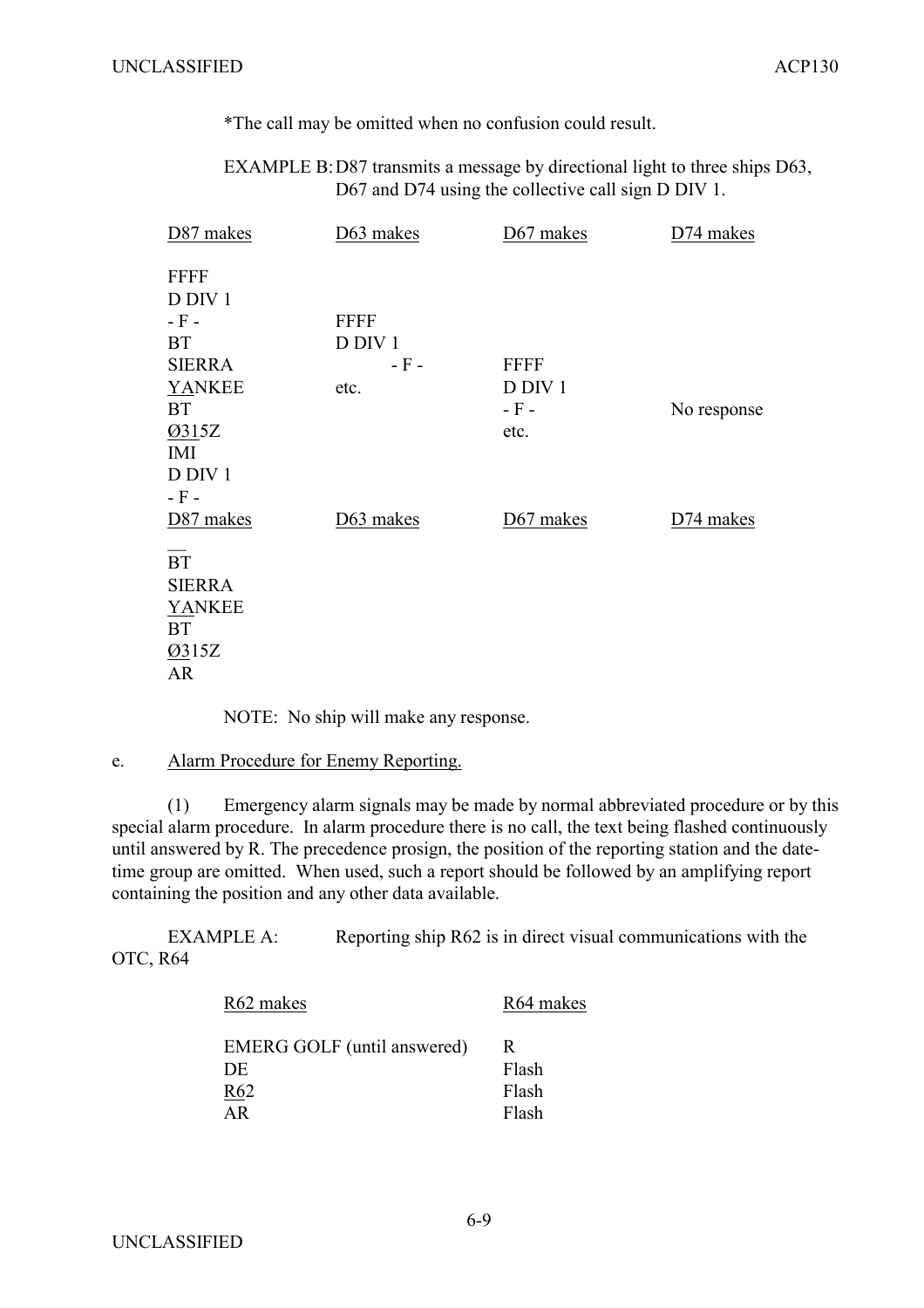*The call may be omitted when no confusion could result.

EXAMPLE B: D87 transmits a message by directional light to three ships D63, D67 and D74 using the collective call sign D DIV 1.

| D87 makes | D63 makes | D67 makes | D74 makes |
|---|---|---|---|
| FFFF | | | |
| D DIV 1 | | | |
| - F - | FFFF | | |
| BT | D DIV 1 | | |
| SIERRA | - F - | FFFF | |
| YANKEE | etc. | D DIV 1 | |
| BT | | - F - | No response |
| Ø315Z | | etc. | |
| IMI | | | |
| D DIV 1 | | | |
| - F - | | | |

| D87 makes | D63 makes | D67 makes | D74 makes |
|---|---|---|---|
| BT | | | |
| SIERRA | | | |
| YANKEE | | | |
| BT | | | |
| Ø315Z | | | |
| AR | | | |

NOTE: No ship will make any response.

e. Alarm Procedure for Enemy Reporting.

(1) Emergency alarm signals may be made by normal abbreviated procedure or by this special alarm procedure. In alarm procedure there is no call, the text being flashed continuously until answered by R. The precedence prosign, the position of the reporting station and the date-time group are omitted. When used, such a report should be followed by an amplifying report containing the position and any other data available.

EXAMPLE A: Reporting ship R62 is in direct visual communications with the OTC, R64

| R62 makes | R64 makes |
|---|---|
| EMERG GOLF (until answered) | R |
| DE | Flash |
| R62 | Flash |
| AR | Flash |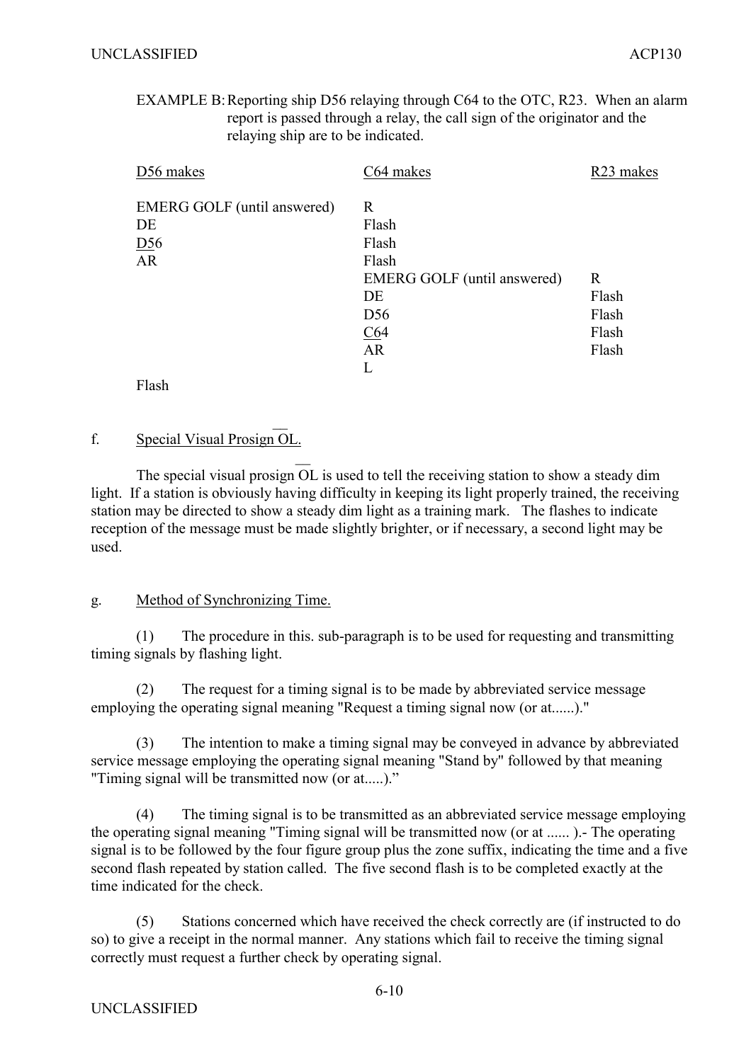EXAMPLE B: Reporting ship D56 relaying through C64 to the OTC, R23. When an alarm report is passed through a relay, the call sign of the originator and the relaying ship are to be indicated.

| D56 makes | C64 makes | R23 makes |
|---|---|---|
| EMERG GOLF (until answered) | R | |
| DE | Flash | |
| D56 | Flash | |
| AR | Flash | |
| | EMERG GOLF (until answered) | R |
| | DE | Flash |
| | D56 | Flash |
| | C64 | Flash |
| | AR | Flash |
| | L | |
| Flash | | |

f. Special Visual Prosign OL.

The special visual prosign OL is used to tell the receiving station to show a steady dim light. If a station is obviously having difficulty in keeping its light properly trained, the receiving station may be directed to show a steady dim light as a training mark. The flashes to indicate reception of the message must be made slightly brighter, or if necessary, a second light may be used.

g. Method of Synchronizing Time.

(1) The procedure in this. sub-paragraph is to be used for requesting and transmitting timing signals by flashing light.

(2) The request for a timing signal is to be made by abbreviated service message employing the operating signal meaning "Request a timing signal now (or at......)."

(3) The intention to make a timing signal may be conveyed in advance by abbreviated service message employing the operating signal meaning "Stand by" followed by that meaning "Timing signal will be transmitted now (or at.....)."

(4) The timing signal is to be transmitted as an abbreviated service message employing the operating signal meaning "Timing signal will be transmitted now (or at ...... ).- The operating signal is to be followed by the four figure group plus the zone suffix, indicating the time and a five second flash repeated by station called. The five second flash is to be completed exactly at the time indicated for the check.

(5) Stations concerned which have received the check correctly are (if instructed to do so) to give a receipt in the normal manner. Any stations which fail to receive the timing signal correctly must request a further check by operating signal.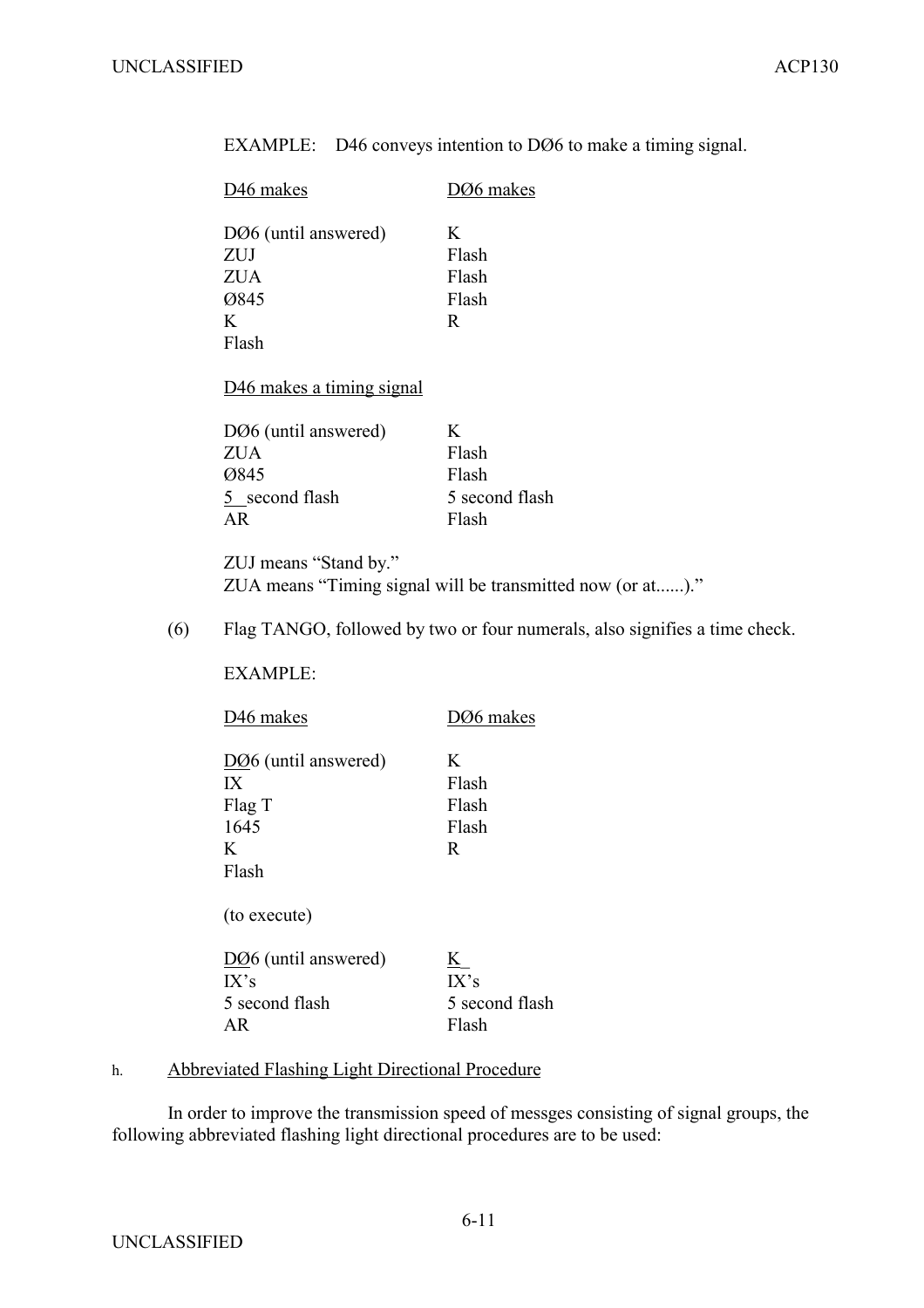EXAMPLE: D46 conveys intention to DØ6 to make a timing signal.

| D46 makes | DØ6 makes |
|---|---|
| DØ6 (until answered) | K |
| ZUJ | Flash |
| ZUA | Flash |
| Ø845 | Flash |
| K | R |
| Flash | |

D46 makes a timing signal

| | |
|---|---|
| DØ6 (until answered) | K |
| ZUA | Flash |
| Ø845 | Flash |
| 5 second flash | 5 second flash |
| AR | Flash |

ZUJ means "Stand by."
ZUA means "Timing signal will be transmitted now (or at......)."

(6) Flag TANGO, followed by two or four numerals, also signifies a time check.

EXAMPLE:

| D46 makes | DØ6 makes |
|---|---|
| DØ6 (until answered) | K |
| IX | Flash |
| Flag T | Flash |
| 1645 | Flash |
| K | R |
| Flash | |

(to execute)

| | |
|---|---|
| DØ6 (until answered) | K |
| IX's | IX's |
| 5 second flash | 5 second flash |
| AR | Flash |

h. Abbreviated Flashing Light Directional Procedure

In order to improve the transmission speed of messges consisting of signal groups, the following abbreviated flashing light directional procedures are to be used: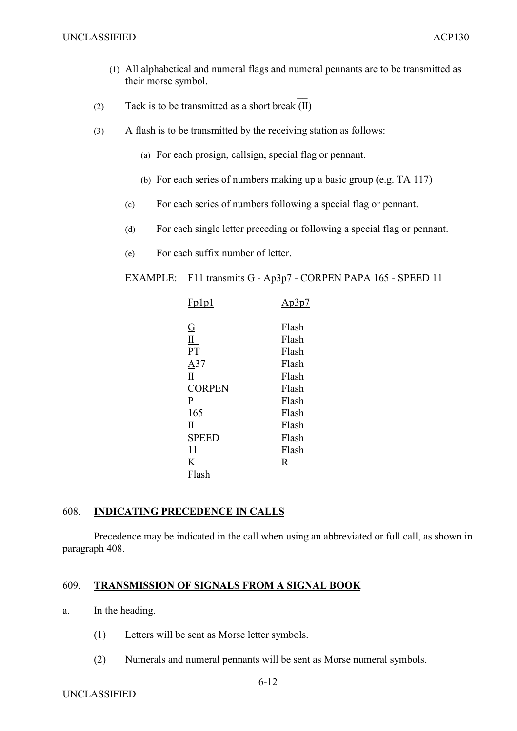(1) All alphabetical and numeral flags and numeral pennants are to be transmitted as their morse symbol.

(2) Tack is to be transmitted as a short break $(\overline{II})$

(3) A flash is to be transmitted by the receiving station as follows:

(a) For each prosign, callsign, special flag or pennant.

(b) For each series of numbers making up a basic group (e.g. TA 117)

(c) For each series of numbers following a special flag or pennant.

(d) For each single letter preceding or following a special flag or pennant.

(e) For each suffix number of letter.

EXAMPLE: F11 transmits G - Ap3p7 - CORPEN PAPA 165 - SPEED 11

| Fp1p1 | Ap3p7 |
|---|---|
| G | Flash |
| II | Flash |
| PT | Flash |
| A37 | Flash |
| II | Flash |
| CORPEN | Flash |
| P | Flash |
| 165 | Flash |
| II | Flash |
| SPEED | Flash |
| 11 | Flash |
| K | R |
| Flash | |

## 608. INDICATING PRECEDENCE IN CALLS

Precedence may be indicated in the call when using an abbreviated or full call, as shown in paragraph 408.

## 609. TRANSMISSION OF SIGNALS FROM A SIGNAL BOOK

a. In the heading.

(1) Letters will be sent as Morse letter symbols.

(2) Numerals and numeral pennants will be sent as Morse numeral symbols.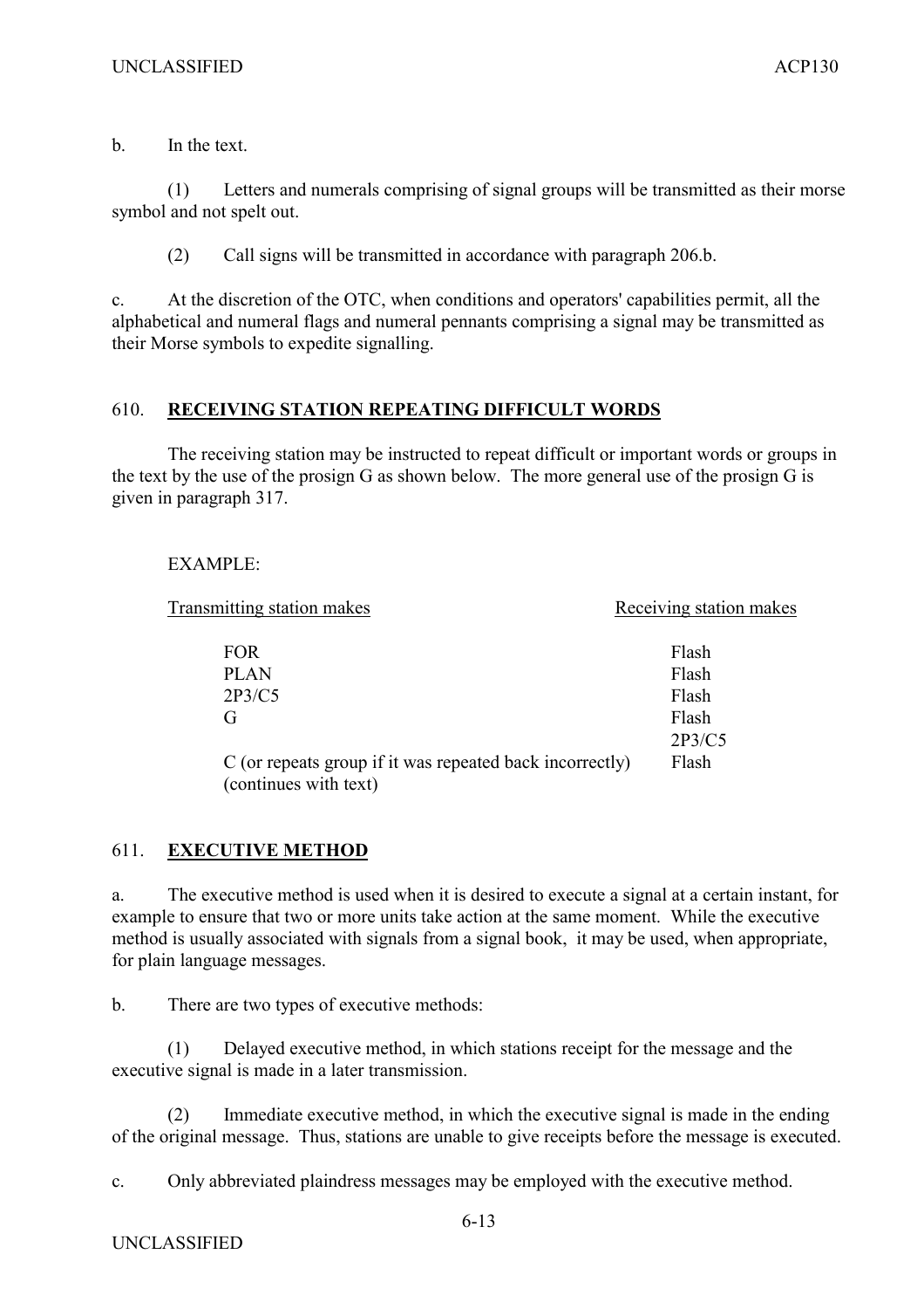b. In the text.

(1) Letters and numerals comprising of signal groups will be transmitted as their morse symbol and not spelt out.

(2) Call signs will be transmitted in accordance with paragraph 206.b.

c. At the discretion of the OTC, when conditions and operators' capabilities permit, all the alphabetical and numeral flags and numeral pennants comprising a signal may be transmitted as their Morse symbols to expedite signalling.

## 610. **RECEIVING STATION REPEATING DIFFICULT WORDS**

The receiving station may be instructed to repeat difficult or important words or groups in the text by the use of the prosign G as shown below. The more general use of the prosign G is given in paragraph 317.

EXAMPLE:

| Transmitting station makes | Receiving station makes |
|---|---|
| FOR | Flash |
| PLAN | Flash |
| 2P3/C5 | Flash |
| G | Flash |
| | 2P3/C5 |
| C (or repeats group if it was repeated back incorrectly) (continues with text) | Flash |

## 611. **EXECUTIVE METHOD**

a. The executive method is used when it is desired to execute a signal at a certain instant, for example to ensure that two or more units take action at the same moment. While the executive method is usually associated with signals from a signal book, it may be used, when appropriate, for plain language messages.

b. There are two types of executive methods:

(1) Delayed executive method, in which stations receipt for the message and the executive signal is made in a later transmission.

(2) Immediate executive method, in which the executive signal is made in the ending of the original message. Thus, stations are unable to give receipts before the message is executed.

c. Only abbreviated plaindress messages may be employed with the executive method.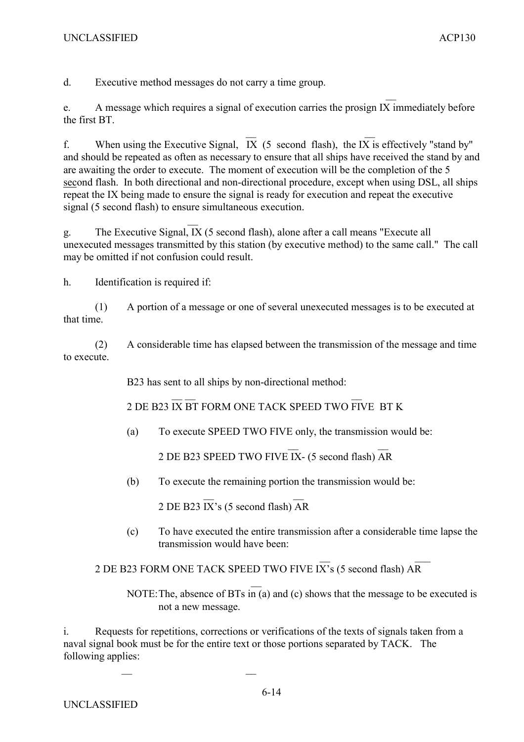d. Executive method messages do not carry a time group.

e. A message which requires a signal of execution carries the prosign $\overline{\text{IX}}$ immediately before the first BT.

f. When using the Executive Signal, $\overline{\text{IX}}$ (5 second flash), the $\overline{\text{IX}}$ is effectively "stand by" and should be repeated as often as necessary to ensure that all ships have received the stand by and are awaiting the order to execute. The moment of execution will be the completion of the 5 second flash. In both directional and non-directional procedure, except when using DSL, all ships repeat the IX being made to ensure the signal is ready for execution and repeat the executive signal (5 second flash) to ensure simultaneous execution.

g. The Executive Signal, $\overline{\text{IX}}$ (5 second flash), alone after a call means "Execute all unexecuted messages transmitted by this station (by executive method) to the same call." The call may be omitted if not confusion could result.

h. Identification is required if:

(1) A portion of a message or one of several unexecuted messages is to be executed at that time.

(2) A considerable time has elapsed between the transmission of the message and time to execute.

B23 has sent to all ships by non-directional method:

2 DE B23 $\overline{\text{IX}}$ $\overline{\text{BT}}$ FORM ONE TACK SPEED TWO $\overline{\text{FIVE}}$ BT K

(a) To execute SPEED TWO FIVE only, the transmission would be:

2 DE B23 SPEED TWO FIVE $\overline{\text{IX}}$- (5 second flash) $\overline{\text{AR}}$

(b) To execute the remaining portion the transmission would be:

2 DE B23 $\overline{\text{IX}}$'s (5 second flash) $\overline{\text{AR}}$

(c) To have executed the entire transmission after a considerable time lapse the transmission would have been:

2 DE B23 FORM ONE TACK SPEED TWO FIVE $\overline{\text{IX}}$'s (5 second flash) $\overline{\text{AR}}$

NOTE: The, absence of BTs in (a) and (c) shows that the message to be executed is not a new message.

i. Requests for repetitions, corrections or verifications of the texts of signals taken from a naval signal book must be for the entire text or those portions separated by TACK. The following applies: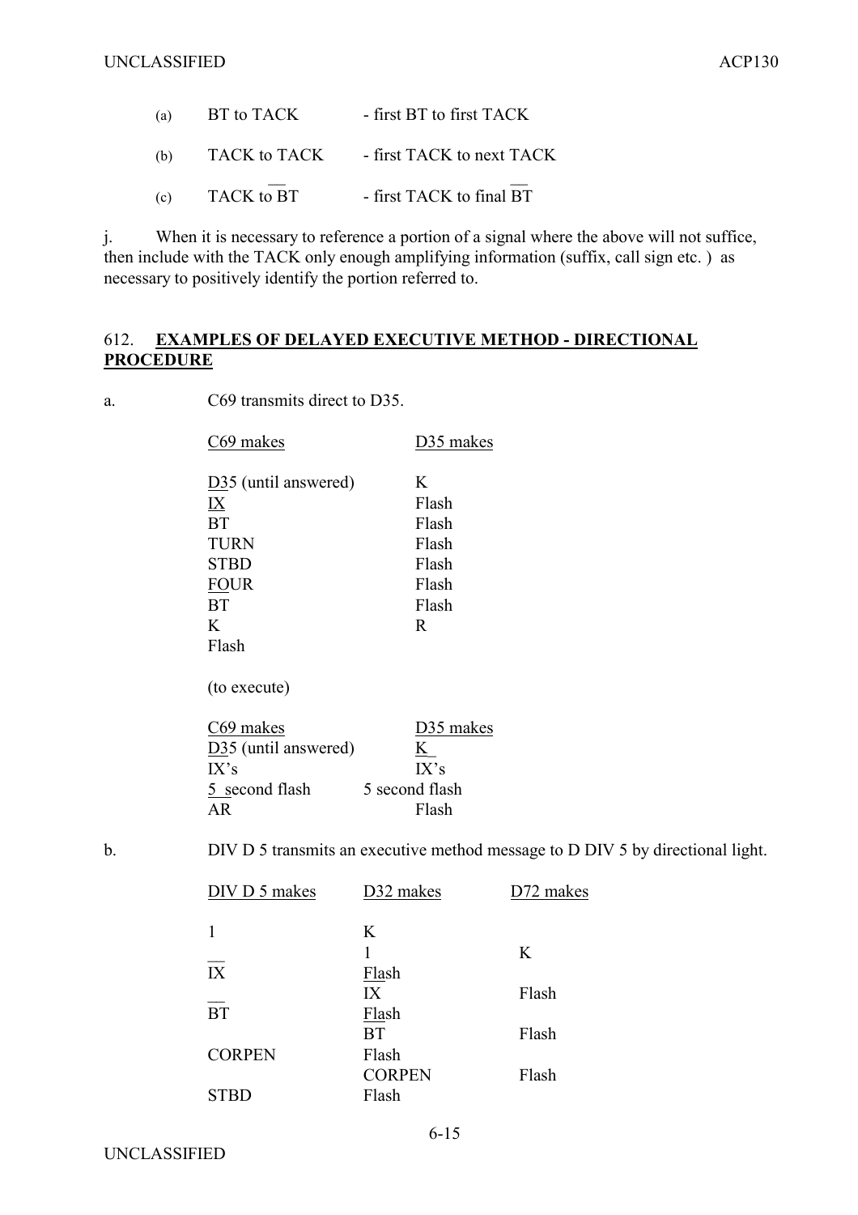(a) BT to TACK - first BT to first TACK

(b) TACK to TACK - first TACK to next TACK

(c) TACK to BT - first TACK to final BT

j. When it is necessary to reference a portion of a signal where the above will not suffice, then include with the TACK only enough amplifying information (suffix, call sign etc. ) as necessary to positively identify the portion referred to.

## 612. **EXAMPLES OF DELAYED EXECUTIVE METHOD - DIRECTIONAL PROCEDURE**

a. C69 transmits direct to D35.

| C69 makes | D35 makes |
|---|---|
| D35 (until answered) | K |
| IX | Flash |
| BT | Flash |
| TURN | Flash |
| STBD | Flash |
| FOUR | Flash |
| BT | Flash |
| K | R |
| Flash | |

(to execute)

| C69 makes | D35 makes |
|---|---|
| D35 (until answered) | K |
| IX's | IX's |
| 5 second flash | 5 second flash |
| AR | Flash |

b. DIV D 5 transmits an executive method message to D DIV 5 by directional light.

| DIV D 5 makes | D32 makes | D72 makes |
|---|---|---|
| 1 | K | |
| | 1 | K |
| IX | Flash | |
| | IX | Flash |
| BT | Flash | |
| | BT | Flash |
| CORPEN | Flash | |
| | CORPEN | Flash |
| STBD | Flash | |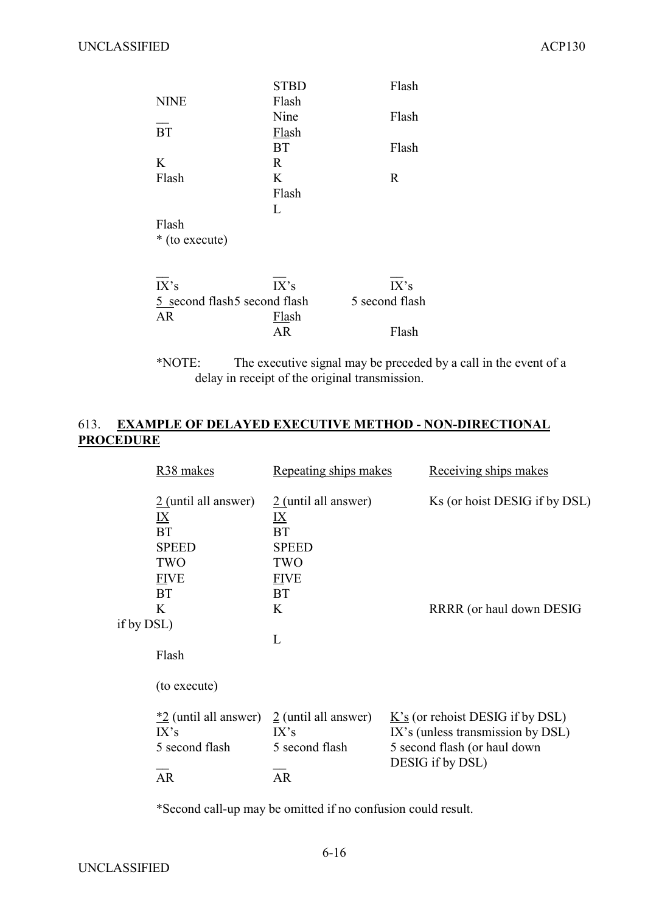| | | |
|---|---|---|
| | STBD | Flash |
| NINE | Flash | |
| | Nine | Flash |
| BT | Flash | |
| | BT | Flash |
| K | R | |
| Flash | K | R |
| | Flash | |
| | L | |
| Flash | | |
| * (to execute) | | |
| | | |
| IX's | IX's | IX's |
| 5 second flash | 5 second flash | 5 second flash |
| AR | Flash | |
| | AR | Flash |

*NOTE: The executive signal may be preceded by a call in the event of a delay in receipt of the original transmission.

## 613. **EXAMPLE OF DELAYED EXECUTIVE METHOD - NON-DIRECTIONAL PROCEDURE**

| R38 makes | Repeating ships makes | Receiving ships makes |
|---|---|---|
| 2 (until all answer) | 2 (until all answer) | Ks (or hoist DESIG if by DSL) |
| IX | IX | |
| BT | BT | |
| SPEED | SPEED | |
| TWO | TWO | |
| FIVE | FIVE | |
| BT | BT | |
| K | K | RRRR (or haul down DESIG if by DSL) |
| | L | |
| Flash | | |
| (to execute) | | |
| *2 (until all answer) | 2 (until all answer) | K's (or rehoist DESIG if by DSL) |
| IX's | IX's | IX's (unless transmission by DSL) |
| 5 second flash | 5 second flash | 5 second flash (or haul down DESIG if by DSL) |
| AR | AR | |

*Second call-up may be omitted if no confusion could result.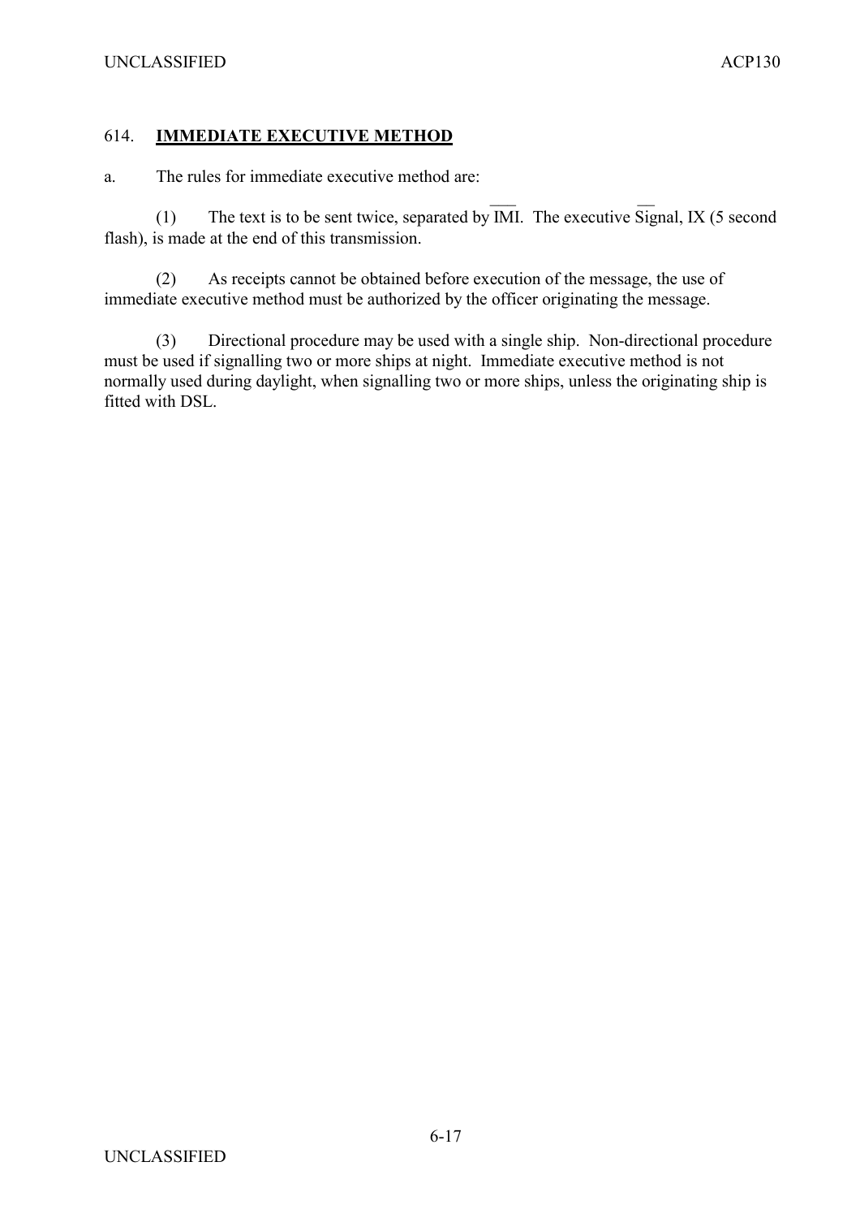## 614. **IMMEDIATE EXECUTIVE METHOD**

a. The rules for immediate executive method are:

(1) The text is to be sent twice, separated by $\overline{\text{IMI}}$. The executive Signal, $\overline{\text{IX}}$ (5 second flash), is made at the end of this transmission.

(2) As receipts cannot be obtained before execution of the message, the use of immediate executive method must be authorized by the officer originating the message.

(3) Directional procedure may be used with a single ship. Non-directional procedure must be used if signalling two or more ships at night. Immediate executive method is not normally used during daylight, when signalling two or more ships, unless the originating ship is fitted with DSL.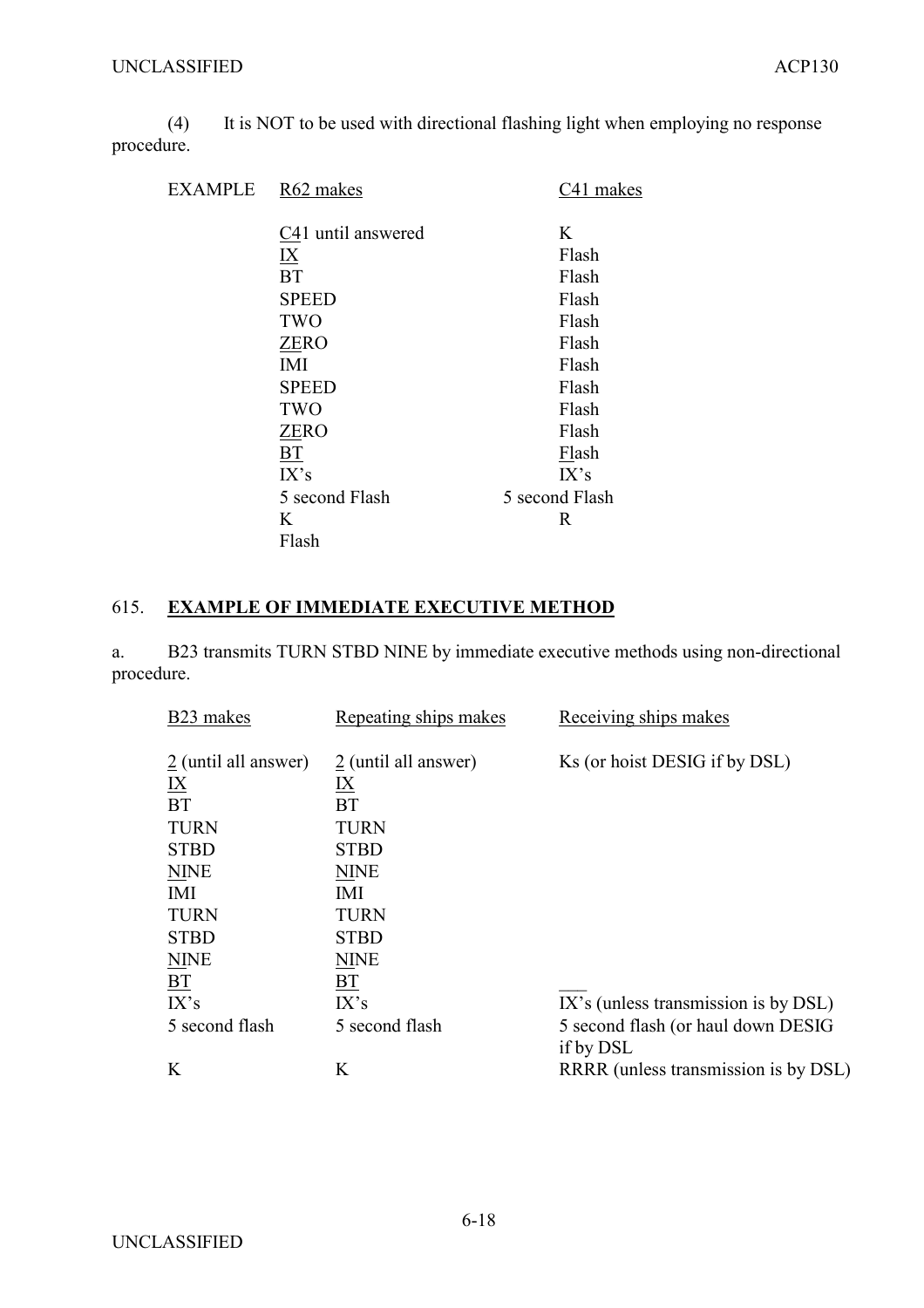(4) It is NOT to be used with directional flashing light when employing no response procedure.

| EXAMPLE | R62 makes | C41 makes |
|---|---|---|
| | C41 until answered | K |
| | IX | Flash |
| | BT | Flash |
| | SPEED | Flash |
| | TWO | Flash |
| | ZERO | Flash |
| | IMI | Flash |
| | SPEED | Flash |
| | TWO | Flash |
| | ZERO | Flash |
| | BT | Flash |
| | IX's | IX's |
| | 5 second Flash | 5 second Flash |
| | K | R |
| | Flash | |

## 615. **EXAMPLE OF IMMEDIATE EXECUTIVE METHOD**

a. B23 transmits TURN STBD NINE by immediate executive methods using non-directional procedure.

| B23 makes | Repeating ships makes | Receiving ships makes |
|---|---|---|
| 2 (until all answer) | 2 (until all answer) | Ks (or hoist DESIG if by DSL) |
| IX | IX | |
| BT | BT | |
| TURN | TURN | |
| STBD | STBD | |
| NINE | NINE | |
| IMI | IMI | |
| TURN | TURN | |
| STBD | STBD | |
| NINE | NINE | |
| BT | BT | ___ |
| IX's | IX's | IX's (unless transmission is by DSL) |
| 5 second flash | 5 second flash | 5 second flash (or haul down DESIG if by DSL |
| K | K | RRRR (unless transmission is by DSL) |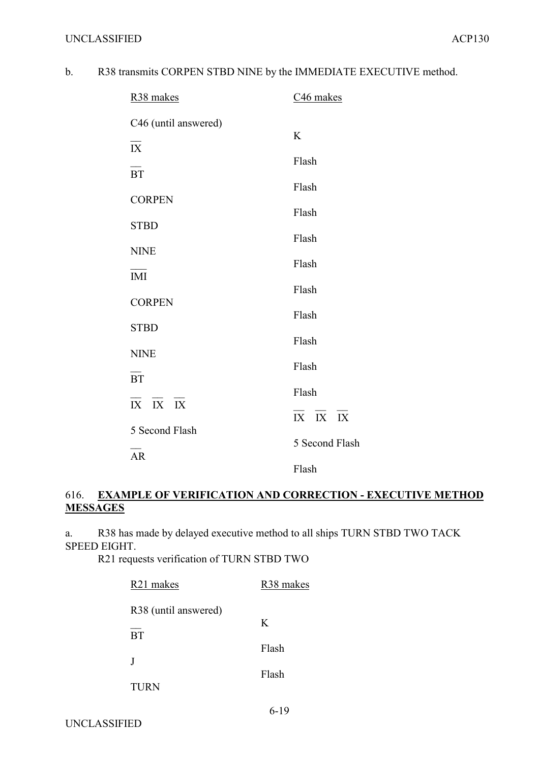b. R38 transmits CORPEN STBD NINE by the IMMEDIATE EXECUTIVE method.

| R38 makes | C46 makes |
|---|---|
| C46 (until answered) | |
| | K |
| $\overline{IX}$ | |
| | Flash |
| $\overline{BT}$ | |
| | Flash |
| CORPEN | |
| | Flash |
| STBD | |
| | Flash |
| NINE | |
| | Flash |
| $\overline{IMI}$ | |
| | Flash |
| CORPEN | |
| | Flash |
| STBD | |
| | Flash |
| NINE | |
| | Flash |
| $\overline{BT}$ | |
| | Flash |
| $\overline{IX}$ $\overline{IX}$ $\overline{IX}$ | |
| | $\overline{IX}$ $\overline{IX}$ $\overline{IX}$ |
| 5 Second Flash | |
| | 5 Second Flash |
| $\overline{AR}$ | |
| | Flash |

## 616. **EXAMPLE OF VERIFICATION AND CORRECTION - EXECUTIVE METHOD MESSAGES**

a. R38 has made by delayed executive method to all ships TURN STBD TWO TACK SPEED EIGHT.
R21 requests verification of TURN STBD TWO

| R21 makes | R38 makes |
|---|---|
| R38 (until answered) | |
| | K |
| $\overline{BT}$ | |
| | Flash |
| J | |
| | Flash |
| TURN | |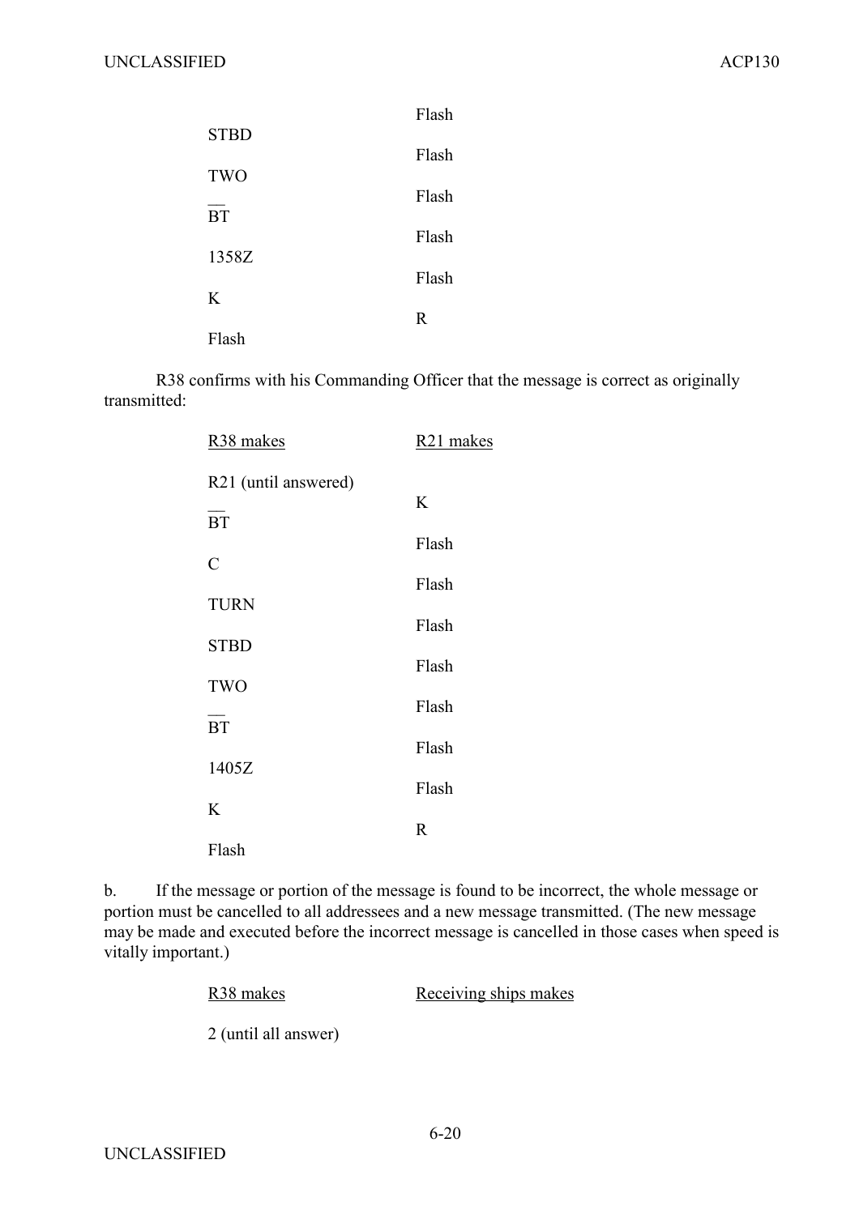| | |
|---|---|
| | Flash |
| STBD | |
| | Flash |
| TWO | |
| | Flash |
| $\overline{BT}$ | |
| | Flash |
| 1358Z | |
| | Flash |
| K | |
| | R |
| Flash | |

R38 confirms with his Commanding Officer that the message is correct as originally transmitted:

| R38 makes | R21 makes |
|---|---|
| R21 (until answered) | |
| | K |
| $\overline{BT}$ | |
| | Flash |
| C | |
| | Flash |
| TURN | |
| | Flash |
| STBD | |
| | Flash |
| TWO | |
| | Flash |
| $\overline{BT}$ | |
| | Flash |
| 1405Z | |
| | Flash |
| K | |
| | R |
| Flash | |

b. If the message or portion of the message is found to be incorrect, the whole message or portion must be cancelled to all addressees and a new message transmitted. (The new message may be made and executed before the incorrect message is cancelled in those cases when speed is vitally important.)

| R38 makes | Receiving ships makes |
|---|---|
| 2 (until all answer) | |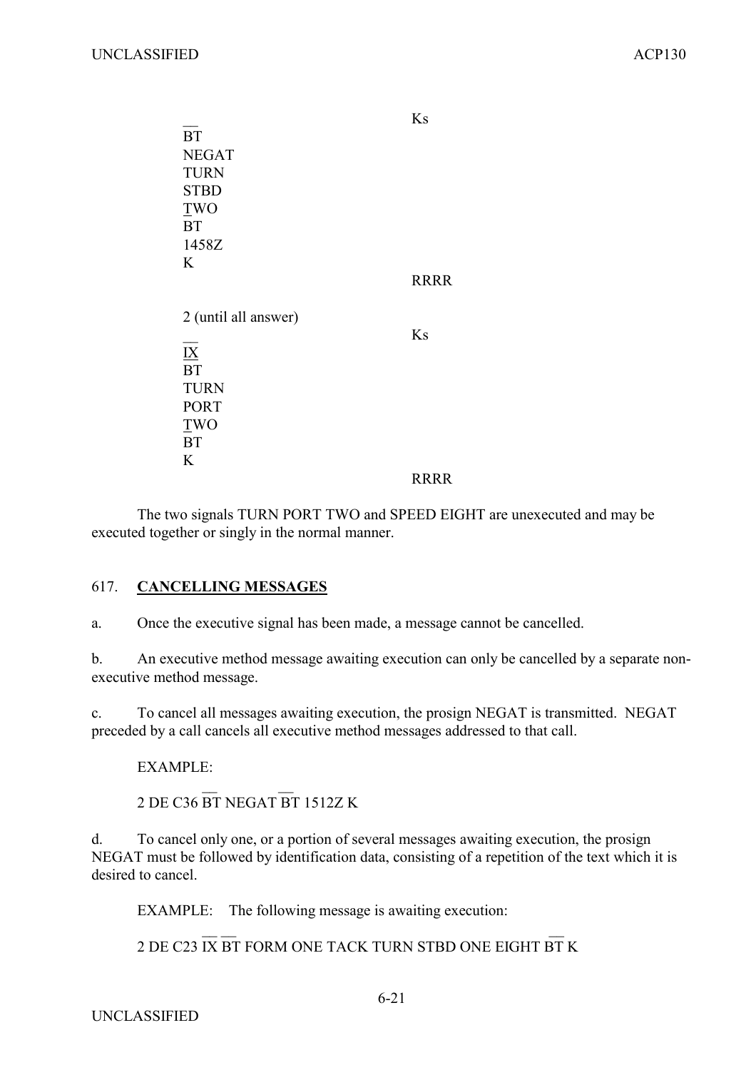| | |
|---|---|
| | Ks |
| BT | |
| NEGAT | |
| TURN | |
| STBD | |
| TWO | |
| BT | |
| 1458Z | |
| K | |
| | RRRR |
| 2 (until all answer) | |
| | Ks |
| IX | |
| BT | |
| TURN | |
| PORT | |
| TWO | |
| BT | |
| K | |
| | RRRR |

The two signals TURN PORT TWO and SPEED EIGHT are unexecuted and may be executed together or singly in the normal manner.

## 617. CANCELLING MESSAGES

a. Once the executive signal has been made, a message cannot be cancelled.

b. An executive method message awaiting execution can only be cancelled by a separate non-executive method message.

c. To cancel all messages awaiting execution, the prosign NEGAT is transmitted. NEGAT preceded by a call cancels all executive method messages addressed to that call.

EXAMPLE:

2 DE C36 BT NEGAT BT 1512Z K

d. To cancel only one, or a portion of several messages awaiting execution, the prosign NEGAT must be followed by identification data, consisting of a repetition of the text which it is desired to cancel.

EXAMPLE: The following message is awaiting execution:

2 DE C23 IX BT FORM ONE TACK TURN STBD ONE EIGHT BT K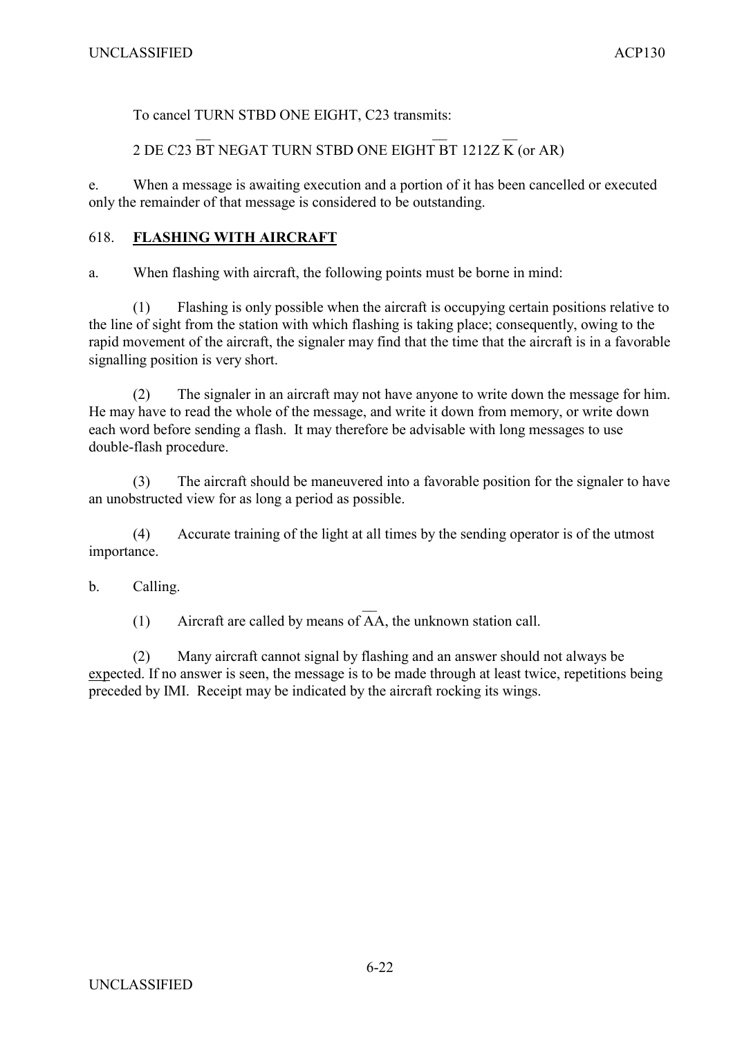To cancel TURN STBD ONE EIGHT, C23 transmits:

2 DE C23 $\overline{\text{BT}}$ NEGAT TURN STBD ONE EIGHT $\overline{\text{BT}}$ 1212Z $\overline{\text{K}}$ (or AR)

e. When a message is awaiting execution and a portion of it has been cancelled or executed only the remainder of that message is considered to be outstanding.

## 618. **FLASHING WITH AIRCRAFT**

a. When flashing with aircraft, the following points must be borne in mind:

(1) Flashing is only possible when the aircraft is occupying certain positions relative to the line of sight from the station with which flashing is taking place; consequently, owing to the rapid movement of the aircraft, the signaler may find that the time that the aircraft is in a favorable signalling position is very short.

(2) The signaler in an aircraft may not have anyone to write down the message for him. He may have to read the whole of the message, and write it down from memory, or write down each word before sending a flash. It may therefore be advisable with long messages to use double-flash procedure.

(3) The aircraft should be maneuvered into a favorable position for the signaler to have an unobstructed view for as long a period as possible.

(4) Accurate training of the light at all times by the sending operator is of the utmost importance.

b. Calling.

(1) Aircraft are called by means of $\overline{\text{AA}}$, the unknown station call.

(2) Many aircraft cannot signal by flashing and an answer should not always be expected. If no answer is seen, the message is to be made through at least twice, repetitions being preceded by IMI. Receipt may be indicated by the aircraft rocking its wings.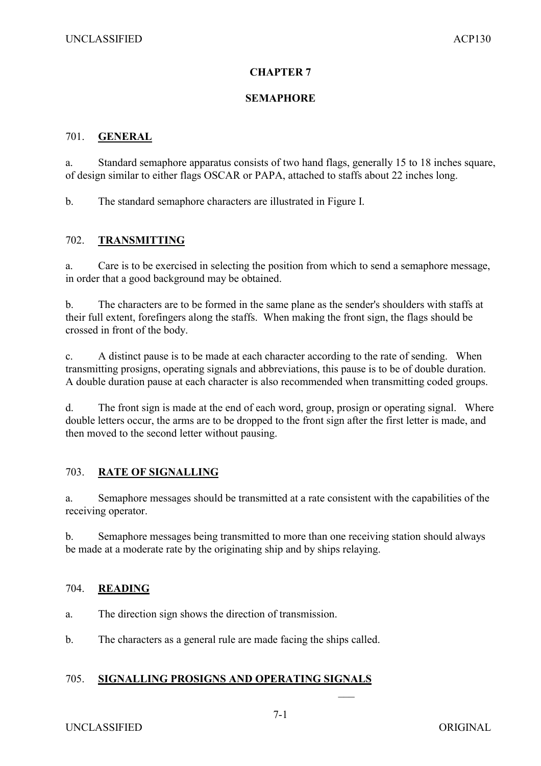# CHAPTER 7

# SEMAPHORE

## 701. GENERAL

a. Standard semaphore apparatus consists of two hand flags, generally 15 to 18 inches square, of design similar to either flags OSCAR or PAPA, attached to staffs about 22 inches long.

b. The standard semaphore characters are illustrated in Figure I.

## 702. TRANSMITTING

a. Care is to be exercised in selecting the position from which to send a semaphore message, in order that a good background may be obtained.

b. The characters are to be formed in the same plane as the sender's shoulders with staffs at their full extent, forefingers along the staffs. When making the front sign, the flags should be crossed in front of the body.

c. A distinct pause is to be made at each character according to the rate of sending. When transmitting prosigns, operating signals and abbreviations, this pause is to be of double duration. A double duration pause at each character is also recommended when transmitting coded groups.

d. The front sign is made at the end of each word, group, prosign or operating signal. Where double letters occur, the arms are to be dropped to the front sign after the first letter is made, and then moved to the second letter without pausing.

## 703. RATE OF SIGNALLING

a. Semaphore messages should be transmitted at a rate consistent with the capabilities of the receiving operator.

b. Semaphore messages being transmitted to more than one receiving station should always be made at a moderate rate by the originating ship and by ships relaying.

## 704. READING

a. The direction sign shows the direction of transmission.

b. The characters as a general rule are made facing the ships called.

## 705. SIGNALLING PROSIGNS AND OPERATING SIGNALS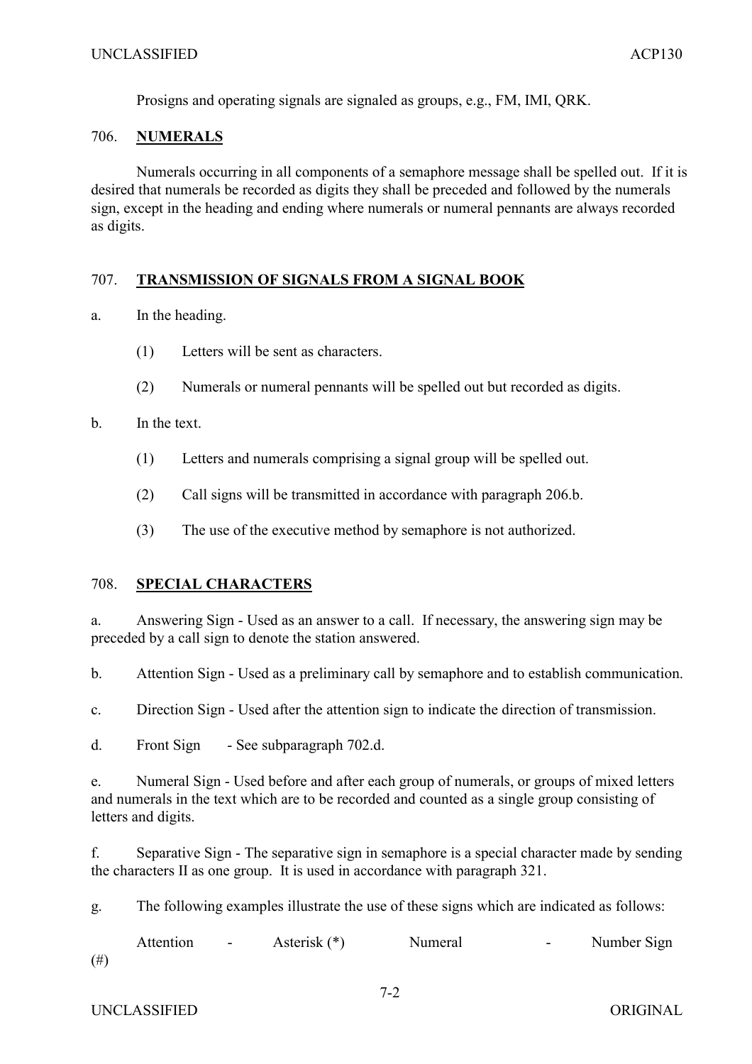Prosigns and operating signals are signaled as groups, e.g., FM, IMI, QRK.

## 706. NUMERALS

Numerals occurring in all components of a semaphore message shall be spelled out. If it is desired that numerals be recorded as digits they shall be preceded and followed by the numerals sign, except in the heading and ending where numerals or numeral pennants are always recorded as digits.

## 707. TRANSMISSION OF SIGNALS FROM A SIGNAL BOOK

a. In the heading.

(1) Letters will be sent as characters.

(2) Numerals or numeral pennants will be spelled out but recorded as digits.

b. In the text.

(1) Letters and numerals comprising a signal group will be spelled out.

(2) Call signs will be transmitted in accordance with paragraph 206.b.

(3) The use of the executive method by semaphore is not authorized.

## 708. SPECIAL CHARACTERS

a. Answering Sign - Used as an answer to a call. If necessary, the answering sign may be preceded by a call sign to denote the station answered.

b. Attention Sign - Used as a preliminary call by semaphore and to establish communication.

c. Direction Sign - Used after the attention sign to indicate the direction of transmission.

d. Front Sign - See subparagraph 702.d.

e. Numeral Sign - Used before and after each group of numerals, or groups of mixed letters and numerals in the text which are to be recorded and counted as a single group consisting of letters and digits.

f. Separative Sign - The separative sign in semaphore is a special character made by sending the characters II as one group. It is used in accordance with paragraph 321.

g. The following examples illustrate the use of these signs which are indicated as follows:

Attention - Asterisk (*) Numeral - Number Sign (#)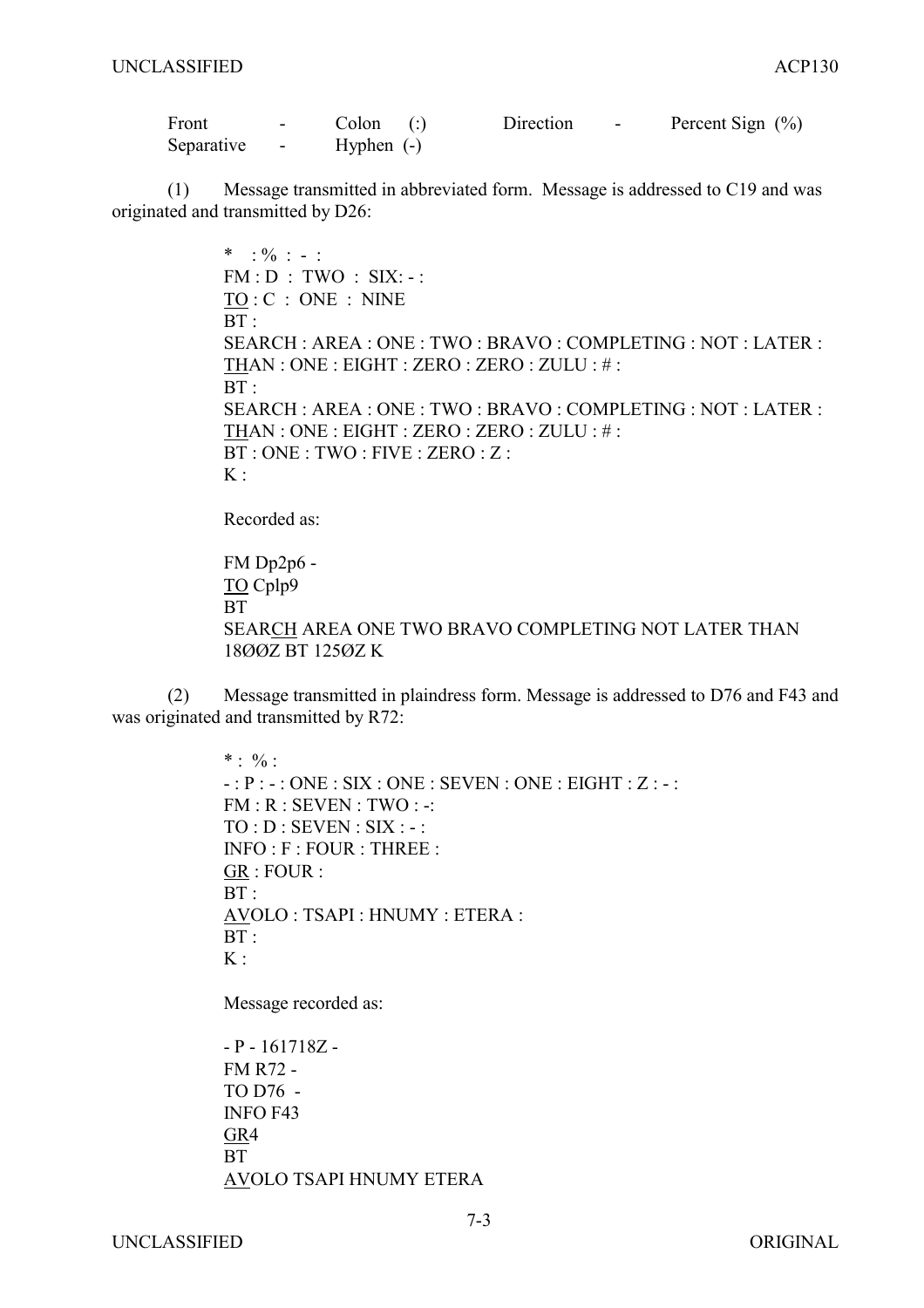| | | | | | |
|---|---|---|---|---|---|
| Front | - | Colon (:) | Direction | - | Percent Sign (%) |
| Separative | - | Hyphen (-) | | | |

(1) Message transmitted in abbreviated form. Message is addressed to C19 and was originated and transmitted by D26:

```
*   : %  :  -  :
FM : D  :  TWO  :  SIX: - :
TO : C  :  ONE  :  NINE
BT :
SEARCH : AREA : ONE : TWO : BRAVO : COMPLETING : NOT : LATER :
THAN : ONE : EIGHT : ZERO : ZERO : ZULU : # :
BT :
SEARCH : AREA : ONE : TWO : BRAVO : COMPLETING : NOT : LATER :
THAN : ONE : EIGHT : ZERO : ZERO : ZULU : # :
BT : ONE : TWO : FIVE : ZERO : Z :
K :
```

Recorded as:

```
FM Dp2p6 -
TO Cplp9
BT
SEARCH AREA ONE TWO BRAVO COMPLETING NOT LATER THAN
18ØØZ BT 125ØZ K
```

(2) Message transmitted in plaindress form. Message is addressed to D76 and F43 and was originated and transmitted by R72:

```
* :  % :
- : P : - : ONE : SIX : ONE : SEVEN : ONE : EIGHT : Z : - :
FM : R : SEVEN : TWO : -:
TO : D : SEVEN : SIX : - :
INFO : F : FOUR : THREE :
GR : FOUR :
BT :
AVOLO : TSAPI : HNUMY : ETERA :
BT :
K :
```

Message recorded as:

```
- P - 161718Z -
FM R72 -
TO D76  -
INFO F43
GR4
BT
AVOLO TSAPI HNUMY ETERA
```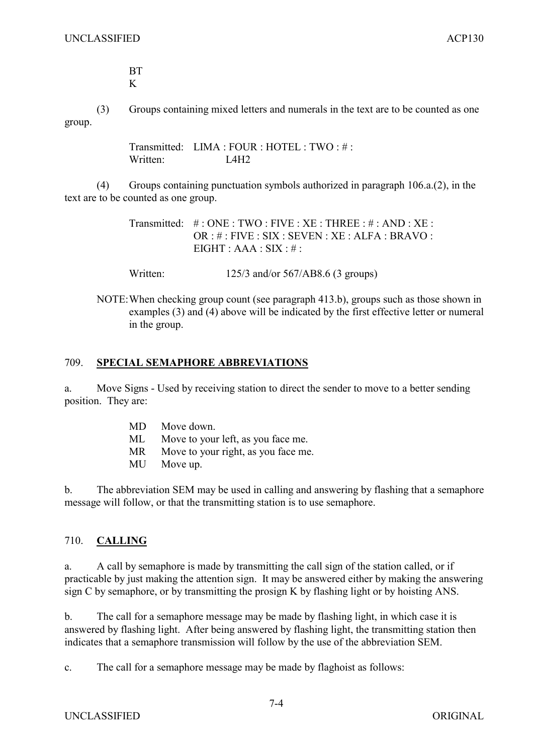BT
K

(3) Groups containing mixed letters and numerals in the text are to be counted as one group.

Transmitted: LIMA : FOUR : HOTEL : TWO : # :
Written: L4H2

(4) Groups containing punctuation symbols authorized in paragraph 106.a.(2), in the text are to be counted as one group.

Transmitted: # : ONE : TWO : FIVE : XE : THREE : # : AND : XE : OR : # : FIVE : SIX : SEVEN : XE : ALFA : BRAVO : EIGHT : AAA : SIX : # :

Written: 125/3 and/or 567/AB8.6 (3 groups)

NOTE: When checking group count (see paragraph 413.b), groups such as those shown in examples (3) and (4) above will be indicated by the first effective letter or numeral in the group.

## 709. **SPECIAL SEMAPHORE ABBREVIATIONS**

a. Move Signs - Used by receiving station to direct the sender to move to a better sending position. They are:

MD Move down.
ML Move to your left, as you face me.
MR Move to your right, as you face me.
MU Move up.

b. The abbreviation SEM may be used in calling and answering by flashing that a semaphore message will follow, or that the transmitting station is to use semaphore.

## 710. **CALLING**

a. A call by semaphore is made by transmitting the call sign of the station called, or if practicable by just making the attention sign. It may be answered either by making the answering sign C by semaphore, or by transmitting the prosign K by flashing light or by hoisting ANS.

b. The call for a semaphore message may be made by flashing light, in which case it is answered by flashing light. After being answered by flashing light, the transmitting station then indicates that a semaphore transmission will follow by the use of the abbreviation SEM.

c. The call for a semaphore message may be made by flaghoist as follows: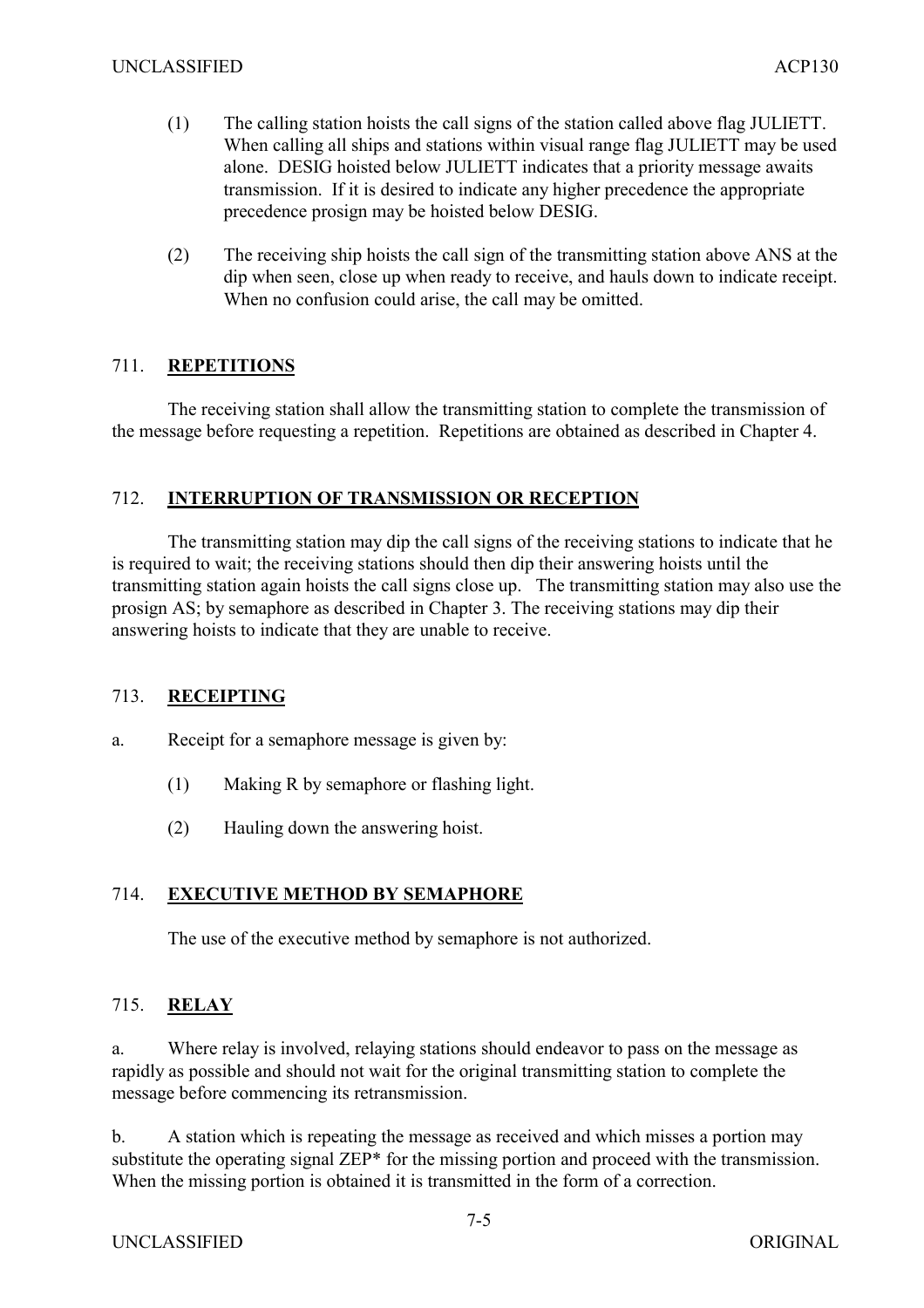(1) The calling station hoists the call signs of the station called above flag JULIETT. When calling all ships and stations within visual range flag JULIETT may be used alone. DESIG hoisted below JULIETT indicates that a priority message awaits transmission. If it is desired to indicate any higher precedence the appropriate precedence prosign may be hoisted below DESIG.

(2) The receiving ship hoists the call sign of the transmitting station above ANS at the dip when seen, close up when ready to receive, and hauls down to indicate receipt. When no confusion could arise, the call may be omitted.

## 711. **REPETITIONS**

The receiving station shall allow the transmitting station to complete the transmission of the message before requesting a repetition. Repetitions are obtained as described in Chapter 4.

## 712. **INTERRUPTION OF TRANSMISSION OR RECEPTION**

The transmitting station may dip the call signs of the receiving stations to indicate that he is required to wait; the receiving stations should then dip their answering hoists until the transmitting station again hoists the call signs close up. The transmitting station may also use the prosign AS; by semaphore as described in Chapter 3. The receiving stations may dip their answering hoists to indicate that they are unable to receive.

## 713. **RECEIPTING**

a. Receipt for a semaphore message is given by:

(1) Making R by semaphore or flashing light.

(2) Hauling down the answering hoist.

## 714. **EXECUTIVE METHOD BY SEMAPHORE**

The use of the executive method by semaphore is not authorized.

## 715. **RELAY**

a. Where relay is involved, relaying stations should endeavor to pass on the message as rapidly as possible and should not wait for the original transmitting station to complete the message before commencing its retransmission.

b. A station which is repeating the message as received and which misses a portion may substitute the operating signal ZEP* for the missing portion and proceed with the transmission. When the missing portion is obtained it is transmitted in the form of a correction.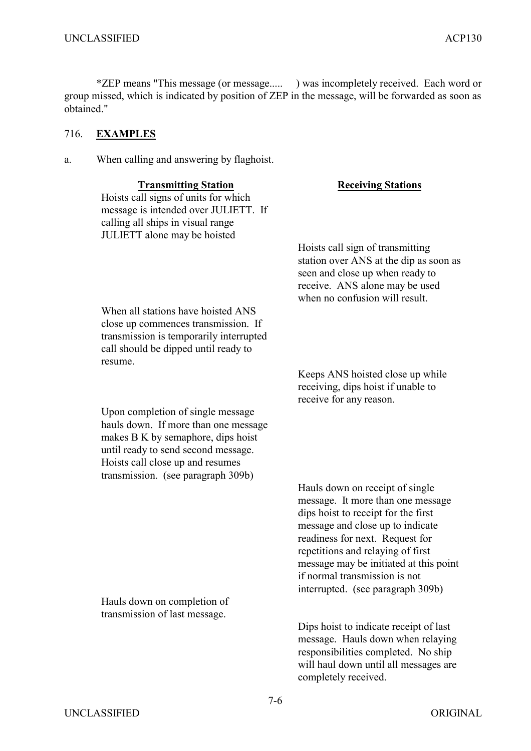*ZEP means "This message (or message..... ) was incompletely received. Each word or group missed, which is indicated by position of ZEP in the message, will be forwarded as soon as obtained."

## 716. **EXAMPLES**

a. When calling and answering by flaghoist.

| **Transmitting Station** | **Receiving Stations** |
|---|---|
| Hoists call signs of units for which message is intended over JULIETT. If calling all ships in visual range JULIETT alone may be hoisted | |
| | Hoists call sign of transmitting station over ANS at the dip as soon as seen and close up when ready to receive. ANS alone may be used when no confusion will result. |
| When all stations have hoisted ANS close up commences transmission. If transmission is temporarily interrupted call should be dipped until ready to resume. | |
| | Keeps ANS hoisted close up while receiving, dips hoist if unable to receive for any reason. |
| Upon completion of single message hauls down. If more than one message makes B K by semaphore, dips hoist until ready to send second message. Hoists call close up and resumes transmission. (see paragraph 309b) | |
| | Hauls down on receipt of single message. It more than one message dips hoist to receipt for the first message and close up to indicate readiness for next. Request for repetitions and relaying of first message may be initiated at this point if normal transmission is not interrupted. (see paragraph 309b) |
| Hauls down on completion of transmission of last message. | |
| | Dips hoist to indicate receipt of last message. Hauls down when relaying responsibilities completed. No ship will haul down until all messages are completely received. |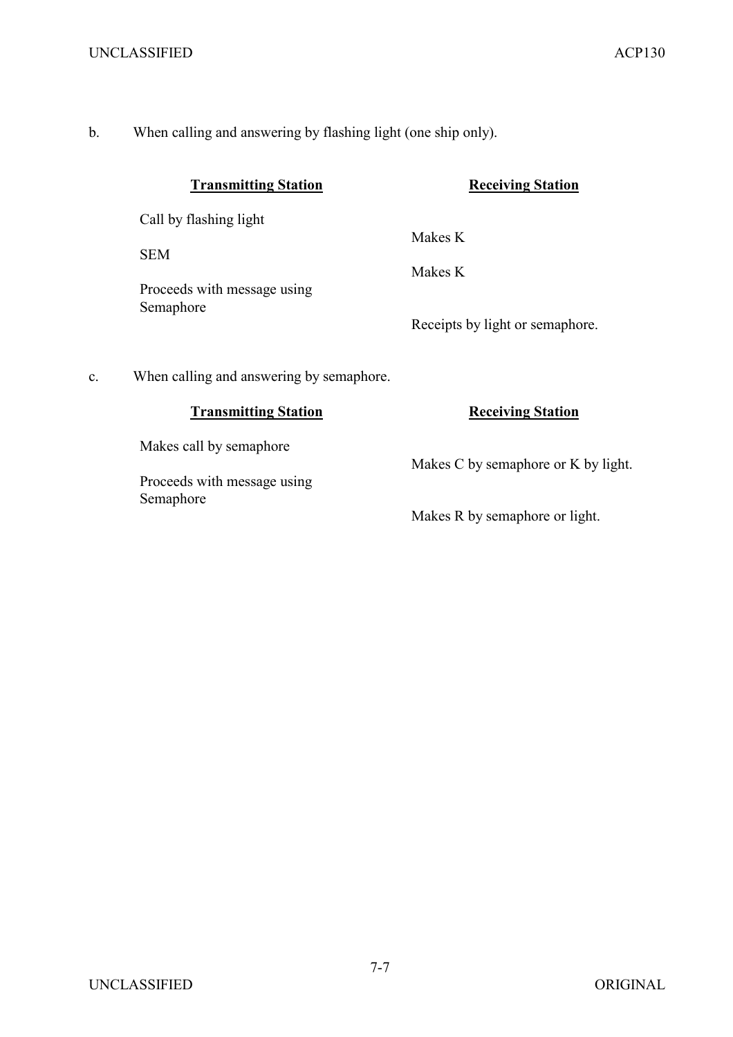b. When calling and answering by flashing light (one ship only).

| **Transmitting Station** | **Receiving Station** |
| --- | --- |
| Call by flashing light | |
| | Makes K |
| SEM | |
| | Makes K |
| Proceeds with message using Semaphore | |
| | Receipts by light or semaphore. |

c. When calling and answering by semaphore.

| **Transmitting Station** | **Receiving Station** |
| --- | --- |
| Makes call by semaphore | |
| | Makes C by semaphore or K by light. |
| Proceeds with message using Semaphore | |
| | Makes R by semaphore or light. |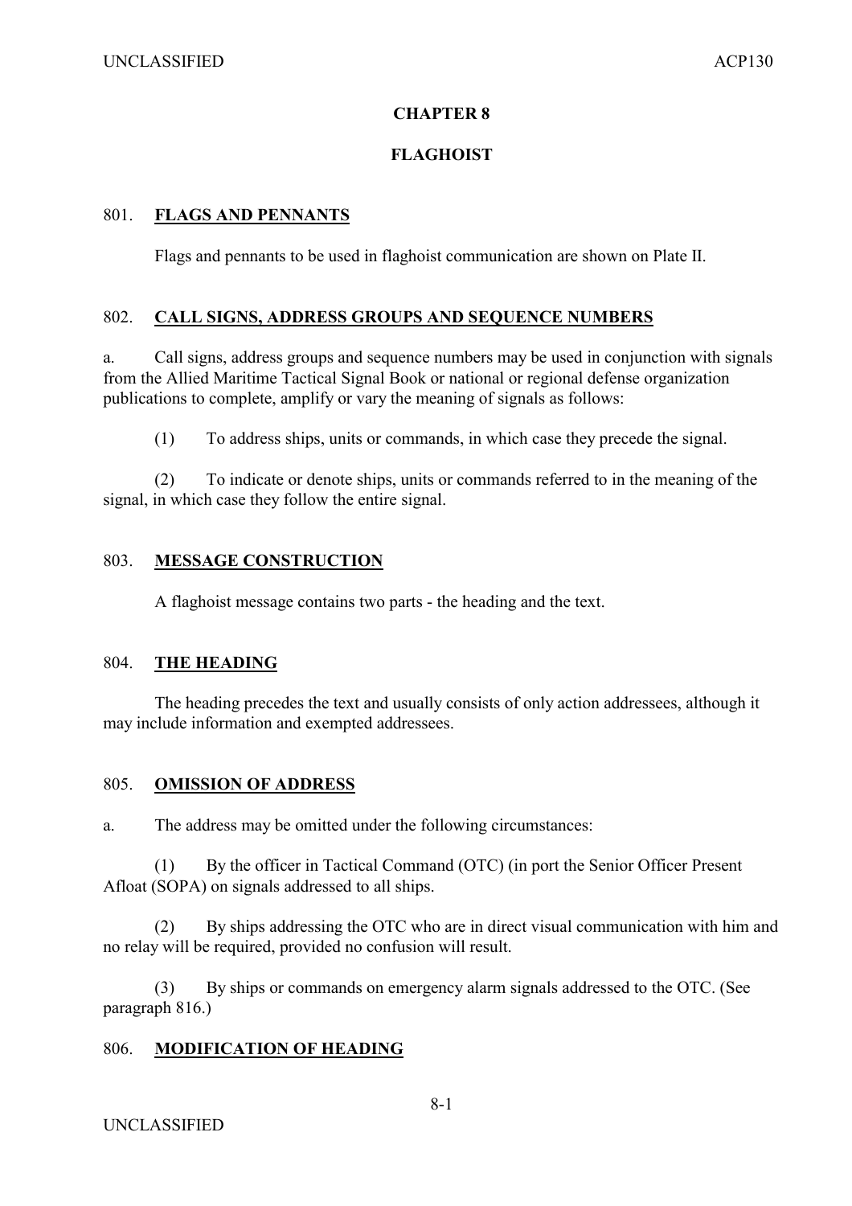# CHAPTER 8

# FLAGHOIST

## 801. FLAGS AND PENNANTS

Flags and pennants to be used in flaghoist communication are shown on Plate II.

## 802. CALL SIGNS, ADDRESS GROUPS AND SEQUENCE NUMBERS

a. Call signs, address groups and sequence numbers may be used in conjunction with signals from the Allied Maritime Tactical Signal Book or national or regional defense organization publications to complete, amplify or vary the meaning of signals as follows:

(1) To address ships, units or commands, in which case they precede the signal.

(2) To indicate or denote ships, units or commands referred to in the meaning of the signal, in which case they follow the entire signal.

## 803. MESSAGE CONSTRUCTION

A flaghoist message contains two parts - the heading and the text.

## 804. THE HEADING

The heading precedes the text and usually consists of only action addressees, although it may include information and exempted addressees.

## 805. OMISSION OF ADDRESS

a. The address may be omitted under the following circumstances:

(1) By the officer in Tactical Command (OTC) (in port the Senior Officer Present Afloat (SOPA) on signals addressed to all ships.

(2) By ships addressing the OTC who are in direct visual communication with him and no relay will be required, provided no confusion will result.

(3) By ships or commands on emergency alarm signals addressed to the OTC. (See paragraph 816.)

## 806. MODIFICATION OF HEADING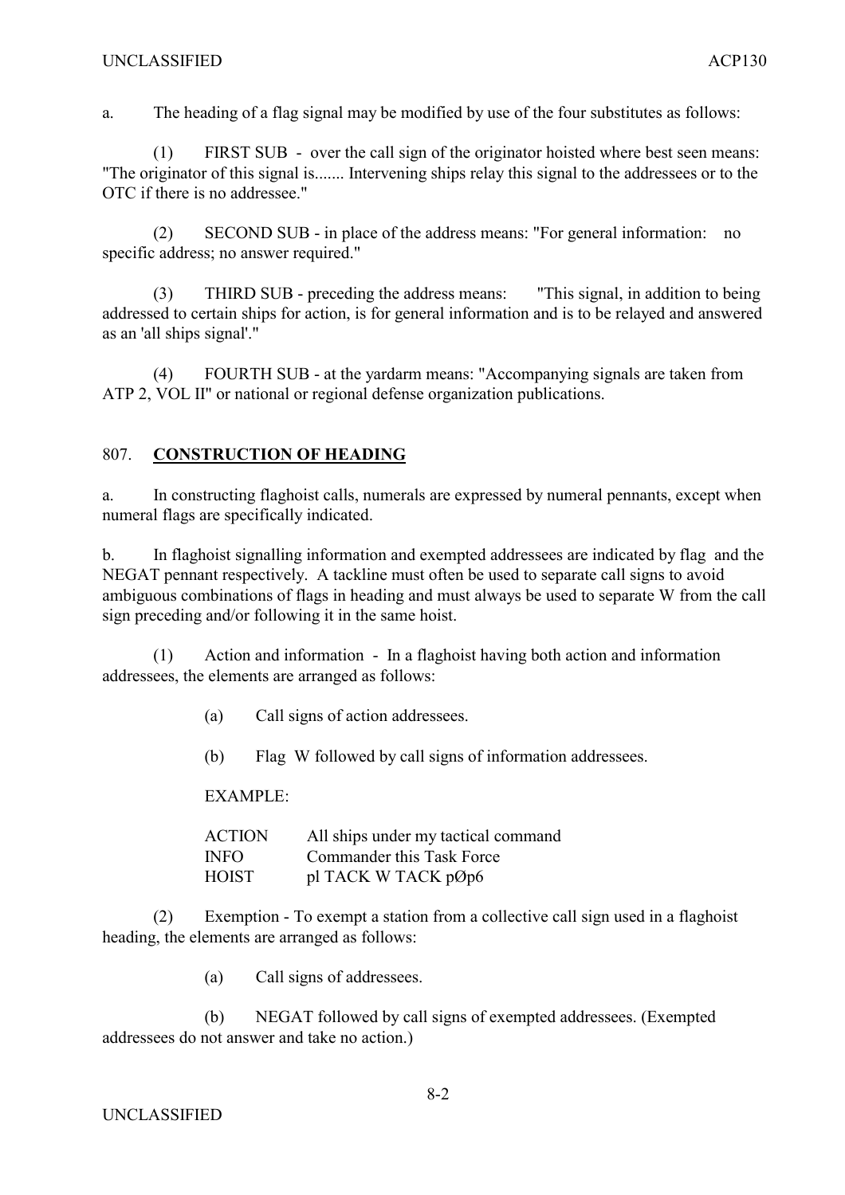a. The heading of a flag signal may be modified by use of the four substitutes as follows:

(1) FIRST SUB - over the call sign of the originator hoisted where best seen means: "The originator of this signal is....... Intervening ships relay this signal to the addressees or to the OTC if there is no addressee."

(2) SECOND SUB - in place of the address means: "For general information: no specific address; no answer required."

(3) THIRD SUB - preceding the address means: "This signal, in addition to being addressed to certain ships for action, is for general information and is to be relayed and answered as an 'all ships signal'."

(4) FOURTH SUB - at the yardarm means: "Accompanying signals are taken from ATP 2, VOL II" or national or regional defense organization publications.

## 807. **CONSTRUCTION OF HEADING**

a. In constructing flaghoist calls, numerals are expressed by numeral pennants, except when numeral flags are specifically indicated.

b. In flaghoist signalling information and exempted addressees are indicated by flag and the NEGAT pennant respectively. A tackline must often be used to separate call signs to avoid ambiguous combinations of flags in heading and must always be used to separate W from the call sign preceding and/or following it in the same hoist.

(1) Action and information - In a flaghoist having both action and information addressees, the elements are arranged as follows:

(a) Call signs of action addressees.

(b) Flag W followed by call signs of information addressees.

EXAMPLE:

| | |
|---|---|
| ACTION | All ships under my tactical command |
| INFO | Commander this Task Force |
| HOIST | pl TACK W TACK pØp6 |

(2) Exemption - To exempt a station from a collective call sign used in a flaghoist heading, the elements are arranged as follows:

(a) Call signs of addressees.

(b) NEGAT followed by call signs of exempted addressees. (Exempted addressees do not answer and take no action.)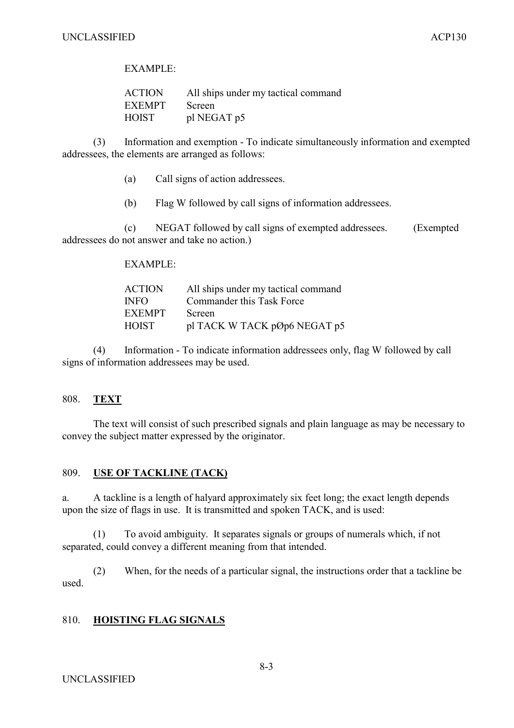EXAMPLE:

| | |
|---|---|
| ACTION | All ships under my tactical command |
| EXEMPT | Screen |
| HOIST | pl NEGAT p5 |

(3) Information and exemption - To indicate simultaneously information and exempted addressees, the elements are arranged as follows:

(a) Call signs of action addressees.

(b) Flag W followed by call signs of information addressees.

(c) NEGAT followed by call signs of exempted addressees. (Exempted addressees do not answer and take no action.)

EXAMPLE:

| | |
|---|---|
| ACTION | All ships under my tactical command |
| INFO | Commander this Task Force |
| EXEMPT | Screen |
| HOIST | pl TACK W TACK pØp6 NEGAT p5 |

(4) Information - To indicate information addressees only, flag W followed by call signs of information addressees may be used.

## 808. TEXT

The text will consist of such prescribed signals and plain language as may be necessary to convey the subject matter expressed by the originator.

## 809. USE OF TACKLINE (TACK)

a. A tackline is a length of halyard approximately six feet long; the exact length depends upon the size of flags in use. It is transmitted and spoken TACK, and is used:

(1) To avoid ambiguity. It separates signals or groups of numerals which, if not separated, could convey a different meaning from that intended.

(2) When, for the needs of a particular signal, the instructions order that a tackline be used.

## 810. HOISTING FLAG SIGNALS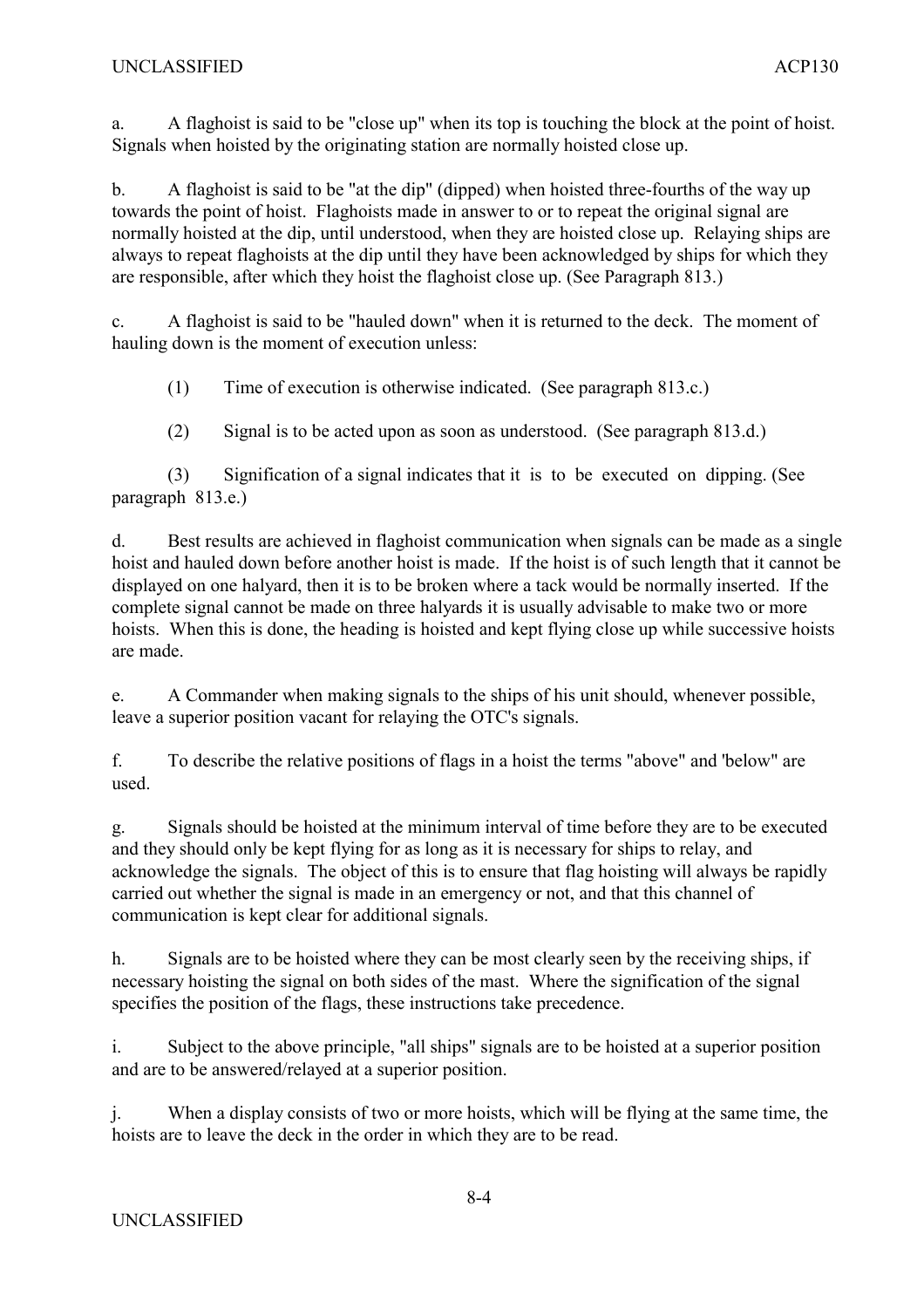a. A flaghoist is said to be "close up" when its top is touching the block at the point of hoist. Signals when hoisted by the originating station are normally hoisted close up.

b. A flaghoist is said to be "at the dip" (dipped) when hoisted three-fourths of the way up towards the point of hoist. Flaghoists made in answer to or to repeat the original signal are normally hoisted at the dip, until understood, when they are hoisted close up. Relaying ships are always to repeat flaghoists at the dip until they have been acknowledged by ships for which they are responsible, after which they hoist the flaghoist close up. (See Paragraph 813.)

c. A flaghoist is said to be "hauled down" when it is returned to the deck. The moment of hauling down is the moment of execution unless:

(1) Time of execution is otherwise indicated. (See paragraph 813.c.)

(2) Signal is to be acted upon as soon as understood. (See paragraph 813.d.)

(3) Signification of a signal indicates that it is to be executed on dipping. (See paragraph 813.e.)

d. Best results are achieved in flaghoist communication when signals can be made as a single hoist and hauled down before another hoist is made. If the hoist is of such length that it cannot be displayed on one halyard, then it is to be broken where a tack would be normally inserted. If the complete signal cannot be made on three halyards it is usually advisable to make two or more hoists. When this is done, the heading is hoisted and kept flying close up while successive hoists are made.

e. A Commander when making signals to the ships of his unit should, whenever possible, leave a superior position vacant for relaying the OTC's signals.

f. To describe the relative positions of flags in a hoist the terms "above" and 'below" are used.

g. Signals should be hoisted at the minimum interval of time before they are to be executed and they should only be kept flying for as long as it is necessary for ships to relay, and acknowledge the signals. The object of this is to ensure that flag hoisting will always be rapidly carried out whether the signal is made in an emergency or not, and that this channel of communication is kept clear for additional signals.

h. Signals are to be hoisted where they can be most clearly seen by the receiving ships, if necessary hoisting the signal on both sides of the mast. Where the signification of the signal specifies the position of the flags, these instructions take precedence.

i. Subject to the above principle, "all ships" signals are to be hoisted at a superior position and are to be answered/relayed at a superior position.

j. When a display consists of two or more hoists, which will be flying at the same time, the hoists are to leave the deck in the order in which they are to be read.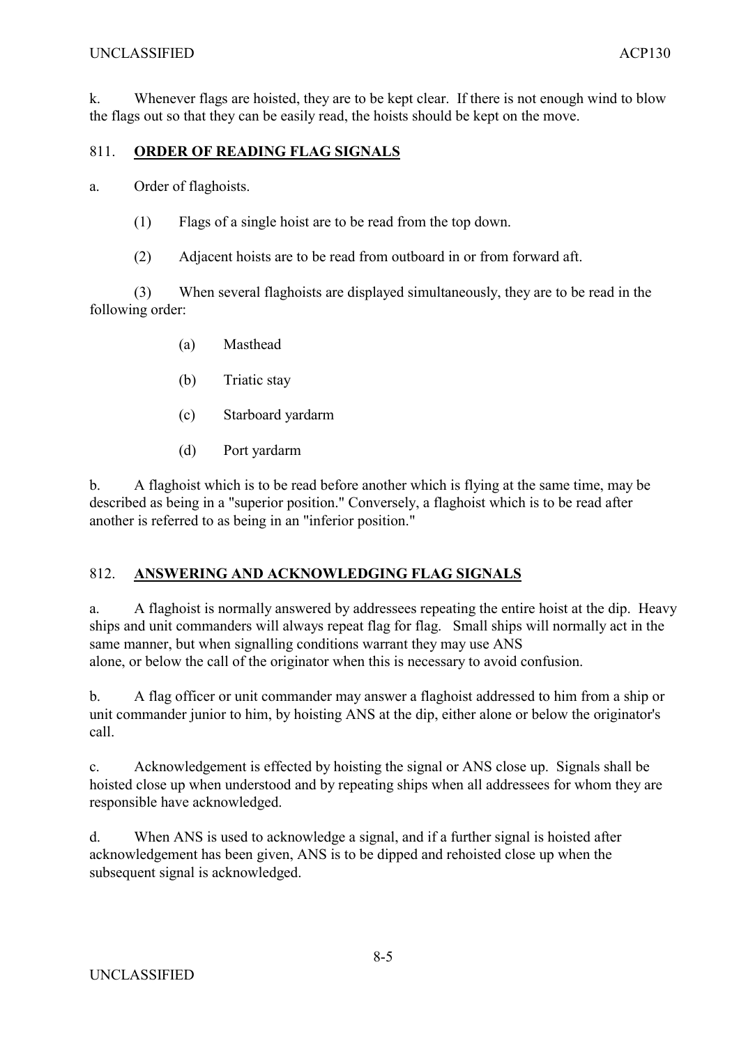k. Whenever flags are hoisted, they are to be kept clear. If there is not enough wind to blow the flags out so that they can be easily read, the hoists should be kept on the move.

## 811. **ORDER OF READING FLAG SIGNALS**

a. Order of flaghoists.

(1) Flags of a single hoist are to be read from the top down.

(2) Adjacent hoists are to be read from outboard in or from forward aft.

(3) When several flaghoists are displayed simultaneously, they are to be read in the following order:

(a) Masthead

(b) Triatic stay

(c) Starboard yardarm

(d) Port yardarm

b. A flaghoist which is to be read before another which is flying at the same time, may be described as being in a "superior position." Conversely, a flaghoist which is to be read after another is referred to as being in an "inferior position."

## 812. **ANSWERING AND ACKNOWLEDGING FLAG SIGNALS**

a. A flaghoist is normally answered by addressees repeating the entire hoist at the dip. Heavy ships and unit commanders will always repeat flag for flag. Small ships will normally act in the same manner, but when signalling conditions warrant they may use ANS alone, or below the call of the originator when this is necessary to avoid confusion.

b. A flag officer or unit commander may answer a flaghoist addressed to him from a ship or unit commander junior to him, by hoisting ANS at the dip, either alone or below the originator's call.

c. Acknowledgement is effected by hoisting the signal or ANS close up. Signals shall be hoisted close up when understood and by repeating ships when all addressees for whom they are responsible have acknowledged.

d. When ANS is used to acknowledge a signal, and if a further signal is hoisted after acknowledgement has been given, ANS is to be dipped and rehoisted close up when the subsequent signal is acknowledged.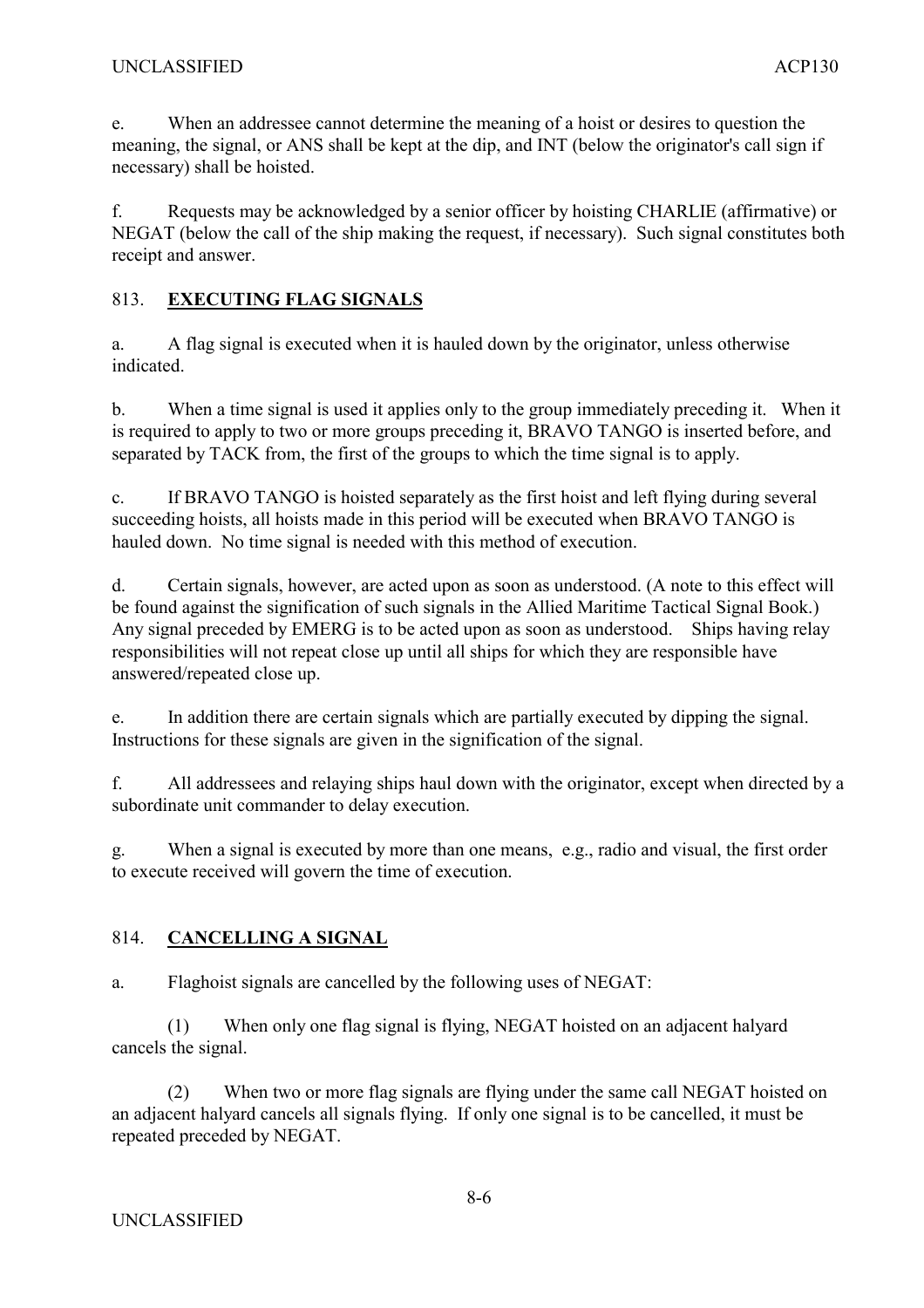e. When an addressee cannot determine the meaning of a hoist or desires to question the meaning, the signal, or ANS shall be kept at the dip, and INT (below the originator's call sign if necessary) shall be hoisted.

f. Requests may be acknowledged by a senior officer by hoisting CHARLIE (affirmative) or NEGAT (below the call of the ship making the request, if necessary). Such signal constitutes both receipt and answer.

## 813. **EXECUTING FLAG SIGNALS**

a. A flag signal is executed when it is hauled down by the originator, unless otherwise indicated.

b. When a time signal is used it applies only to the group immediately preceding it. When it is required to apply to two or more groups preceding it, BRAVO TANGO is inserted before, and separated by TACK from, the first of the groups to which the time signal is to apply.

c. If BRAVO TANGO is hoisted separately as the first hoist and left flying during several succeeding hoists, all hoists made in this period will be executed when BRAVO TANGO is hauled down. No time signal is needed with this method of execution.

d. Certain signals, however, are acted upon as soon as understood. (A note to this effect will be found against the signification of such signals in the Allied Maritime Tactical Signal Book.) Any signal preceded by EMERG is to be acted upon as soon as understood. Ships having relay responsibilities will not repeat close up until all ships for which they are responsible have answered/repeated close up.

e. In addition there are certain signals which are partially executed by dipping the signal. Instructions for these signals are given in the signification of the signal.

f. All addressees and relaying ships haul down with the originator, except when directed by a subordinate unit commander to delay execution.

g. When a signal is executed by more than one means, e.g., radio and visual, the first order to execute received will govern the time of execution.

## 814. **CANCELLING A SIGNAL**

a. Flaghoist signals are cancelled by the following uses of NEGAT:

(1) When only one flag signal is flying, NEGAT hoisted on an adjacent halyard cancels the signal.

(2) When two or more flag signals are flying under the same call NEGAT hoisted on an adjacent halyard cancels all signals flying. If only one signal is to be cancelled, it must be repeated preceded by NEGAT.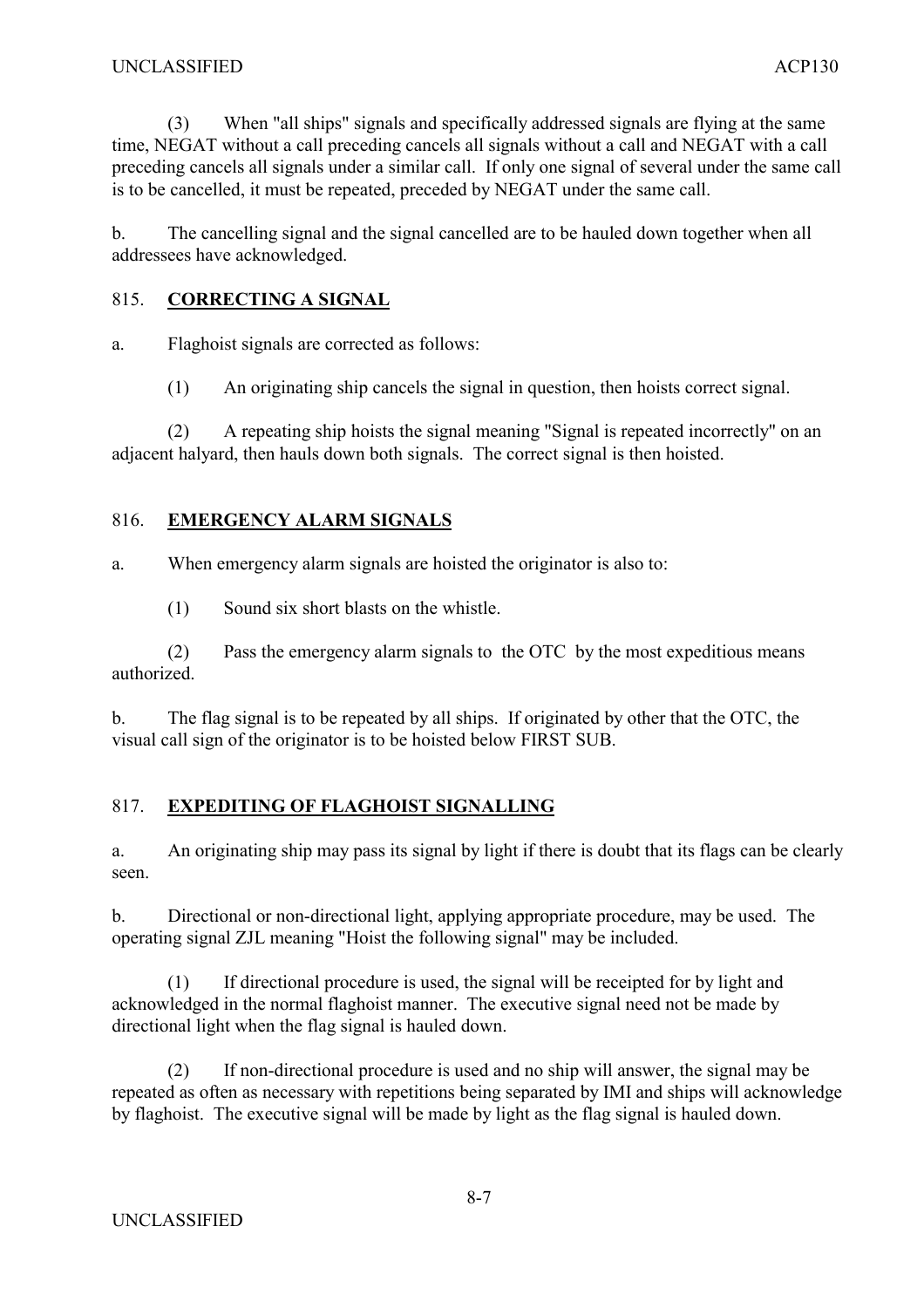(3) When "all ships" signals and specifically addressed signals are flying at the same time, NEGAT without a call preceding cancels all signals without a call and NEGAT with a call preceding cancels all signals under a similar call. If only one signal of several under the same call is to be cancelled, it must be repeated, preceded by NEGAT under the same call.

b. The cancelling signal and the signal cancelled are to be hauled down together when all addressees have acknowledged.

## 815. <u>**CORRECTING A SIGNAL**</u>

a. Flaghoist signals are corrected as follows:

(1) An originating ship cancels the signal in question, then hoists correct signal.

(2) A repeating ship hoists the signal meaning "Signal is repeated incorrectly" on an adjacent halyard, then hauls down both signals. The correct signal is then hoisted.

## 816. <u>**EMERGENCY ALARM SIGNALS**</u>

a. When emergency alarm signals are hoisted the originator is also to:

(1) Sound six short blasts on the whistle.

(2) Pass the emergency alarm signals to the OTC by the most expeditious means authorized.

b. The flag signal is to be repeated by all ships. If originated by other that the OTC, the visual call sign of the originator is to be hoisted below FIRST SUB.

## 817. <u>**EXPEDITING OF FLAGHOIST SIGNALLING**</u>

a. An originating ship may pass its signal by light if there is doubt that its flags can be clearly seen.

b. Directional or non-directional light, applying appropriate procedure, may be used. The operating signal ZJL meaning "Hoist the following signal" may be included.

(1) If directional procedure is used, the signal will be receipted for by light and acknowledged in the normal flaghoist manner. The executive signal need not be made by directional light when the flag signal is hauled down.

(2) If non-directional procedure is used and no ship will answer, the signal may be repeated as often as necessary with repetitions being separated by IMI and ships will acknowledge by flaghoist. The executive signal will be made by light as the flag signal is hauled down.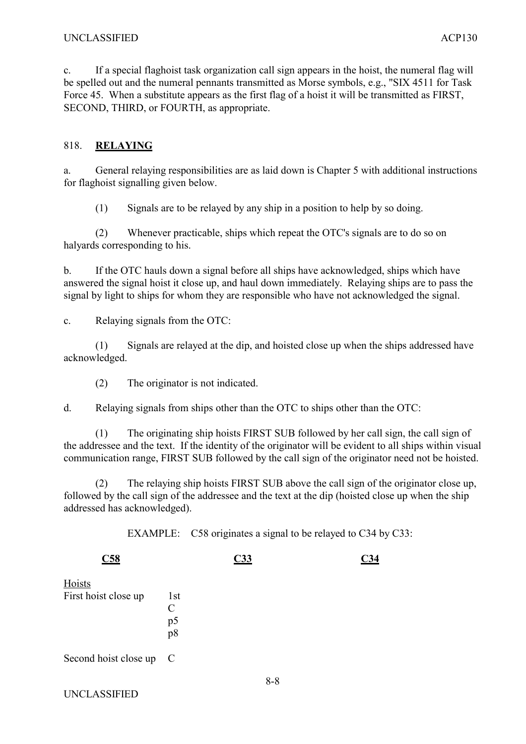c. If a special flaghoist task organization call sign appears in the hoist, the numeral flag will be spelled out and the numeral pennants transmitted as Morse symbols, e.g., "SIX 4511 for Task Force 45. When a substitute appears as the first flag of a hoist it will be transmitted as FIRST, SECOND, THIRD, or FOURTH, as appropriate.

## 818. **RELAYING**

a. General relaying responsibilities are as laid down is Chapter 5 with additional instructions for flaghoist signalling given below.

(1) Signals are to be relayed by any ship in a position to help by so doing.

(2) Whenever practicable, ships which repeat the OTC's signals are to do so on halyards corresponding to his.

b. If the OTC hauls down a signal before all ships have acknowledged, ships which have answered the signal hoist it close up, and haul down immediately. Relaying ships are to pass the signal by light to ships for whom they are responsible who have not acknowledged the signal.

c. Relaying signals from the OTC:

(1) Signals are relayed at the dip, and hoisted close up when the ships addressed have acknowledged.

(2) The originator is not indicated.

d. Relaying signals from ships other than the OTC to ships other than the OTC:

(1) The originating ship hoists FIRST SUB followed by her call sign, the call sign of the addressee and the text. If the identity of the originator will be evident to all ships within visual communication range, FIRST SUB followed by the call sign of the originator need not be hoisted.

(2) The relaying ship hoists FIRST SUB above the call sign of the originator close up, followed by the call sign of the addressee and the text at the dip (hoisted close up when the ship addressed has acknowledged).

EXAMPLE: C58 originates a signal to be relayed to C34 by C33:

| Hoists | C58 | C33 | C34 |
|---|---|---|---|
| First hoist close up | 1st<br>C<br>p5<br>p8 | | |
| Second hoist close up | C | | |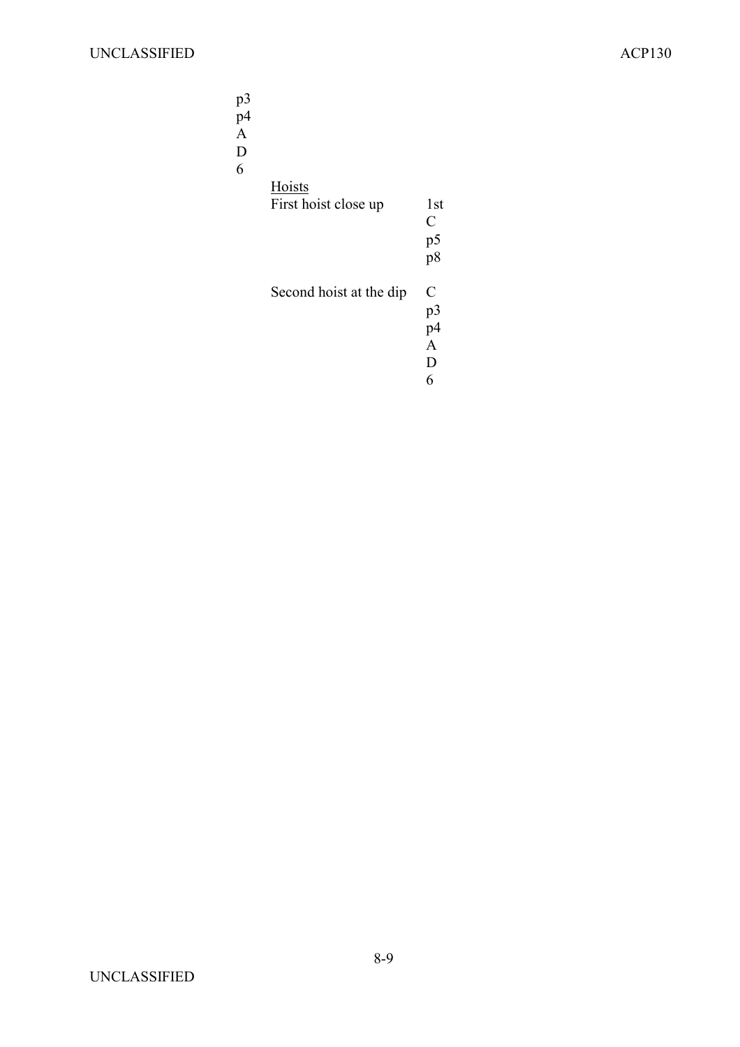p3
p4
A
D
6

Hoists

| First hoist close up | 1st<br>C<br>p5<br>p8 |
|---|---|
| Second hoist at the dip | C<br>p3<br>p4<br>A<br>D<br>6 |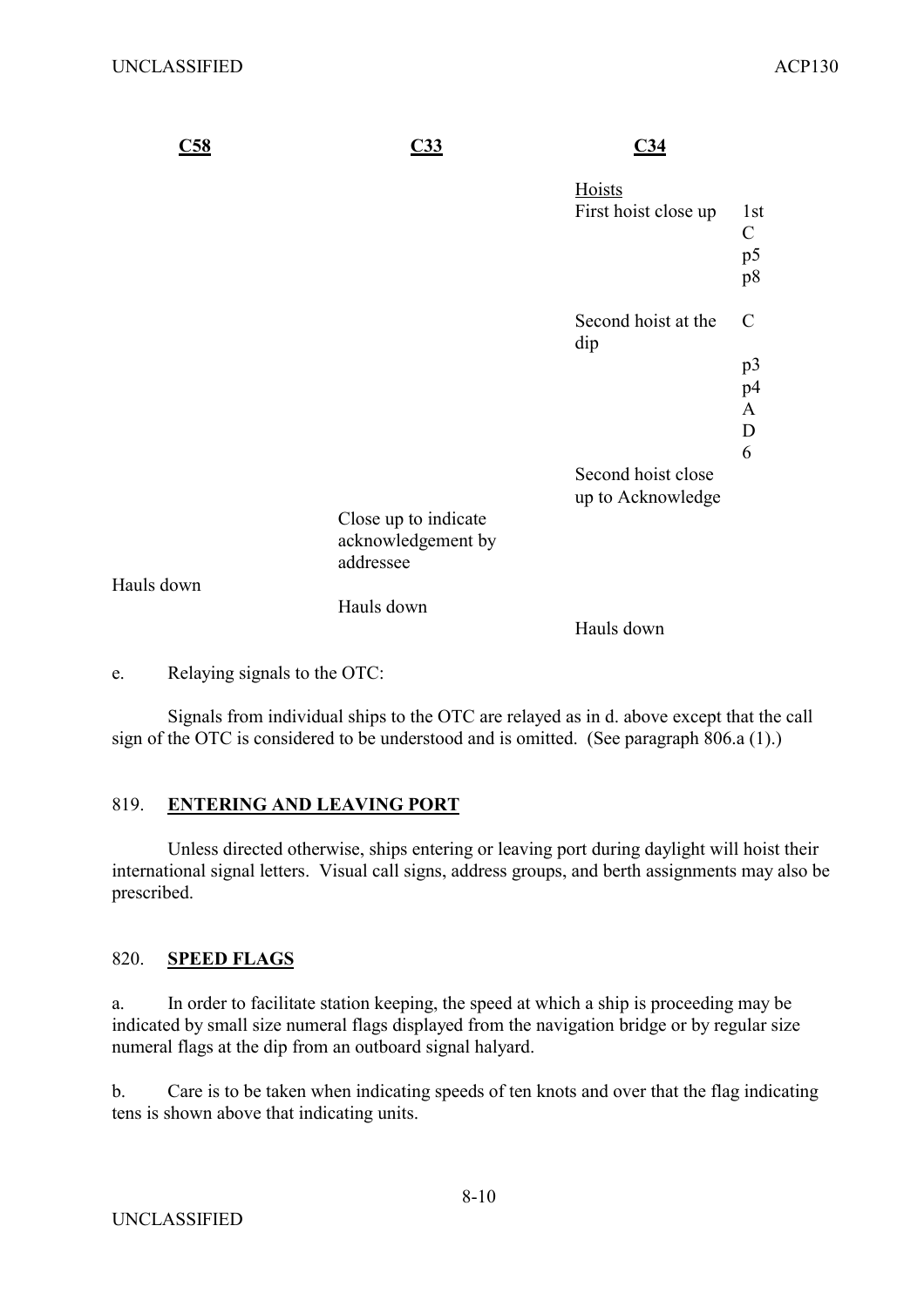| C58 | C33 | C34 | |
|---|---|---|---|
| | | Hoists | |
| | | First hoist close up | 1st<br>C<br>p5<br>p8 |
| | | Second hoist at the dip | C<br>p3<br>p4<br>A<br>D<br>6 |
| | | Second hoist close up to Acknowledge | |
| | Close up to indicate acknowledgement by addressee | | |
| Hauls down | | | |
| | Hauls down | | |
| | | Hauls down | |

e. Relaying signals to the OTC:

Signals from individual ships to the OTC are relayed as in d. above except that the call sign of the OTC is considered to be understood and is omitted. (See paragraph 806.a (1).)

## 819. **ENTERING AND LEAVING PORT**

Unless directed otherwise, ships entering or leaving port during daylight will hoist their international signal letters. Visual call signs, address groups, and berth assignments may also be prescribed.

## 820. **SPEED FLAGS**

a. In order to facilitate station keeping, the speed at which a ship is proceeding may be indicated by small size numeral flags displayed from the navigation bridge or by regular size numeral flags at the dip from an outboard signal halyard.

b. Care is to be taken when indicating speeds of ten knots and over that the flag indicating tens is shown above that indicating units.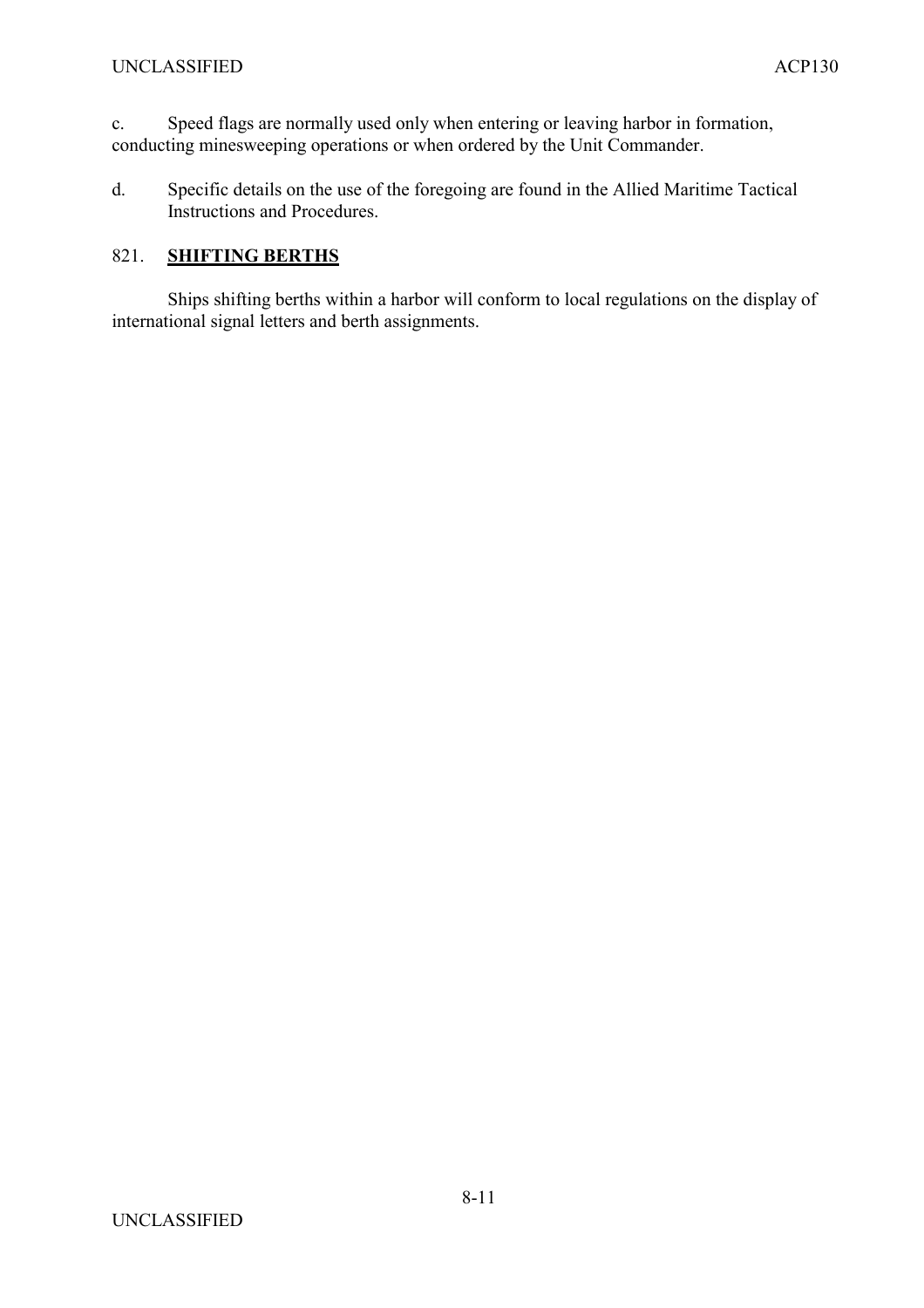c. Speed flags are normally used only when entering or leaving harbor in formation, conducting minesweeping operations or when ordered by the Unit Commander.

d. Specific details on the use of the foregoing are found in the Allied Maritime Tactical Instructions and Procedures.

## 821. **SHIFTING BERTHS**

Ships shifting berths within a harbor will conform to local regulations on the display of international signal letters and berth assignments.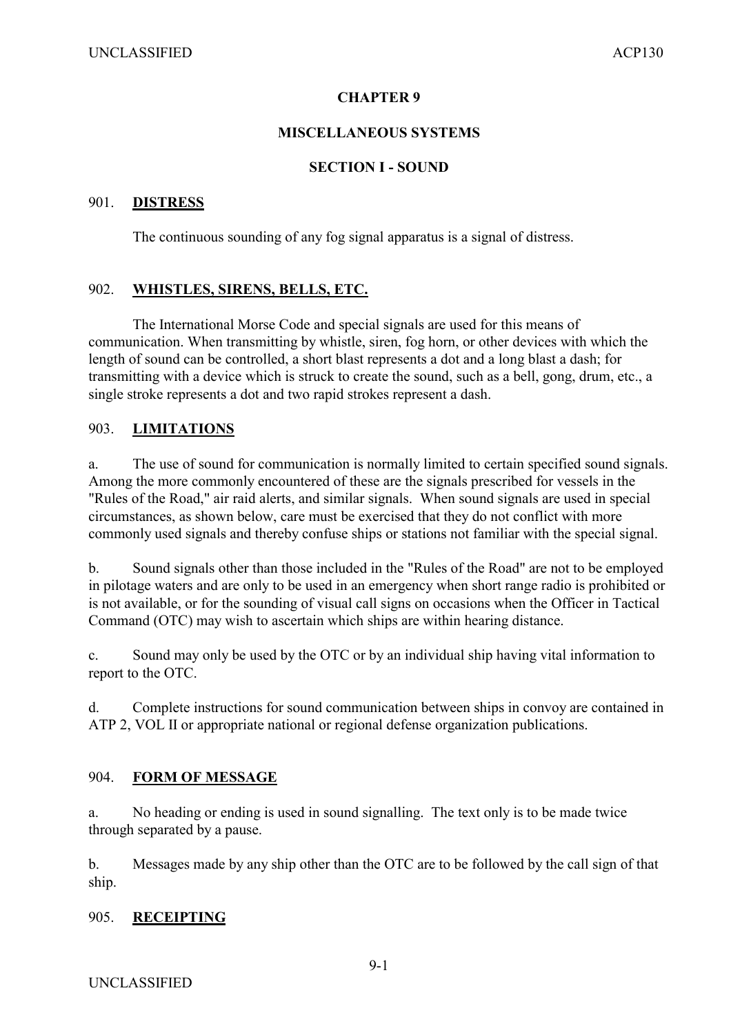# CHAPTER 9

## MISCELLANEOUS SYSTEMS

### SECTION I - SOUND

901. **DISTRESS**

The continuous sounding of any fog signal apparatus is a signal of distress.

902. **WHISTLES, SIRENS, BELLS, ETC.**

The International Morse Code and special signals are used for this means of communication. When transmitting by whistle, siren, fog horn, or other devices with which the length of sound can be controlled, a short blast represents a dot and a long blast a dash; for transmitting with a device which is struck to create the sound, such as a bell, gong, drum, etc., a single stroke represents a dot and two rapid strokes represent a dash.

903. **LIMITATIONS**

a. The use of sound for communication is normally limited to certain specified sound signals. Among the more commonly encountered of these are the signals prescribed for vessels in the "Rules of the Road," air raid alerts, and similar signals. When sound signals are used in special circumstances, as shown below, care must be exercised that they do not conflict with more commonly used signals and thereby confuse ships or stations not familiar with the special signal.

b. Sound signals other than those included in the "Rules of the Road" are not to be employed in pilotage waters and are only to be used in an emergency when short range radio is prohibited or is not available, or for the sounding of visual call signs on occasions when the Officer in Tactical Command (OTC) may wish to ascertain which ships are within hearing distance.

c. Sound may only be used by the OTC or by an individual ship having vital information to report to the OTC.

d. Complete instructions for sound communication between ships in convoy are contained in ATP 2, VOL II or appropriate national or regional defense organization publications.

904. **FORM OF MESSAGE**

a. No heading or ending is used in sound signalling. The text only is to be made twice through separated by a pause.

b. Messages made by any ship other than the OTC are to be followed by the call sign of that ship.

905. **RECEIPTING**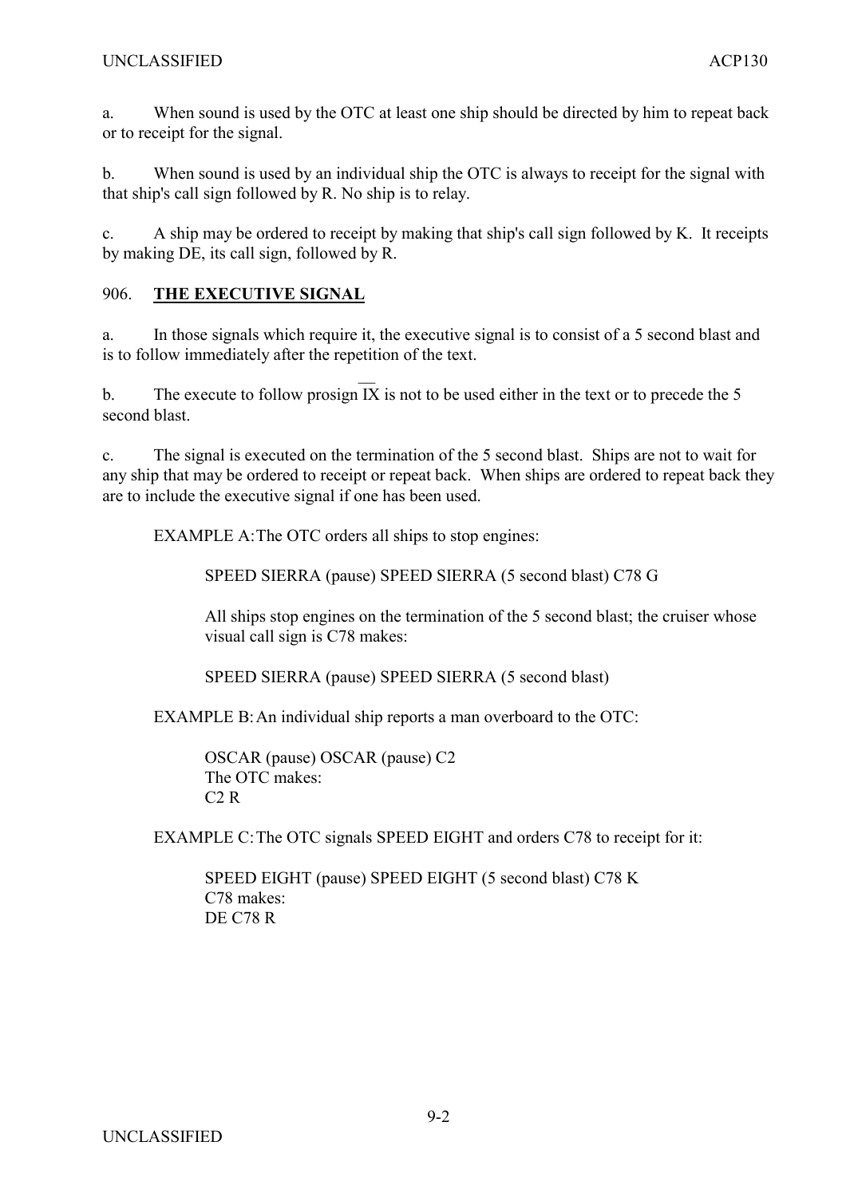a. When sound is used by the OTC at least one ship should be directed by him to repeat back or to receipt for the signal.

b. When sound is used by an individual ship the OTC is always to receipt for the signal with that ship's call sign followed by R. No ship is to relay.

c. A ship may be ordered to receipt by making that ship's call sign followed by K. It receipts by making DE, its call sign, followed by R.

906. **THE EXECUTIVE SIGNAL**

a. In those signals which require it, the executive signal is to consist of a 5 second blast and is to follow immediately after the repetition of the text.

b. The execute to follow prosign $\overline{\text{IX}}$ is not to be used either in the text or to precede the 5 second blast.

c. The signal is executed on the termination of the 5 second blast. Ships are not to wait for any ship that may be ordered to receipt or repeat back. When ships are ordered to repeat back they are to include the executive signal if one has been used.

EXAMPLE A: The OTC orders all ships to stop engines:

> SPEED SIERRA (pause) SPEED SIERRA (5 second blast) C78 G
>
> All ships stop engines on the termination of the 5 second blast; the cruiser whose visual call sign is C78 makes:
>
> SPEED SIERRA (pause) SPEED SIERRA (5 second blast)

EXAMPLE B: An individual ship reports a man overboard to the OTC:

> OSCAR (pause) OSCAR (pause) C2
> The OTC makes:
> C2 R

EXAMPLE C: The OTC signals SPEED EIGHT and orders C78 to receipt for it:

> SPEED EIGHT (pause) SPEED EIGHT (5 second blast) C78 K
> C78 makes:
> DE C78 R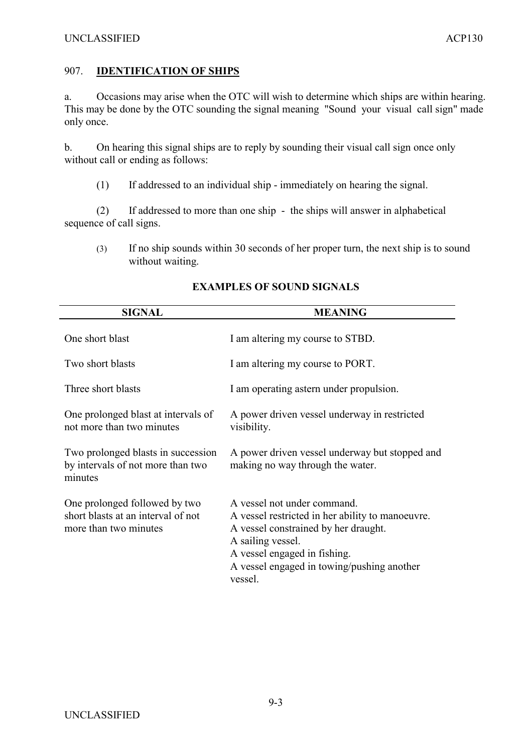## 907. **IDENTIFICATION OF SHIPS**

a. Occasions may arise when the OTC will wish to determine which ships are within hearing. This may be done by the OTC sounding the signal meaning "Sound your visual call sign" made only once.

b. On hearing this signal ships are to reply by sounding their visual call sign once only without call or ending as follows:

(1) If addressed to an individual ship - immediately on hearing the signal.

(2) If addressed to more than one ship - the ships will answer in alphabetical sequence of call signs.

(3) If no ship sounds within 30 seconds of her proper turn, the next ship is to sound without waiting.

**EXAMPLES OF SOUND SIGNALS**

| SIGNAL | MEANING |
|---|---|
| One short blast | I am altering my course to STBD. |
| Two short blasts | I am altering my course to PORT. |
| Three short blasts | I am operating astern under propulsion. |
| One prolonged blast at intervals of not more than two minutes | A power driven vessel underway in restricted visibility. |
| Two prolonged blasts in succession by intervals of not more than two minutes | A power driven vessel underway but stopped and making no way through the water. |
| One prolonged followed by two short blasts at an interval of not more than two minutes | A vessel not under command.<br>A vessel restricted in her ability to manoeuvre.<br>A vessel constrained by her draught.<br>A sailing vessel.<br>A vessel engaged in fishing.<br>A vessel engaged in towing/pushing another vessel. |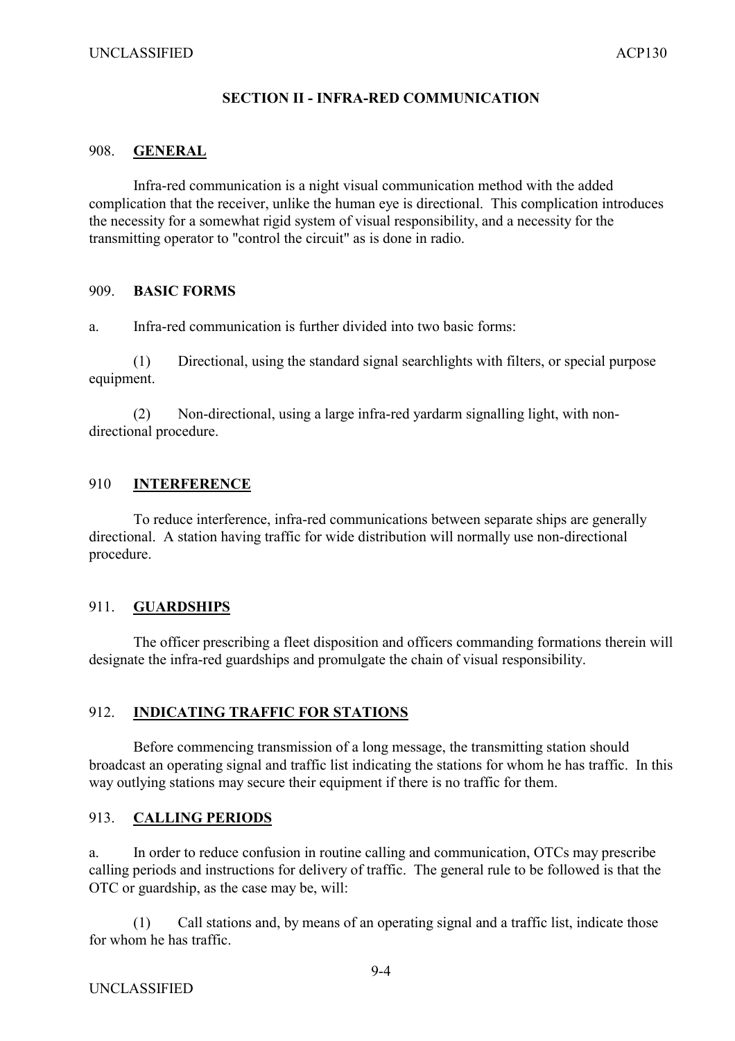## SECTION II - INFRA-RED COMMUNICATION

### 908. GENERAL

Infra-red communication is a night visual communication method with the added complication that the receiver, unlike the human eye is directional. This complication introduces the necessity for a somewhat rigid system of visual responsibility, and a necessity for the transmitting operator to "control the circuit" as is done in radio.

### 909. BASIC FORMS

a. Infra-red communication is further divided into two basic forms:

(1) Directional, using the standard signal searchlights with filters, or special purpose equipment.

(2) Non-directional, using a large infra-red yardarm signalling light, with non-directional procedure.

### 910 INTERFERENCE

To reduce interference, infra-red communications between separate ships are generally directional. A station having traffic for wide distribution will normally use non-directional procedure.

### 911. GUARDSHIPS

The officer prescribing a fleet disposition and officers commanding formations therein will designate the infra-red guardships and promulgate the chain of visual responsibility.

### 912. INDICATING TRAFFIC FOR STATIONS

Before commencing transmission of a long message, the transmitting station should broadcast an operating signal and traffic list indicating the stations for whom he has traffic. In this way outlying stations may secure their equipment if there is no traffic for them.

### 913. CALLING PERIODS

a. In order to reduce confusion in routine calling and communication, OTCs may prescribe calling periods and instructions for delivery of traffic. The general rule to be followed is that the OTC or guardship, as the case may be, will:

(1) Call stations and, by means of an operating signal and a traffic list, indicate those for whom he has traffic.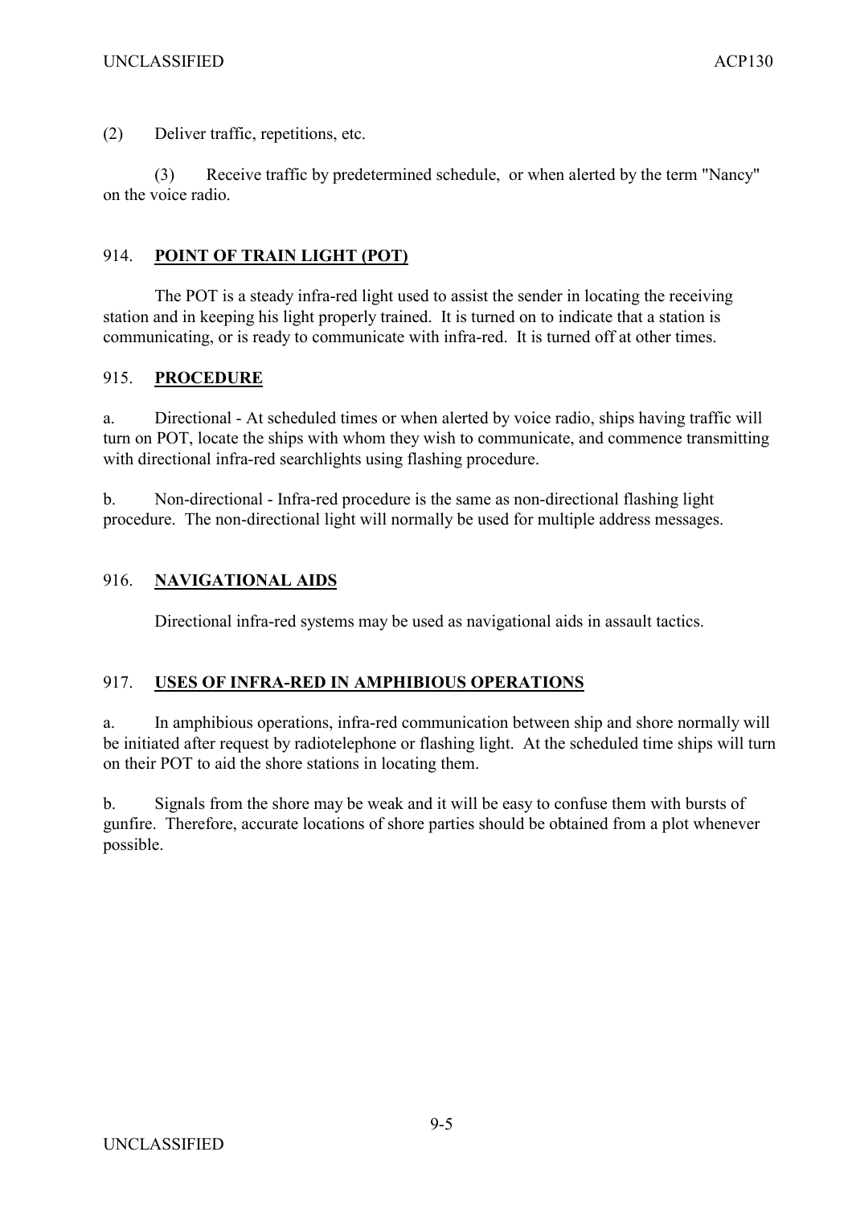(2) Deliver traffic, repetitions, etc.

(3) Receive traffic by predetermined schedule, or when alerted by the term "Nancy" on the voice radio.

## 914. POINT OF TRAIN LIGHT (POT)

The POT is a steady infra-red light used to assist the sender in locating the receiving station and in keeping his light properly trained. It is turned on to indicate that a station is communicating, or is ready to communicate with infra-red. It is turned off at other times.

## 915. PROCEDURE

a. Directional - At scheduled times or when alerted by voice radio, ships having traffic will turn on POT, locate the ships with whom they wish to communicate, and commence transmitting with directional infra-red searchlights using flashing procedure.

b. Non-directional - Infra-red procedure is the same as non-directional flashing light procedure. The non-directional light will normally be used for multiple address messages.

## 916. NAVIGATIONAL AIDS

Directional infra-red systems may be used as navigational aids in assault tactics.

## 917. USES OF INFRA-RED IN AMPHIBIOUS OPERATIONS

a. In amphibious operations, infra-red communication between ship and shore normally will be initiated after request by radiotelephone or flashing light. At the scheduled time ships will turn on their POT to aid the shore stations in locating them.

b. Signals from the shore may be weak and it will be easy to confuse them with bursts of gunfire. Therefore, accurate locations of shore parties should be obtained from a plot whenever possible.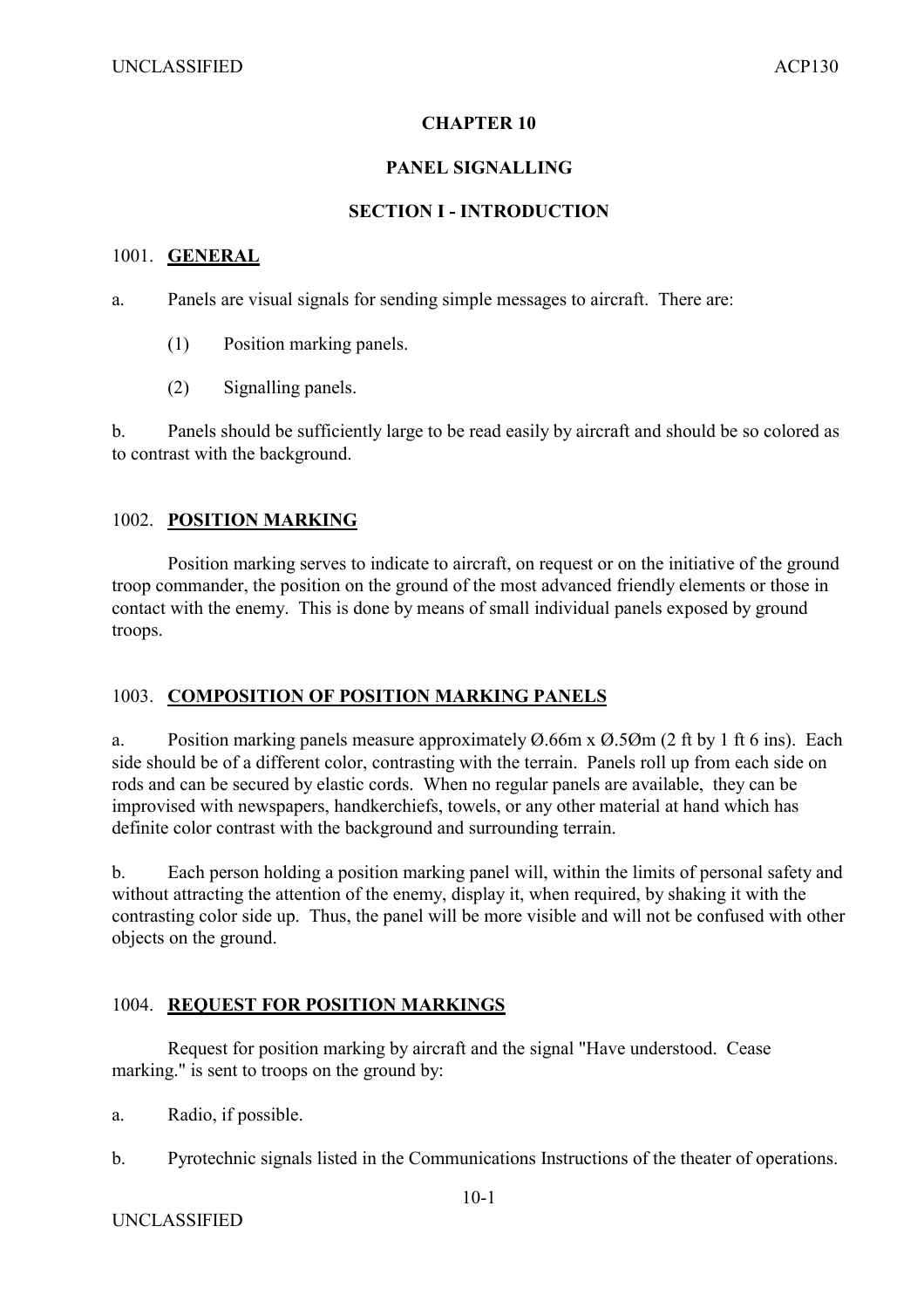# CHAPTER 10

## PANEL SIGNALLING

### SECTION I - INTRODUCTION

1001. **GENERAL**

a. Panels are visual signals for sending simple messages to aircraft. There are:

(1) Position marking panels.

(2) Signalling panels.

b. Panels should be sufficiently large to be read easily by aircraft and should be so colored as to contrast with the background.

1002. **POSITION MARKING**

Position marking serves to indicate to aircraft, on request or on the initiative of the ground troop commander, the position on the ground of the most advanced friendly elements or those in contact with the enemy. This is done by means of small individual panels exposed by ground troops.

1003. **COMPOSITION OF POSITION MARKING PANELS**

a. Position marking panels measure approximately Ø.66m x Ø.5Øm (2 ft by 1 ft 6 ins). Each side should be of a different color, contrasting with the terrain. Panels roll up from each side on rods and can be secured by elastic cords. When no regular panels are available, they can be improvised with newspapers, handkerchiefs, towels, or any other material at hand which has definite color contrast with the background and surrounding terrain.

b. Each person holding a position marking panel will, within the limits of personal safety and without attracting the attention of the enemy, display it, when required, by shaking it with the contrasting color side up. Thus, the panel will be more visible and will not be confused with other objects on the ground.

1004. **REQUEST FOR POSITION MARKINGS**

Request for position marking by aircraft and the signal "Have understood. Cease marking." is sent to troops on the ground by:

a. Radio, if possible.

b. Pyrotechnic signals listed in the Communications Instructions of the theater of operations.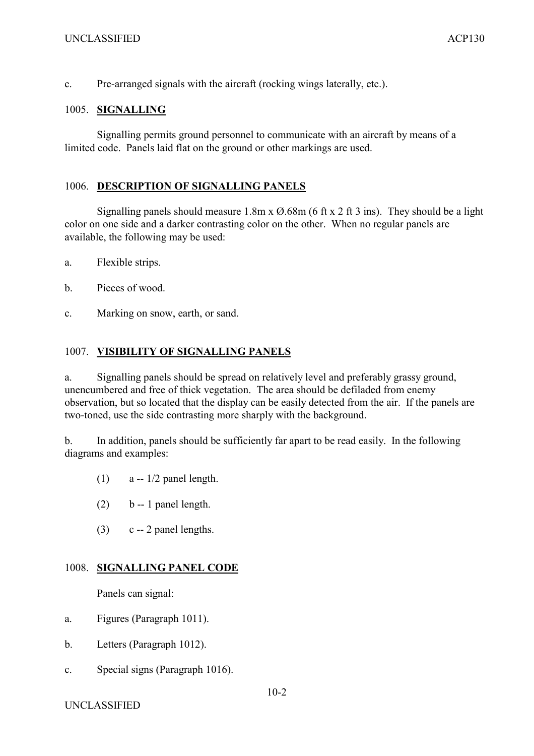c. Pre-arranged signals with the aircraft (rocking wings laterally, etc.).

## 1005. SIGNALLING

Signalling permits ground personnel to communicate with an aircraft by means of a limited code. Panels laid flat on the ground or other markings are used.

## 1006. DESCRIPTION OF SIGNALLING PANELS

Signalling panels should measure 1.8m x Ø.68m (6 ft x 2 ft 3 ins). They should be a light color on one side and a darker contrasting color on the other. When no regular panels are available, the following may be used:

a. Flexible strips.

b. Pieces of wood.

c. Marking on snow, earth, or sand.

## 1007. VISIBILITY OF SIGNALLING PANELS

a. Signalling panels should be spread on relatively level and preferably grassy ground, unencumbered and free of thick vegetation. The area should be defiladed from enemy observation, but so located that the display can be easily detected from the air. If the panels are two-toned, use the side contrasting more sharply with the background.

b. In addition, panels should be sufficiently far apart to be read easily. In the following diagrams and examples:

  (1) a -- 1/2 panel length.

  (2) b -- 1 panel length.

  (3) c -- 2 panel lengths.

## 1008. SIGNALLING PANEL CODE

Panels can signal:

a. Figures (Paragraph 1011).

b. Letters (Paragraph 1012).

c. Special signs (Paragraph 1016).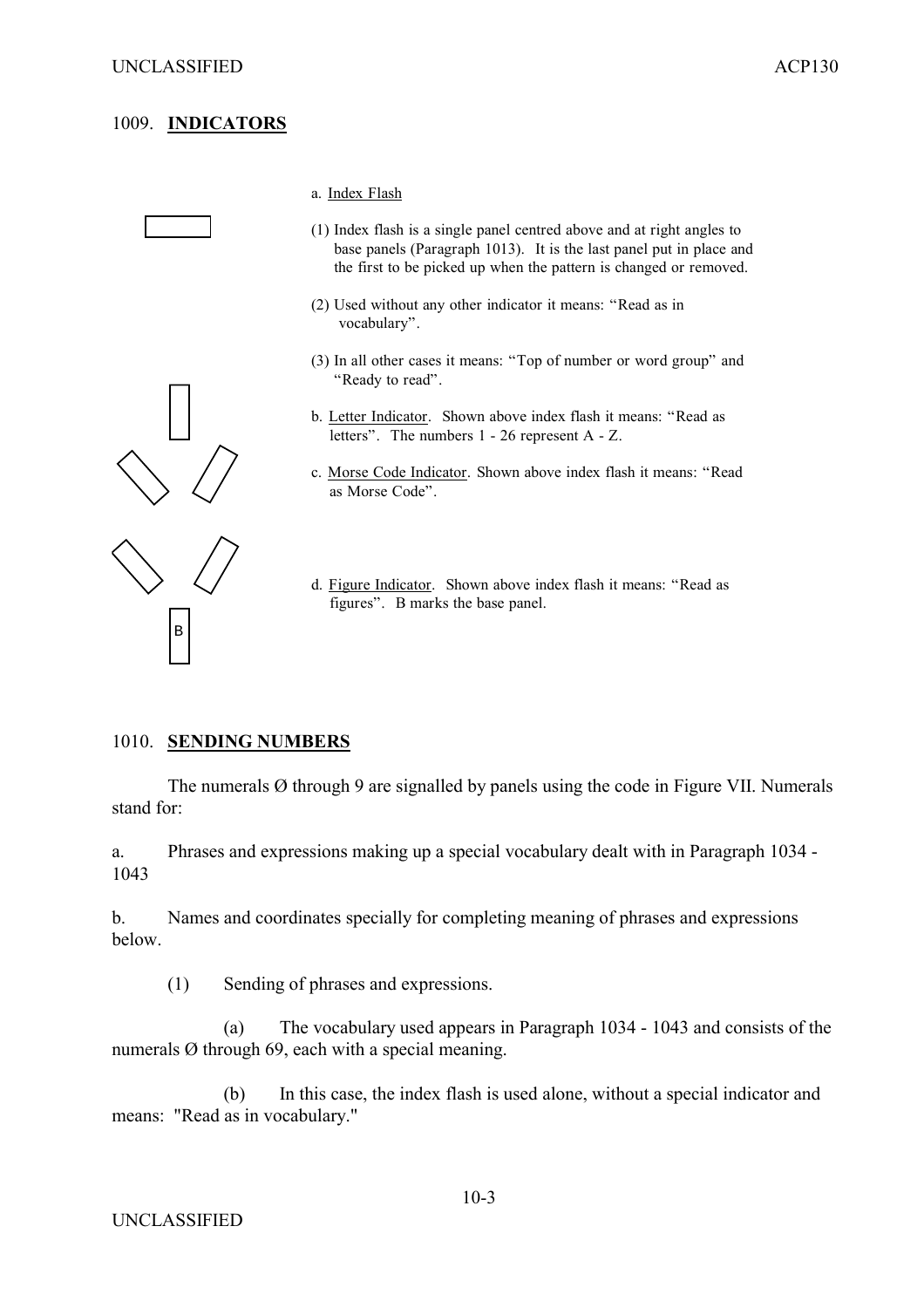## 1009. **INDICATORS**

a. Index Flash

(1) Index flash is a single panel centred above and at right angles to base panels (Paragraph 1013). It is the last panel put in place and the first to be picked up when the pattern is changed or removed.

(2) Used without any other indicator it means: "Read as in vocabulary".

(3) In all other cases it means: "Top of number or word group" and "Ready to read".

b. Letter Indicator. Shown above index flash it means: "Read as letters". The numbers 1 - 26 represent A - Z.

c. Morse Code Indicator. Shown above index flash it means: "Read as Morse Code".

d. Figure Indicator. Shown above index flash it means: "Read as figures". B marks the base panel.

B

## 1010. **SENDING NUMBERS**

The numerals Ø through 9 are signalled by panels using the code in Figure VII. Numerals stand for:

a. Phrases and expressions making up a special vocabulary dealt with in Paragraph 1034 - 1043

b. Names and coordinates specially for completing meaning of phrases and expressions below.

(1) Sending of phrases and expressions.

(a) The vocabulary used appears in Paragraph 1034 - 1043 and consists of the numerals Ø through 69, each with a special meaning.

(b) In this case, the index flash is used alone, without a special indicator and means: "Read as in vocabulary."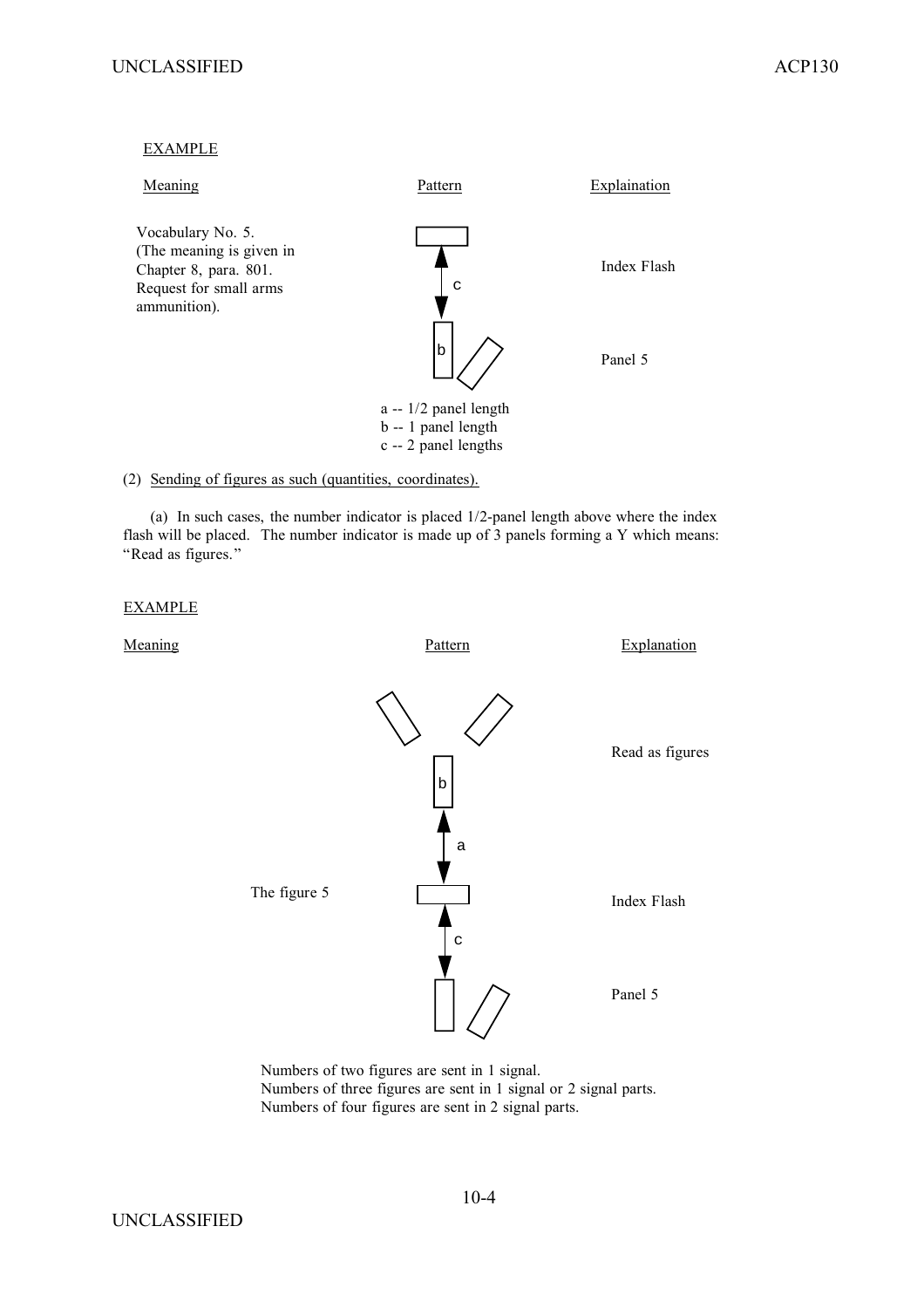EXAMPLE

| Meaning | Pattern | Explaination |
|---|---|---|
| Vocabulary No. 5. (The meaning is given in Chapter 8, para. 801. Request for small arms ammunition). | c | Index Flash |
| | b | Panel 5 |

a -- 1/2 panel length
b -- 1 panel length
c -- 2 panel lengths

(2) Sending of figures as such (quantities, coordinates).

(a) In such cases, the number indicator is placed 1/2-panel length above where the index flash will be placed. The number indicator is made up of 3 panels forming a Y which means: "Read as figures."

EXAMPLE

| Meaning | Pattern | Explanation |
|---|---|---|
| | b | Read as figures |
| | a | |
| The figure 5 | c | Index Flash |
| | | Panel 5 |

Numbers of two figures are sent in 1 signal.
Numbers of three figures are sent in 1 signal or 2 signal parts.
Numbers of four figures are sent in 2 signal parts.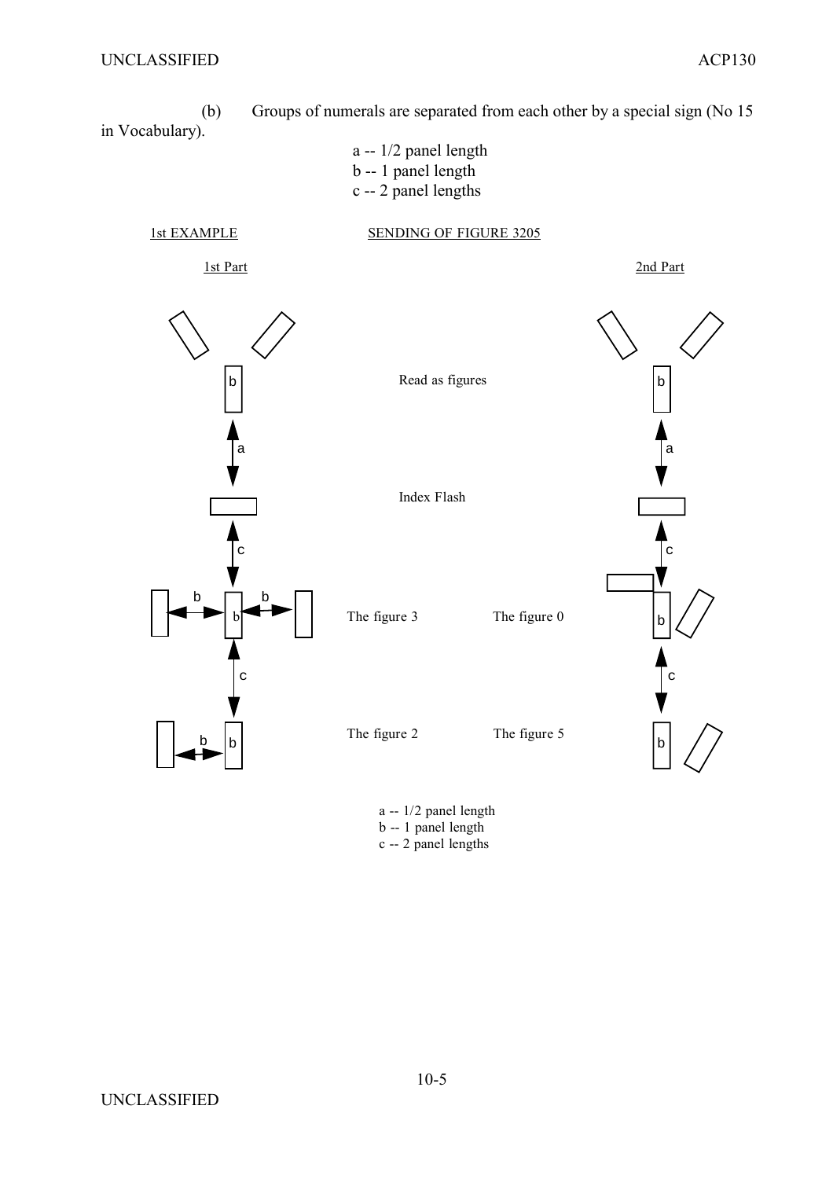(b) Groups of numerals are separated from each other by a special sign (No 15 in Vocabulary).

a -- 1/2 panel length
b -- 1 panel length
c -- 2 panel lengths

1st EXAMPLE — SENDING OF FIGURE 3205

1st Part — 2nd Part

b

a

c

b b b

c

b b

Read as figures

Index Flash

The figure 3 — The figure 0

The figure 2 — The figure 5

b

a

c

b

c

b

a -- 1/2 panel length
b -- 1 panel length
c -- 2 panel lengths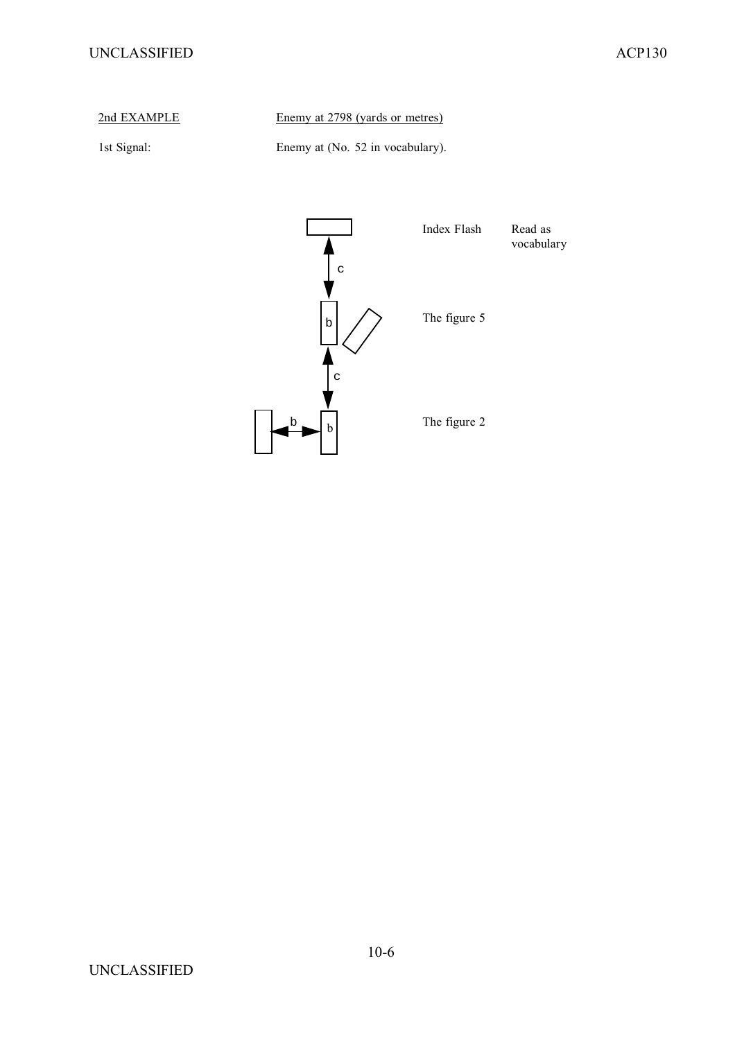2nd EXAMPLE — Enemy at 2798 (yards or metres)

1st Signal: Enemy at (No. 52 in vocabulary).

| | | |
|---|---|---|
| | Index Flash | Read as vocabulary |
| | The figure 5 | |
| | The figure 2 | |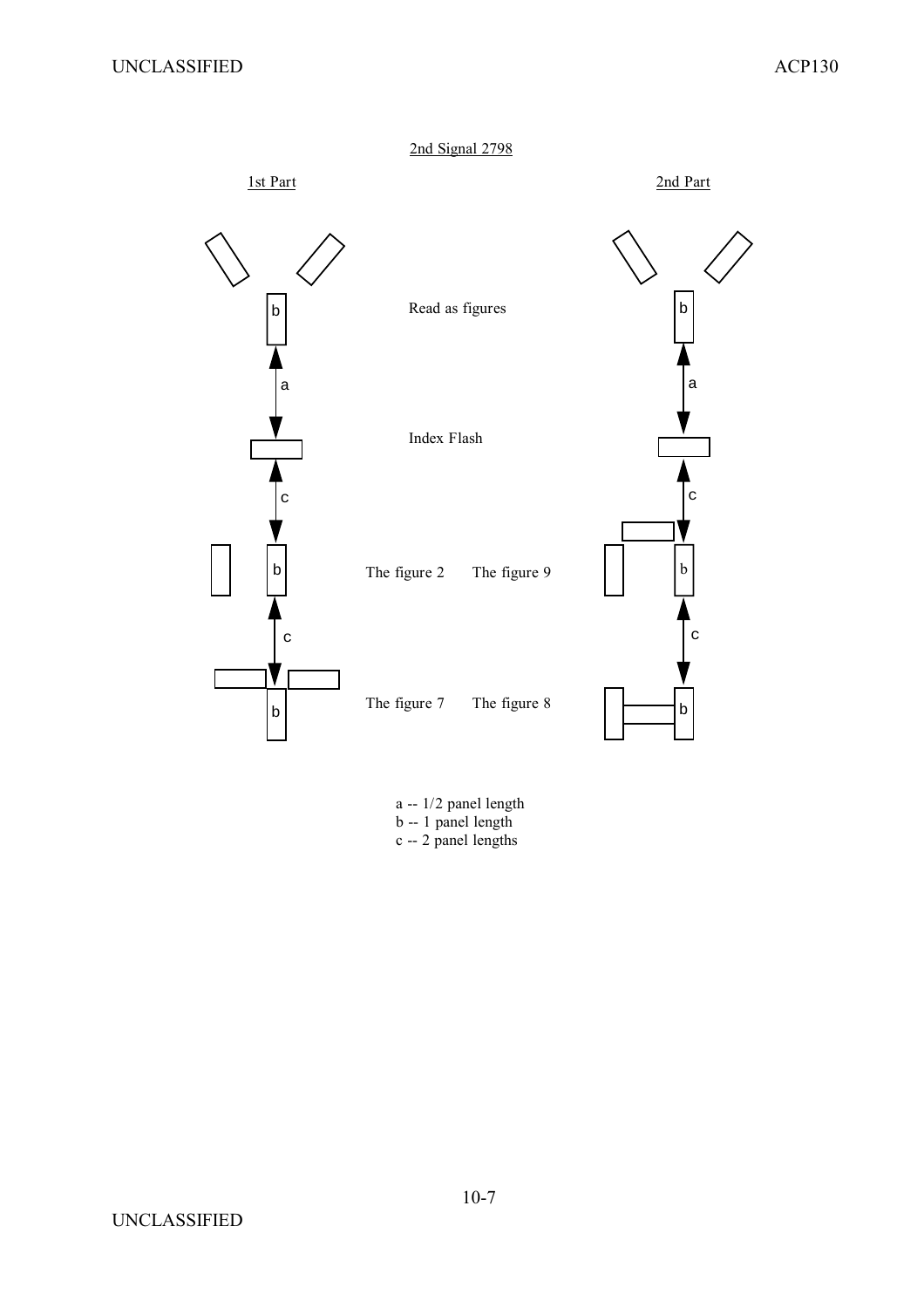2nd Signal 2798

1st Part

2nd Part

Read as figures

Index Flash

The figure 2 The figure 9

The figure 7 The figure 8

a -- 1/2 panel length
b -- 1 panel length
c -- 2 panel lengths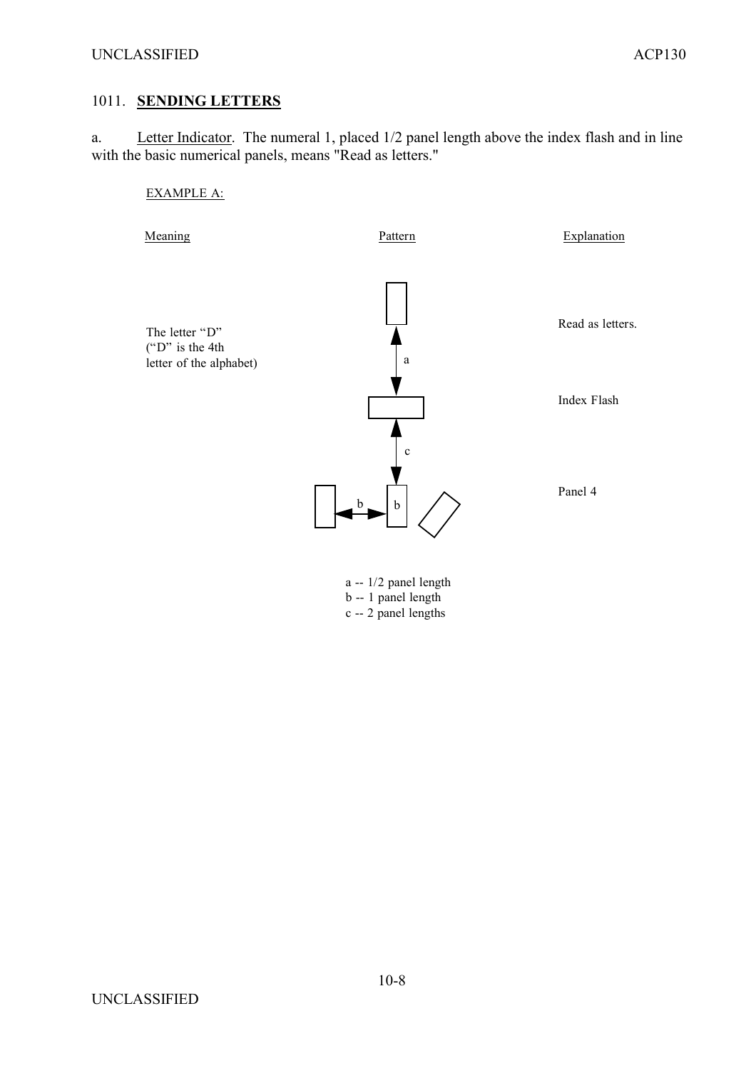## 1011. **SENDING LETTERS**

a. Letter Indicator. The numeral 1, placed 1/2 panel length above the index flash and in line with the basic numerical panels, means "Read as letters."

EXAMPLE A:

| Meaning | Pattern | Explanation |
|---|---|---|
| The letter "D" ("D" is the 4th letter of the alphabet) | | Read as letters. |
| | a | |
| | | Index Flash |
| | c | |
| | b b | Panel 4 |

a -- 1/2 panel length
b -- 1 panel length
c -- 2 panel lengths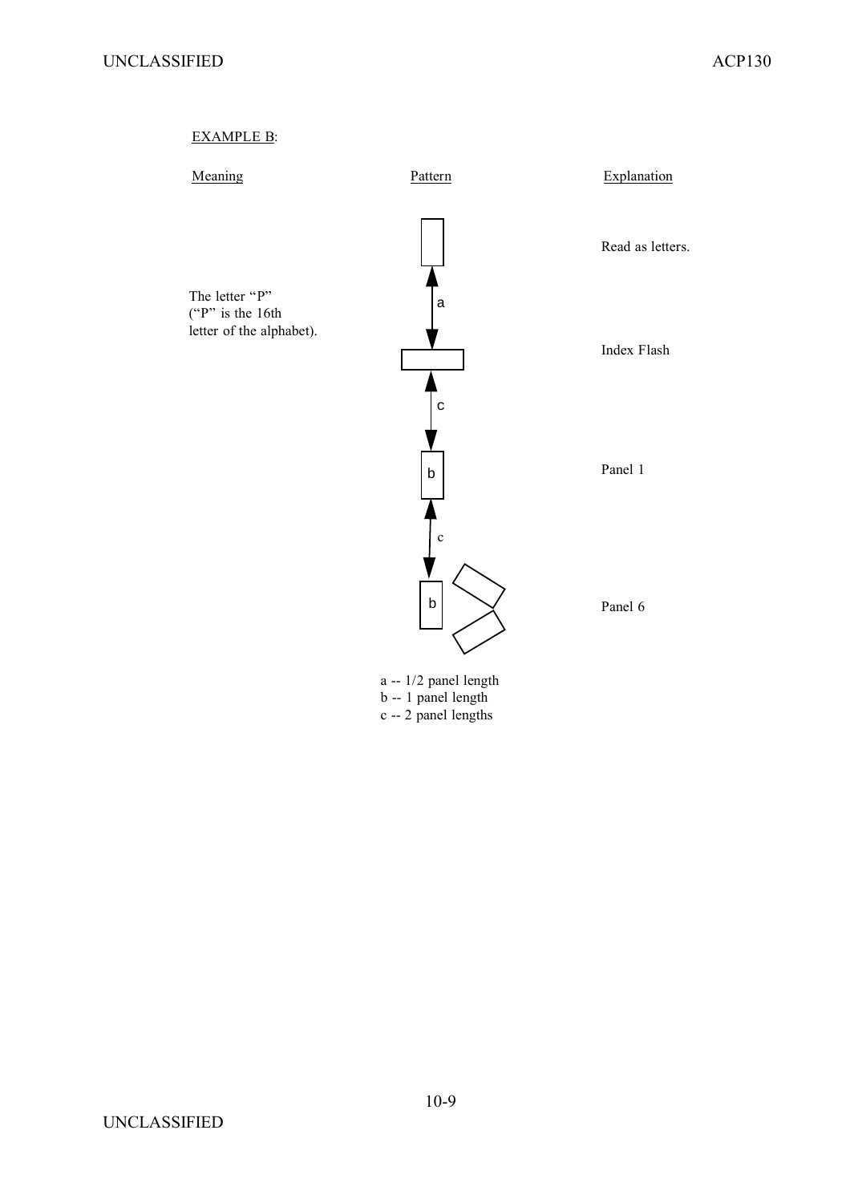EXAMPLE B:

| Meaning | Pattern | Explanation |
|---|---|---|
| | | Read as letters. |
| The letter "P" ("P" is the 16th letter of the alphabet). | a | |
| | | Index Flash |
| | c | |
| | b | Panel 1 |
| | c | |
| | b | Panel 6 |

a -- 1/2 panel length
b -- 1 panel length
c -- 2 panel lengths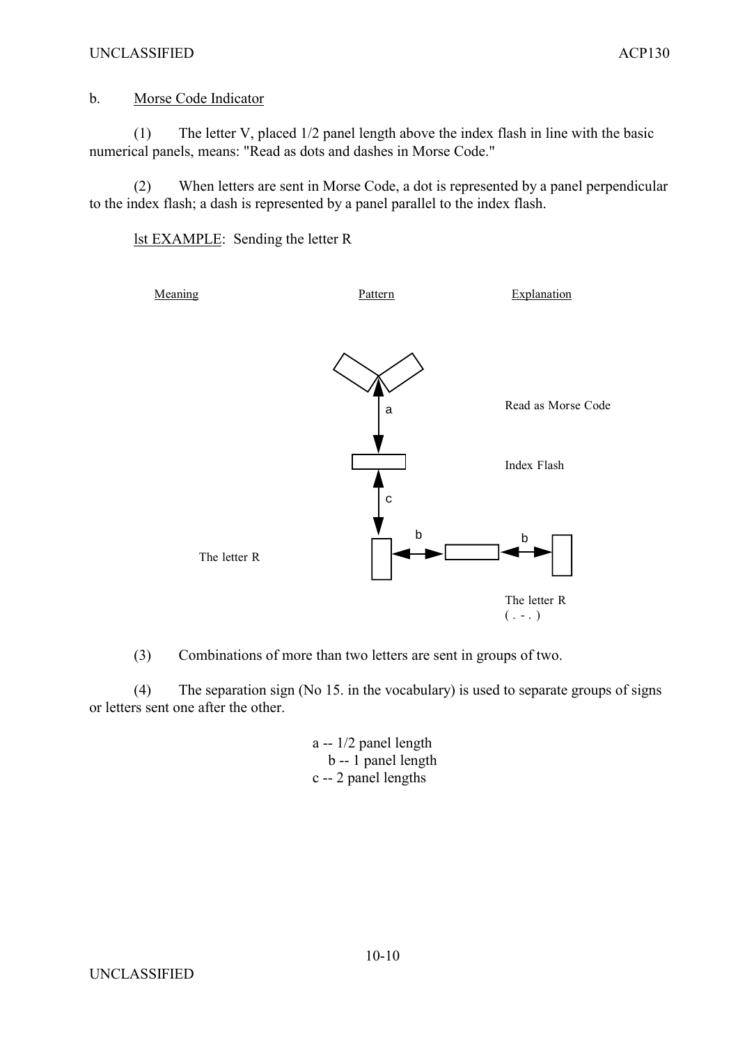b. Morse Code Indicator

(1) The letter V, placed 1/2 panel length above the index flash in line with the basic numerical panels, means: "Read as dots and dashes in Morse Code."

(2) When letters are sent in Morse Code, a dot is represented by a panel perpendicular to the index flash; a dash is represented by a panel parallel to the index flash.

lst EXAMPLE: Sending the letter R

| Meaning | Pattern | Explanation |
| --- | --- | --- |
| | | Read as Morse Code |
| | | Index Flash |
| The letter R | | The letter R ( . - . ) |

(3) Combinations of more than two letters are sent in groups of two.

(4) The separation sign (No 15. in the vocabulary) is used to separate groups of signs or letters sent one after the other.

a -- 1/2 panel length
b -- 1 panel length
c -- 2 panel lengths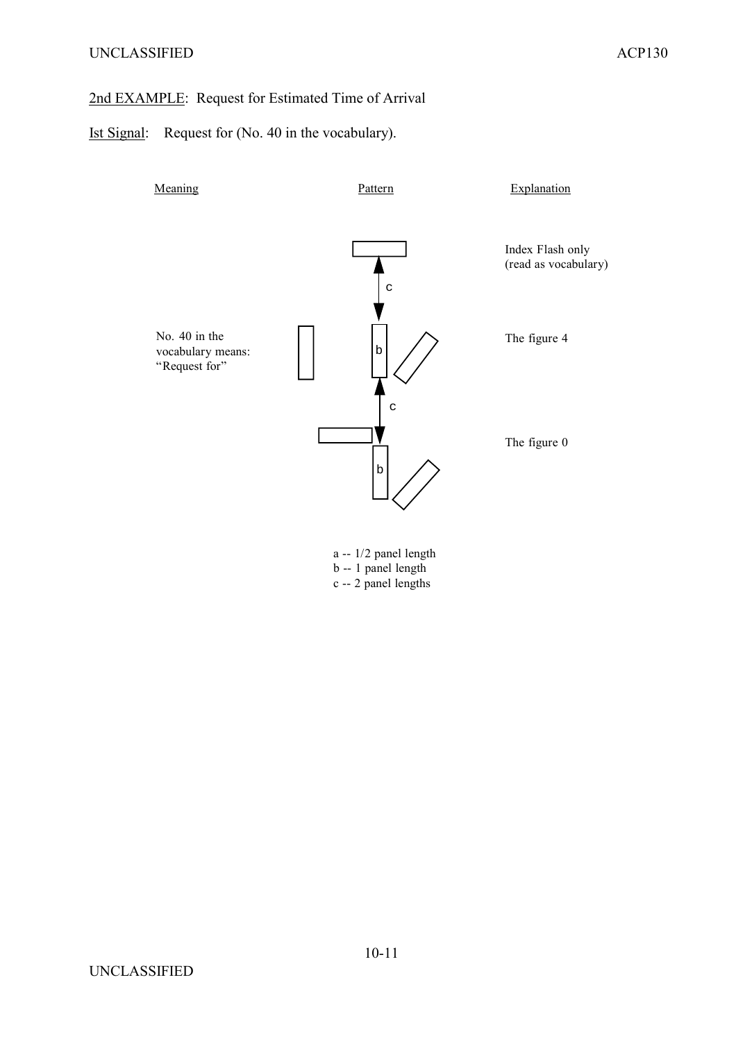2nd EXAMPLE: Request for Estimated Time of Arrival

Ist Signal: Request for (No. 40 in the vocabulary).

| Meaning | Pattern | Explanation |
|---|---|---|
| | | Index Flash only (read as vocabulary) |
| No. 40 in the vocabulary means: "Request for" | | The figure 4 |
| | | The figure 0 |

a -- 1/2 panel length
b -- 1 panel length
c -- 2 panel lengths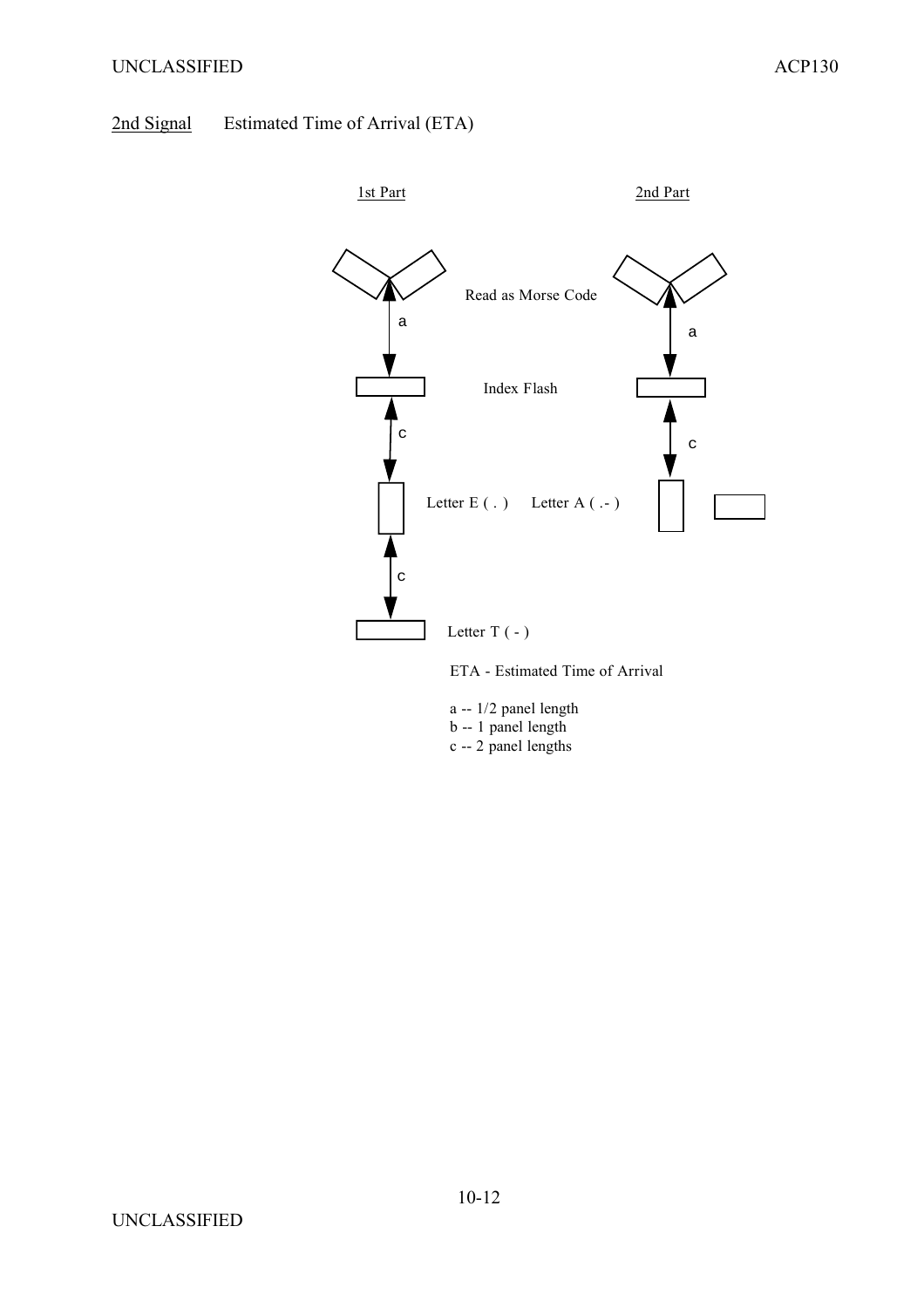2nd Signal Estimated Time of Arrival (ETA)

1st Part

2nd Part

Read as Morse Code

a

a

Index Flash

c

c

Letter E ( . ) Letter A ( .- )

c

Letter T ( - )

ETA - Estimated Time of Arrival

a -- 1/2 panel length
b -- 1 panel length
c -- 2 panel lengths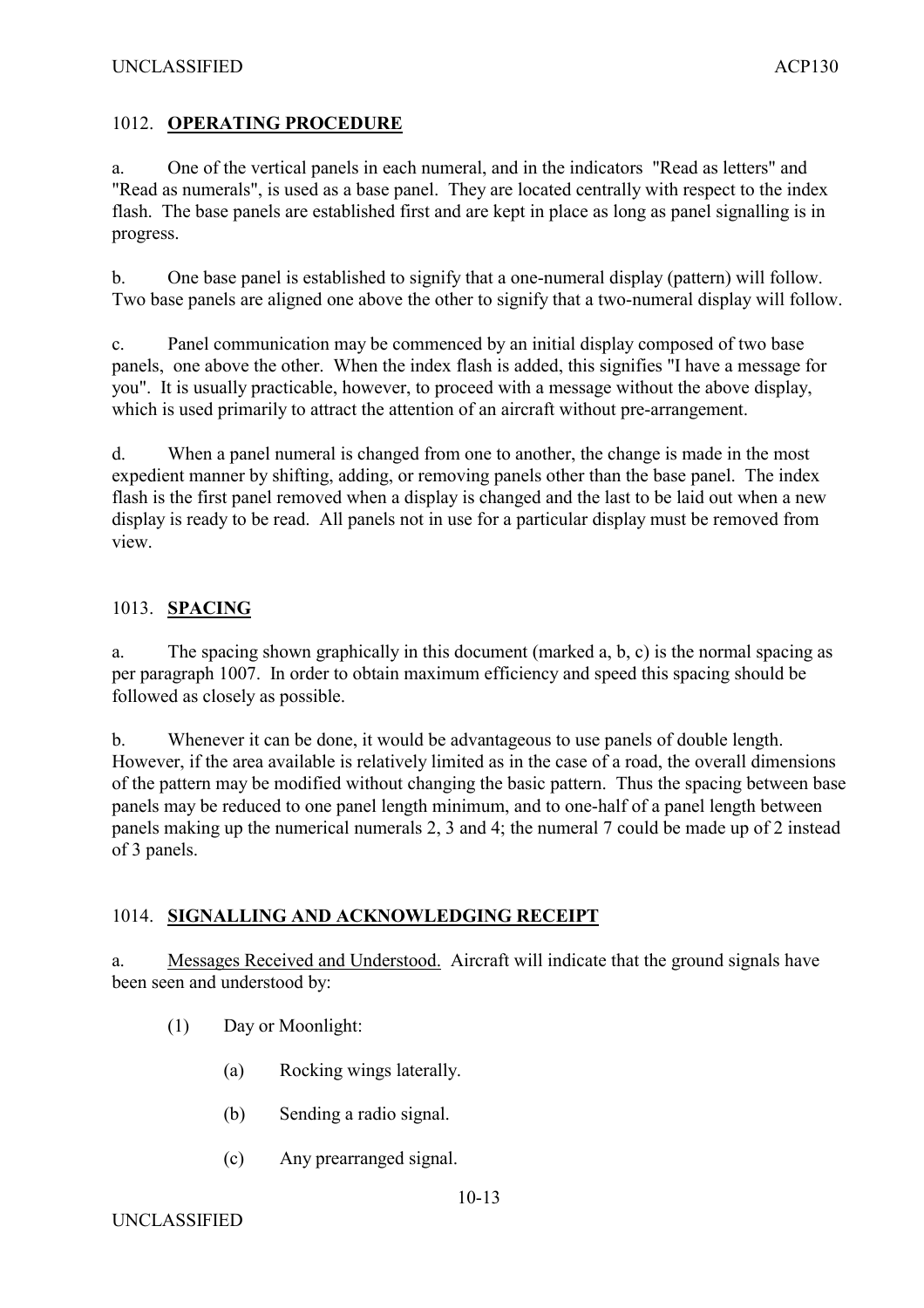## 1012. OPERATING PROCEDURE

a. One of the vertical panels in each numeral, and in the indicators "Read as letters" and "Read as numerals", is used as a base panel. They are located centrally with respect to the index flash. The base panels are established first and are kept in place as long as panel signalling is in progress.

b. One base panel is established to signify that a one-numeral display (pattern) will follow. Two base panels are aligned one above the other to signify that a two-numeral display will follow.

c. Panel communication may be commenced by an initial display composed of two base panels, one above the other. When the index flash is added, this signifies "I have a message for you". It is usually practicable, however, to proceed with a message without the above display, which is used primarily to attract the attention of an aircraft without pre-arrangement.

d. When a panel numeral is changed from one to another, the change is made in the most expedient manner by shifting, adding, or removing panels other than the base panel. The index flash is the first panel removed when a display is changed and the last to be laid out when a new display is ready to be read. All panels not in use for a particular display must be removed from view.

## 1013. SPACING

a. The spacing shown graphically in this document (marked a, b, c) is the normal spacing as per paragraph 1007. In order to obtain maximum efficiency and speed this spacing should be followed as closely as possible.

b. Whenever it can be done, it would be advantageous to use panels of double length. However, if the area available is relatively limited as in the case of a road, the overall dimensions of the pattern may be modified without changing the basic pattern. Thus the spacing between base panels may be reduced to one panel length minimum, and to one-half of a panel length between panels making up the numerical numerals 2, 3 and 4; the numeral 7 could be made up of 2 instead of 3 panels.

## 1014. SIGNALLING AND ACKNOWLEDGING RECEIPT

a. Messages Received and Understood. Aircraft will indicate that the ground signals have been seen and understood by:

(1) Day or Moonlight:

(a) Rocking wings laterally.

(b) Sending a radio signal.

(c) Any prearranged signal.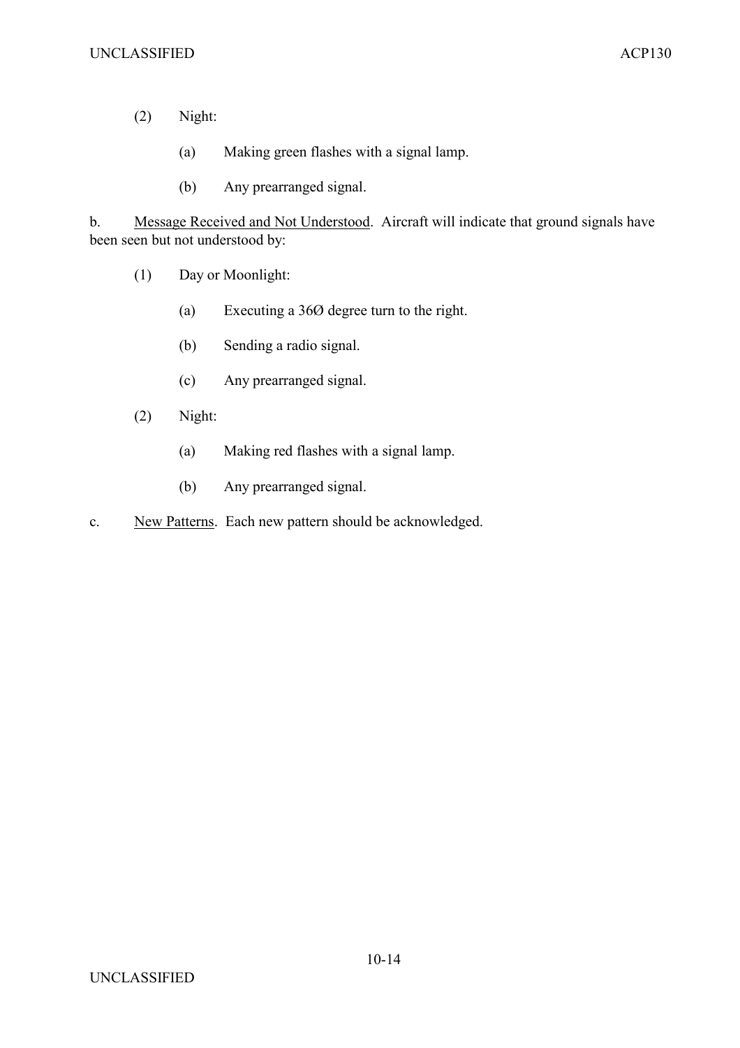(2) Night:

(a) Making green flashes with a signal lamp.

(b) Any prearranged signal.

b. <u>Message Received and Not Understood</u>. Aircraft will indicate that ground signals have been seen but not understood by:

(1) Day or Moonlight:

(a) Executing a 36Ø degree turn to the right.

(b) Sending a radio signal.

(c) Any prearranged signal.

(2) Night:

(a) Making red flashes with a signal lamp.

(b) Any prearranged signal.

c. <u>New Patterns</u>. Each new pattern should be acknowledged.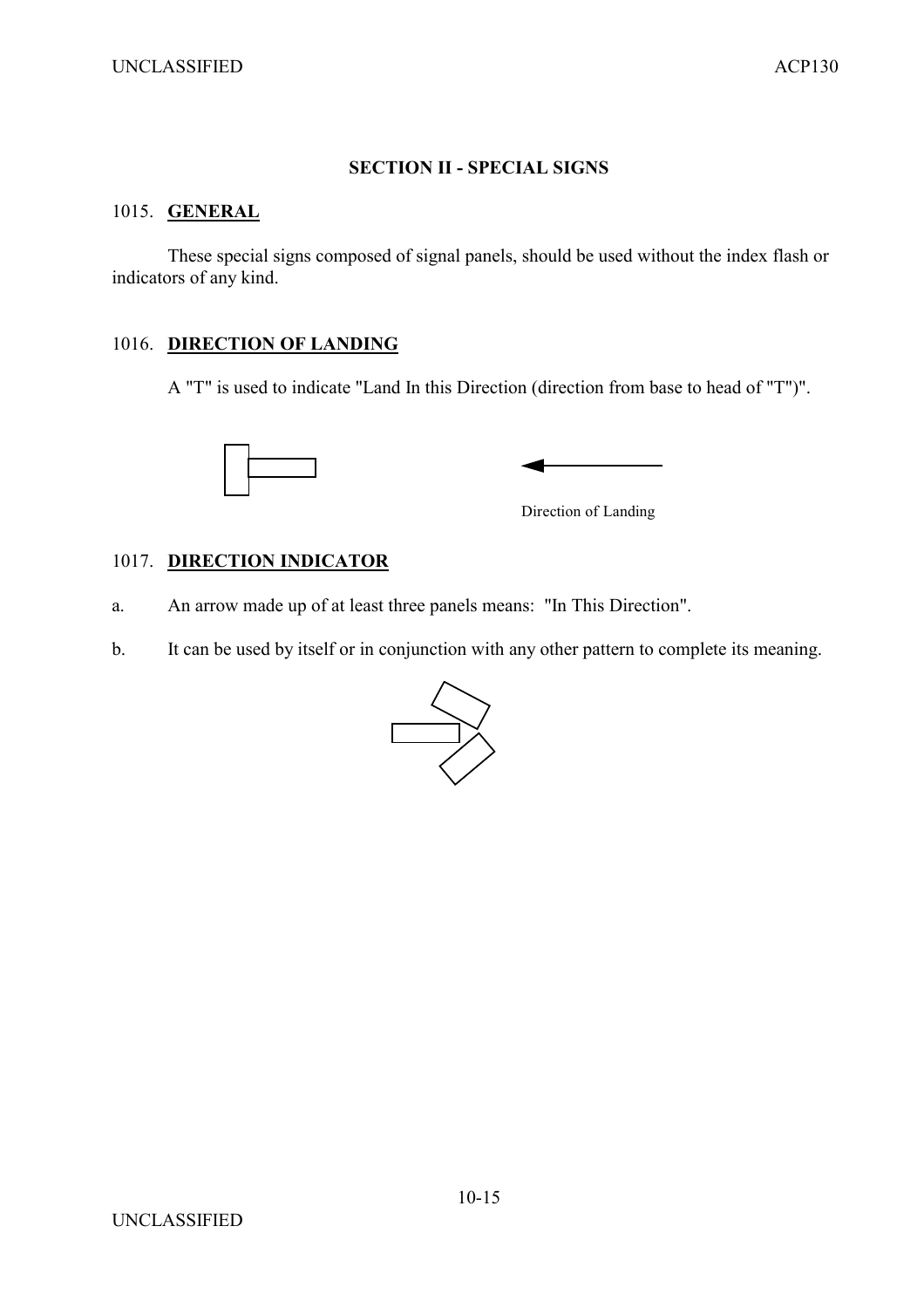## SECTION II - SPECIAL SIGNS

### 1015. GENERAL

These special signs composed of signal panels, should be used without the index flash or indicators of any kind.

### 1016. DIRECTION OF LANDING

A "T" is used to indicate "Land In this Direction (direction from base to head of "T")".

Direction of Landing

### 1017. DIRECTION INDICATOR

a. An arrow made up of at least three panels means: "In This Direction".

b. It can be used by itself or in conjunction with any other pattern to complete its meaning.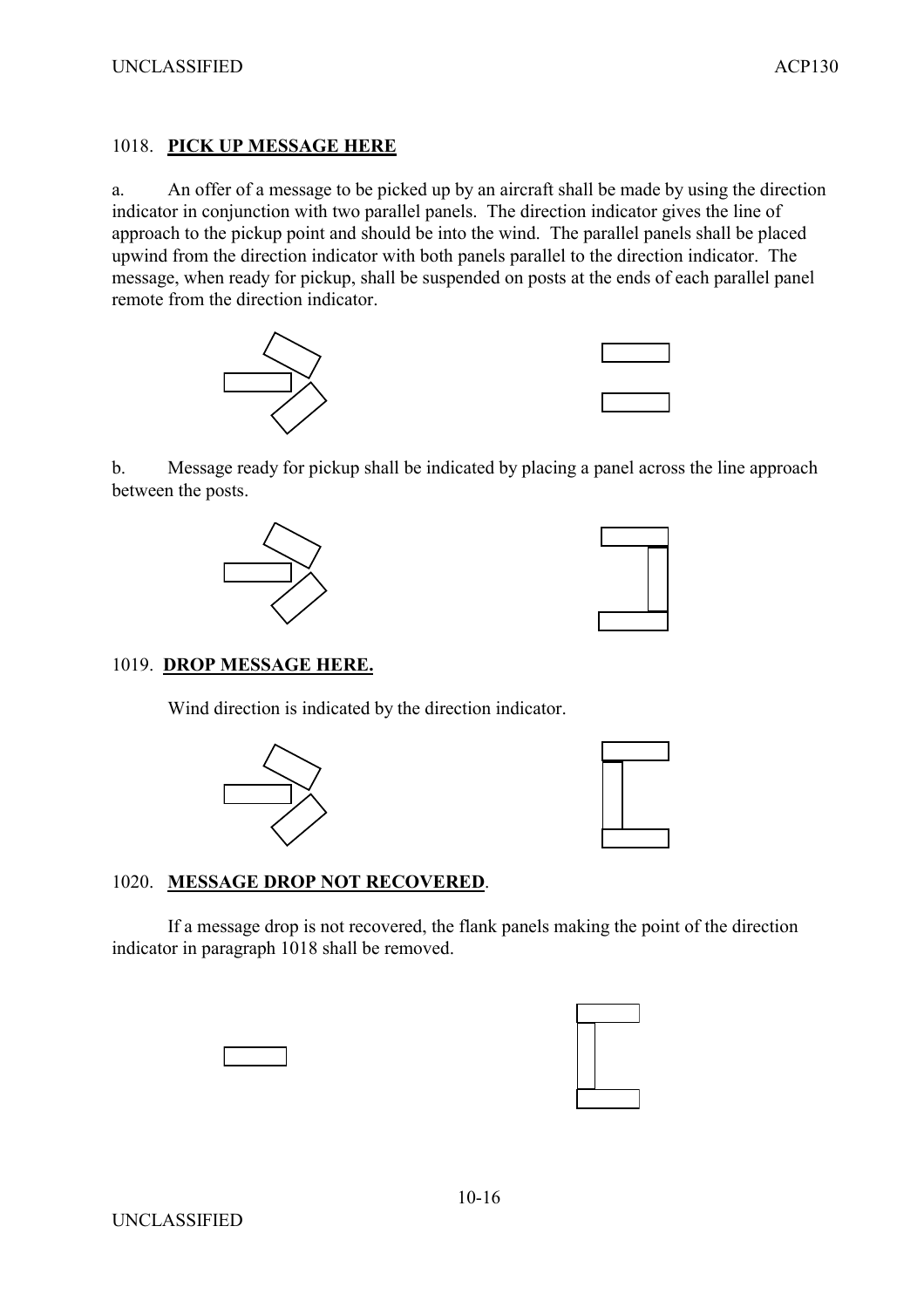## 1018. **PICK UP MESSAGE HERE**

a. An offer of a message to be picked up by an aircraft shall be made by using the direction indicator in conjunction with two parallel panels. The direction indicator gives the line of approach to the pickup point and should be into the wind. The parallel panels shall be placed upwind from the direction indicator with both panels parallel to the direction indicator. The message, when ready for pickup, shall be suspended on posts at the ends of each parallel panel remote from the direction indicator.

b. Message ready for pickup shall be indicated by placing a panel across the line approach between the posts.

## 1019. **DROP MESSAGE HERE.**

Wind direction is indicated by the direction indicator.

## 1020. **MESSAGE DROP NOT RECOVERED**.

If a message drop is not recovered, the flank panels making the point of the direction indicator in paragraph 1018 shall be removed.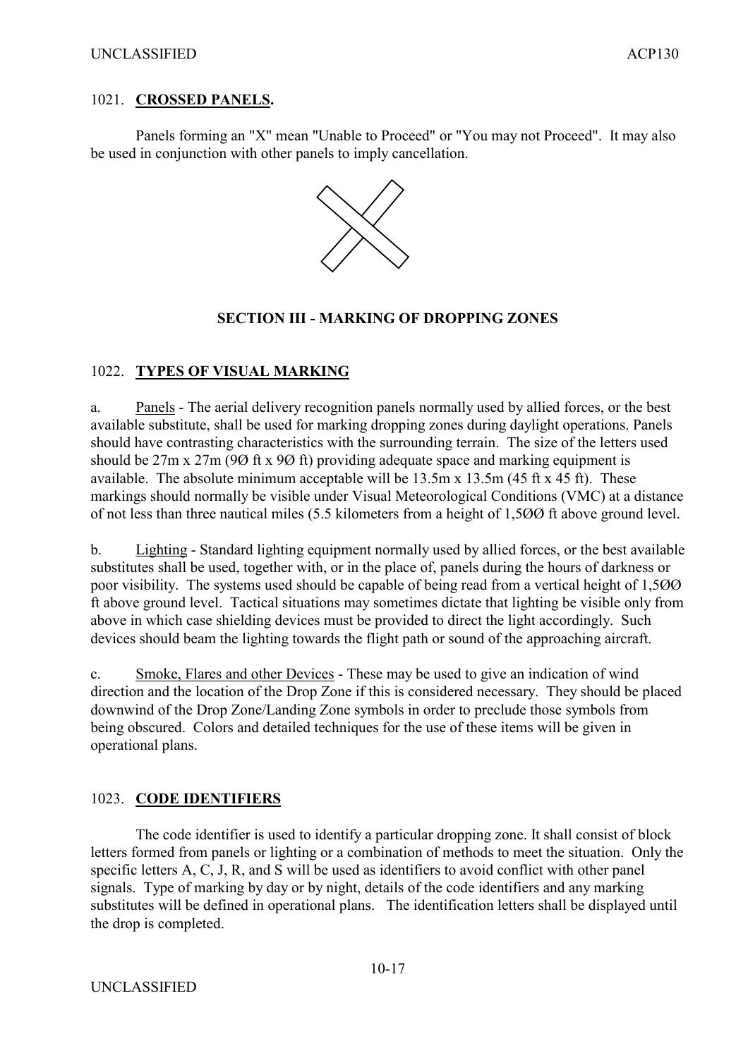## 1021. **CROSSED PANELS.**

Panels forming an "X" mean "Unable to Proceed" or "You may not Proceed". It may also be used in conjunction with other panels to imply cancellation.

### SECTION III - MARKING OF DROPPING ZONES

## 1022. **TYPES OF VISUAL MARKING**

a. Panels - The aerial delivery recognition panels normally used by allied forces, or the best available substitute, shall be used for marking dropping zones during daylight operations. Panels should have contrasting characteristics with the surrounding terrain. The size of the letters used should be 27m x 27m (9Ø ft x 9Ø ft) providing adequate space and marking equipment is available. The absolute minimum acceptable will be 13.5m x 13.5m (45 ft x 45 ft). These markings should normally be visible under Visual Meteorological Conditions (VMC) at a distance of not less than three nautical miles (5.5 kilometers from a height of 1,5ØØ ft above ground level.

b. Lighting - Standard lighting equipment normally used by allied forces, or the best available substitutes shall be used, together with, or in the place of, panels during the hours of darkness or poor visibility. The systems used should be capable of being read from a vertical height of 1,5ØØ ft above ground level. Tactical situations may sometimes dictate that lighting be visible only from above in which case shielding devices must be provided to direct the light accordingly. Such devices should beam the lighting towards the flight path or sound of the approaching aircraft.

c. Smoke, Flares and other Devices - These may be used to give an indication of wind direction and the location of the Drop Zone if this is considered necessary. They should be placed downwind of the Drop Zone/Landing Zone symbols in order to preclude those symbols from being obscured. Colors and detailed techniques for the use of these items will be given in operational plans.

## 1023. **CODE IDENTIFIERS**

The code identifier is used to identify a particular dropping zone. It shall consist of block letters formed from panels or lighting or a combination of methods to meet the situation. Only the specific letters A, C, J, R, and S will be used as identifiers to avoid conflict with other panel signals. Type of marking by day or by night, details of the code identifiers and any marking substitutes will be defined in operational plans. The identification letters shall be displayed until the drop is completed.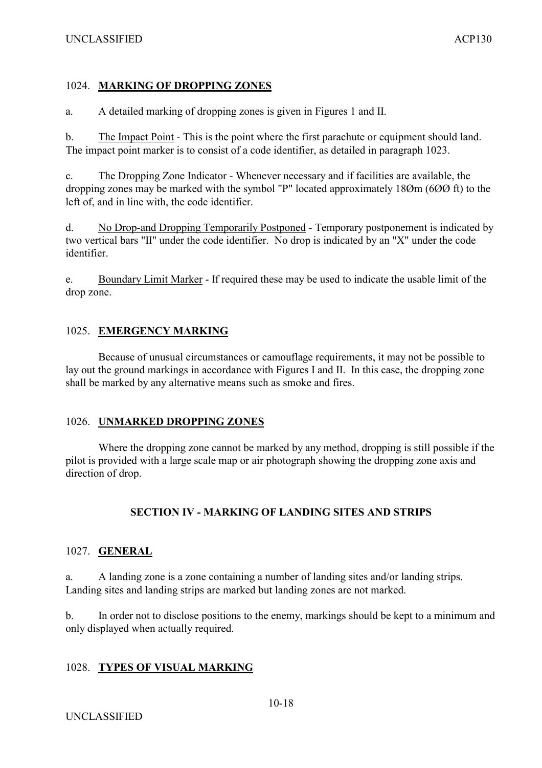### 1024. **MARKING OF DROPPING ZONES**

a. A detailed marking of dropping zones is given in Figures 1 and II.

b. The Impact Point - This is the point where the first parachute or equipment should land. The impact point marker is to consist of a code identifier, as detailed in paragraph 1023.

c. The Dropping Zone Indicator - Whenever necessary and if facilities are available, the dropping zones may be marked with the symbol "P" located approximately 18Øm (6ØØ ft) to the left of, and in line with, the code identifier.

d. No Drop-and Dropping Temporarily Postponed - Temporary postponement is indicated by two vertical bars "II" under the code identifier. No drop is indicated by an "X" under the code identifier.

e. Boundary Limit Marker - If required these may be used to indicate the usable limit of the drop zone.

### 1025. **EMERGENCY MARKING**

Because of unusual circumstances or camouflage requirements, it may not be possible to lay out the ground markings in accordance with Figures I and II. In this case, the dropping zone shall be marked by any alternative means such as smoke and fires.

### 1026. **UNMARKED DROPPING ZONES**

Where the dropping zone cannot be marked by any method, dropping is still possible if the pilot is provided with a large scale map or air photograph showing the dropping zone axis and direction of drop.

## SECTION IV - MARKING OF LANDING SITES AND STRIPS

### 1027. **GENERAL**

a. A landing zone is a zone containing a number of landing sites and/or landing strips. Landing sites and landing strips are marked but landing zones are not marked.

b. In order not to disclose positions to the enemy, markings should be kept to a minimum and only displayed when actually required.

### 1028. **TYPES OF VISUAL MARKING**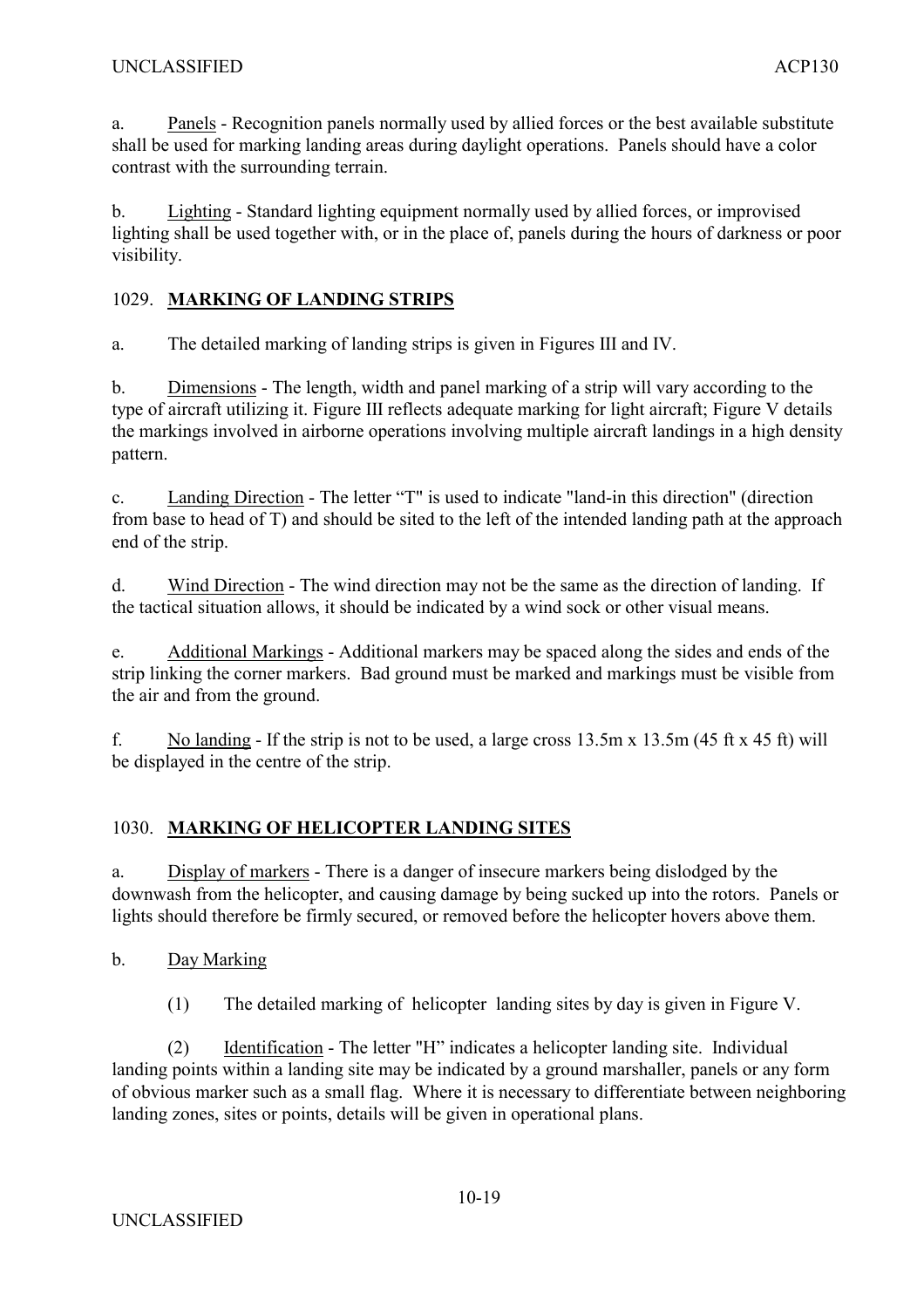a. Panels - Recognition panels normally used by allied forces or the best available substitute shall be used for marking landing areas during daylight operations. Panels should have a color contrast with the surrounding terrain.

b. Lighting - Standard lighting equipment normally used by allied forces, or improvised lighting shall be used together with, or in the place of, panels during the hours of darkness or poor visibility.

## 1029. **MARKING OF LANDING STRIPS**

a. The detailed marking of landing strips is given in Figures III and IV.

b. Dimensions - The length, width and panel marking of a strip will vary according to the type of aircraft utilizing it. Figure III reflects adequate marking for light aircraft; Figure V details the markings involved in airborne operations involving multiple aircraft landings in a high density pattern.

c. Landing Direction - The letter "T" is used to indicate "land-in this direction" (direction from base to head of T) and should be sited to the left of the intended landing path at the approach end of the strip.

d. Wind Direction - The wind direction may not be the same as the direction of landing. If the tactical situation allows, it should be indicated by a wind sock or other visual means.

e. Additional Markings - Additional markers may be spaced along the sides and ends of the strip linking the corner markers. Bad ground must be marked and markings must be visible from the air and from the ground.

f. No landing - If the strip is not to be used, a large cross 13.5m x 13.5m (45 ft x 45 ft) will be displayed in the centre of the strip.

## 1030. **MARKING OF HELICOPTER LANDING SITES**

a. Display of markers - There is a danger of insecure markers being dislodged by the downwash from the helicopter, and causing damage by being sucked up into the rotors. Panels or lights should therefore be firmly secured, or removed before the helicopter hovers above them.

b. Day Marking

(1) The detailed marking of helicopter landing sites by day is given in Figure V.

(2) Identification - The letter "H" indicates a helicopter landing site. Individual landing points within a landing site may be indicated by a ground marshaller, panels or any form of obvious marker such as a small flag. Where it is necessary to differentiate between neighboring landing zones, sites or points, details will be given in operational plans.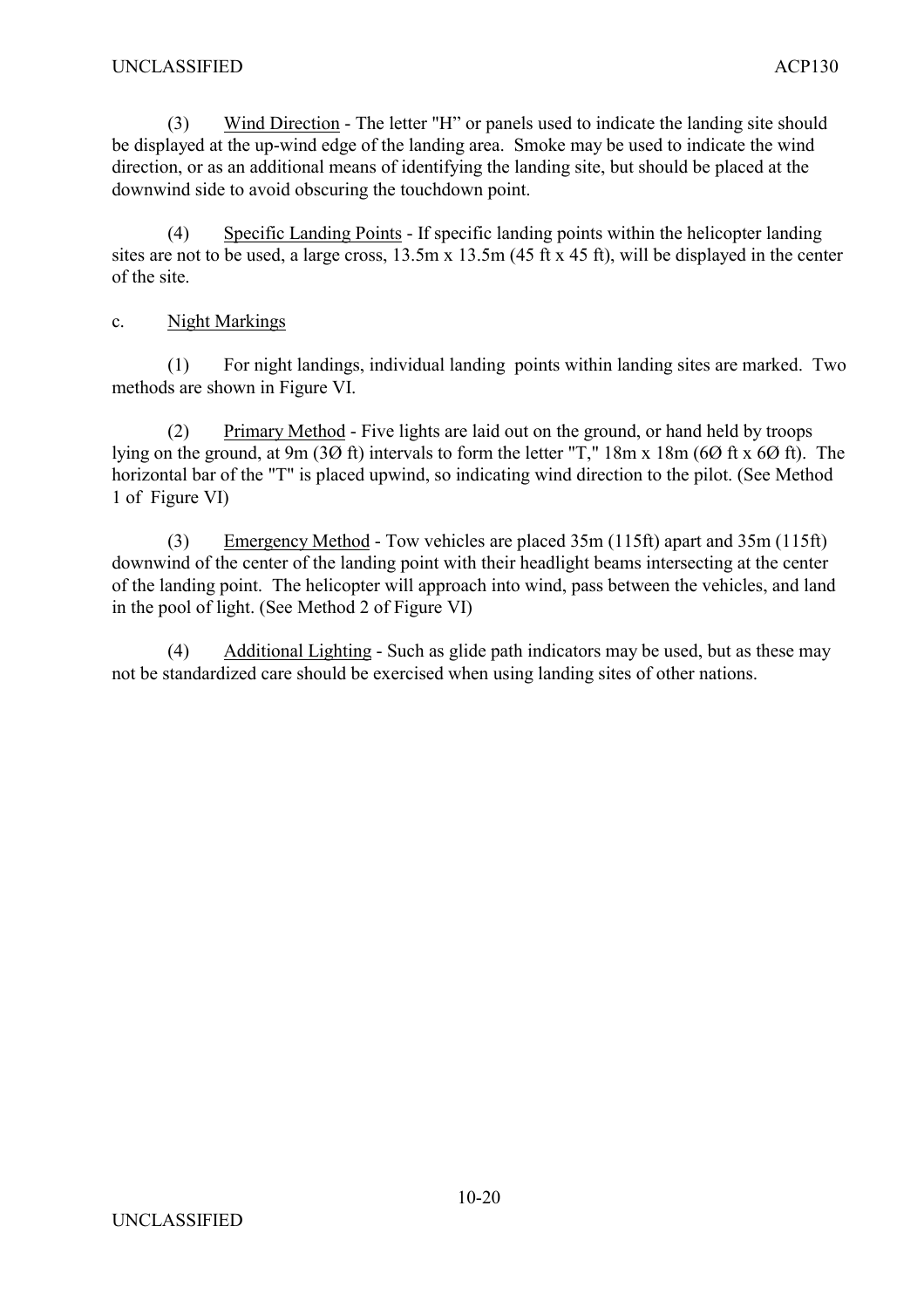(3) Wind Direction - The letter "H" or panels used to indicate the landing site should be displayed at the up-wind edge of the landing area. Smoke may be used to indicate the wind direction, or as an additional means of identifying the landing site, but should be placed at the downwind side to avoid obscuring the touchdown point.

(4) Specific Landing Points - If specific landing points within the helicopter landing sites are not to be used, a large cross, 13.5m x 13.5m (45 ft x 45 ft), will be displayed in the center of the site.

c. Night Markings

(1) For night landings, individual landing points within landing sites are marked. Two methods are shown in Figure VI.

(2) Primary Method - Five lights are laid out on the ground, or hand held by troops lying on the ground, at 9m (3Ø ft) intervals to form the letter "T," 18m x 18m (6Ø ft x 6Ø ft). The horizontal bar of the "T" is placed upwind, so indicating wind direction to the pilot. (See Method 1 of Figure VI)

(3) Emergency Method - Tow vehicles are placed 35m (115ft) apart and 35m (115ft) downwind of the center of the landing point with their headlight beams intersecting at the center of the landing point. The helicopter will approach into wind, pass between the vehicles, and land in the pool of light. (See Method 2 of Figure VI)

(4) Additional Lighting - Such as glide path indicators may be used, but as these may not be standardized care should be exercised when using landing sites of other nations.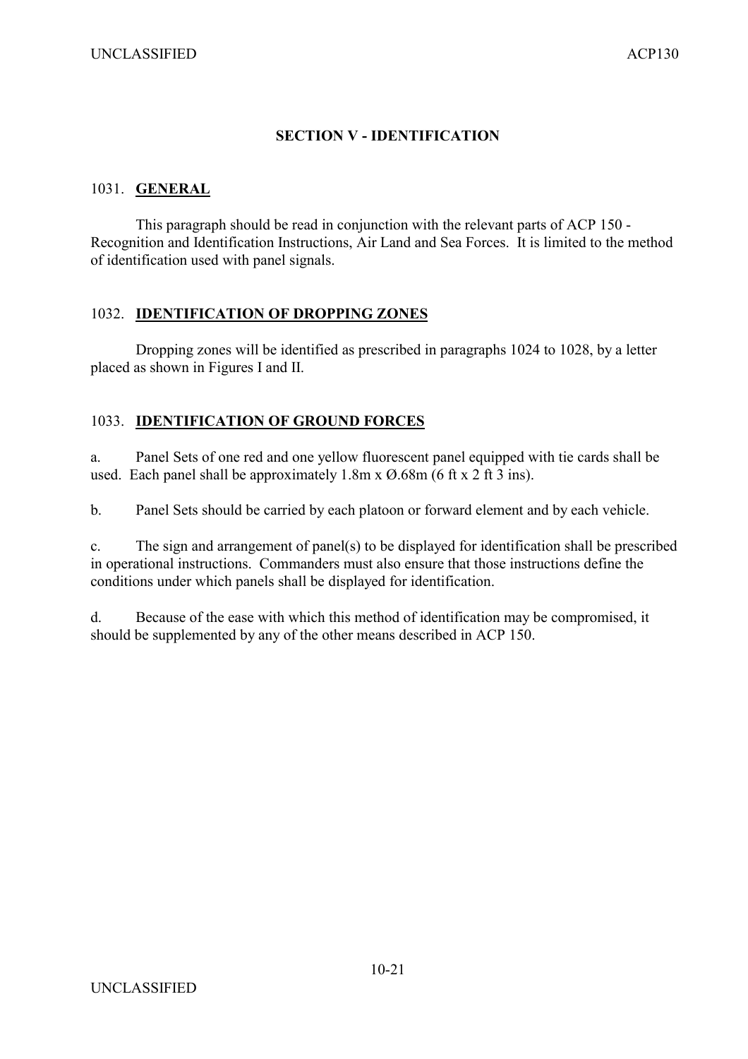## SECTION V - IDENTIFICATION

### 1031. GENERAL

This paragraph should be read in conjunction with the relevant parts of ACP 150 - Recognition and Identification Instructions, Air Land and Sea Forces. It is limited to the method of identification used with panel signals.

### 1032. IDENTIFICATION OF DROPPING ZONES

Dropping zones will be identified as prescribed in paragraphs 1024 to 1028, by a letter placed as shown in Figures I and II.

### 1033. IDENTIFICATION OF GROUND FORCES

a. Panel Sets of one red and one yellow fluorescent panel equipped with tie cards shall be used. Each panel shall be approximately 1.8m x Ø.68m (6 ft x 2 ft 3 ins).

b. Panel Sets should be carried by each platoon or forward element and by each vehicle.

c. The sign and arrangement of panel(s) to be displayed for identification shall be prescribed in operational instructions. Commanders must also ensure that those instructions define the conditions under which panels shall be displayed for identification.

d. Because of the ease with which this method of identification may be compromised, it should be supplemented by any of the other means described in ACP 150.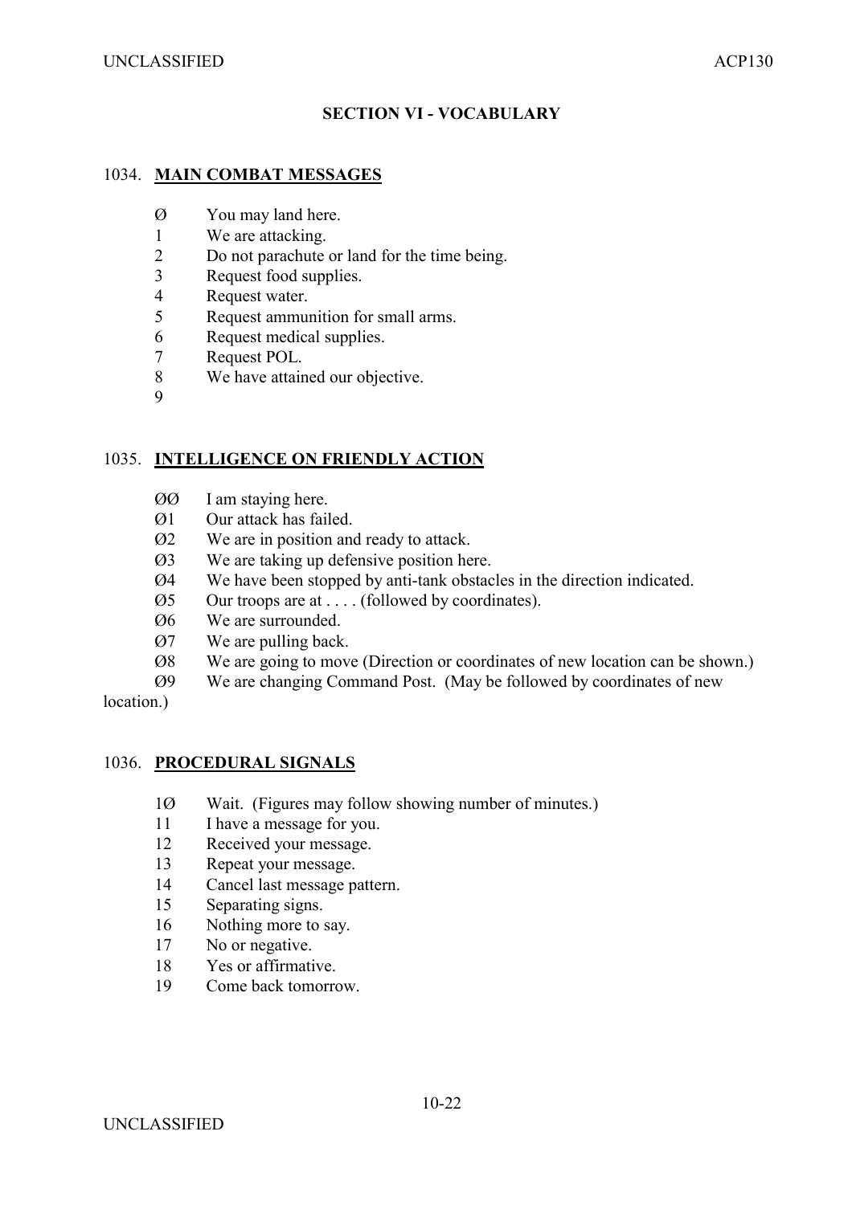## SECTION VI - VOCABULARY

### 1034. **MAIN COMBAT MESSAGES**

Ø You may land here.
1 We are attacking.
2 Do not parachute or land for the time being.
3 Request food supplies.
4 Request water.
5 Request ammunition for small arms.
6 Request medical supplies.
7 Request POL.
8 We have attained our objective.
9

### 1035. **INTELLIGENCE ON FRIENDLY ACTION**

ØØ I am staying here.
Ø1 Our attack has failed.
Ø2 We are in position and ready to attack.
Ø3 We are taking up defensive position here.
Ø4 We have been stopped by anti-tank obstacles in the direction indicated.
Ø5 Our troops are at . . . . (followed by coordinates).
Ø6 We are surrounded.
Ø7 We are pulling back.
Ø8 We are going to move (Direction or coordinates of new location can be shown.)
Ø9 We are changing Command Post. (May be followed by coordinates of new location.)

### 1036. **PROCEDURAL SIGNALS**

1Ø Wait. (Figures may follow showing number of minutes.)
11 I have a message for you.
12 Received your message.
13 Repeat your message.
14 Cancel last message pattern.
15 Separating signs.
16 Nothing more to say.
17 No or negative.
18 Yes or affirmative.
19 Come back tomorrow.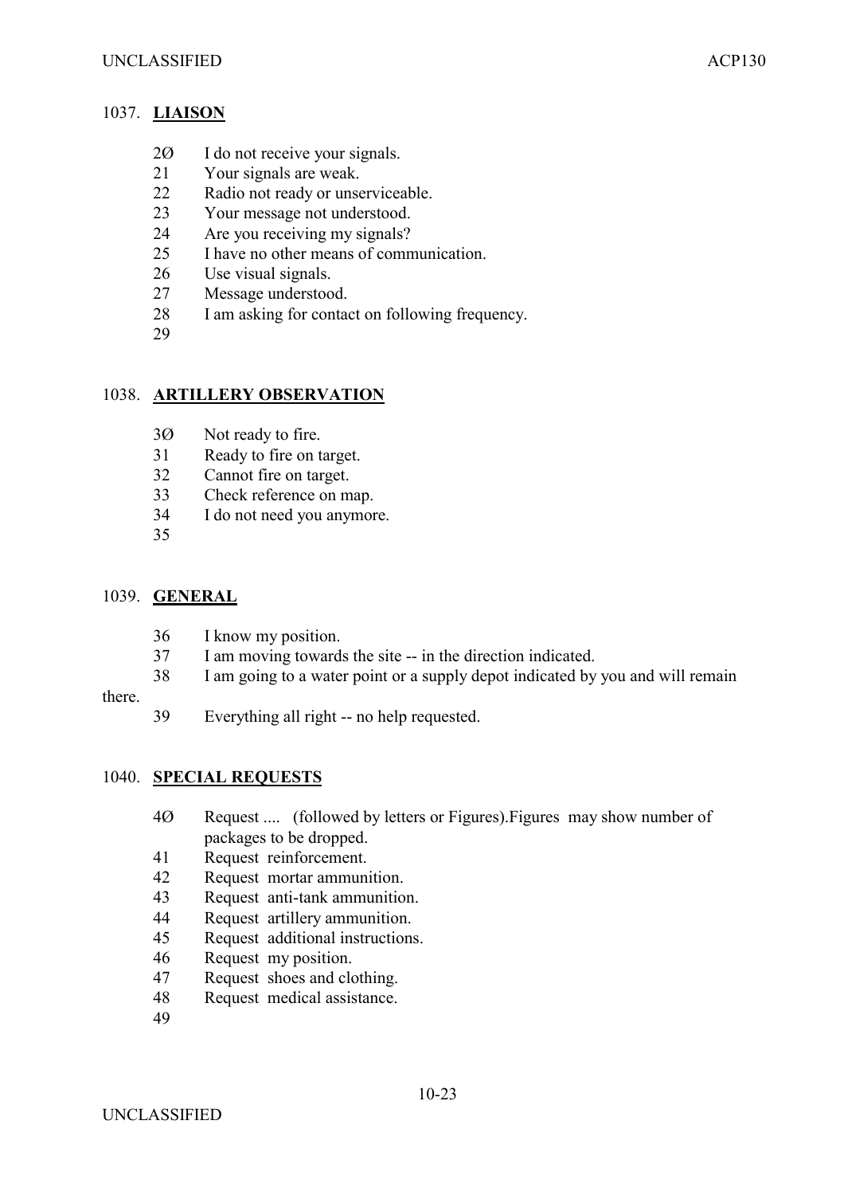## 1037. **LIAISON**

2Ø I do not receive your signals.
21 Your signals are weak.
22 Radio not ready or unserviceable.
23 Your message not understood.
24 Are you receiving my signals?
25 I have no other means of communication.
26 Use visual signals.
27 Message understood.
28 I am asking for contact on following frequency.
29

## 1038. **ARTILLERY OBSERVATION**

3Ø Not ready to fire.
31 Ready to fire on target.
32 Cannot fire on target.
33 Check reference on map.
34 I do not need you anymore.
35

## 1039. **GENERAL**

36 I know my position.
37 I am moving towards the site -- in the direction indicated.
38 I am going to a water point or a supply depot indicated by you and will remain there.
39 Everything all right -- no help requested.

## 1040. **SPECIAL REQUESTS**

4Ø Request .... (followed by letters or Figures).Figures may show number of packages to be dropped.
41 Request reinforcement.
42 Request mortar ammunition.
43 Request anti-tank ammunition.
44 Request artillery ammunition.
45 Request additional instructions.
46 Request my position.
47 Request shoes and clothing.
48 Request medical assistance.
49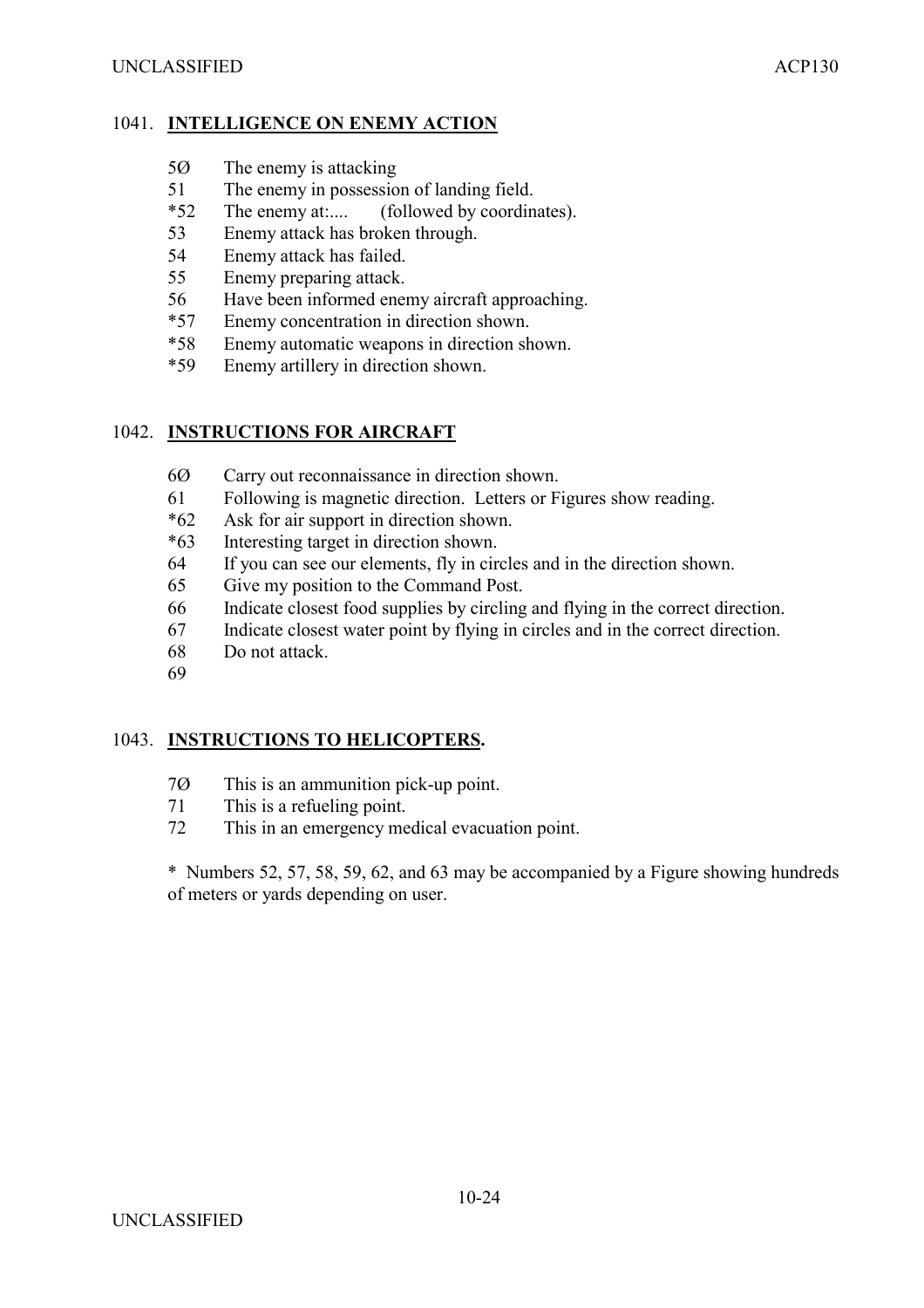1041. **INTELLIGENCE ON ENEMY ACTION**

5Ø The enemy is attacking
51 The enemy in possession of landing field.
*52 The enemy at:.... (followed by coordinates).
53 Enemy attack has broken through.
54 Enemy attack has failed.
55 Enemy preparing attack.
56 Have been informed enemy aircraft approaching.
*57 Enemy concentration in direction shown.
*58 Enemy automatic weapons in direction shown.
*59 Enemy artillery in direction shown.

1042. **INSTRUCTIONS FOR AIRCRAFT**

6Ø Carry out reconnaissance in direction shown.
61 Following is magnetic direction. Letters or Figures show reading.
*62 Ask for air support in direction shown.
*63 Interesting target in direction shown.
64 If you can see our elements, fly in circles and in the direction shown.
65 Give my position to the Command Post.
66 Indicate closest food supplies by circling and flying in the correct direction.
67 Indicate closest water point by flying in circles and in the correct direction.
68 Do not attack.
69

1043. **INSTRUCTIONS TO HELICOPTERS.**

7Ø This is an ammunition pick-up point.
71 This is a refueling point.
72 This in an emergency medical evacuation point.

* Numbers 52, 57, 58, 59, 62, and 63 may be accompanied by a Figure showing hundreds of meters or yards depending on user.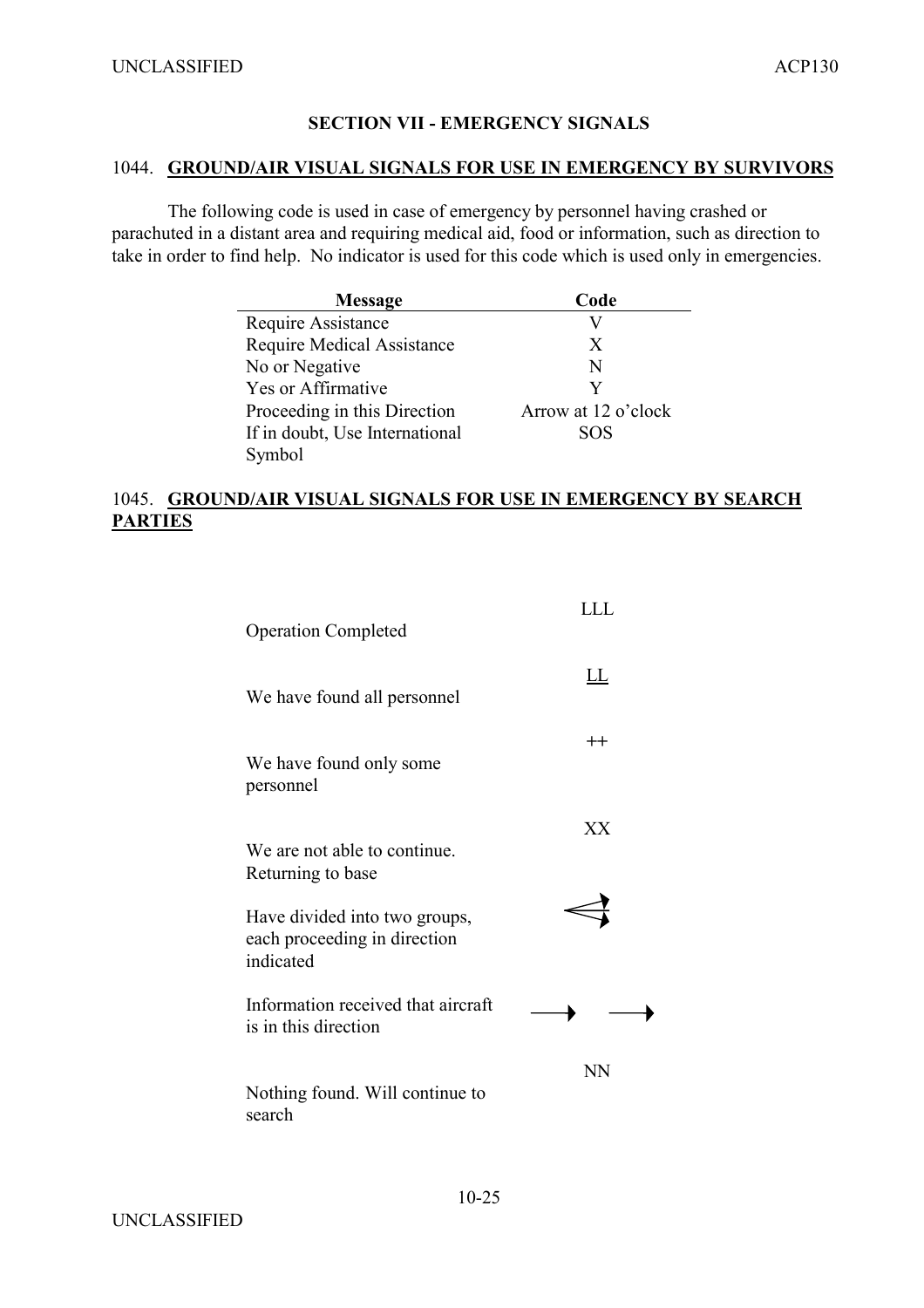## SECTION VII - EMERGENCY SIGNALS

### 1044. GROUND/AIR VISUAL SIGNALS FOR USE IN EMERGENCY BY SURVIVORS

The following code is used in case of emergency by personnel having crashed or parachuted in a distant area and requiring medical aid, food or information, such as direction to take in order to find help. No indicator is used for this code which is used only in emergencies.

| Message | Code |
|---|---|
| Require Assistance | V |
| Require Medical Assistance | X |
| No or Negative | N |
| Yes or Affirmative | Y |
| Proceeding in this Direction | Arrow at 12 o'clock |
| If in doubt, Use International Symbol | SOS |

### 1045. GROUND/AIR VISUAL SIGNALS FOR USE IN EMERGENCY BY SEARCH PARTIES

| Message | Code |
|---|---|
| Operation Completed | LLL |
| We have found all personnel | <u>LL</u> |
| We have found only some personnel | ++ |
| We are not able to continue. Returning to base | XX |
| Have divided into two groups, each proceeding in direction indicated | Two arrows diverging from a common point |
| Information received that aircraft is in this direction | → → |
| Nothing found. Will continue to search | NN |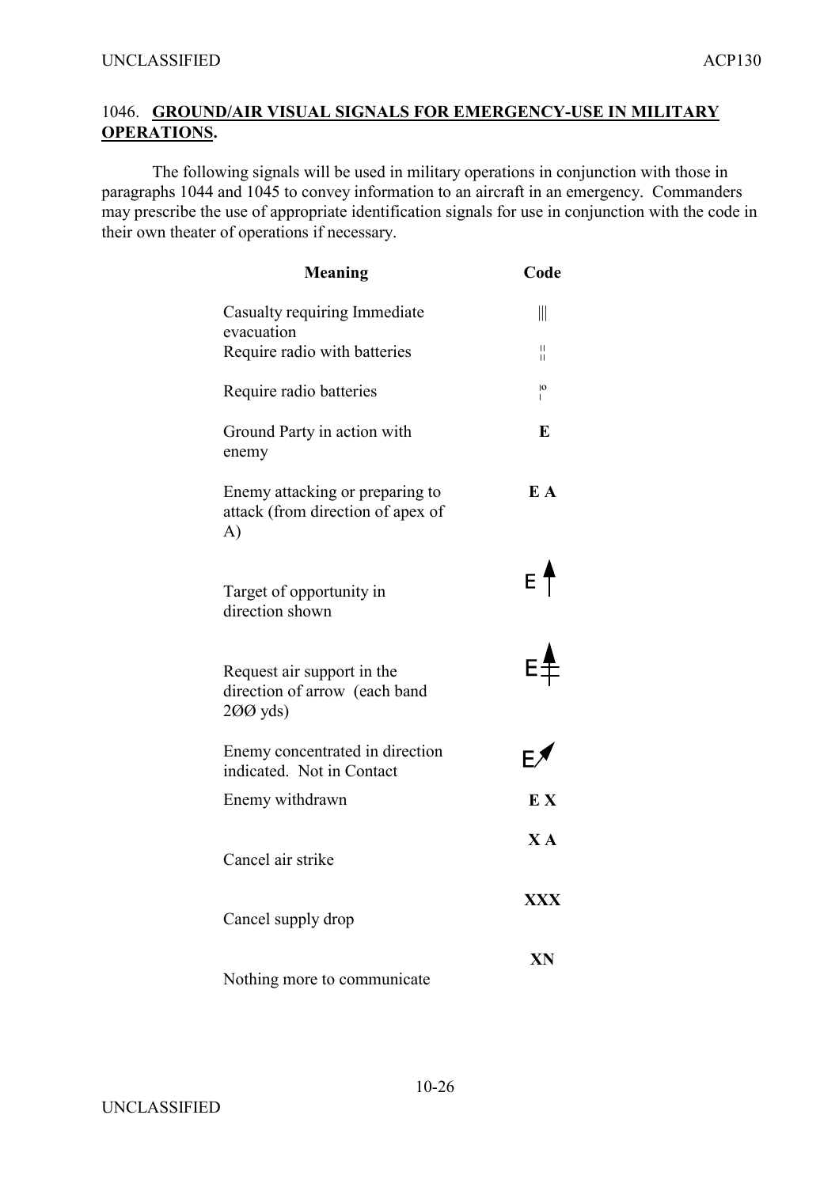1046. **GROUND/AIR VISUAL SIGNALS FOR EMERGENCY-USE IN MILITARY OPERATIONS.**

The following signals will be used in military operations in conjunction with those in paragraphs 1044 and 1045 to convey information to an aircraft in an emergency. Commanders may prescribe the use of appropriate identification signals for use in conjunction with the code in their own theater of operations if necessary.

| Meaning | Code |
|---|---|
| Casualty requiring Immediate evacuation | \|\|\| |
| Require radio with batteries | ¦¦ |
| Require radio batteries | ¦o |
| Ground Party in action with enemy | **E** |
| Enemy attacking or preparing to attack (from direction of apex of A) | **E A** |
| Target of opportunity in direction shown | E ↑ |
| Request air support in the direction of arrow (each band 2ØØ yds) | E ↑ (arrow with bands) |
| Enemy concentrated in direction indicated. Not in Contact | E ↗ |
| Enemy withdrawn | **E X** |
| Cancel air strike | **X A** |
| Cancel supply drop | **XXX** |
| Nothing more to communicate | **XN** |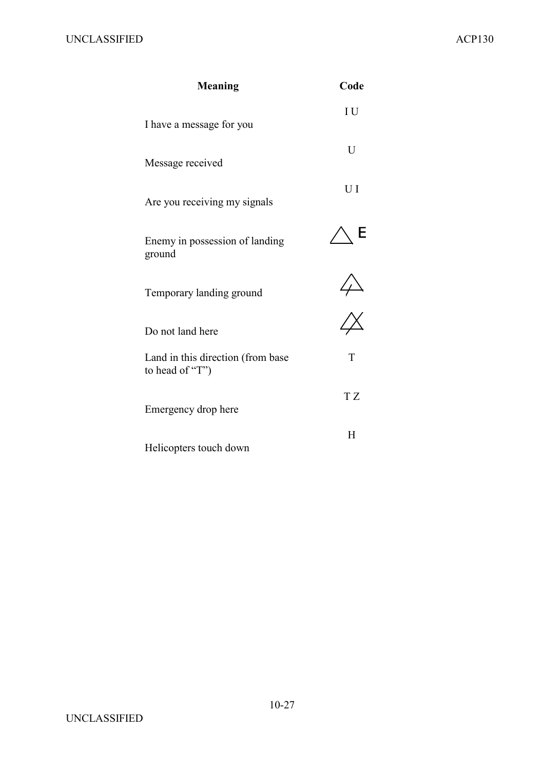| Meaning | Code |
|---|---|
| I have a message for you | I U |
| Message received | U |
| Are you receiving my signals | U I |
| Enemy in possession of landing ground | △ E |
| Temporary landing ground | △ (with single diagonal stroke) |
| Do not land here | △ (with crossed strokes) |
| Land in this direction (from base to head of "T") | T |
| Emergency drop here | T Z |
| Helicopters touch down | H |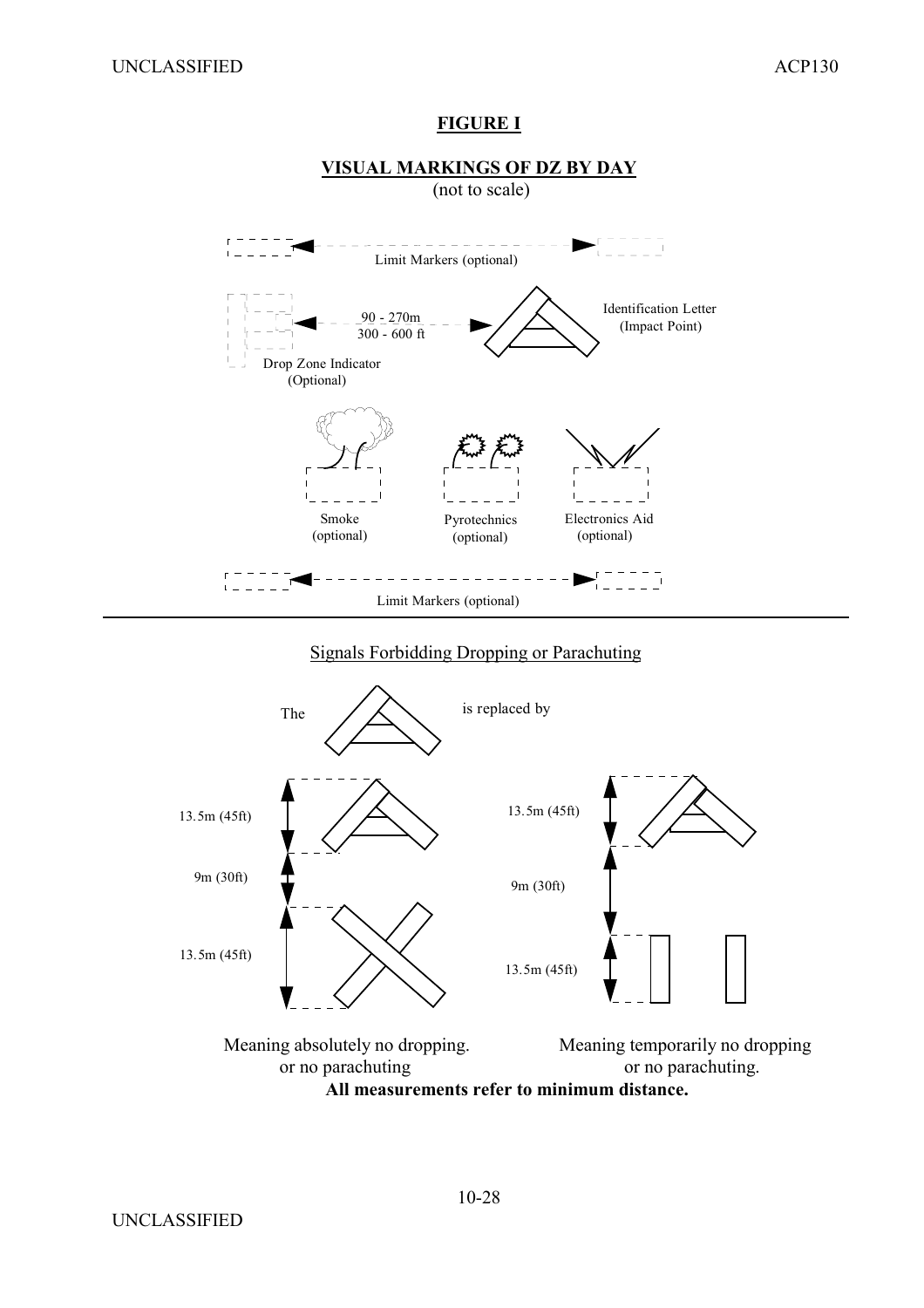## FIGURE I

### VISUAL MARKINGS OF DZ BY DAY

(not to scale)

Limit Markers (optional)

90 - 270m
300 - 600 ft

Identification Letter
(Impact Point)

Drop Zone Indicator
(Optional)

Smoke
(optional)

Pyrotechnics
(optional)

Electronics Aid
(optional)

Limit Markers (optional)

---

Signals Forbidding Dropping or Parachuting

The [A] is replaced by

13.5m (45ft)

9m (30ft)

13.5m (45ft)

13.5m (45ft)

9m (30ft)

13.5m (45ft)

Meaning absolutely no dropping.
or no parachuting

Meaning temporarily no dropping
or no parachuting.

**All measurements refer to minimum distance.**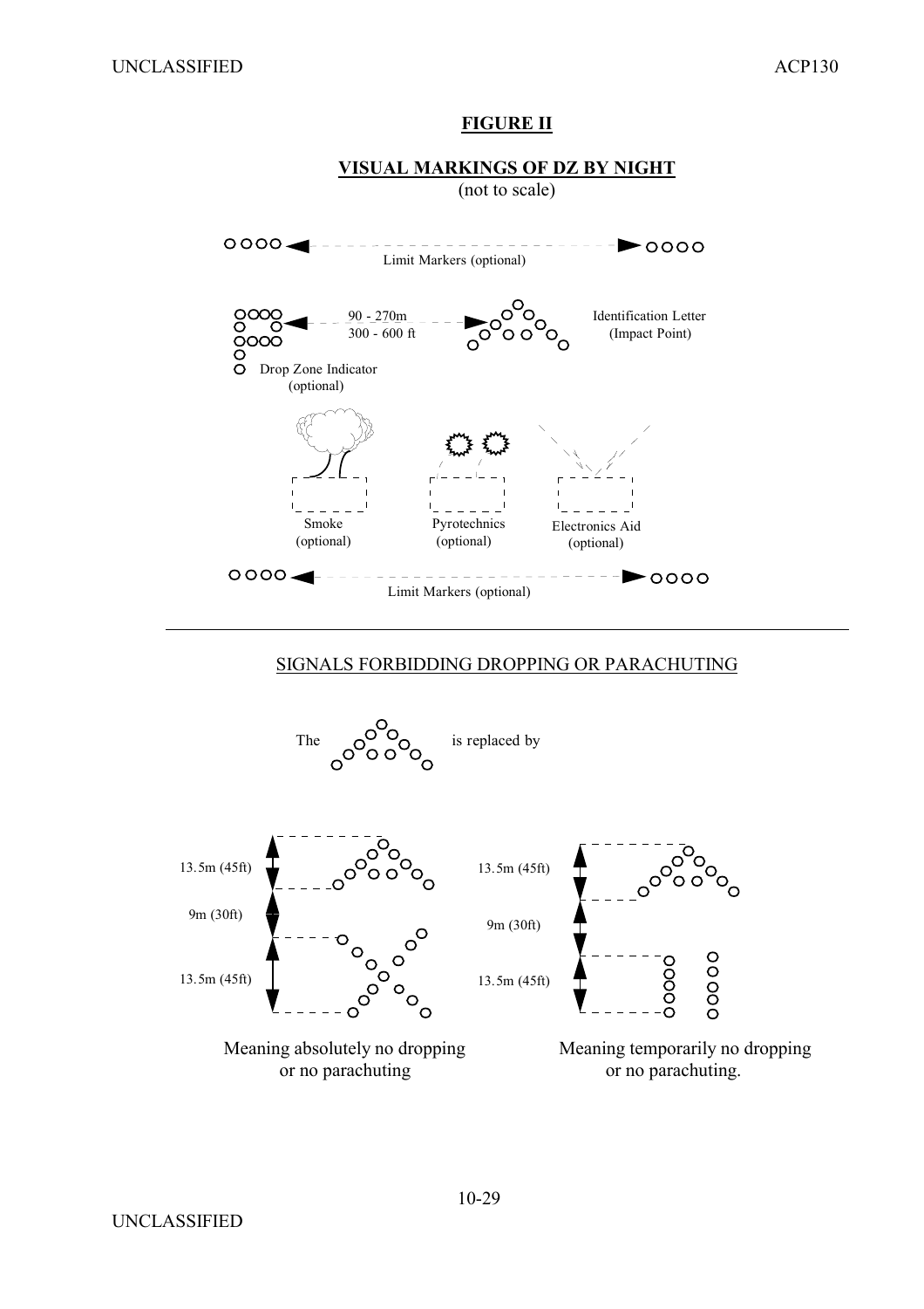**FIGURE II**

**VISUAL MARKINGS OF DZ BY NIGHT**

(not to scale)

Limit Markers (optional)

90 - 270m
300 - 600 ft

Identification Letter
(Impact Point)

Drop Zone Indicator
(optional)

Smoke
(optional)

Pyrotechnics
(optional)

Electronics Aid
(optional)

Limit Markers (optional)

---

SIGNALS FORBIDDING DROPPING OR PARACHUTING

The [A] is replaced by

13.5m (45ft)

9m (30ft)

13.5m (45ft)

Meaning absolutely no dropping or no parachuting

13.5m (45ft)

9m (30ft)

13.5m (45ft)

Meaning temporarily no dropping or no parachuting.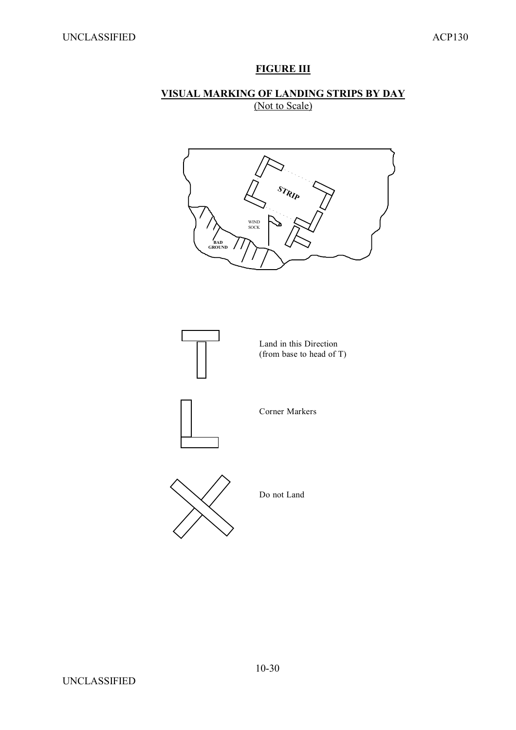**FIGURE III**

**VISUAL MARKING OF LANDING STRIPS BY DAY**
(Not to Scale)

STRIP

WIND SOCK

BAD GROUND

Land in this Direction (from base to head of T)

Corner Markers

Do not Land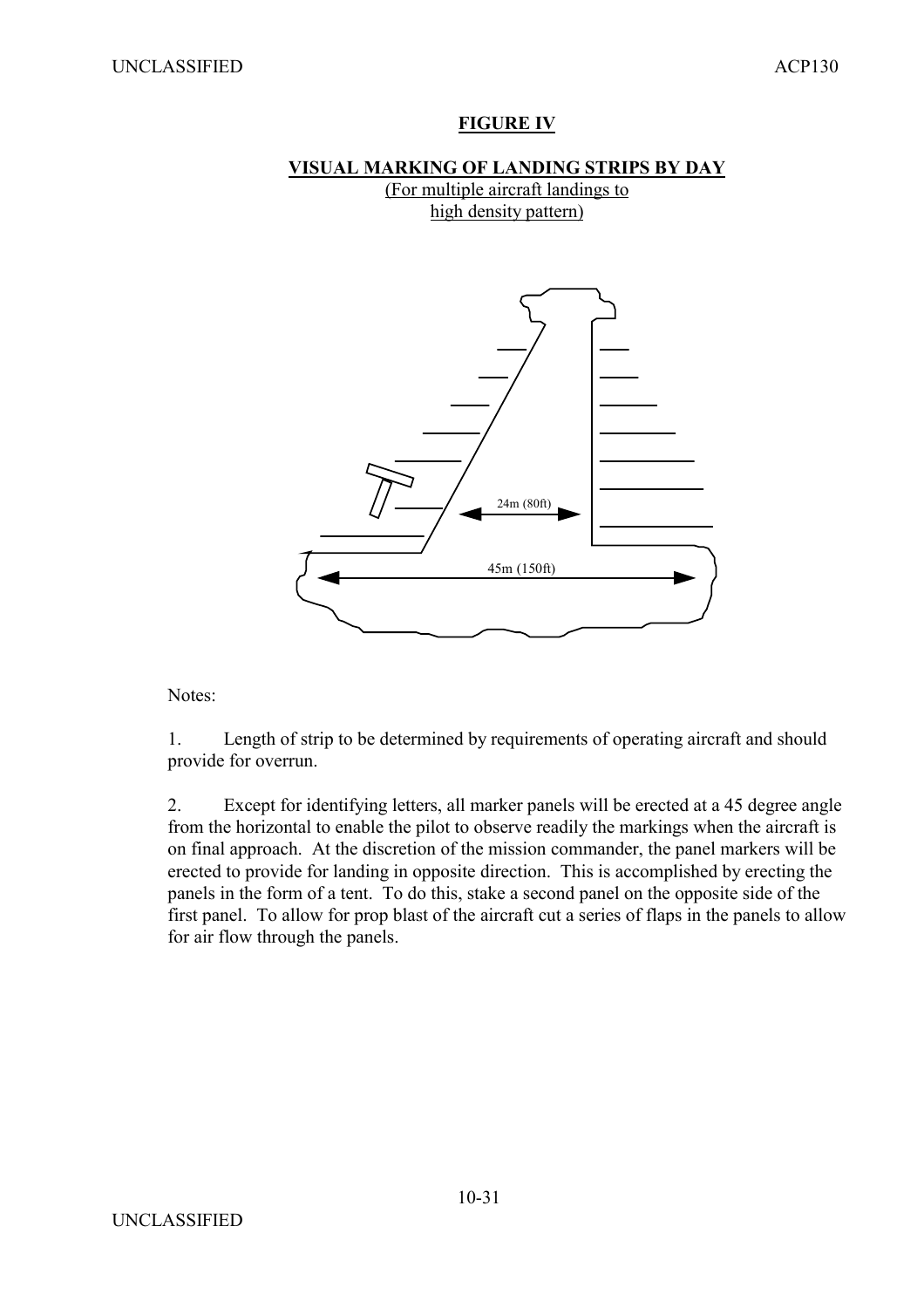**FIGURE IV**

**VISUAL MARKING OF LANDING STRIPS BY DAY**
(For multiple aircraft landings to
high density pattern)

24m (80ft)

45m (150ft)

Notes:

1. Length of strip to be determined by requirements of operating aircraft and should provide for overrun.

2. Except for identifying letters, all marker panels will be erected at a 45 degree angle from the horizontal to enable the pilot to observe readily the markings when the aircraft is on final approach. At the discretion of the mission commander, the panel markers will be erected to provide for landing in opposite direction. This is accomplished by erecting the panels in the form of a tent. To do this, stake a second panel on the opposite side of the first panel. To allow for prop blast of the aircraft cut a series of flaps in the panels to allow for air flow through the panels.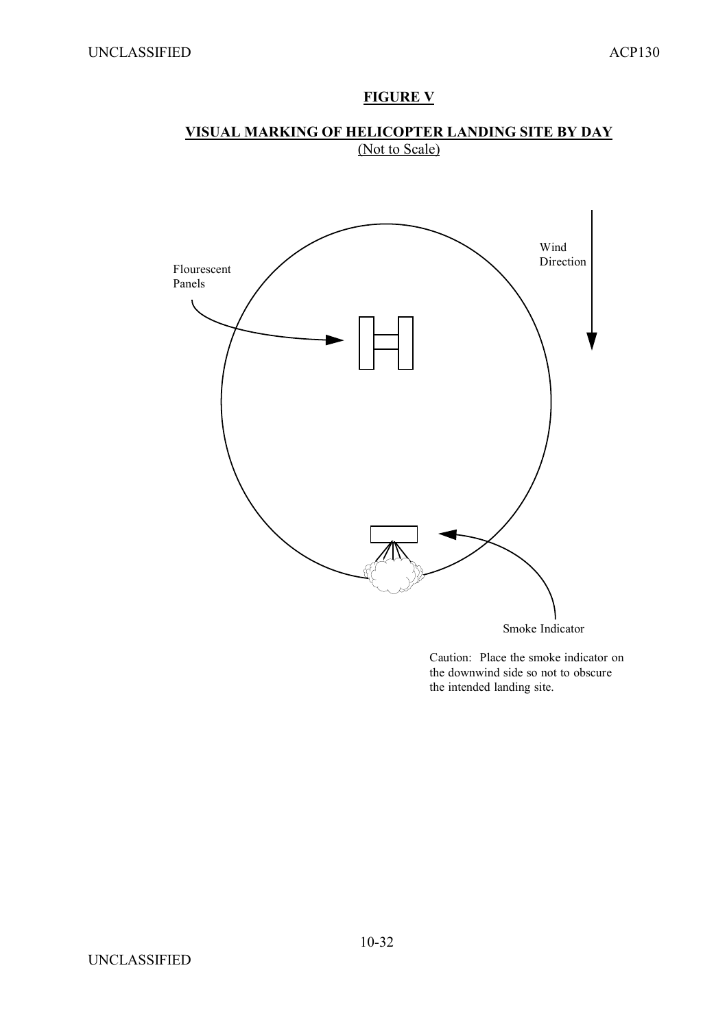**FIGURE V**

**VISUAL MARKING OF HELICOPTER LANDING SITE BY DAY**

(Not to Scale)

Flourescent Panels

Wind Direction

Smoke Indicator

Caution: Place the smoke indicator on the downwind side so not to obscure the intended landing site.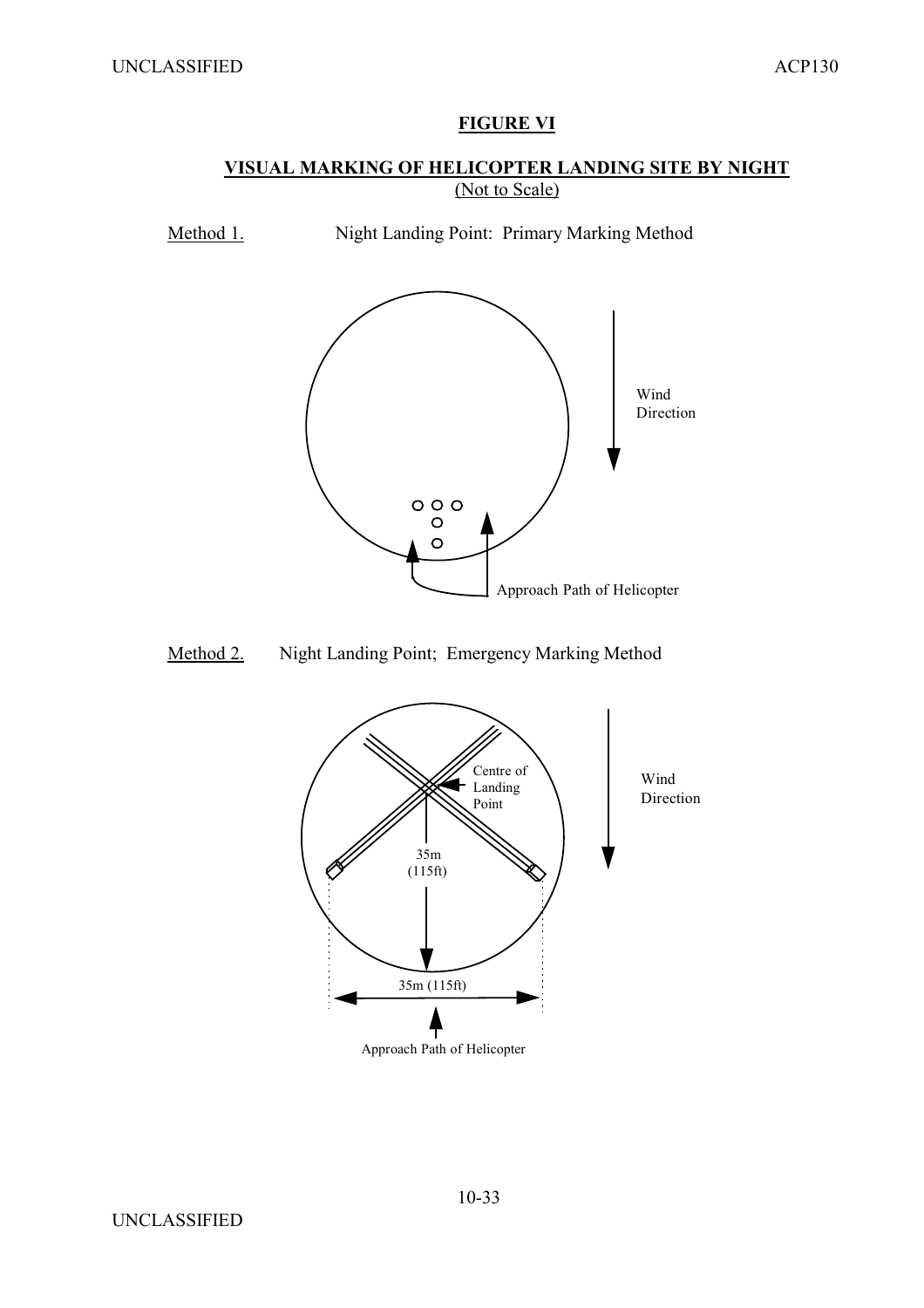**FIGURE VI**

**VISUAL MARKING OF HELICOPTER LANDING SITE BY NIGHT**
(Not to Scale)

Method 1. Night Landing Point: Primary Marking Method

Wind Direction

Approach Path of Helicopter

Method 2. Night Landing Point; Emergency Marking Method

Centre of Landing Point

35m (115ft)

Wind Direction

35m (115ft)

Approach Path of Helicopter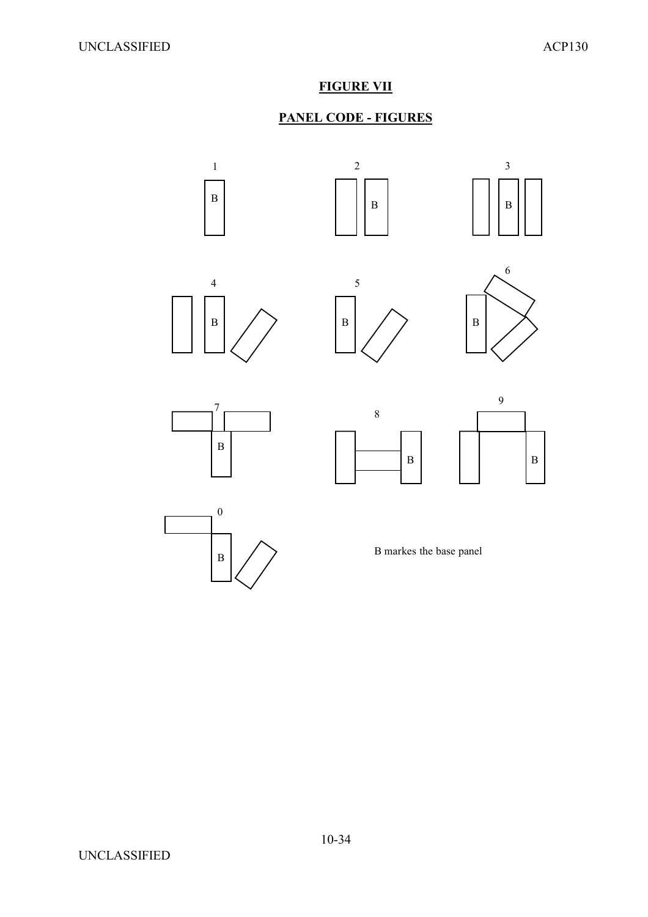**FIGURE VII**

**PANEL CODE - FIGURES**

1 B

2 B

3 B

4 B

5 B

6 B

7 B

8 B

9 B

0 B

B markes the base panel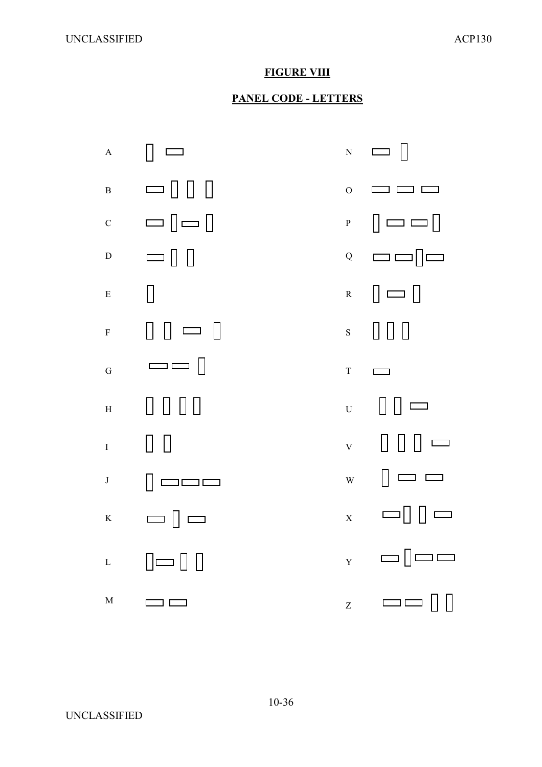**FIGURE VIII**

**PANEL CODE - LETTERS**

A

B

C

D

E

F

G

H

I

J

K

L

M

N

O

P

Q

R

S

T

U

V

W

X

Y

Z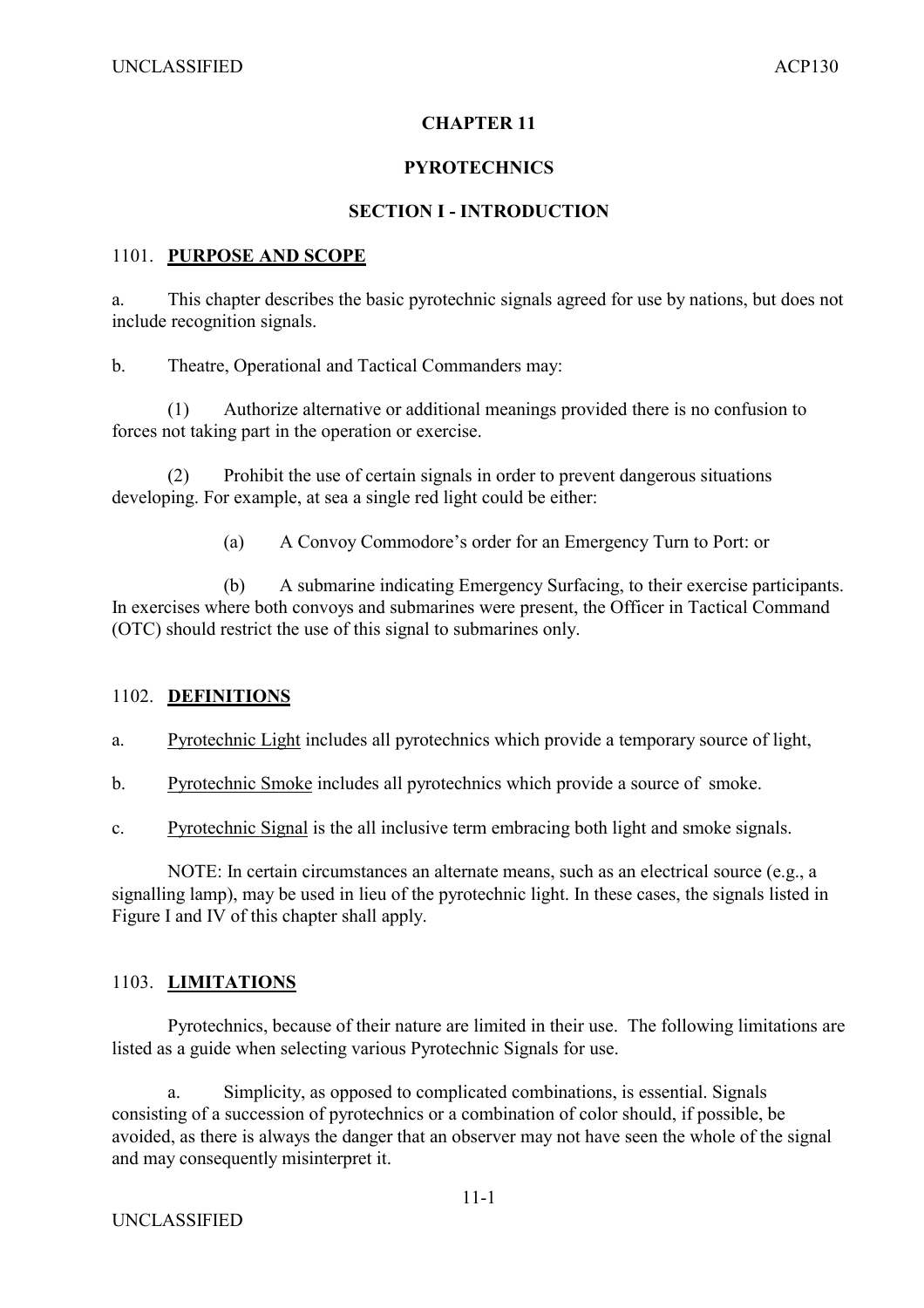# CHAPTER 11

# PYROTECHNICS

## SECTION I - INTRODUCTION

### 1101. PURPOSE AND SCOPE

a. This chapter describes the basic pyrotechnic signals agreed for use by nations, but does not include recognition signals.

b. Theatre, Operational and Tactical Commanders may:

(1) Authorize alternative or additional meanings provided there is no confusion to forces not taking part in the operation or exercise.

(2) Prohibit the use of certain signals in order to prevent dangerous situations developing. For example, at sea a single red light could be either:

(a) A Convoy Commodore's order for an Emergency Turn to Port: or

(b) A submarine indicating Emergency Surfacing, to their exercise participants. In exercises where both convoys and submarines were present, the Officer in Tactical Command (OTC) should restrict the use of this signal to submarines only.

### 1102. DEFINITIONS

a. Pyrotechnic Light includes all pyrotechnics which provide a temporary source of light,

b. Pyrotechnic Smoke includes all pyrotechnics which provide a source of smoke.

c. Pyrotechnic Signal is the all inclusive term embracing both light and smoke signals.

NOTE: In certain circumstances an alternate means, such as an electrical source (e.g., a signalling lamp), may be used in lieu of the pyrotechnic light. In these cases, the signals listed in Figure I and IV of this chapter shall apply.

### 1103. LIMITATIONS

Pyrotechnics, because of their nature are limited in their use. The following limitations are listed as a guide when selecting various Pyrotechnic Signals for use.

a. Simplicity, as opposed to complicated combinations, is essential. Signals consisting of a succession of pyrotechnics or a combination of color should, if possible, be avoided, as there is always the danger that an observer may not have seen the whole of the signal and may consequently misinterpret it.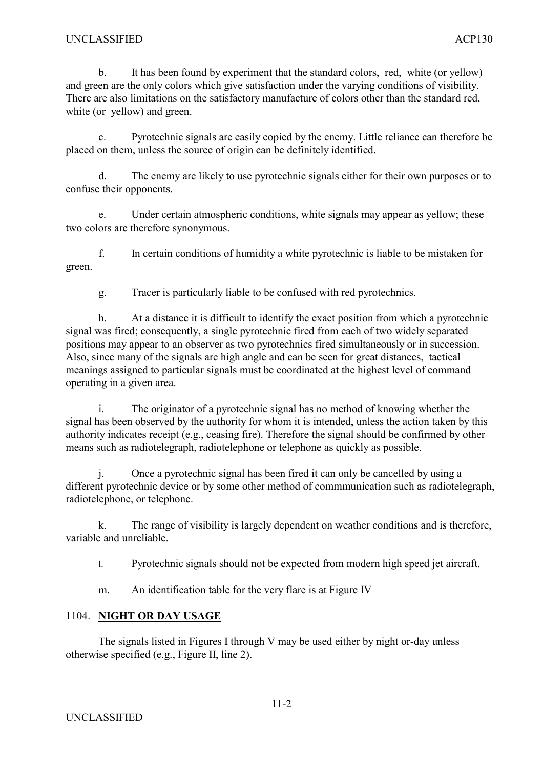b. It has been found by experiment that the standard colors, red, white (or yellow) and green are the only colors which give satisfaction under the varying conditions of visibility. There are also limitations on the satisfactory manufacture of colors other than the standard red, white (or yellow) and green.

c. Pyrotechnic signals are easily copied by the enemy. Little reliance can therefore be placed on them, unless the source of origin can be definitely identified.

d. The enemy are likely to use pyrotechnic signals either for their own purposes or to confuse their opponents.

e. Under certain atmospheric conditions, white signals may appear as yellow; these two colors are therefore synonymous.

f. In certain conditions of humidity a white pyrotechnic is liable to be mistaken for green.

g. Tracer is particularly liable to be confused with red pyrotechnics.

h. At a distance it is difficult to identify the exact position from which a pyrotechnic signal was fired; consequently, a single pyrotechnic fired from each of two widely separated positions may appear to an observer as two pyrotechnics fired simultaneously or in succession. Also, since many of the signals are high angle and can be seen for great distances, tactical meanings assigned to particular signals must be coordinated at the highest level of command operating in a given area.

i. The originator of a pyrotechnic signal has no method of knowing whether the signal has been observed by the authority for whom it is intended, unless the action taken by this authority indicates receipt (e.g., ceasing fire). Therefore the signal should be confirmed by other means such as radiotelegraph, radiotelephone or telephone as quickly as possible.

j. Once a pyrotechnic signal has been fired it can only be cancelled by using a different pyrotechnic device or by some other method of commmunication such as radiotelegraph, radiotelephone, or telephone.

k. The range of visibility is largely dependent on weather conditions and is therefore, variable and unreliable.

l. Pyrotechnic signals should not be expected from modern high speed jet aircraft.

m. An identification table for the very flare is at Figure IV

## 1104. **NIGHT OR DAY USAGE**

The signals listed in Figures I through V may be used either by night or-day unless otherwise specified (e.g., Figure II, line 2).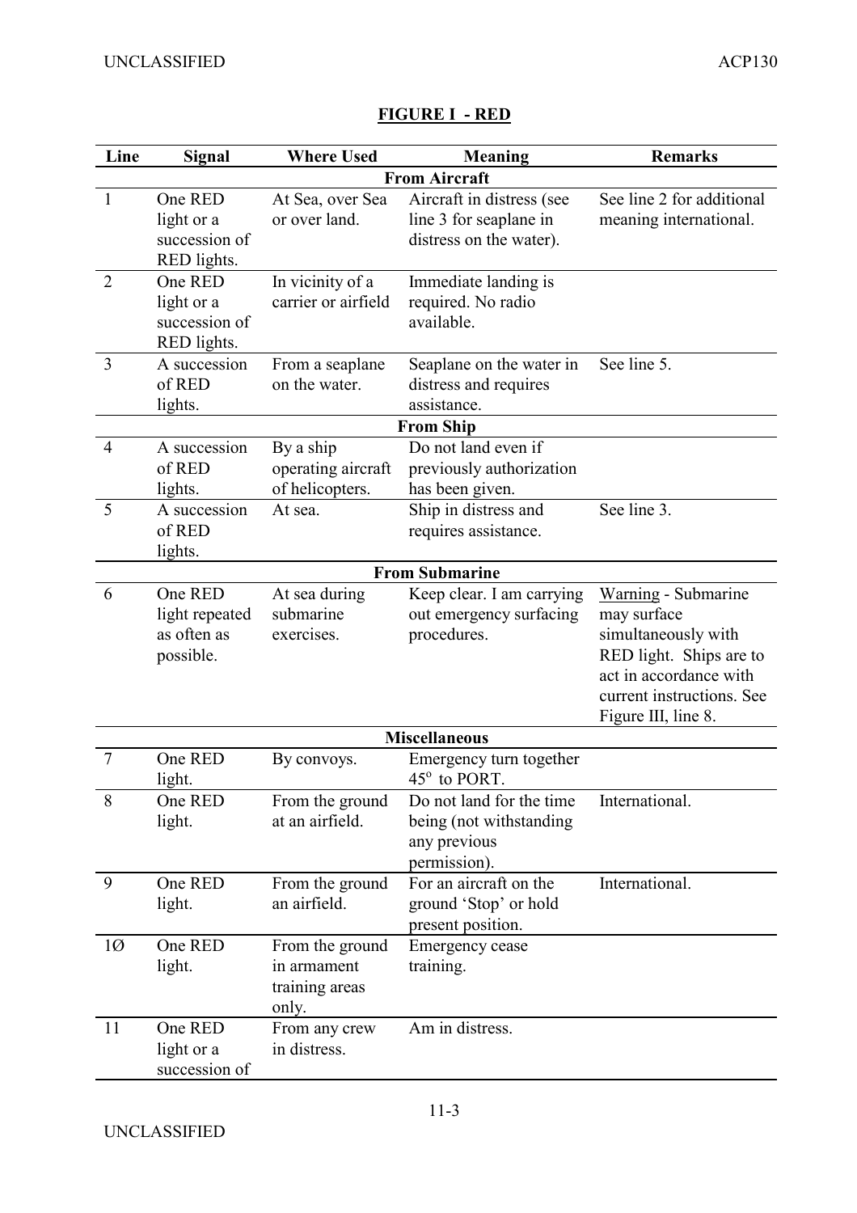**FIGURE I - RED**

| Line | Signal | Where Used | Meaning | Remarks |
|---|---|---|---|---|
| **From Aircraft** | | | | |
| 1 | One RED light or a succession of RED lights. | At Sea, over Sea or over land. | Aircraft in distress (see line 3 for seaplane in distress on the water). | See line 2 for additional meaning international. |
| 2 | One RED light or a succession of RED lights. | In vicinity of a carrier or airfield | Immediate landing is required. No radio available. | |
| 3 | A succession of RED lights. | From a seaplane on the water. | Seaplane on the water in distress and requires assistance. | See line 5. |
| **From Ship** | | | | |
| 4 | A succession of RED lights. | By a ship operating aircraft of helicopters. | Do not land even if previously authorization has been given. | |
| 5 | A succession of RED lights. | At sea. | Ship in distress and requires assistance. | See line 3. |
| **From Submarine** | | | | |
| 6 | One RED light repeated as often as possible. | At sea during submarine exercises. | Keep clear. I am carrying out emergency surfacing procedures. | Warning - Submarine may surface simultaneously with RED light. Ships are to act in accordance with current instructions. See Figure III, line 8. |
| **Miscellaneous** | | | | |
| 7 | One RED light. | By convoys. | Emergency turn together 45$^{o}$ to PORT. | |
| 8 | One RED light. | From the ground at an airfield. | Do not land for the time being (not withstanding any previous permission). | International. |
| 9 | One RED light. | From the ground an airfield. | For an aircraft on the ground 'Stop' or hold present position. | International. |
| 1Ø | One RED light. | From the ground in armament training areas only. | Emergency cease training. | |
| 11 | One RED light or a succession of | From any crew in distress. | Am in distress. | |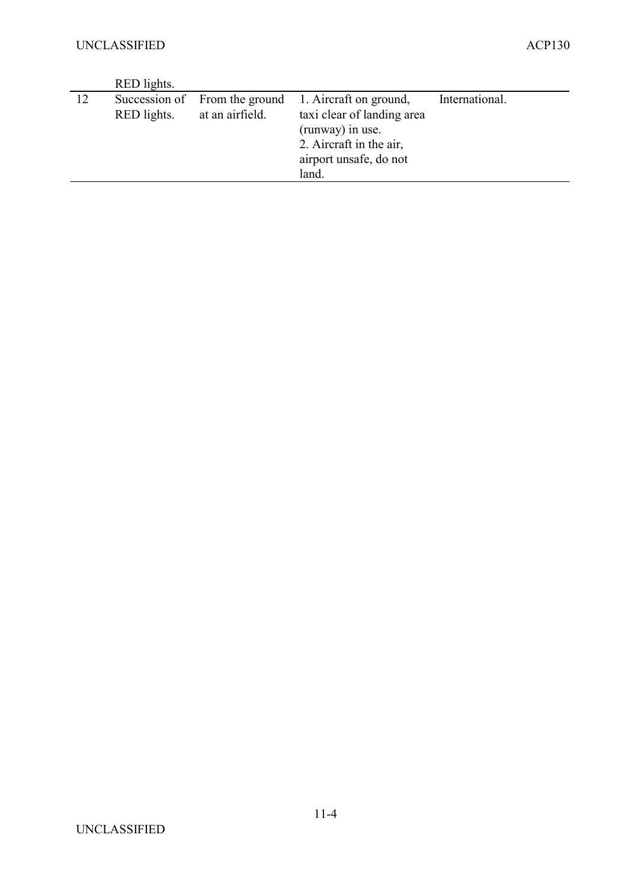| | RED lights. | | | |
|---|---|---|---|---|
| 12 | Succession of RED lights. | From the ground at an airfield. | 1. Aircraft on ground, taxi clear of landing area (runway) in use.<br>2. Aircraft in the air, airport unsafe, do not land. | International. |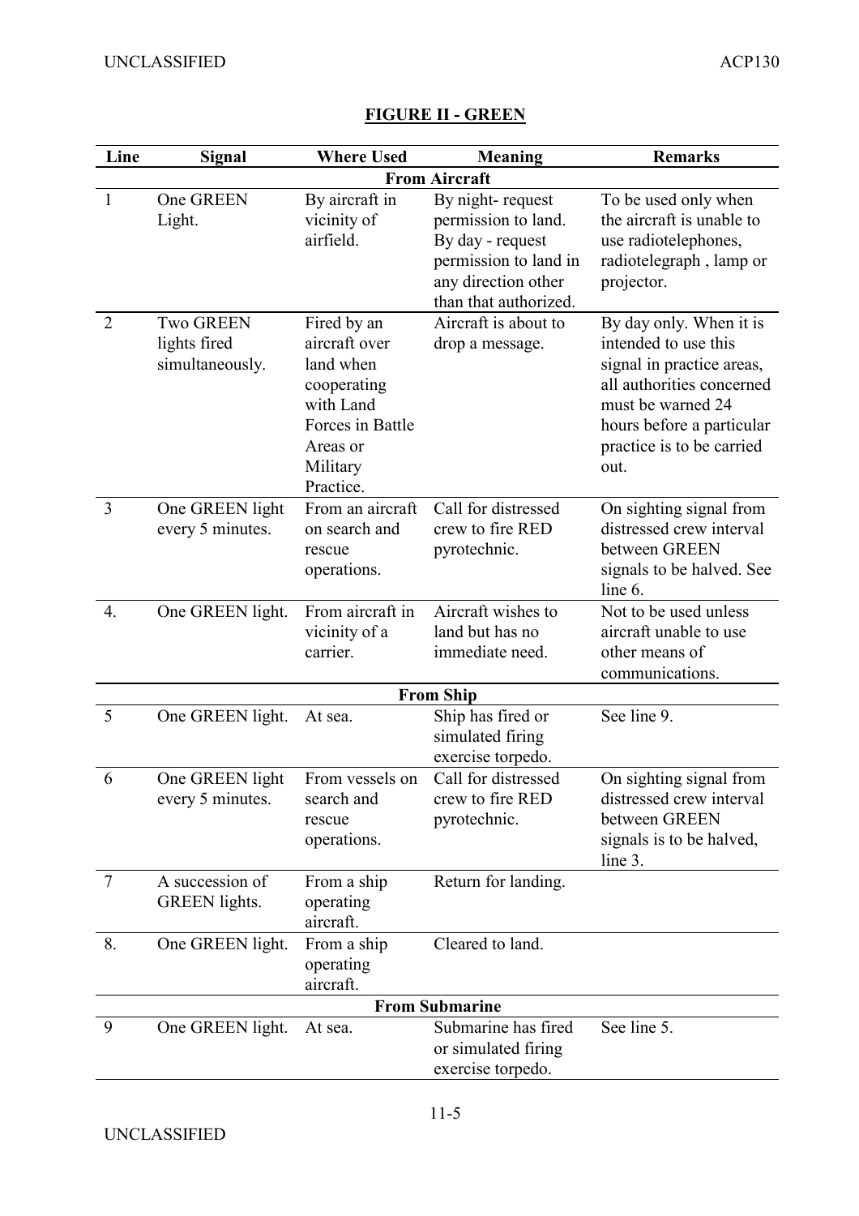**FIGURE II - GREEN**

| Line | Signal | Where Used | Meaning | Remarks |
|---|---|---|---|---|
| | | **From Aircraft** | | |
| 1 | One GREEN Light. | By aircraft in vicinity of airfield. | By night- request permission to land. By day - request permission to land in any direction other than that authorized. | To be used only when the aircraft is unable to use radiotelephones, radiotelegraph , lamp or projector. |
| 2 | Two GREEN lights fired simultaneously. | Fired by an aircraft over land when cooperating with Land Forces in Battle Areas or Military Practice. | Aircraft is about to drop a message. | By day only. When it is intended to use this signal in practice areas, all authorities concerned must be warned 24 hours before a particular practice is to be carried out. |
| 3 | One GREEN light every 5 minutes. | From an aircraft on search and rescue operations. | Call for distressed crew to fire RED pyrotechnic. | On sighting signal from distressed crew interval between GREEN signals to be halved. See line 6. |
| 4. | One GREEN light. | From aircraft in vicinity of a carrier. | Aircraft wishes to land but has no immediate need. | Not to be used unless aircraft unable to use other means of communications. |
| | | **From Ship** | | |
| 5 | One GREEN light. | At sea. | Ship has fired or simulated firing exercise torpedo. | See line 9. |
| 6 | One GREEN light every 5 minutes. | From vessels on search and rescue operations. | Call for distressed crew to fire RED pyrotechnic. | On sighting signal from distressed crew interval between GREEN signals is to be halved, line 3. |
| 7 | A succession of GREEN lights. | From a ship operating aircraft. | Return for landing. | |
| 8. | One GREEN light. | From a ship operating aircraft. | Cleared to land. | |
| | | **From Submarine** | | |
| 9 | One GREEN light. | At sea. | Submarine has fired or simulated firing exercise torpedo. | See line 5. |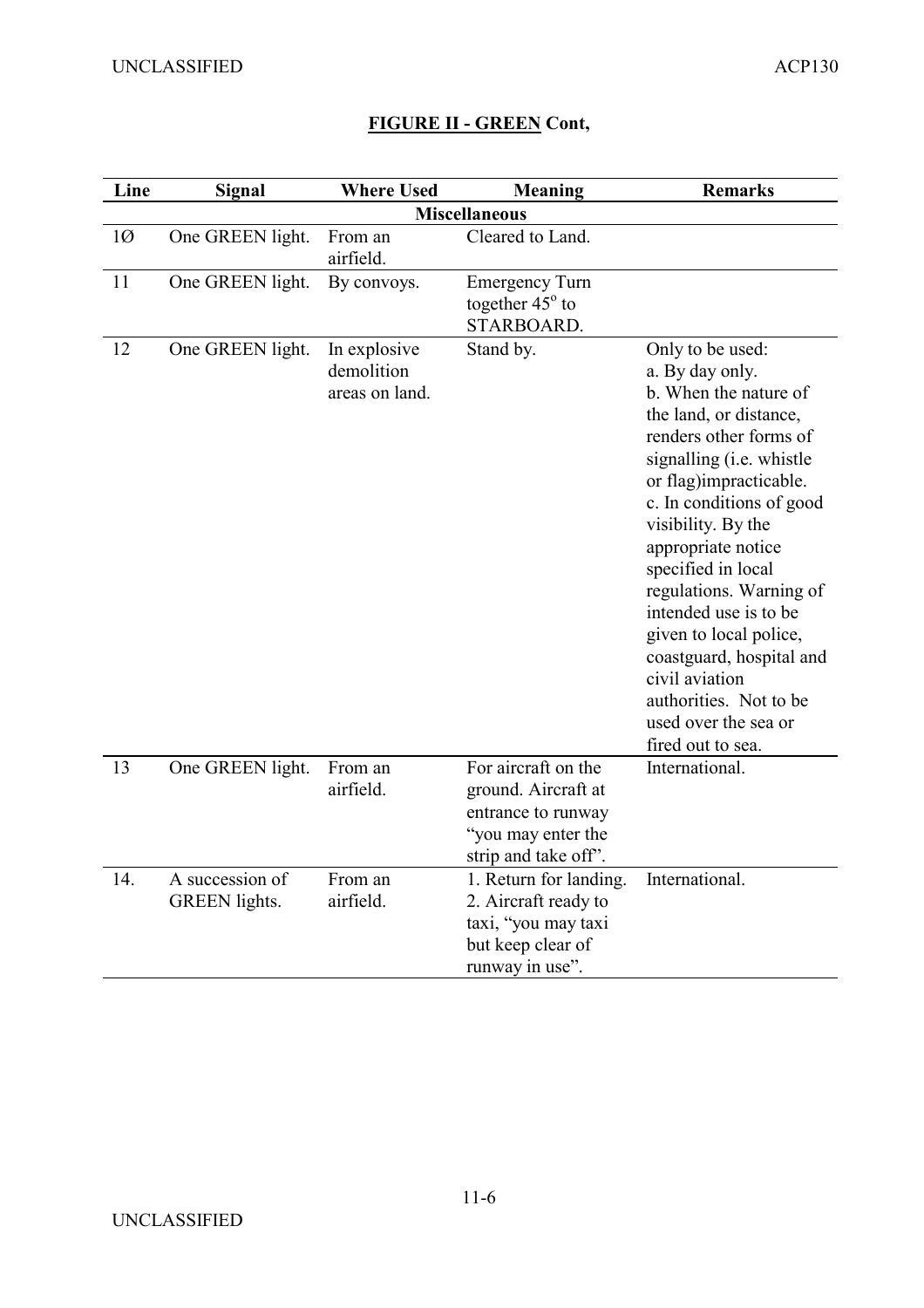**<u>FIGURE II - GREEN</u> Cont,**

| Line | Signal | Where Used | Meaning | Remarks |
|---|---|---|---|---|
| | | **Miscellaneous** | | |
| 1Ø | One GREEN light. | From an airfield. | Cleared to Land. | |
| 11 | One GREEN light. | By convoys. | Emergency Turn together 45$^{o}$ to STARBOARD. | |
| 12 | One GREEN light. | In explosive demolition areas on land. | Stand by. | Only to be used: a. By day only. b. When the nature of the land, or distance, renders other forms of signalling (i.e. whistle or flag)impracticable. c. In conditions of good visibility. By the appropriate notice specified in local regulations. Warning of intended use is to be given to local police, coastguard, hospital and civil aviation authorities. Not to be used over the sea or fired out to sea. |
| 13 | One GREEN light. | From an airfield. | For aircraft on the ground. Aircraft at entrance to runway "you may enter the strip and take off". | International. |
| 14. | A succession of GREEN lights. | From an airfield. | 1. Return for landing. 2. Aircraft ready to taxi, "you may taxi but keep clear of runway in use". | International. |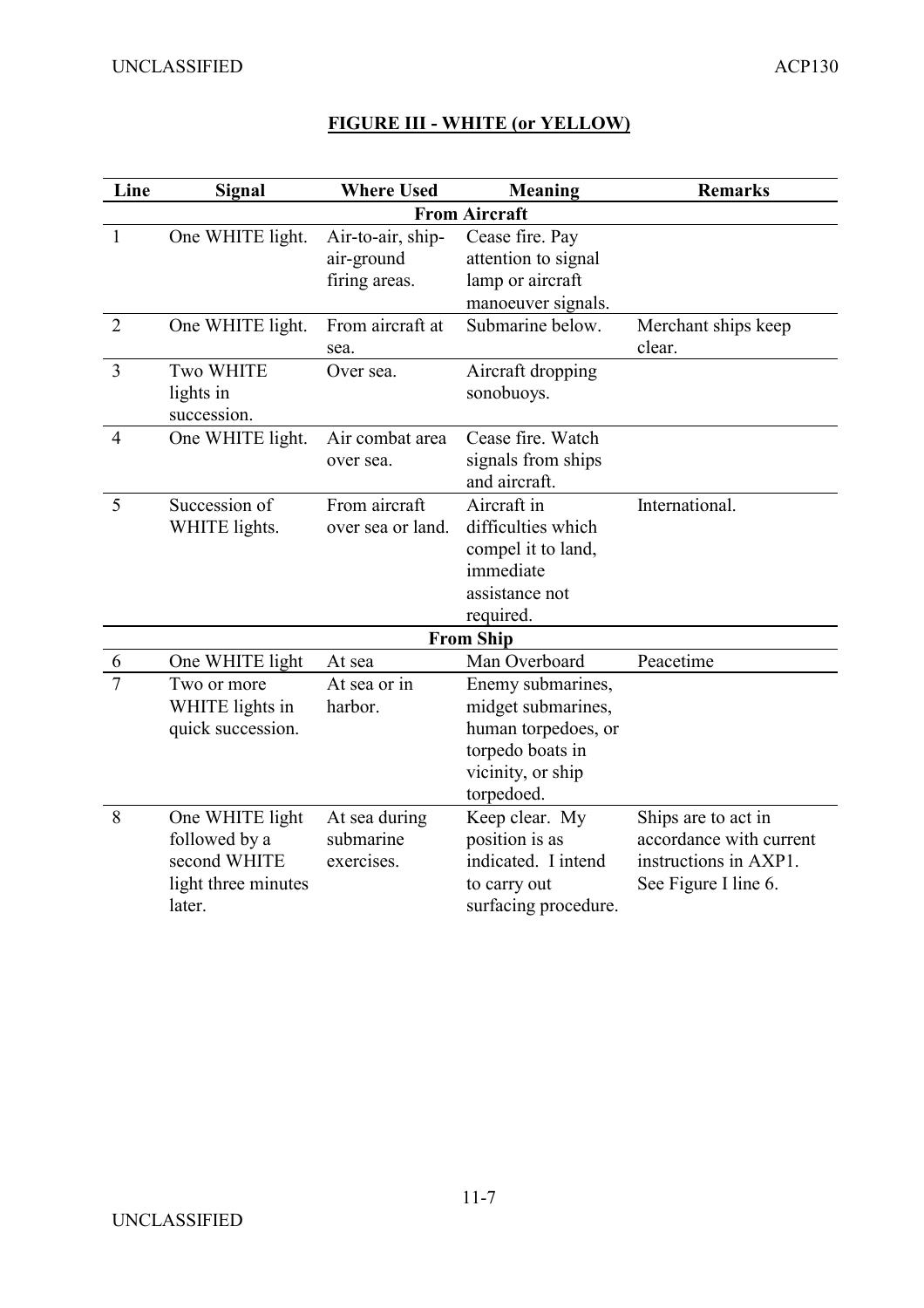**FIGURE III - WHITE (or YELLOW)**

| Line | Signal | Where Used | Meaning | Remarks |
|---|---|---|---|---|
| | | **From Aircraft** | | |
| 1 | One WHITE light. | Air-to-air, ship-air-ground firing areas. | Cease fire. Pay attention to signal lamp or aircraft manoeuver signals. | |
| 2 | One WHITE light. | From aircraft at sea. | Submarine below. | Merchant ships keep clear. |
| 3 | Two WHITE lights in succession. | Over sea. | Aircraft dropping sonobuoys. | |
| 4 | One WHITE light. | Air combat area over sea. | Cease fire. Watch signals from ships and aircraft. | |
| 5 | Succession of WHITE lights. | From aircraft over sea or land. | Aircraft in difficulties which compel it to land, immediate assistance not required. | International. |
| | | **From Ship** | | |
| 6 | One WHITE light | At sea | Man Overboard | Peacetime |
| 7 | Two or more WHITE lights in quick succession. | At sea or in harbor. | Enemy submarines, midget submarines, human torpedoes, or torpedo boats in vicinity, or ship torpedoed. | |
| 8 | One WHITE light followed by a second WHITE light three minutes later. | At sea during submarine exercises. | Keep clear. My position is as indicated. I intend to carry out surfacing procedure. | Ships are to act in accordance with current instructions in AXP1. See Figure I line 6. |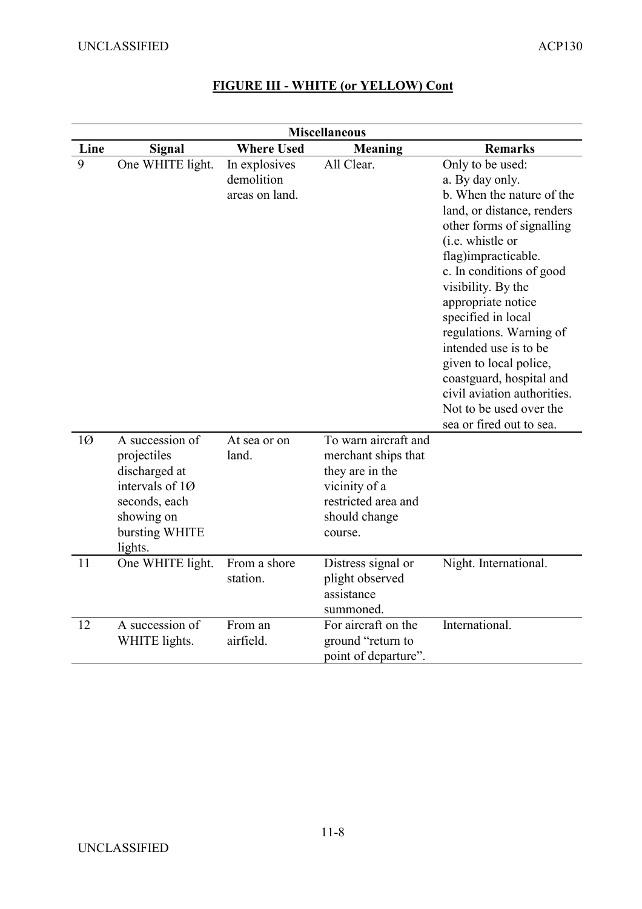**FIGURE III - WHITE (or YELLOW) Cont**

| Miscellaneous | | | | |
|---|---|---|---|---|
| **Line** | **Signal** | **Where Used** | **Meaning** | **Remarks** |
| 9 | One WHITE light. | In explosives demolition areas on land. | All Clear. | Only to be used:<br>a. By day only.<br>b. When the nature of the land, or distance, renders other forms of signalling (i.e. whistle or flag)impracticable.<br>c. In conditions of good visibility. By the appropriate notice specified in local regulations. Warning of intended use is to be given to local police, coastguard, hospital and civil aviation authorities. Not to be used over the sea or fired out to sea. |
| 1Ø | A succession of projectiles discharged at intervals of 1Ø seconds, each showing on bursting WHITE lights. | At sea or on land. | To warn aircraft and merchant ships that they are in the vicinity of a restricted area and should change course. | |
| 11 | One WHITE light. | From a shore station. | Distress signal or plight observed assistance summoned. | Night. International. |
| 12 | A succession of WHITE lights. | From an airfield. | For aircraft on the ground "return to point of departure". | International. |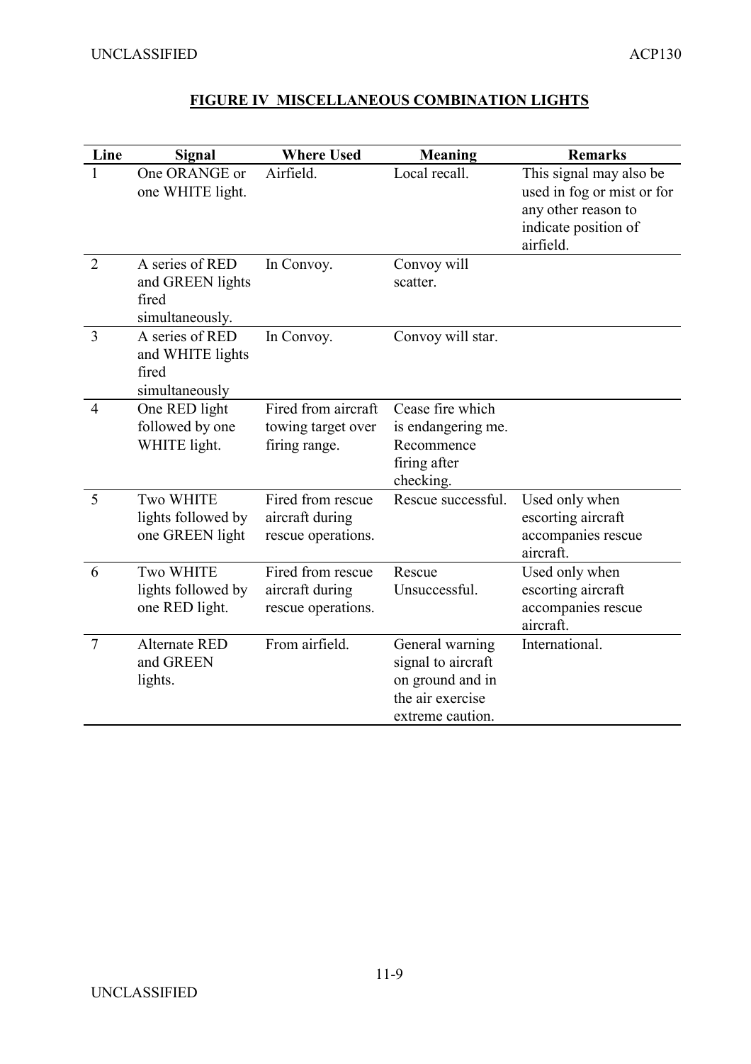**FIGURE IV MISCELLANEOUS COMBINATION LIGHTS**

| Line | Signal | Where Used | Meaning | Remarks |
|---|---|---|---|---|
| 1 | One ORANGE or one WHITE light. | Airfield. | Local recall. | This signal may also be used in fog or mist or for any other reason to indicate position of airfield. |
| 2 | A series of RED and GREEN lights fired simultaneously. | In Convoy. | Convoy will scatter. | |
| 3 | A series of RED and WHITE lights fired simultaneously | In Convoy. | Convoy will star. | |
| 4 | One RED light followed by one WHITE light. | Fired from aircraft towing target over firing range. | Cease fire which is endangering me. Recommence firing after checking. | |
| 5 | Two WHITE lights followed by one GREEN light | Fired from rescue aircraft during rescue operations. | Rescue successful. | Used only when escorting aircraft accompanies rescue aircraft. |
| 6 | Two WHITE lights followed by one RED light. | Fired from rescue aircraft during rescue operations. | Rescue Unsuccessful. | Used only when escorting aircraft accompanies rescue aircraft. |
| 7 | Alternate RED and GREEN lights. | From airfield. | General warning signal to aircraft on ground and in the air exercise extreme caution. | International. |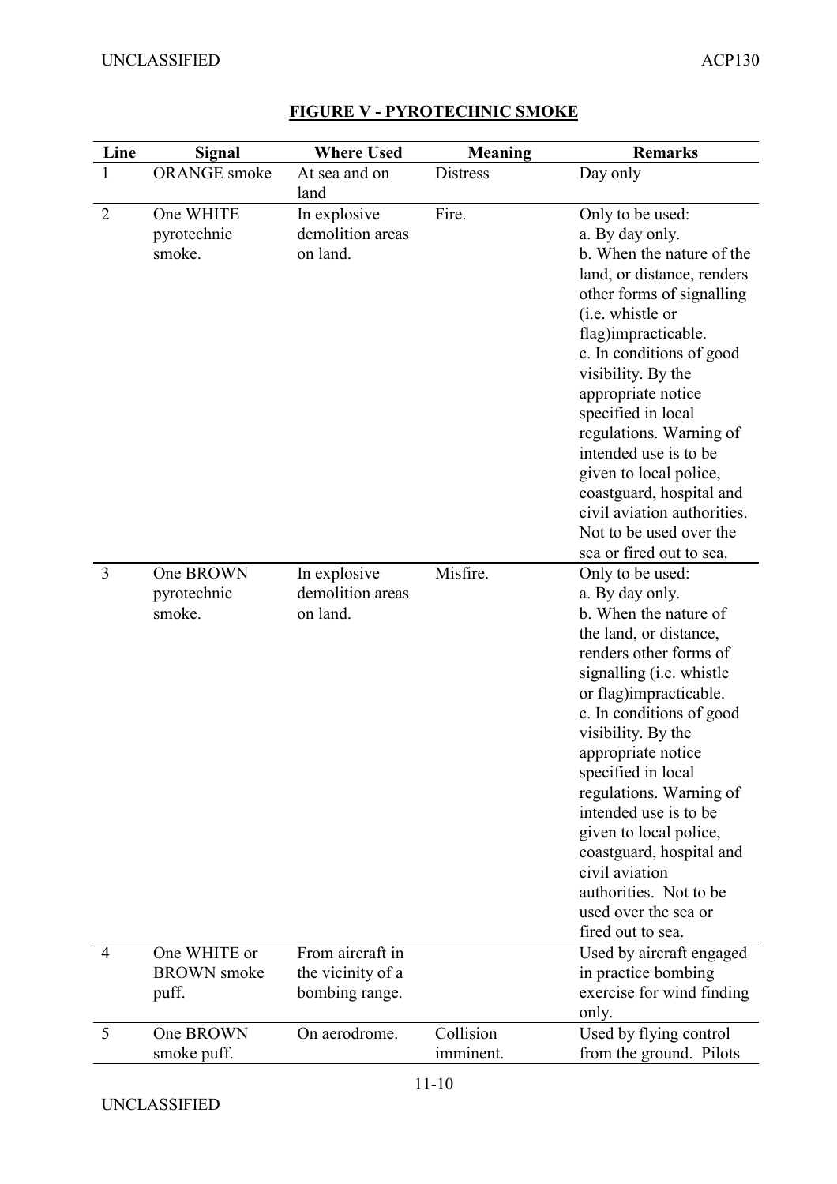## FIGURE V - PYROTECHNIC SMOKE

| Line | Signal | Where Used | Meaning | Remarks |
|---|---|---|---|---|
| 1 | ORANGE smoke | At sea and on land | Distress | Day only |
| 2 | One WHITE pyrotechnic smoke. | In explosive demolition areas on land. | Fire. | Only to be used: a. By day only. b. When the nature of the land, or distance, renders other forms of signalling (i.e. whistle or flag)impracticable. c. In conditions of good visibility. By the appropriate notice specified in local regulations. Warning of intended use is to be given to local police, coastguard, hospital and civil aviation authorities. Not to be used over the sea or fired out to sea. |
| 3 | One BROWN pyrotechnic smoke. | In explosive demolition areas on land. | Misfire. | Only to be used: a. By day only. b. When the nature of the land, or distance, renders other forms of signalling (i.e. whistle or flag)impracticable. c. In conditions of good visibility. By the appropriate notice specified in local regulations. Warning of intended use is to be given to local police, coastguard, hospital and civil aviation authorities. Not to be used over the sea or fired out to sea. |
| 4 | One WHITE or BROWN smoke puff. | From aircraft in the vicinity of a bombing range. | | Used by aircraft engaged in practice bombing exercise for wind finding only. |
| 5 | One BROWN smoke puff. | On aerodrome. | Collision imminent. | Used by flying control from the ground. Pilots |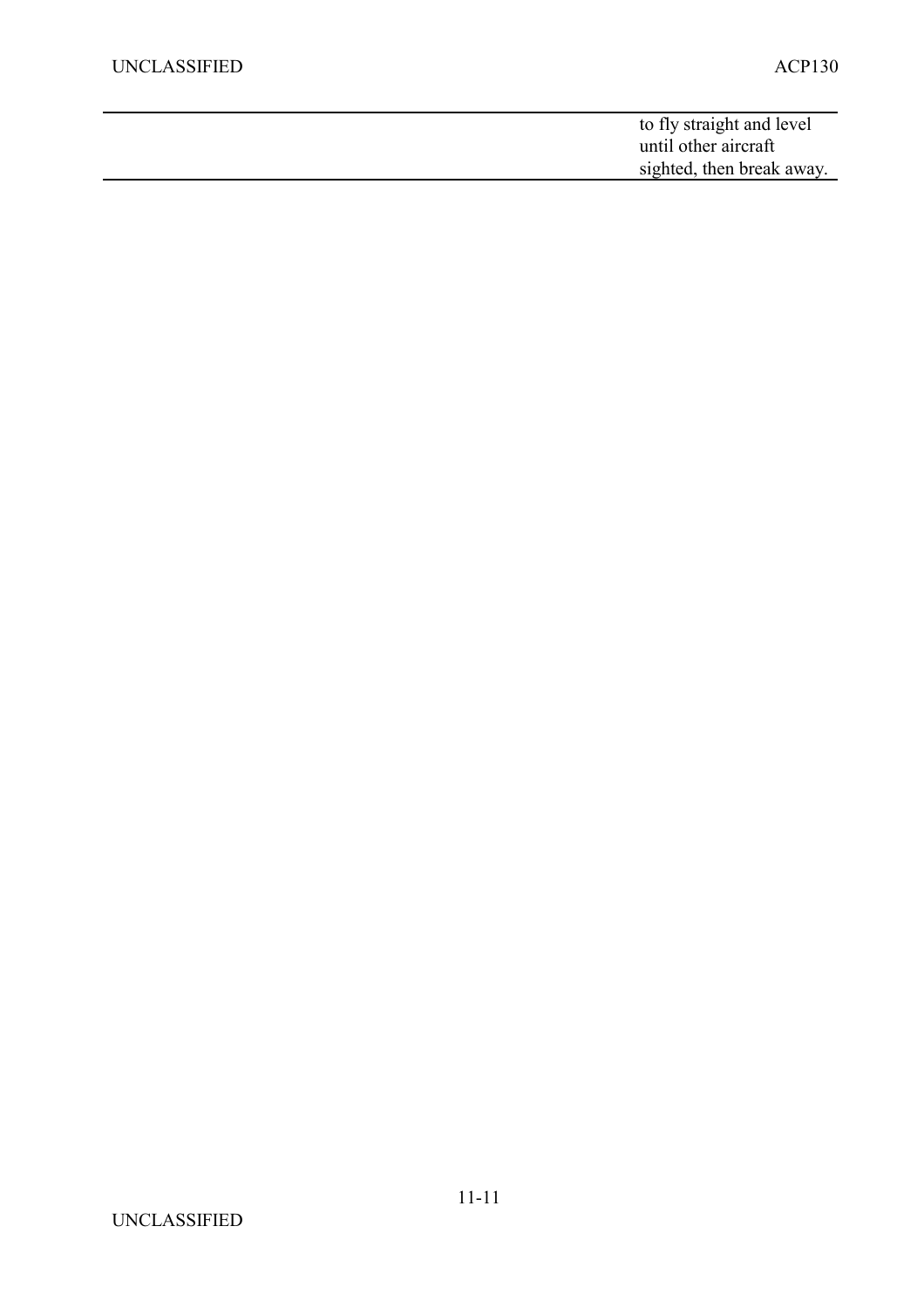| | |
|---|---|
| | to fly straight and level until other aircraft sighted, then break away. |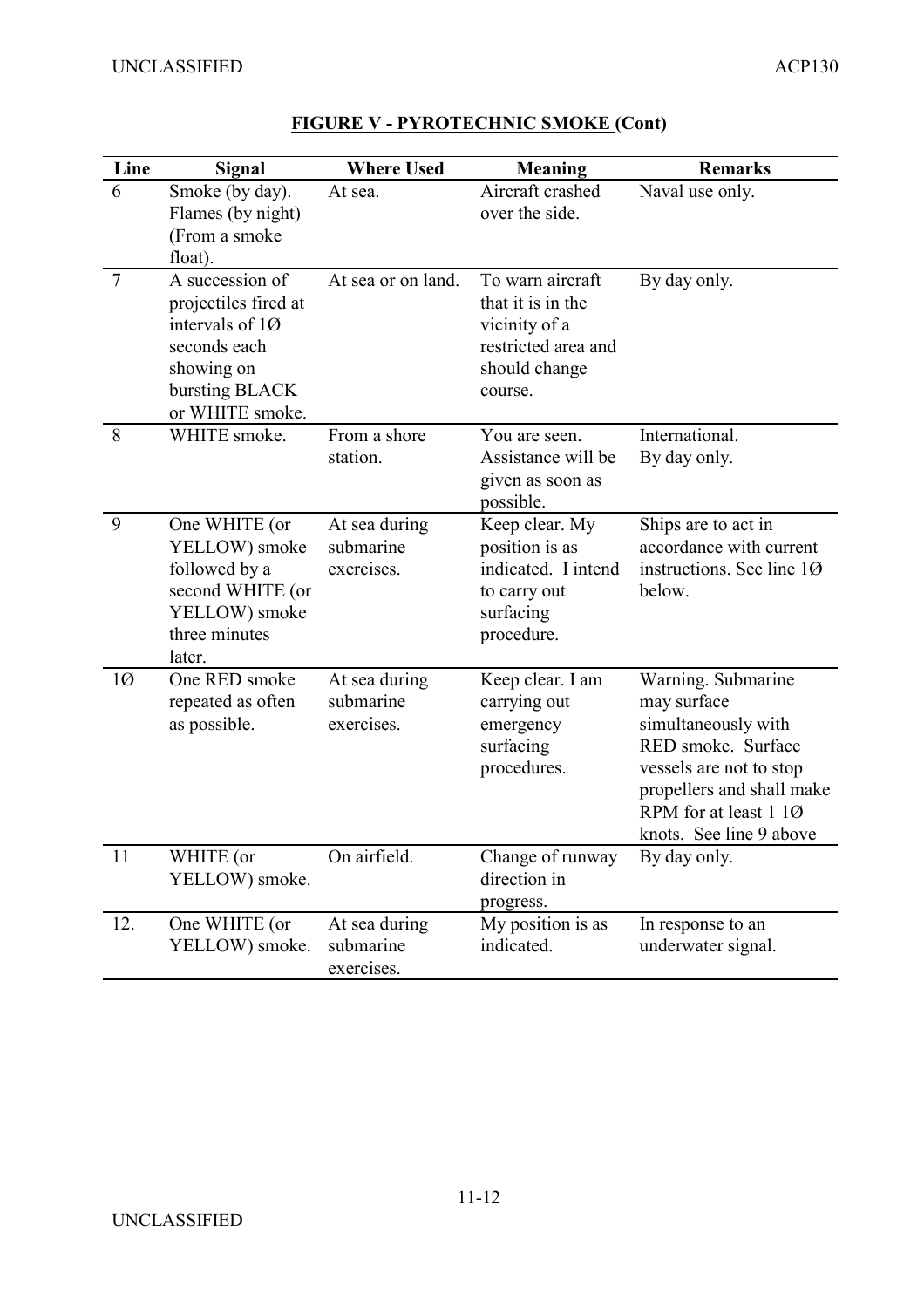**FIGURE V - PYROTECHNIC SMOKE (Cont)**

| Line | Signal | Where Used | Meaning | Remarks |
|---|---|---|---|---|
| 6 | Smoke (by day). Flames (by night) (From a smoke float). | At sea. | Aircraft crashed over the side. | Naval use only. |
| 7 | A succession of projectiles fired at intervals of 1Ø seconds each showing on bursting BLACK or WHITE smoke. | At sea or on land. | To warn aircraft that it is in the vicinity of a restricted area and should change course. | By day only. |
| 8 | WHITE smoke. | From a shore station. | You are seen. Assistance will be given as soon as possible. | International. By day only. |
| 9 | One WHITE (or YELLOW) smoke followed by a second WHITE (or YELLOW) smoke three minutes later. | At sea during submarine exercises. | Keep clear. My position is as indicated. I intend to carry out surfacing procedure. | Ships are to act in accordance with current instructions. See line 1Ø below. |
| 1Ø | One RED smoke repeated as often as possible. | At sea during submarine exercises. | Keep clear. I am carrying out emergency surfacing procedures. | Warning. Submarine may surface simultaneously with RED smoke. Surface vessels are not to stop propellers and shall make RPM for at least 1 1Ø knots. See line 9 above |
| 11 | WHITE (or YELLOW) smoke. | On airfield. | Change of runway direction in progress. | By day only. |
| 12. | One WHITE (or YELLOW) smoke. | At sea during submarine exercises. | My position is as indicated. | In response to an underwater signal. |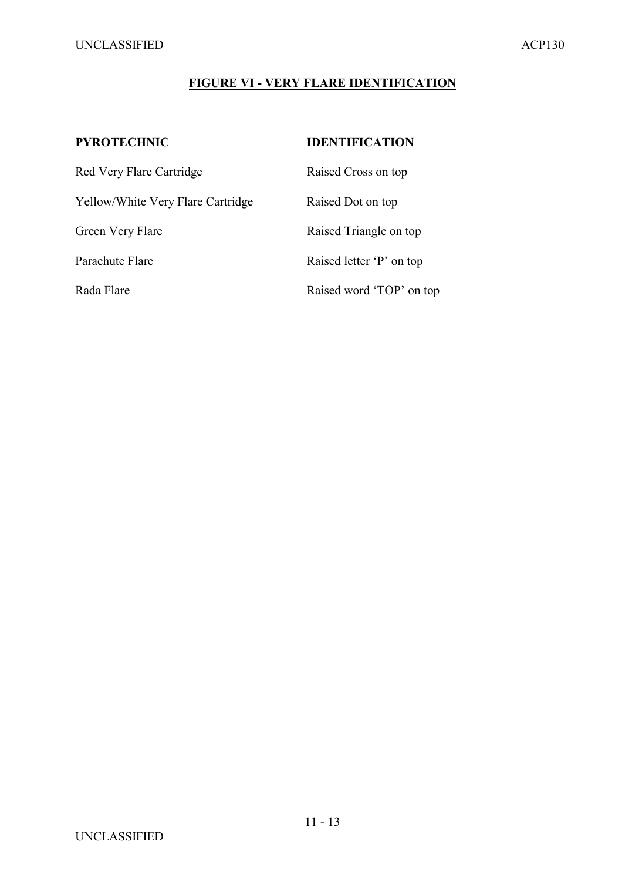## FIGURE VI - VERY FLARE IDENTIFICATION

| PYROTECHNIC | IDENTIFICATION |
| --- | --- |
| Red Very Flare Cartridge | Raised Cross on top |
| Yellow/White Very Flare Cartridge | Raised Dot on top |
| Green Very Flare | Raised Triangle on top |
| Parachute Flare | Raised letter 'P' on top |
| Rada Flare | Raised word 'TOP' on top |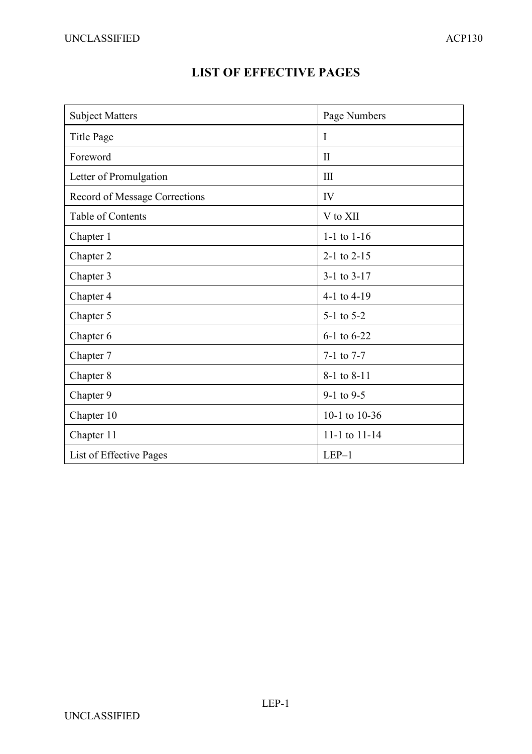# LIST OF EFFECTIVE PAGES

| Subject Matters | Page Numbers |
|---|---|
| Title Page | I |
| Foreword | II |
| Letter of Promulgation | III |
| Record of Message Corrections | IV |
| Table of Contents | V to XII |
| Chapter 1 | 1-1 to 1-16 |
| Chapter 2 | 2-1 to 2-15 |
| Chapter 3 | 3-1 to 3-17 |
| Chapter 4 | 4-1 to 4-19 |
| Chapter 5 | 5-1 to 5-2 |
| Chapter 6 | 6-1 to 6-22 |
| Chapter 7 | 7-1 to 7-7 |
| Chapter 8 | 8-1 to 8-11 |
| Chapter 9 | 9-1 to 9-5 |
| Chapter 10 | 10-1 to 10-36 |
| Chapter 11 | 11-1 to 11-14 |
| List of Effective Pages | LEP–1 |